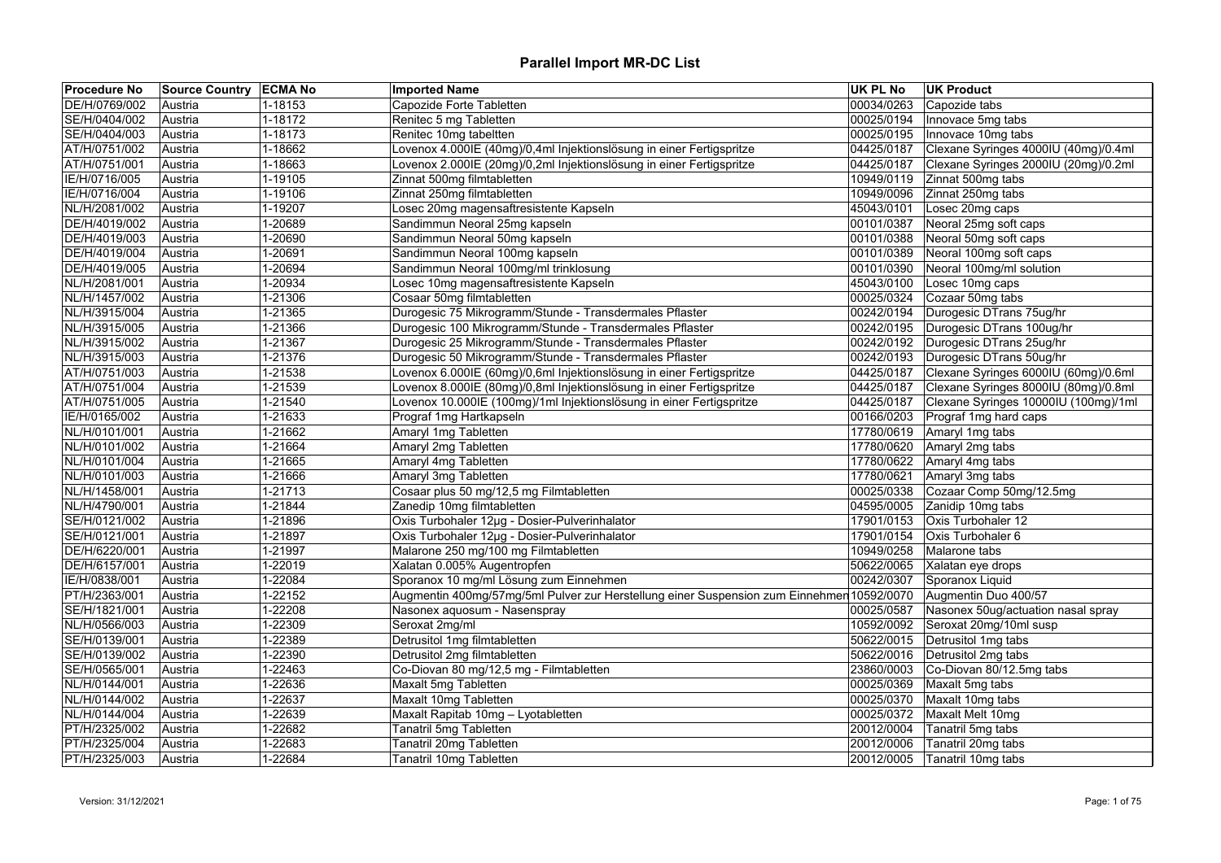# Parallel Import MR-DC List

| Procedure No | Source Country | ECMA No | Imported Name | UK PL No | UK Product |
|---|---|---|---|---|---|
| DE/H/0769/002 | Austria | 1-18153 | Capozide Forte Tabletten | 00034/0263 | Capozide tabs |
| SE/H/0404/002 | Austria | 1-18172 | Renitec 5 mg Tabletten | 00025/0194 | Innovace 5mg tabs |
| SE/H/0404/003 | Austria | 1-18173 | Renitec 10mg tabeltten | 00025/0195 | Innovace 10mg tabs |
| AT/H/0751/002 | Austria | 1-18662 | Lovenox 4.000IE (40mg)/0,4ml Injektionslösung in einer Fertigspritze | 04425/0187 | Clexane Syringes 4000IU (40mg)/0.4ml |
| AT/H/0751/001 | Austria | 1-18663 | Lovenox 2.000IE (20mg)/0,2ml Injektionslösung in einer Fertigspritze | 04425/0187 | Clexane Syringes 2000IU (20mg)/0.2ml |
| IE/H/0716/005 | Austria | 1-19105 | Zinnat 500mg filmtabletten | 10949/0119 | Zinnat 500mg tabs |
| IE/H/0716/004 | Austria | 1-19106 | Zinnat 250mg filmtabletten | 10949/0096 | Zinnat 250mg tabs |
| NL/H/2081/002 | Austria | 1-19207 | Losec 20mg magensaftresistente Kapseln | 45043/0101 | Losec 20mg caps |
| DE/H/4019/002 | Austria | 1-20689 | Sandimmun Neoral 25mg kapseln | 00101/0387 | Neoral 25mg soft caps |
| DE/H/4019/003 | Austria | 1-20690 | Sandimmun Neoral 50mg kapseln | 00101/0388 | Neoral 50mg soft caps |
| DE/H/4019/004 | Austria | 1-20691 | Sandimmun Neoral 100mg kapseln | 00101/0389 | Neoral 100mg soft caps |
| DE/H/4019/005 | Austria | 1-20694 | Sandimmun Neoral 100mg/ml trinklosung | 00101/0390 | Neoral 100mg/ml solution |
| NL/H/2081/001 | Austria | 1-20934 | Losec 10mg magensaftresistente Kapseln | 45043/0100 | Losec 10mg caps |
| NL/H/1457/002 | Austria | 1-21306 | Cosaar 50mg filmtabletten | 00025/0324 | Cozaar 50mg tabs |
| NL/H/3915/004 | Austria | 1-21365 | Durogesic 75 Mikrogramm/Stunde - Transdermales Pflaster | 00242/0194 | Durogesic DTrans 75ug/hr |
| NL/H/3915/005 | Austria | 1-21366 | Durogesic 100 Mikrogramm/Stunde - Transdermales Pflaster | 00242/0195 | Durogesic DTrans 100ug/hr |
| NL/H/3915/002 | Austria | 1-21367 | Durogesic 25 Mikrogramm/Stunde - Transdermales Pflaster | 00242/0192 | Durogesic DTrans 25ug/hr |
| NL/H/3915/003 | Austria | 1-21376 | Durogesic 50 Mikrogramm/Stunde - Transdermales Pflaster | 00242/0193 | Durogesic DTrans 50ug/hr |
| AT/H/0751/003 | Austria | 1-21538 | Lovenox 6.000IE (60mg)/0,6ml Injektionslösung in einer Fertigspritze | 04425/0187 | Clexane Syringes 6000IU (60mg)/0.6ml |
| AT/H/0751/004 | Austria | 1-21539 | Lovenox 8.000IE (80mg)/0,8ml Injektionslösung in einer Fertigspritze | 04425/0187 | Clexane Syringes 8000IU (80mg)/0.8ml |
| AT/H/0751/005 | Austria | 1-21540 | Lovenox 10.000IE (100mg)/1ml Injektionslösung in einer Fertigspritze | 04425/0187 | Clexane Syringes 10000IU (100mg)/1ml |
| IE/H/0165/002 | Austria | 1-21633 | Prograf 1mg Hartkapseln | 00166/0203 | Prograf 1mg hard caps |
| NL/H/0101/001 | Austria | 1-21662 | Amaryl 1mg Tabletten | 17780/0619 | Amaryl 1mg tabs |
| NL/H/0101/002 | Austria | 1-21664 | Amaryl 2mg Tabletten | 17780/0620 | Amaryl 2mg tabs |
| NL/H/0101/004 | Austria | 1-21665 | Amaryl 4mg Tabletten | 17780/0622 | Amaryl 4mg tabs |
| NL/H/0101/003 | Austria | 1-21666 | Amaryl 3mg Tabletten | 17780/0621 | Amaryl 3mg tabs |
| NL/H/1458/001 | Austria | 1-21713 | Cosaar plus 50 mg/12,5 mg Filmtabletten | 00025/0338 | Cozaar Comp 50mg/12.5mg |
| NL/H/4790/001 | Austria | 1-21844 | Zanedip 10mg filmtabletten | 04595/0005 | Zanidip 10mg tabs |
| SE/H/0121/002 | Austria | 1-21896 | Oxis Turbohaler 12µg - Dosier-Pulverinhalator | 17901/0153 | Oxis Turbohaler 12 |
| SE/H/0121/001 | Austria | 1-21897 | Oxis Turbohaler 12µg - Dosier-Pulverinhalator | 17901/0154 | Oxis Turbohaler 6 |
| DE/H/6220/001 | Austria | 1-21997 | Malarone 250 mg/100 mg Filmtabletten | 10949/0258 | Malarone tabs |
| DE/H/6157/001 | Austria | 1-22019 | Xalatan 0.005% Augentropfen | 50622/0065 | Xalatan eye drops |
| IE/H/0838/001 | Austria | 1-22084 | Sporanox 10 mg/ml Lösung zum Einnehmen | 00242/0307 | Sporanox Liquid |
| PT/H/2363/001 | Austria | 1-22152 | Augmentin 400mg/57mg/5ml Pulver zur Herstellung einer Suspension zum Einnehmen | 10592/0070 | Augmentin Duo 400/57 |
| SE/H/1821/001 | Austria | 1-22208 | Nasonex aquosum - Nasenspray | 00025/0587 | Nasonex 50ug/actuation nasal spray |
| NL/H/0566/003 | Austria | 1-22309 | Seroxat 2mg/ml | 10592/0092 | Seroxat 20mg/10ml susp |
| SE/H/0139/001 | Austria | 1-22389 | Detrusitol 1mg filmtabletten | 50622/0015 | Detrusitol 1mg tabs |
| SE/H/0139/002 | Austria | 1-22390 | Detrusitol 2mg filmtabletten | 50622/0016 | Detrusitol 2mg tabs |
| SE/H/0565/001 | Austria | 1-22463 | Co-Diovan 80 mg/12,5 mg - Filmtabletten | 23860/0003 | Co-Diovan 80/12.5mg tabs |
| NL/H/0144/001 | Austria | 1-22636 | Maxalt 5mg Tabletten | 00025/0369 | Maxalt 5mg tabs |
| NL/H/0144/002 | Austria | 1-22637 | Maxalt 10mg Tabletten | 00025/0370 | Maxalt 10mg tabs |
| NL/H/0144/004 | Austria | 1-22639 | Maxalt Rapitab 10mg – Lyotabletten | 00025/0372 | Maxalt Melt 10mg |
| PT/H/2325/002 | Austria | 1-22682 | Tanatril 5mg Tabletten | 20012/0004 | Tanatril 5mg tabs |
| PT/H/2325/004 | Austria | 1-22683 | Tanatril 20mg Tabletten | 20012/0006 | Tanatril 20mg tabs |
| PT/H/2325/003 | Austria | 1-22684 | Tanatril 10mg Tabletten | 20012/0005 | Tanatril 10mg tabs |

Version: 31/12/2021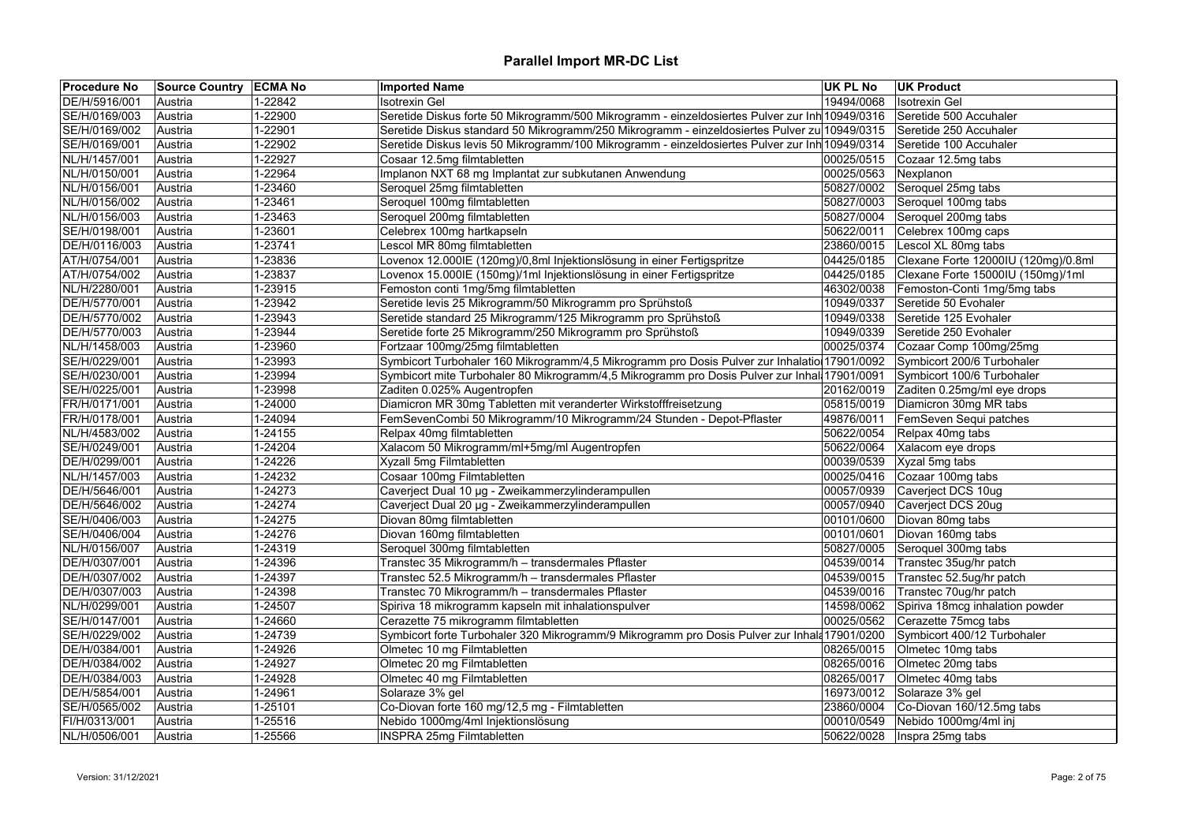# Parallel Import MR-DC List

| Procedure No | Source Country | ECMA No | Imported Name | UK PL No | UK Product |
|---|---|---|---|---|---|
| DE/H/5916/001 | Austria | 1-22842 | Isotrexin Gel | 19494/0068 | Isotrexin Gel |
| SE/H/0169/003 | Austria | 1-22900 | Seretide Diskus forte 50 Mikrogramm/500 Mikrogramm - einzeldosiertes Pulver zur Inh | 10949/0316 | Seretide 500 Accuhaler |
| SE/H/0169/002 | Austria | 1-22901 | Seretide Diskus standard 50 Mikrogramm/250 Mikrogramm - einzeldosiertes Pulver zu | 10949/0315 | Seretide 250 Accuhaler |
| SE/H/0169/001 | Austria | 1-22902 | Seretide Diskus levis 50 Mikrogramm/100 Mikrogramm - einzeldosiertes Pulver zur Inh | 10949/0314 | Seretide 100 Accuhaler |
| NL/H/1457/001 | Austria | 1-22927 | Cosaar 12.5mg filmtabletten | 00025/0515 | Cozaar 12.5mg tabs |
| NL/H/0150/001 | Austria | 1-22964 | Implanon NXT 68 mg Implantat zur subkutanen Anwendung | 00025/0563 | Nexplanon |
| NL/H/0156/001 | Austria | 1-23460 | Seroquel 25mg filmtabletten | 50827/0002 | Seroquel 25mg tabs |
| NL/H/0156/002 | Austria | 1-23461 | Seroquel 100mg filmtabletten | 50827/0003 | Seroquel 100mg tabs |
| NL/H/0156/003 | Austria | 1-23463 | Seroquel 200mg filmtabletten | 50827/0004 | Seroquel 200mg tabs |
| SE/H/0198/001 | Austria | 1-23601 | Celebrex 100mg hartkapseln | 50622/0011 | Celebrex 100mg caps |
| DE/H/0116/003 | Austria | 1-23741 | Lescol MR 80mg filmtabletten | 23860/0015 | Lescol XL 80mg tabs |
| AT/H/0754/001 | Austria | 1-23836 | Lovenox 12.000IE (120mg)/0,8ml Injektionslösung in einer Fertigspritze | 04425/0185 | Clexane Forte 12000IU (120mg)/0.8ml |
| AT/H/0754/002 | Austria | 1-23837 | Lovenox 15.000IE (150mg)/1ml Injektionslösung in einer Fertigspritze | 04425/0185 | Clexane Forte 15000IU (150mg)/1ml |
| NL/H/2280/001 | Austria | 1-23915 | Femoston conti 1mg/5mg filmtabletten | 46302/0038 | Femoston-Conti 1mg/5mg tabs |
| DE/H/5770/001 | Austria | 1-23942 | Seretide levis 25 Mikrogramm/50 Mikrogramm pro Sprühstoß | 10949/0337 | Seretide 50 Evohaler |
| DE/H/5770/002 | Austria | 1-23943 | Seretide standard 25 Mikrogramm/125 Mikrogramm pro Sprühstoß | 10949/0338 | Seretide 125 Evohaler |
| DE/H/5770/003 | Austria | 1-23944 | Seretide forte 25 Mikrogramm/250 Mikrogramm pro Sprühstoß | 10949/0339 | Seretide 250 Evohaler |
| NL/H/1458/003 | Austria | 1-23960 | Fortzaar 100mg/25mg filmtabletten | 00025/0374 | Cozaar Comp 100mg/25mg |
| SE/H/0229/001 | Austria | 1-23993 | Symbicort Turbohaler 160 Mikrogramm/4,5 Mikrogramm pro Dosis Pulver zur Inhalatio | 17901/0092 | Symbicort 200/6 Turbohaler |
| SE/H/0230/001 | Austria | 1-23994 | Symbicort mite Turbohaler 80 Mikrogramm/4,5 Mikrogramm pro Dosis Pulver zur Inhal | 17901/0091 | Symbicort 100/6 Turbohaler |
| SE/H/0225/001 | Austria | 1-23998 | Zaditen 0.025% Augentropfen | 20162/0019 | Zaditen 0.25mg/ml eye drops |
| FR/H/0171/001 | Austria | 1-24000 | Diamicron MR 30mg Tabletten mit veranderter Wirkstofffreisetzung | 05815/0019 | Diamicron 30mg MR tabs |
| FR/H/0178/001 | Austria | 1-24094 | FemSevenCombi 50 Mikrogramm/10 Mikrogramm/24 Stunden - Depot-Pflaster | 49876/0011 | FemSeven Sequi patches |
| NL/H/4583/002 | Austria | 1-24155 | Relpax 40mg filmtabletten | 50622/0054 | Relpax 40mg tabs |
| SE/H/0249/001 | Austria | 1-24204 | Xalacom 50 Mikrogramm/ml+5mg/ml Augentropfen | 50622/0064 | Xalacom eye drops |
| DE/H/0299/001 | Austria | 1-24226 | Xyzall 5mg Filmtabletten | 00039/0539 | Xyzal 5mg tabs |
| NL/H/1457/003 | Austria | 1-24232 | Cosaar 100mg Filmtabletten | 00025/0416 | Cozaar 100mg tabs |
| DE/H/5646/001 | Austria | 1-24273 | Caverject Dual 10 µg - Zweikammerzylinderampullen | 00057/0939 | Caverject DCS 10ug |
| DE/H/5646/002 | Austria | 1-24274 | Caverject Dual 20 µg - Zweikammerzylinderampullen | 00057/0940 | Caverject DCS 20ug |
| SE/H/0406/003 | Austria | 1-24275 | Diovan 80mg filmtabletten | 00101/0600 | Diovan 80mg tabs |
| SE/H/0406/004 | Austria | 1-24276 | Diovan 160mg filmtabletten | 00101/0601 | Diovan 160mg tabs |
| NL/H/0156/007 | Austria | 1-24319 | Seroquel 300mg filmtabletten | 50827/0005 | Seroquel 300mg tabs |
| DE/H/0307/001 | Austria | 1-24396 | Transtec 35 Mikrogramm/h – transdermales Pflaster | 04539/0014 | Transtec 35ug/hr patch |
| DE/H/0307/002 | Austria | 1-24397 | Transtec 52.5 Mikrogramm/h – transdermales Pflaster | 04539/0015 | Transtec 52.5ug/hr patch |
| DE/H/0307/003 | Austria | 1-24398 | Transtec 70 Mikrogramm/h – transdermales Pflaster | 04539/0016 | Transtec 70ug/hr patch |
| NL/H/0299/001 | Austria | 1-24507 | Spiriva 18 mikrogramm kapseln mit inhalationspulver | 14598/0062 | Spiriva 18mcg inhalation powder |
| SE/H/0147/001 | Austria | 1-24660 | Cerazette 75 mikrogramm filmtabletten | 00025/0562 | Cerazette 75mcg tabs |
| SE/H/0229/002 | Austria | 1-24739 | Symbicort forte Turbohaler 320 Mikrogramm/9 Mikrogramm pro Dosis Pulver zur Inhala | 17901/0200 | Symbicort 400/12 Turbohaler |
| DE/H/0384/001 | Austria | 1-24926 | Olmetec 10 mg Filmtabletten | 08265/0015 | Olmetec 10mg tabs |
| DE/H/0384/002 | Austria | 1-24927 | Olmetec 20 mg Filmtabletten | 08265/0016 | Olmetec 20mg tabs |
| DE/H/0384/003 | Austria | 1-24928 | Olmetec 40 mg Filmtabletten | 08265/0017 | Olmetec 40mg tabs |
| DE/H/5854/001 | Austria | 1-24961 | Solaraze 3% gel | 16973/0012 | Solaraze 3% gel |
| SE/H/0565/002 | Austria | 1-25101 | Co-Diovan forte 160 mg/12,5 mg - Filmtabletten | 23860/0004 | Co-Diovan 160/12.5mg tabs |
| FI/H/0313/001 | Austria | 1-25516 | Nebido 1000mg/4ml Injektionslösung | 00010/0549 | Nebido 1000mg/4ml inj |
| NL/H/0506/001 | Austria | 1-25566 | INSPRA 25mg Filmtabletten | 50622/0028 | Inspra 25mg tabs |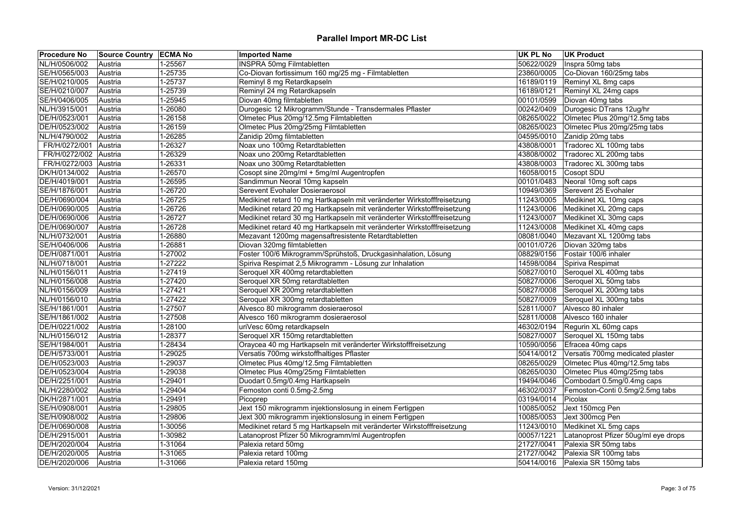# Parallel Import MR-DC List

| Procedure No | Source Country | ECMA No | Imported Name | UK PL No | UK Product |
|---|---|---|---|---|---|
| NL/H/0506/002 | Austria | 1-25567 | INSPRA 50mg Filmtabletten | 50622/0029 | Inspra 50mg tabs |
| SE/H/0565/003 | Austria | 1-25735 | Co-Diovan fortissimum 160 mg/25 mg - Filmtabletten | 23860/0005 | Co-Diovan 160/25mg tabs |
| SE/H/0210/005 | Austria | 1-25737 | Reminyl 8 mg Retardkapseln | 16189/0119 | Reminyl XL 8mg caps |
| SE/H/0210/007 | Austria | 1-25739 | Reminyl 24 mg Retardkapseln | 16189/0121 | Reminyl XL 24mg caps |
| SE/H/0406/005 | Austria | 1-25945 | Diovan 40mg filmtabletten | 00101/0599 | Diovan 40mg tabs |
| NL/H/3915/001 | Austria | 1-26080 | Durogesic 12 Mikrogramm/Stunde - Transdermales Pflaster | 00242/0409 | Durogesic DTrans 12ug/hr |
| DE/H/0523/001 | Austria | 1-26158 | Olmetec Plus 20mg/12.5mg Filmtabletten | 08265/0022 | Olmetec Plus 20mg/12.5mg tabs |
| DE/H/0523/002 | Austria | 1-26159 | Olmetec Plus 20mg/25mg Filmtabletten | 08265/0023 | Olmetec Plus 20mg/25mg tabs |
| NL/H/4790/002 | Austria | 1-26285 | Zanidip 20mg filmtabletten | 04595/0010 | Zanidip 20mg tabs |
| FR/H/0272/001 | Austria | 1-26327 | Noax uno 100mg Retardtabletten | 43808/0001 | Tradorec XL 100mg tabs |
| FR/H/0272/002 | Austria | 1-26329 | Noax uno 200mg Retardtabletten | 43808/0002 | Tradorec XL 200mg tabs |
| FR/H/0272/003 | Austria | 1-26331 | Noax uno 300mg Retardtabletten | 43808/0003 | Tradorec XL 300mg tabs |
| DK/H/0134/002 | Austria | 1-26570 | Cosopt sine 20mg/ml + 5mg/ml Augentropfen | 16058/0015 | Cosopt SDU |
| DE/H/4019/001 | Austria | 1-26595 | Sandimmun Neoral 10mg kapseln | 00101/0483 | Neoral 10mg soft caps |
| SE/H/1876/001 | Austria | 1-26720 | Serevent Evohaler Dosieraerosol | 10949/0369 | Serevent 25 Evohaler |
| DE/H/0690/004 | Austria | 1-26725 | Medikinet retard 10 mg Hartkapseln mit veränderter Wirkstofffreisetzung | 11243/0005 | Medikinet XL 10mg caps |
| DE/H/0690/005 | Austria | 1-26726 | Medikinet retard 20 mg Hartkapseln mit veränderter Wirkstofffreisetzung | 11243/0006 | Medikinet XL 20mg caps |
| DE/H/0690/006 | Austria | 1-26727 | Medikinet retard 30 mg Hartkapseln mit veränderter Wirkstofffreisetzung | 11243/0007 | Medikinet XL 30mg caps |
| DE/H/0690/007 | Austria | 1-26728 | Medikinet retard 40 mg Hartkapseln mit veränderter Wirkstofffreisetzung | 11243/0008 | Medikinet XL 40mg caps |
| NL/H/0732/001 | Austria | 1-26880 | Mezavant 1200mg magensaftresistente Retardtabletten | 08081/0040 | Mezavant XL 1200mg tabs |
| SE/H/0406/006 | Austria | 1-26881 | Diovan 320mg filmtabletten | 00101/0726 | Diovan 320mg tabs |
| DE/H/0871/001 | Austria | 1-27002 | Foster 100/6 Mikrogramm/Sprühstoß, Druckgasinhalation, Lösung | 08829/0156 | Fostair 100/6 inhaler |
| NL/H/0718/001 | Austria | 1-27222 | Spiriva Respimat 2,5 Mikrogramm - Lösung zur Inhalation | 14598/0084 | Spiriva Respimat |
| NL/H/0156/011 | Austria | 1-27419 | Seroquel XR 400mg retardtabletten | 50827/0010 | Seroquel XL 400mg tabs |
| NL/H/0156/008 | Austria | 1-27420 | Seroquel XR 50mg retardtabletten | 50827/0006 | Seroquel XL 50mg tabs |
| NL/H/0156/009 | Austria | 1-27421 | Seroquel XR 200mg retardtabletten | 50827/0008 | Seroquel XL 200mg tabs |
| NL/H/0156/010 | Austria | 1-27422 | Seroquel XR 300mg retardtabletten | 50827/0009 | Seroquel XL 300mg tabs |
| SE/H/1861/001 | Austria | 1-27507 | Alvesco 80 mikrogramm dosieraerosol | 52811/0007 | Alvesco 80 inhaler |
| SE/H/1861/002 | Austria | 1-27508 | Alvesco 160 mikrogramm dosieraerosol | 52811/0008 | Alvesco 160 inhaler |
| DE/H/0221/002 | Austria | 1-28100 | uriVesc 60mg retardkapseln | 46302/0194 | Regurin XL 60mg caps |
| NL/H/0156/012 | Austria | 1-28377 | Seroquel XR 150mg retardtabletten | 50827/0007 | Seroquel XL 150mg tabs |
| SE/H/1984/001 | Austria | 1-28434 | Oraycea 40 mg Hartkapseln mit veränderter Wirkstofffreisetzung | 10590/0056 | Efracea 40mg caps |
| DE/H/5733/001 | Austria | 1-29025 | Versatis 700mg wirkstoffhaltiges Pflaster | 50414/0012 | Versatis 700mg medicated plaster |
| DE/H/0523/003 | Austria | 1-29037 | Olmetec Plus 40mg/12.5mg Filmtabletten | 08265/0029 | Olmetec Plus 40mg/12.5mg tabs |
| DE/H/0523/004 | Austria | 1-29038 | Olmetec Plus 40mg/25mg Filmtabletten | 08265/0030 | Olmetec Plus 40mg/25mg tabs |
| DE/H/2251/001 | Austria | 1-29401 | Duodart 0.5mg/0.4mg Hartkapseln | 19494/0046 | Combodart 0.5mg/0.4mg caps |
| NL/H/2280/002 | Austria | 1-29404 | Femoston conti 0.5mg-2.5mg | 46302/0037 | Femoston-Conti 0.5mg/2.5mg tabs |
| DK/H/2871/001 | Austria | 1-29491 | Picoprep | 03194/0014 | Picolax |
| SE/H/0908/001 | Austria | 1-29805 | Jext 150 mikrogramm injektionslosung in einem Fertigpen | 10085/0052 | Jext 150mcg Pen |
| SE/H/0908/002 | Austria | 1-29806 | Jext 300 mikrogramm injektionslosung in einem Fertigpen | 10085/0053 | Jext 300mcg Pen |
| DE/H/0690/008 | Austria | 1-30056 | Medikinet retard 5 mg Hartkapseln mit veränderter Wirkstofffreisetzung | 11243/0010 | Medikinet XL 5mg caps |
| DE/H/2915/001 | Austria | 1-30982 | Latanoprost Pfizer 50 Mikrogramm/ml Augentropfen | 00057/1221 | Latanoprost Pfizer 50ug/ml eye drops |
| DE/H/2020/004 | Austria | 1-31064 | Palexia retard 50mg | 21727/0041 | Palexia SR 50mg tabs |
| DE/H/2020/005 | Austria | 1-31065 | Palexia retard 100mg | 21727/0042 | Palexia SR 100mg tabs |
| DE/H/2020/006 | Austria | 1-31066 | Palexia retard 150mg | 50414/0016 | Palexia SR 150mg tabs |

Version: 31/12/2021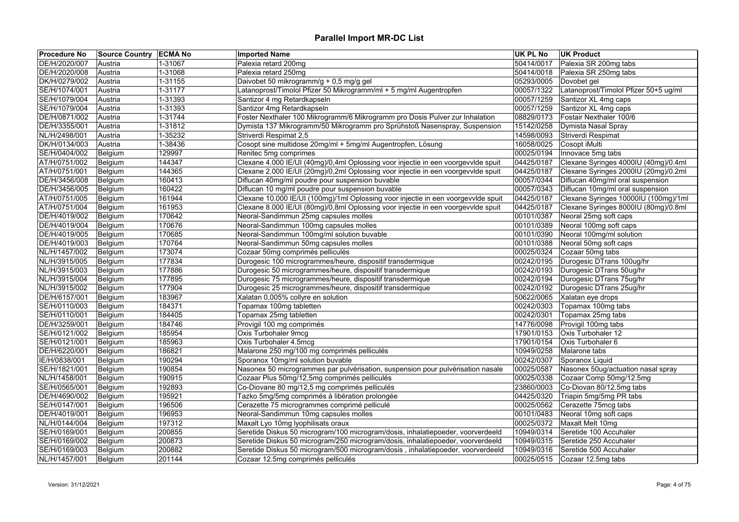# Parallel Import MR-DC List

| Procedure No | Source Country | ECMA No | Imported Name | UK PL No | UK Product |
|---|---|---|---|---|---|
| DE/H/2020/007 | Austria | 1-31067 | Palexia retard 200mg | 50414/0017 | Palexia SR 200mg tabs |
| DE/H/2020/008 | Austria | 1-31068 | Palexia retard 250mg | 50414/0018 | Palexia SR 250mg tabs |
| DK/H/0279/002 | Austria | 1-31155 | Daivobet 50 mikrogramm/g + 0,5 mg/g gel | 05293/0005 | Dovobet gel |
| SE/H/1074/001 | Austria | 1-31177 | Latanoprost/Timolol Pfizer 50 Mikrogramm/ml + 5 mg/ml Augentropfen | 00057/1322 | Latanoprost/Timolol Pfizer 50+5 ug/ml |
| SE/H/1079/004 | Austria | 1-31393 | Santizor 4 mg Retardkapseln | 00057/1259 | Santizor XL 4mg caps |
| SE/H/1079/004 | Austria | 1-31393 | Santizor 4mg Retardkapseln | 00057/1259 | Santizor XL 4mg caps |
| DE/H/0871/002 | Austria | 1-31744 | Foster Nexthaler 100 Mikrogramm/6 Mikrogramm pro Dosis Pulver zur Inhalation | 08829/0173 | Fostair Nexthaler 100/6 |
| DE/H/3355/001 | Austria | 1-31812 | Dymista 137 Mikrogramm/50 Mikrogramm pro Sprühstoß Nasenspray, Suspension | 15142/0258 | Dymista Nasal Spray |
| NL/H/2498/001 | Austria | 1-35232 | Striverdi Respimat 2,5 | 14598/0093 | Striverdi Respimat |
| DK/H/0134/003 | Austria | 1-38436 | Cosopt sine multidose 20mg/ml + 5mg/ml Augentropfen, Lösung | 16058/0025 | Cosopt iMulti |
| SE/H/0404/002 | Belgium | 129997 | Renitec 5mg comprimes | 00025/0194 | Innovace 5mg tabs |
| AT/H/0751/002 | Belgium | 144347 | Clexane 4.000 IE/UI (40mg)/0,4ml Oplossing voor injectie in een voorgevvlde spuit | 04425/0187 | Clexane Syringes 4000IU (40mg)/0.4ml |
| AT/H/0751/001 | Belgium | 144365 | Clexane 2.000 IE/UI (20mg)/0,2ml Oplossing voor injectie in een voorgevvlde spuit | 04425/0187 | Clexane Syringes 2000IU (20mg)/0.2ml |
| DE/H/3456/008 | Belgium | 160413 | Diflucan 40mg/ml poudre pour suspension buvable | 00057/0344 | Diflucan 40mg/ml oral suspension |
| DE/H/3456/005 | Belgium | 160422 | Diflucan 10 mg/ml poudre pour suspension buvable | 00057/0343 | Diflucan 10mg/ml oral suspension |
| AT/H/0751/005 | Belgium | 161944 | Clexane 10.000 IE/UI (100mg)/1ml Oplossing voor injectie in een voorgevvlde spuit | 04425/0187 | Clexane Syringes 10000IU (100mg)/1ml |
| AT/H/0751/004 | Belgium | 161953 | Clexane 8.000 IE/UI (80mg)/0,8ml Oplossing voor injectie in een voorgevvlde spuit | 04425/0187 | Clexane Syringes 8000IU (80mg)/0.8ml |
| DE/H/4019/002 | Belgium | 170642 | Neoral-Sandimmun 25mg capsules molles | 00101/0387 | Neoral 25mg soft caps |
| DE/H/4019/004 | Belgium | 170676 | Neoral-Sandimmun 100mg capsules molles | 00101/0389 | Neoral 100mg soft caps |
| DE/H/4019/005 | Belgium | 170685 | Neoral-Sandimmun 100mg/ml solution buvable | 00101/0390 | Neoral 100mg/ml solution |
| DE/H/4019/003 | Belgium | 170764 | Neoral-Sandimmun 50mg capsules molles | 00101/0388 | Neoral 50mg soft caps |
| NL/H/1457/002 | Belgium | 173074 | Cozaar 50mg comprimés pelliculés | 00025/0324 | Cozaar 50mg tabs |
| NL/H/3915/005 | Belgium | 177834 | Durogesic 100 microgrammes/heure, dispositif transdermique | 00242/0195 | Durogesic DTrans 100ug/hr |
| NL/H/3915/003 | Belgium | 177886 | Durogesic 50 microgrammes/heure, dispositif transdermique | 00242/0193 | Durogesic DTrans 50ug/hr |
| NL/H/3915/004 | Belgium | 177895 | Durogesic 75 microgrammes/heure, dispositif transdermique | 00242/0194 | Durogesic DTrans 75ug/hr |
| NL/H/3915/002 | Belgium | 177904 | Durogesic 25 microgrammes/heure, dispositif transdermique | 00242/0192 | Durogesic DTrans 25ug/hr |
| DE/H/6157/001 | Belgium | 183967 | Xalatan 0,005% collyre en solution | 50622/0065 | Xalatan eye drops |
| SE/H/0110/003 | Belgium | 184371 | Topamax 100mg tabletten | 00242/0303 | Topamax 100mg tabs |
| SE/H/0110/001 | Belgium | 184405 | Topamax 25mg tabletten | 00242/0301 | Topamax 25mg tabs |
| DE/H/3259/001 | Belgium | 184746 | Provigil 100 mg comprimés | 14776/0098 | Provigil 100mg tabs |
| SE/H/0121/002 | Belgium | 185954 | Oxis Turbohaler 9mcg | 17901/0153 | Oxis Turbohaler 12 |
| SE/H/0121/001 | Belgium | 185963 | Oxis Turbohaler 4.5mcg | 17901/0154 | Oxis Turbohaler 6 |
| DE/H/6220/001 | Belgium | 186821 | Malarone 250 mg/100 mg comprimés pelliculés | 10949/0258 | Malarone tabs |
| IE/H/0838/001 | Belgium | 190294 | Sporanox 10mg/ml solution buvable | 00242/0307 | Sporanox Liquid |
| SE/H/1821/001 | Belgium | 190854 | Nasonex 50 microgrammes par pulvérisation, suspension pour pulvérisation nasale | 00025/0587 | Nasonex 50ug/actuation nasal spray |
| NL/H/1458/001 | Belgium | 190915 | Cozaar Plus 50mg/12,5mg comprimés pelliculés | 00025/0338 | Cozaar Comp 50mg/12.5mg |
| SE/H/0565/001 | Belgium | 192893 | Co-Diovane 80 mg/12,5 mg comprimés pelliculés | 23860/0003 | Co-Diovan 80/12.5mg tabs |
| DE/H/4690/002 | Belgium | 195921 | Tazko 5mg/5mg comprimés à libération prolongée | 04425/0320 | Triapin 5mg/5mg PR tabs |
| SE/H/0147/001 | Belgium | 196506 | Cerazette 75 microgrammes comprimé pelliculé | 00025/0562 | Cerazette 75mcg tabs |
| DE/H/4019/001 | Belgium | 196953 | Neoral-Sandimmun 10mg capsules molles | 00101/0483 | Neoral 10mg soft caps |
| NL/H/0144/004 | Belgium | 197312 | Maxalt Lyo 10mg lyophilisats oraux | 00025/0372 | Maxalt Melt 10mg |
| SE/H/0169/001 | Belgium | 200855 | Seretide Diskus 50 microgram/100 microgram/dosis, inhalatiepoeder, voorverdeeld | 10949/0314 | Seretide 100 Accuhaler |
| SE/H/0169/002 | Belgium | 200873 | Seretide Diskus 50 microgram/250 microgram/dosis, inhalatiepoeder, voorverdeeld | 10949/0315 | Seretide 250 Accuhaler |
| SE/H/0169/003 | Belgium | 200882 | Seretide Diskus 50 microgram/500 microgram/dosis , inhalatiepoeder, voorverdeeld | 10949/0316 | Seretide 500 Accuhaler |
| NL/H/1457/001 | Belgium | 201144 | Cozaar 12.5mg comprimés pelliculés | 00025/0515 | Cozaar 12.5mg tabs |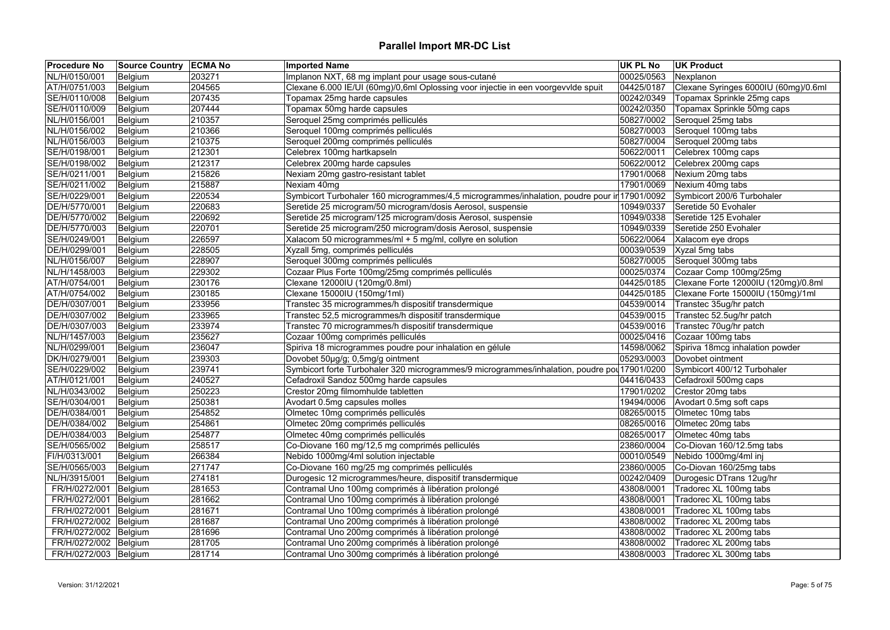# Parallel Import MR-DC List

| Procedure No | Source Country | ECMA No | Imported Name | UK PL No | UK Product |
|---|---|---|---|---|---|
| NL/H/0150/001 | Belgium | 203271 | Implanon NXT, 68 mg implant pour usage sous-cutané | 00025/0563 | Nexplanon |
| AT/H/0751/003 | Belgium | 204565 | Clexane 6.000 IE/UI (60mg)/0,6ml Oplossing voor injectie in een voorgevvlde spuit | 04425/0187 | Clexane Syringes 6000IU (60mg)/0.6ml |
| SE/H/0110/008 | Belgium | 207435 | Topamax 25mg harde capsules | 00242/0349 | Topamax Sprinkle 25mg caps |
| SE/H/0110/009 | Belgium | 207444 | Topamax 50mg harde capsules | 00242/0350 | Topamax Sprinkle 50mg caps |
| NL/H/0156/001 | Belgium | 210357 | Seroquel 25mg comprimés pelliculés | 50827/0002 | Seroquel 25mg tabs |
| NL/H/0156/002 | Belgium | 210366 | Seroquel 100mg comprimés pelliculés | 50827/0003 | Seroquel 100mg tabs |
| NL/H/0156/003 | Belgium | 210375 | Seroquel 200mg comprimés pelliculés | 50827/0004 | Seroquel 200mg tabs |
| SE/H/0198/001 | Belgium | 212301 | Celebrex 100mg hartkapseln | 50622/0011 | Celebrex 100mg caps |
| SE/H/0198/002 | Belgium | 212317 | Celebrex 200mg harde capsules | 50622/0012 | Celebrex 200mg caps |
| SE/H/0211/001 | Belgium | 215826 | Nexiam 20mg gastro-resistant tablet | 17901/0068 | Nexium 20mg tabs |
| SE/H/0211/002 | Belgium | 215887 | Nexiam 40mg | 17901/0069 | Nexium 40mg tabs |
| SE/H/0229/001 | Belgium | 220534 | Symbicort Turbohaler 160 microgrammes/4,5 microgrammes/inhalation, poudre pour in | 17901/0092 | Symbicort 200/6 Turbohaler |
| DE/H/5770/001 | Belgium | 220683 | Seretide 25 microgram/50 microgram/dosis Aerosol, suspensie | 10949/0337 | Seretide 50 Evohaler |
| DE/H/5770/002 | Belgium | 220692 | Seretide 25 microgram/125 microgram/dosis Aerosol, suspensie | 10949/0338 | Seretide 125 Evohaler |
| DE/H/5770/003 | Belgium | 220701 | Seretide 25 microgram/250 microgram/dosis Aerosol, suspensie | 10949/0339 | Seretide 250 Evohaler |
| SE/H/0249/001 | Belgium | 226597 | Xalacom 50 microgrammes/ml + 5 mg/ml, collyre en solution | 50622/0064 | Xalacom eye drops |
| DE/H/0299/001 | Belgium | 228505 | Xyzall 5mg, comprimés pelliculés | 00039/0539 | Xyzal 5mg tabs |
| NL/H/0156/007 | Belgium | 228907 | Seroquel 300mg comprimés pelliculés | 50827/0005 | Seroquel 300mg tabs |
| NL/H/1458/003 | Belgium | 229302 | Cozaar Plus Forte 100mg/25mg comprimés pelliculés | 00025/0374 | Cozaar Comp 100mg/25mg |
| AT/H/0754/001 | Belgium | 230176 | Clexane 12000IU (120mg/0.8ml) | 04425/0185 | Clexane Forte 12000IU (120mg)/0.8ml |
| AT/H/0754/002 | Belgium | 230185 | Clexane 15000IU (150mg/1ml) | 04425/0185 | Clexane Forte 15000IU (150mg)/1ml |
| DE/H/0307/001 | Belgium | 233956 | Transtec 35 microgrammes/h dispositif transdermique | 04539/0014 | Transtec 35ug/hr patch |
| DE/H/0307/002 | Belgium | 233965 | Transtec 52,5 microgrammes/h dispositif transdermique | 04539/0015 | Transtec 52.5ug/hr patch |
| DE/H/0307/003 | Belgium | 233974 | Transtec 70 microgrammes/h dispositif transdermique | 04539/0016 | Transtec 70ug/hr patch |
| NL/H/1457/003 | Belgium | 235627 | Cozaar 100mg comprimés pelliculés | 00025/0416 | Cozaar 100mg tabs |
| NL/H/0299/001 | Belgium | 236047 | Spiriva 18 microgrammes poudre pour inhalation en gélule | 14598/0062 | Spiriva 18mcg inhalation powder |
| DK/H/0279/001 | Belgium | 239303 | Dovobet 50µg/g; 0,5mg/g ointment | 05293/0003 | Dovobet ointment |
| SE/H/0229/002 | Belgium | 239741 | Symbicort forte Turbohaler 320 microgrammes/9 microgrammes/inhalation, poudre pou | 17901/0200 | Symbicort 400/12 Turbohaler |
| AT/H/0121/001 | Belgium | 240527 | Cefadroxil Sandoz 500mg harde capsules | 04416/0433 | Cefadroxil 500mg caps |
| NL/H/0343/002 | Belgium | 250223 | Crestor 20mg filmomhulde tabletten | 17901/0202 | Crestor 20mg tabs |
| SE/H/0304/001 | Belgium | 250381 | Avodart 0.5mg capsules molles | 19494/0006 | Avodart 0.5mg soft caps |
| DE/H/0384/001 | Belgium | 254852 | Olmetec 10mg comprimés pelliculés | 08265/0015 | Olmetec 10mg tabs |
| DE/H/0384/002 | Belgium | 254861 | Olmetec 20mg comprimés pelliculés | 08265/0016 | Olmetec 20mg tabs |
| DE/H/0384/003 | Belgium | 254877 | Olmetec 40mg comprimés pelliculés | 08265/0017 | Olmetec 40mg tabs |
| SE/H/0565/002 | Belgium | 258517 | Co-Diovane 160 mg/12,5 mg comprimés pelliculés | 23860/0004 | Co-Diovan 160/12.5mg tabs |
| FI/H/0313/001 | Belgium | 266384 | Nebido 1000mg/4ml solution injectable | 00010/0549 | Nebido 1000mg/4ml inj |
| SE/H/0565/003 | Belgium | 271747 | Co-Diovane 160 mg/25 mg comprimés pelliculés | 23860/0005 | Co-Diovan 160/25mg tabs |
| NL/H/3915/001 | Belgium | 274181 | Durogesic 12 microgrammes/heure, dispositif transdermique | 00242/0409 | Durogesic DTrans 12ug/hr |
| FR/H/0272/001 | Belgium | 281653 | Contramal Uno 100mg comprimés à libération prolongé | 43808/0001 | Tradorec XL 100mg tabs |
| FR/H/0272/001 | Belgium | 281662 | Contramal Uno 100mg comprimés à libération prolongé | 43808/0001 | Tradorec XL 100mg tabs |
| FR/H/0272/001 | Belgium | 281671 | Contramal Uno 100mg comprimés à libération prolongé | 43808/0001 | Tradorec XL 100mg tabs |
| FR/H/0272/002 | Belgium | 281687 | Contramal Uno 200mg comprimés à libération prolongé | 43808/0002 | Tradorec XL 200mg tabs |
| FR/H/0272/002 | Belgium | 281696 | Contramal Uno 200mg comprimés à libération prolongé | 43808/0002 | Tradorec XL 200mg tabs |
| FR/H/0272/002 | Belgium | 281705 | Contramal Uno 200mg comprimés à libération prolongé | 43808/0002 | Tradorec XL 200mg tabs |
| FR/H/0272/003 | Belgium | 281714 | Contramal Uno 300mg comprimés à libération prolongé | 43808/0003 | Tradorec XL 300mg tabs |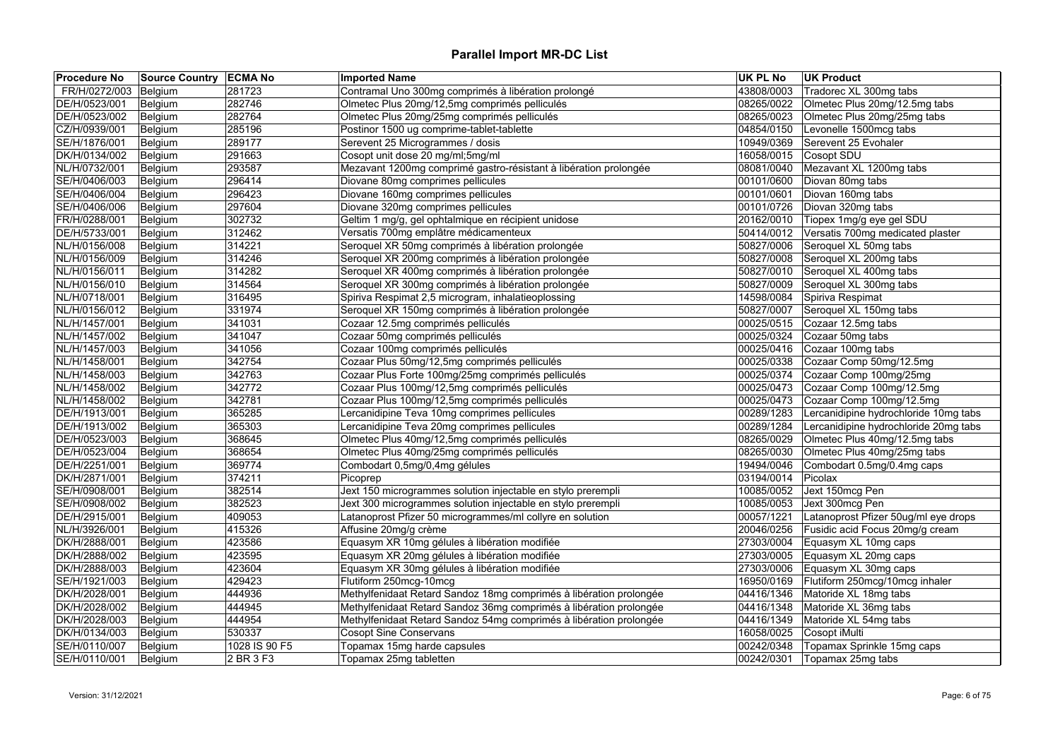# Parallel Import MR-DC List

| Procedure No | Source Country | ECMA No | Imported Name | UK PL No | UK Product |
|---|---|---|---|---|---|
| FR/H/0272/003 | Belgium | 281723 | Contramal Uno 300mg comprimés à libération prolongé | 43808/0003 | Tradorec XL 300mg tabs |
| DE/H/0523/001 | Belgium | 282746 | Olmetec Plus 20mg/12,5mg comprimés pelliculés | 08265/0022 | Olmetec Plus 20mg/12.5mg tabs |
| DE/H/0523/002 | Belgium | 282764 | Olmetec Plus 20mg/25mg comprimés pelliculés | 08265/0023 | Olmetec Plus 20mg/25mg tabs |
| CZ/H/0939/001 | Belgium | 285196 | Postinor 1500 ug comprime-tablet-tablette | 04854/0150 | Levonelle 1500mcg tabs |
| SE/H/1876/001 | Belgium | 289177 | Serevent 25 Microgrammes / dosis | 10949/0369 | Serevent 25 Evohaler |
| DK/H/0134/002 | Belgium | 291663 | Cosopt unit dose 20 mg/ml;5mg/ml | 16058/0015 | Cosopt SDU |
| NL/H/0732/001 | Belgium | 293587 | Mezavant 1200mg comprimé gastro-résistant à libération prolongée | 08081/0040 | Mezavant XL 1200mg tabs |
| SE/H/0406/003 | Belgium | 296414 | Diovane 80mg comprimes pellicules | 00101/0600 | Diovan 80mg tabs |
| SE/H/0406/004 | Belgium | 296423 | Diovane 160mg comprimes pellicules | 00101/0601 | Diovan 160mg tabs |
| SE/H/0406/006 | Belgium | 297604 | Diovane 320mg comprimes pellicules | 00101/0726 | Diovan 320mg tabs |
| FR/H/0288/001 | Belgium | 302732 | Geltim 1 mg/g, gel ophtalmique en récipient unidose | 20162/0010 | Tiopex 1mg/g eye gel SDU |
| DE/H/5733/001 | Belgium | 312462 | Versatis 700mg emplâtre médicamenteux | 50414/0012 | Versatis 700mg medicated plaster |
| NL/H/0156/008 | Belgium | 314221 | Seroquel XR 50mg comprimés à libération prolongée | 50827/0006 | Seroquel XL 50mg tabs |
| NL/H/0156/009 | Belgium | 314246 | Seroquel XR 200mg comprimés à libération prolongée | 50827/0008 | Seroquel XL 200mg tabs |
| NL/H/0156/011 | Belgium | 314282 | Seroquel XR 400mg comprimés à libération prolongée | 50827/0010 | Seroquel XL 400mg tabs |
| NL/H/0156/010 | Belgium | 314564 | Seroquel XR 300mg comprimés à libération prolongée | 50827/0009 | Seroquel XL 300mg tabs |
| NL/H/0718/001 | Belgium | 316495 | Spiriva Respimat 2,5 microgram, inhalatieoplossing | 14598/0084 | Spiriva Respimat |
| NL/H/0156/012 | Belgium | 331974 | Seroquel XR 150mg comprimés à libération prolongée | 50827/0007 | Seroquel XL 150mg tabs |
| NL/H/1457/001 | Belgium | 341031 | Cozaar 12.5mg comprimés pelliculés | 00025/0515 | Cozaar 12.5mg tabs |
| NL/H/1457/002 | Belgium | 341047 | Cozaar 50mg comprimés pelliculés | 00025/0324 | Cozaar 50mg tabs |
| NL/H/1457/003 | Belgium | 341056 | Cozaar 100mg comprimés pelliculés | 00025/0416 | Cozaar 100mg tabs |
| NL/H/1458/001 | Belgium | 342754 | Cozaar Plus 50mg/12,5mg comprimés pelliculés | 00025/0338 | Cozaar Comp 50mg/12.5mg |
| NL/H/1458/003 | Belgium | 342763 | Cozaar Plus Forte 100mg/25mg comprimés pelliculés | 00025/0374 | Cozaar Comp 100mg/25mg |
| NL/H/1458/002 | Belgium | 342772 | Cozaar Plus 100mg/12,5mg comprimés pelliculés | 00025/0473 | Cozaar Comp 100mg/12.5mg |
| NL/H/1458/002 | Belgium | 342781 | Cozaar Plus 100mg/12,5mg comprimés pelliculés | 00025/0473 | Cozaar Comp 100mg/12.5mg |
| DE/H/1913/001 | Belgium | 365285 | Lercanidipine Teva 10mg comprimes pellicules | 00289/1283 | Lercanidipine hydrochloride 10mg tabs |
| DE/H/1913/002 | Belgium | 365303 | Lercanidipine Teva 20mg comprimes pellicules | 00289/1284 | Lercanidipine hydrochloride 20mg tabs |
| DE/H/0523/003 | Belgium | 368645 | Olmetec Plus 40mg/12,5mg comprimés pelliculés | 08265/0029 | Olmetec Plus 40mg/12.5mg tabs |
| DE/H/0523/004 | Belgium | 368654 | Olmetec Plus 40mg/25mg comprimés pelliculés | 08265/0030 | Olmetec Plus 40mg/25mg tabs |
| DE/H/2251/001 | Belgium | 369774 | Combodart 0,5mg/0,4mg gélules | 19494/0046 | Combodart 0.5mg/0.4mg caps |
| DK/H/2871/001 | Belgium | 374211 | Picoprep | 03194/0014 | Picolax |
| SE/H/0908/001 | Belgium | 382514 | Jext 150 microgrammes solution injectable en stylo prerempli | 10085/0052 | Jext 150mcg Pen |
| SE/H/0908/002 | Belgium | 382523 | Jext 300 microgrammes solution injectable en stylo prerempli | 10085/0053 | Jext 300mcg Pen |
| DE/H/2915/001 | Belgium | 409053 | Latanoprost Pfizer 50 microgrammes/ml collyre en solution | 00057/1221 | Latanoprost Pfizer 50ug/ml eye drops |
| NL/H/3926/001 | Belgium | 415326 | Affusine 20mg/g crème | 20046/0256 | Fusidic acid Focus 20mg/g cream |
| DK/H/2888/001 | Belgium | 423586 | Equasym XR 10mg gélules à libération modifiée | 27303/0004 | Equasym XL 10mg caps |
| DK/H/2888/002 | Belgium | 423595 | Equasym XR 20mg gélules à libération modifiée | 27303/0005 | Equasym XL 20mg caps |
| DK/H/2888/003 | Belgium | 423604 | Equasym XR 30mg gélules à libération modifiée | 27303/0006 | Equasym XL 30mg caps |
| SE/H/1921/003 | Belgium | 429423 | Flutiform 250mcg-10mcg | 16950/0169 | Flutiform 250mcg/10mcg inhaler |
| DK/H/2028/001 | Belgium | 444936 | Methylfenidaat Retard Sandoz 18mg comprimés à libération prolongée | 04416/1346 | Matoride XL 18mg tabs |
| DK/H/2028/002 | Belgium | 444945 | Methylfenidaat Retard Sandoz 36mg comprimés à libération prolongée | 04416/1348 | Matoride XL 36mg tabs |
| DK/H/2028/003 | Belgium | 444954 | Methylfenidaat Retard Sandoz 54mg comprimés à libération prolongée | 04416/1349 | Matoride XL 54mg tabs |
| DK/H/0134/003 | Belgium | 530337 | Cosopt Sine Conservans | 16058/0025 | Cosopt iMulti |
| SE/H/0110/007 | Belgium | 1028 IS 90 F5 | Topamax 15mg harde capsules | 00242/0348 | Topamax Sprinkle 15mg caps |
| SE/H/0110/001 | Belgium | 2 BR 3 F3 | Topamax 25mg tabletten | 00242/0301 | Topamax 25mg tabs |

Version: 31/12/2021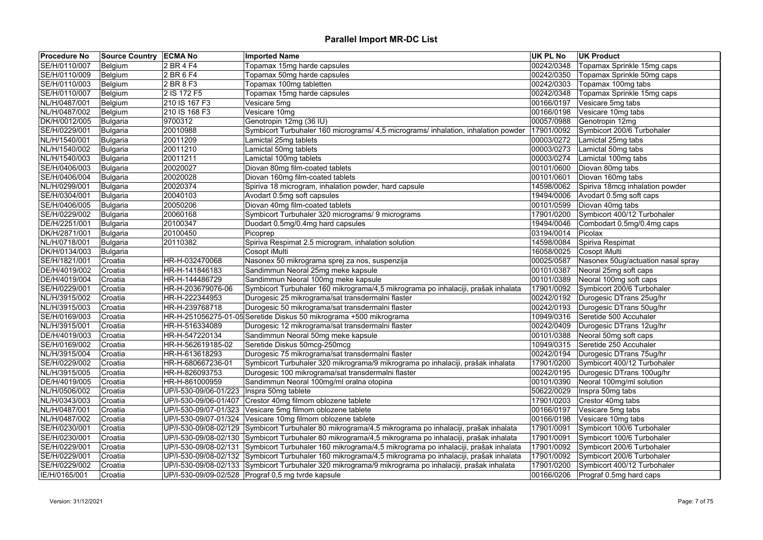# Parallel Import MR-DC List

| Procedure No | Source Country | ECMA No | Imported Name | UK PL No | UK Product |
|---|---|---|---|---|---|
| SE/H/0110/007 | Belgium | 2 BR 4 F4 | Topamax 15mg harde capsules | 00242/0348 | Topamax Sprinkle 15mg caps |
| SE/H/0110/009 | Belgium | 2 BR 6 F4 | Topamax 50mg harde capsules | 00242/0350 | Topamax Sprinkle 50mg caps |
| SE/H/0110/003 | Belgium | 2 BR 8 F3 | Topamax 100mg tabletten | 00242/0303 | Topamax 100mg tabs |
| SE/H/0110/007 | Belgium | 2 IS 172 F5 | Topamax 15mg harde capsules | 00242/0348 | Topamax Sprinkle 15mg caps |
| NL/H/0487/001 | Belgium | 210 IS 167 F3 | Vesicare 5mg | 00166/0197 | Vesicare 5mg tabs |
| NL/H/0487/002 | Belgium | 210 IS 168 F3 | Vesicare 10mg | 00166/0198 | Vesicare 10mg tabs |
| DK/H/0012/005 | Bulgaria | 9700312 | Genotropin 12mg (36 IU) | 00057/0988 | Genotropin 12mg |
| SE/H/0229/001 | Bulgaria | 20010988 | Symbicort Turbuhaler 160 micrograms/ 4,5 micrograms/ inhalation, inhalation powder | 17901/0092 | Symbicort 200/6 Turbohaler |
| NL/H/1540/001 | Bulgaria | 20011209 | Lamictal 25mg tablets | 00003/0272 | Lamictal 25mg tabs |
| NL/H/1540/002 | Bulgaria | 20011210 | Lamictal 50mg tablets | 00003/0273 | Lamictal 50mg tabs |
| NL/H/1540/003 | Bulgaria | 20011211 | Lamictal 100mg tablets | 00003/0274 | Lamictal 100mg tabs |
| SE/H/0406/003 | Bulgaria | 20020027 | Diovan 80mg film-coated tablets | 00101/0600 | Diovan 80mg tabs |
| SE/H/0406/004 | Bulgaria | 20020028 | Diovan 160mg film-coated tablets | 00101/0601 | Diovan 160mg tabs |
| NL/H/0299/001 | Bulgaria | 20020374 | Spiriva 18 microgram, inhalation powder, hard capsule | 14598/0062 | Spiriva 18mcg inhalation powder |
| SE/H/0304/001 | Bulgaria | 20040103 | Avodart 0.5mg soft capsules | 19494/0006 | Avodart 0.5mg soft caps |
| SE/H/0406/005 | Bulgaria | 20050206 | Diovan 40mg film-coated tablets | 00101/0599 | Diovan 40mg tabs |
| SE/H/0229/002 | Bulgaria | 20060168 | Symbicort Turbuhaler 320 micrograms/ 9 micrograms | 17901/0200 | Symbicort 400/12 Turbohaler |
| DE/H/2251/001 | Bulgaria | 20100347 | Duodart 0.5mg/0.4mg hard capsules | 19494/0046 | Combodart 0.5mg/0.4mg caps |
| DK/H/2871/001 | Bulgaria | 20100450 | Picoprep | 03194/0014 | Picolax |
| NL/H/0718/001 | Bulgaria | 20110382 | Spiriva Respimat 2.5 microgram, inhalation solution | 14598/0084 | Spiriva Respimat |
| DK/H/0134/003 | Bulgaria | | Cosopt iMulti | 16058/0025 | Cosopt iMulti |
| SE/H/1821/001 | Croatia | HR-H-032470068 | Nasonex 50 mikrograma sprej za nos, suspenzija | 00025/0587 | Nasonex 50ug/actuation nasal spray |
| DE/H/4019/002 | Croatia | HR-H-141846183 | Sandimmun Neoral 25mg meke kapsule | 00101/0387 | Neoral 25mg soft caps |
| DE/H/4019/004 | Croatia | HR-H-144486729 | Sandimmun Neoral 100mg meke kapsule | 00101/0389 | Neoral 100mg soft caps |
| SE/H/0229/001 | Croatia | HR-H-203679076-06 | Symbicort Turbuhaler 160 mikrograma/4,5 mikrograma po inhalaciji, prašak inhalata | 17901/0092 | Symbicort 200/6 Turbohaler |
| NL/H/3915/002 | Croatia | HR-H-222344953 | Durogesic 25 mikrograma/sat transdermalni flaster | 00242/0192 | Durogesic DTrans 25ug/hr |
| NL/H/3915/003 | Croatia | HR-H-239768718 | Durogesic 50 mikrograma/sat transdermalni flaster | 00242/0193 | Durogesic DTrans 50ug/hr |
| SE/H/0169/003 | Croatia | HR-H-251056275-01-05 | Seretide Diskus 50 mikrograma +500 mikrograma | 10949/0316 | Seretide 500 Accuhaler |
| NL/H/3915/001 | Croatia | HR-H-516334089 | Durogesic 12 mikrograma/sat transdermalni flaster | 00242/0409 | Durogesic DTrans 12ug/hr |
| DE/H/4019/003 | Croatia | HR-H-547220134 | Sandimmun Neoral 50mg meke kapsule | 00101/0388 | Neoral 50mg soft caps |
| SE/H/0169/002 | Croatia | HR-H-562619185-02 | Seretide Diskus 50mcg-250mcg | 10949/0315 | Seretide 250 Accuhaler |
| NL/H/3915/004 | Croatia | HR-H-613618293 | Durogesic 75 mikrograma/sat transdermalni flaster | 00242/0194 | Durogesic DTrans 75ug/hr |
| SE/H/0229/002 | Croatia | HR-H-680667236-01 | Symbicort Turbuhaler 320 mikrograma/9 mikrograma po inhalaciji, prašak inhalata | 17901/0200 | Symbicort 400/12 Turbohaler |
| NL/H/3915/005 | Croatia | HR-H-826093753 | Durogesic 100 mikrograma/sat transdermalni flaster | 00242/0195 | Durogesic DTrans 100ug/hr |
| DE/H/4019/005 | Croatia | HR-H-861000959 | Sandimmun Neoral 100mg/ml oralna otopina | 00101/0390 | Neoral 100mg/ml solution |
| NL/H/0506/002 | Croatia | UP/I-530-09/06-01/223 | Inspra 50mg tablete | 50622/0029 | Inspra 50mg tabs |
| NL/H/0343/003 | Croatia | UP/I-530-09/06-01/407 | Crestor 40mg filmom obložene tablete | 17901/0203 | Crestor 40mg tabs |
| NL/H/0487/001 | Croatia | UP/I-530-09/07-01/323 | Vesicare 5mg filmom obložene tablete | 00166/0197 | Vesicare 5mg tabs |
| NL/H/0487/002 | Croatia | UP/I-530-09/07-01/324 | Vesicare 10mg filmom obložene tablete | 00166/0198 | Vesicare 10mg tabs |
| SE/H/0230/001 | Croatia | UP/I-530-09/08-02/129 | Symbicort Turbuhaler 80 mikrograma/4,5 mikrograma po inhalaciji, prašak inhalata | 17901/0091 | Symbicort 100/6 Turbohaler |
| SE/H/0230/001 | Croatia | UP/I-530-09/08-02/130 | Symbicort Turbuhaler 80 mikrograma/4,5 mikrograma po inhalaciji, prašak inhalata | 17901/0091 | Symbicort 100/6 Turbohaler |
| SE/H/0229/001 | Croatia | UP/I-530-09/08-02/131 | Symbicort Turbuhaler 160 mikrograma/4,5 mikrograma po inhalaciji, prašak inhalata | 17901/0092 | Symbicort 200/6 Turbohaler |
| SE/H/0229/001 | Croatia | UP/I-530-09/08-02/132 | Symbicort Turbuhaler 160 mikrograma/4,5 mikrograma po inhalaciji, prašak inhalata | 17901/0092 | Symbicort 200/6 Turbohaler |
| SE/H/0229/002 | Croatia | UP/I-530-09/08-02/133 | Symbicort Turbuhaler 320 mikrograma/9 mikrograma po inhalaciji, prašak inhalata | 17901/0200 | Symbicort 400/12 Turbohaler |
| IE/H/0165/001 | Croatia | UP/I-530-09/09-02/528 | Prograf 0,5 mg tvrde kapsule | 00166/0206 | Prograf 0.5mg hard caps |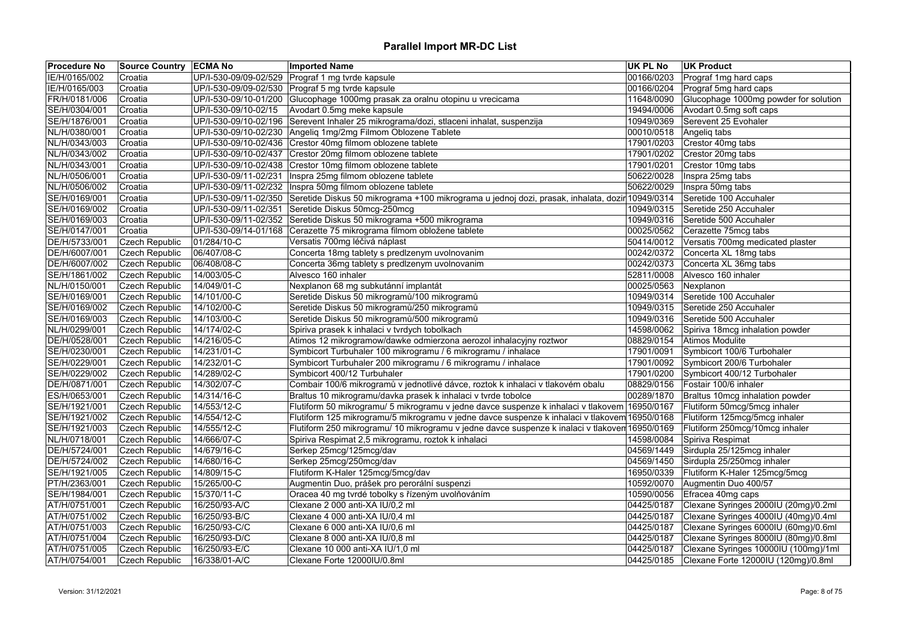# Parallel Import MR-DC List

| Procedure No | Source Country | ECMA No | Imported Name | UK PL No | UK Product |
|---|---|---|---|---|---|
| IE/H/0165/002 | Croatia | UP/I-530-09/09-02/529 | Prograf 1 mg tvrde kapsule | 00166/0203 | Prograf 1mg hard caps |
| IE/H/0165/003 | Croatia | UP/I-530-09/09-02/530 | Prograf 5 mg tvrde kapsule | 00166/0204 | Prograf 5mg hard caps |
| FR/H/0181/006 | Croatia | UP/I-530-09/10-01/200 | Glucophage 1000mg prasak za oralnu otopinu u vrecicama | 11648/0090 | Glucophage 1000mg powder for solution |
| SE/H/0304/001 | Croatia | UP/I-530-09/10-02/15 | Avodart 0.5mg meke kapsule | 19494/0006 | Avodart 0.5mg soft caps |
| SE/H/1876/001 | Croatia | UP/I-530-09/10-02/196 | Serevent Inhaler 25 mikrograma/dozi, stlaceni inhalat, suspenzija | 10949/0369 | Serevent 25 Evohaler |
| NL/H/0380/001 | Croatia | UP/I-530-09/10-02/230 | Angeliq 1mg/2mg Filmom Oblozene Tablete | 00010/0518 | Angeliq tabs |
| NL/H/0343/003 | Croatia | UP/I-530-09/10-02/436 | Crestor 40mg filmom oblozene tablete | 17901/0203 | Crestor 40mg tabs |
| NL/H/0343/002 | Croatia | UP/I-530-09/10-02/437 | Crestor 20mg filmom oblozene tablete | 17901/0202 | Crestor 20mg tabs |
| NL/H/0343/001 | Croatia | UP/I-530-09/10-02/438 | Crestor 10mg filmom oblozene tablete | 17901/0201 | Crestor 10mg tabs |
| NL/H/0506/001 | Croatia | UP/I-530-09/11-02/231 | Inspra 25mg filmom oblozene tablete | 50622/0028 | Inspra 25mg tabs |
| NL/H/0506/002 | Croatia | UP/I-530-09/11-02/232 | Inspra 50mg filmom oblozene tablete | 50622/0029 | Inspra 50mg tabs |
| SE/H/0169/001 | Croatia | UP/I-530-09/11-02/350 | Seretide Diskus 50 mikrograma +100 mikrograma u jednoj dozi, prasak, inhalata, dozir | 10949/0314 | Seretide 100 Accuhaler |
| SE/H/0169/002 | Croatia | UP/I-530-09/11-02/351 | Seretide Diskus 50mcg-250mcg | 10949/0315 | Seretide 250 Accuhaler |
| SE/H/0169/003 | Croatia | UP/I-530-09/11-02/352 | Seretide Diskus 50 mikrograma +500 mikrograma | 10949/0316 | Seretide 500 Accuhaler |
| SE/H/0147/001 | Croatia | UP/I-530-09/14-01/168 | Cerazette 75 mikrograma filmom obložene tablete | 00025/0562 | Cerazette 75mcg tabs |
| DE/H/5733/001 | Czech Republic | 01/284/10-C | Versatis 700mg léčivá náplast | 50414/0012 | Versatis 700mg medicated plaster |
| DE/H/6007/001 | Czech Republic | 06/407/08-C | Concerta 18mg tablety s predlzenym uvolnovanim | 00242/0372 | Concerta XL 18mg tabs |
| DE/H/6007/002 | Czech Republic | 06/408/08-C | Concerta 36mg tablety s predlzenym uvolnovanim | 00242/0373 | Concerta XL 36mg tabs |
| SE/H/1861/002 | Czech Republic | 14/003/05-C | Alvesco 160 inhaler | 52811/0008 | Alvesco 160 inhaler |
| NL/H/0150/001 | Czech Republic | 14/049/01-C | Nexplanon 68 mg subkutánní implantát | 00025/0563 | Nexplanon |
| SE/H/0169/001 | Czech Republic | 14/101/00-C | Seretide Diskus 50 mikrogramů/100 mikrogramů | 10949/0314 | Seretide 100 Accuhaler |
| SE/H/0169/002 | Czech Republic | 14/102/00-C | Seretide Diskus 50 mikrogramů/250 mikrogramů | 10949/0315 | Seretide 250 Accuhaler |
| SE/H/0169/003 | Czech Republic | 14/103/00-C | Seretide Diskus 50 mikrogramů/500 mikrogramů | 10949/0316 | Seretide 500 Accuhaler |
| NL/H/0299/001 | Czech Republic | 14/174/02-C | Spiriva prasek k inhalaci v tvrdych tobolkach | 14598/0062 | Spiriva 18mcg inhalation powder |
| DE/H/0528/001 | Czech Republic | 14/216/05-C | Atimos 12 mikrogramow/dawke odmierzona aerozol inhalacyjny roztwor | 08829/0154 | Atimos Modulite |
| SE/H/0230/001 | Czech Republic | 14/231/01-C | Symbicort Turbuhaler 100 mikrogramu / 6 mikrogramu / inhalace | 17901/0091 | Symbicort 100/6 Turbohaler |
| SE/H/0229/001 | Czech Republic | 14/232/01-C | Symbicort Turbuhaler 200 mikrogramu / 6 mikrogramu / inhalace | 17901/0092 | Symbicort 200/6 Turbohaler |
| SE/H/0229/002 | Czech Republic | 14/289/02-C | Symbicort 400/12 Turbuhaler | 17901/0200 | Symbicort 400/12 Turbohaler |
| DE/H/0871/001 | Czech Republic | 14/302/07-C | Combair 100/6 mikrogramů v jednotlivé dávce, roztok k inhalaci v tlakovém obalu | 08829/0156 | Fostair 100/6 inhaler |
| ES/H/0653/001 | Czech Republic | 14/314/16-C | Braltus 10 mikrogramu/davka prasek k inhalaci v tvrde tobolce | 00289/1870 | Braltus 10mcg inhalation powder |
| SE/H/1921/001 | Czech Republic | 14/553/12-C | Flutiform 50 mikrogramu/ 5 mikrogramu v jedne davce suspenze k inhalaci v tlakovem | 16950/0167 | Flutiform 50mcg/5mcg inhaler |
| SE/H/1921/002 | Czech Republic | 14/554/12-C | Flutiform 125 mikrogramu/5 mikrogramu v jedne davce suspenze k inhalaci v tlakovem | 16950/0168 | Flutiform 125mcg/5mcg inhaler |
| SE/H/1921/003 | Czech Republic | 14/555/12-C | Flutiform 250 mikrogramu/ 10 mikrogramu v jedne davce suspenze k inalaci v tlakovem | 16950/0169 | Flutiform 250mcg/10mcg inhaler |
| NL/H/0718/001 | Czech Republic | 14/666/07-C | Spiriva Respimat 2,5 mikrogramu, roztok k inhalaci | 14598/0084 | Spiriva Respimat |
| DE/H/5724/001 | Czech Republic | 14/679/16-C | Serkep 25mcg/125mcg/dav | 04569/1449 | Sirdupla 25/125mcg inhaler |
| DE/H/5724/002 | Czech Republic | 14/680/16-C | Serkep 25mcg/250mcg/dav | 04569/1450 | Sirdupla 25/250mcg inhaler |
| SE/H/1921/005 | Czech Republic | 14/809/15-C | Flutiform K-Haler 125mcg/5mcg/dav | 16950/0339 | Flutiform K-Haler 125mcg/5mcg |
| PT/H/2363/001 | Czech Republic | 15/265/00-C | Augmentin Duo, prášek pro perorální suspenzi | 10592/0070 | Augmentin Duo 400/57 |
| SE/H/1984/001 | Czech Republic | 15/370/11-C | Oracea 40 mg tvrdé tobolky s řízeným uvolňováním | 10590/0056 | Efracea 40mg caps |
| AT/H/0751/001 | Czech Republic | 16/250/93-A/C | Clexane 2 000 anti-XA IU/0,2 ml | 04425/0187 | Clexane Syringes 2000IU (20mg)/0.2ml |
| AT/H/0751/002 | Czech Republic | 16/250/93-B/C | Clexane 4 000 anti-XA IU/0,4 ml | 04425/0187 | Clexane Syringes 4000IU (40mg)/0.4ml |
| AT/H/0751/003 | Czech Republic | 16/250/93-C/C | Clexane 6 000 anti-XA IU/0,6 ml | 04425/0187 | Clexane Syringes 6000IU (60mg)/0.6ml |
| AT/H/0751/004 | Czech Republic | 16/250/93-D/C | Clexane 8 000 anti-XA IU/0,8 ml | 04425/0187 | Clexane Syringes 8000IU (80mg)/0.8ml |
| AT/H/0751/005 | Czech Republic | 16/250/93-E/C | Clexane 10 000 anti-XA IU/1,0 ml | 04425/0187 | Clexane Syringes 10000IU (100mg)/1ml |
| AT/H/0754/001 | Czech Republic | 16/338/01-A/C | Clexane Forte 12000IU/0.8ml | 04425/0185 | Clexane Forte 12000IU (120mg)/0.8ml |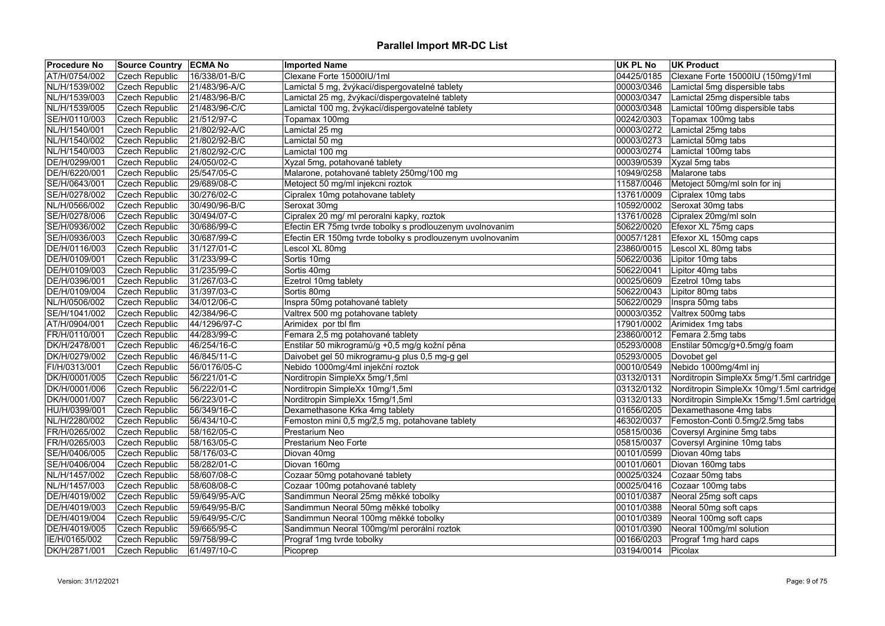# Parallel Import MR-DC List

| Procedure No | Source Country | ECMA No | Imported Name | UK PL No | UK Product |
|---|---|---|---|---|---|
| AT/H/0754/002 | Czech Republic | 16/338/01-B/C | Clexane Forte 15000IU/1ml | 04425/0185 | Clexane Forte 15000IU (150mg)/1ml |
| NL/H/1539/002 | Czech Republic | 21/483/96-A/C | Lamictal 5 mg, žvýkací/dispergovatelné tablety | 00003/0346 | Lamictal 5mg dispersible tabs |
| NL/H/1539/003 | Czech Republic | 21/483/96-B/C | Lamictal 25 mg, žvýkací/dispergovatelné tablety | 00003/0347 | Lamictal 25mg dispersible tabs |
| NL/H/1539/005 | Czech Republic | 21/483/96-C/C | Lamictal 100 mg, žvýkací/dispergovatelné tablety | 00003/0348 | Lamictal 100mg dispersible tabs |
| SE/H/0110/003 | Czech Republic | 21/512/97-C | Topamax 100mg | 00242/0303 | Topamax 100mg tabs |
| NL/H/1540/001 | Czech Republic | 21/802/92-A/C | Lamictal 25 mg | 00003/0272 | Lamictal 25mg tabs |
| NL/H/1540/002 | Czech Republic | 21/802/92-B/C | Lamictal 50 mg | 00003/0273 | Lamictal 50mg tabs |
| NL/H/1540/003 | Czech Republic | 21/802/92-C/C | Lamictal 100 mg | 00003/0274 | Lamictal 100mg tabs |
| DE/H/0299/001 | Czech Republic | 24/050/02-C | Xyzal 5mg, potahované tablety | 00039/0539 | Xyzal 5mg tabs |
| DE/H/6220/001 | Czech Republic | 25/547/05-C | Malarone, potahované tablety 250mg/100 mg | 10949/0258 | Malarone tabs |
| SE/H/0643/001 | Czech Republic | 29/689/08-C | Metoject 50 mg/ml injekcni roztok | 11587/0046 | Metoject 50mg/ml soln for inj |
| SE/H/0278/002 | Czech Republic | 30/276/02-C | Cipralex 10mg potahovane tablety | 13761/0009 | Cipralex 10mg tabs |
| NL/H/0566/002 | Czech Republic | 30/490/96-B/C | Seroxat 30mg | 10592/0002 | Seroxat 30mg tabs |
| SE/H/0278/006 | Czech Republic | 30/494/07-C | Cipralex 20 mg/ ml peroralni kapky, roztok | 13761/0028 | Cipralex 20mg/ml soln |
| SE/H/0936/002 | Czech Republic | 30/686/99-C | Efectin ER 75mg tvrde tobolky s prodlouzenym uvolnovanim | 50622/0020 | Efexor XL 75mg caps |
| SE/H/0936/003 | Czech Republic | 30/687/99-C | Efectin ER 150mg tvrde tobolky s prodlouzenym uvolnovanim | 00057/1281 | Efexor XL 150mg caps |
| DE/H/0116/003 | Czech Republic | 31/127/01-C | Lescol XL 80mg | 23860/0015 | Lescol XL 80mg tabs |
| DE/H/0109/001 | Czech Republic | 31/233/99-C | Sortis 10mg | 50622/0036 | Lipitor 10mg tabs |
| DE/H/0109/003 | Czech Republic | 31/235/99-C | Sortis 40mg | 50622/0041 | Lipitor 40mg tabs |
| DE/H/0396/001 | Czech Republic | 31/267/03-C | Ezetrol 10mg tablety | 00025/0609 | Ezetrol 10mg tabs |
| DE/H/0109/004 | Czech Republic | 31/397/03-C | Sortis 80mg | 50622/0043 | Lipitor 80mg tabs |
| NL/H/0506/002 | Czech Republic | 34/012/06-C | Inspra 50mg potahované tablety | 50622/0029 | Inspra 50mg tabs |
| SE/H/1041/002 | Czech Republic | 42/384/96-C | Valtrex 500 mg potahovane tablety | 00003/0352 | Valtrex 500mg tabs |
| AT/H/0904/001 | Czech Republic | 44/1296/97-C | Arimidex por tbl flm | 17901/0002 | Arimidex 1mg tabs |
| FR/H/0110/001 | Czech Republic | 44/283/99-C | Femara 2,5 mg potahované tablety | 23860/0012 | Femara 2.5mg tabs |
| DK/H/2478/001 | Czech Republic | 46/254/16-C | Enstilar 50 mikrogramů/g +0,5 mg/g kožní pěna | 05293/0008 | Enstilar 50mcg/g+0.5mg/g foam |
| DK/H/0279/002 | Czech Republic | 46/845/11-C | Daivobet gel 50 mikrogramu-g plus 0,5 mg-g gel | 05293/0005 | Dovobet gel |
| FI/H/0313/001 | Czech Republic | 56/0176/05-C | Nebido 1000mg/4ml injekční roztok | 00010/0549 | Nebido 1000mg/4ml inj |
| DK/H/0001/005 | Czech Republic | 56/221/01-C | Norditropin SimpleXx 5mg/1,5ml | 03132/0131 | Norditropin SimpleXx 5mg/1.5ml cartridge |
| DK/H/0001/006 | Czech Republic | 56/222/01-C | Norditropin SimpleXx 10mg/1,5ml | 03132/0132 | Norditropin SimpleXx 10mg/1.5ml cartridge |
| DK/H/0001/007 | Czech Republic | 56/223/01-C | Norditropin SimpleXx 15mg/1,5ml | 03132/0133 | Norditropin SimpleXx 15mg/1.5ml cartridge |
| HU/H/0399/001 | Czech Republic | 56/349/16-C | Dexamethasone Krka 4mg tablety | 01656/0205 | Dexamethasone 4mg tabs |
| NL/H/2280/002 | Czech Republic | 56/434/10-C | Femoston mini 0,5 mg/2,5 mg, potahovane tablety | 46302/0037 | Femoston-Conti 0.5mg/2.5mg tabs |
| FR/H/0265/002 | Czech Republic | 58/162/05-C | Prestarium Neo | 05815/0036 | Coversyl Arginine 5mg tabs |
| FR/H/0265/003 | Czech Republic | 58/163/05-C | Prestarium Neo Forte | 05815/0037 | Coversyl Arginine 10mg tabs |
| SE/H/0406/005 | Czech Republic | 58/176/03-C | Diovan 40mg | 00101/0599 | Diovan 40mg tabs |
| SE/H/0406/004 | Czech Republic | 58/282/01-C | Diovan 160mg | 00101/0601 | Diovan 160mg tabs |
| NL/H/1457/002 | Czech Republic | 58/607/08-C | Cozaar 50mg potahované tablety | 00025/0324 | Cozaar 50mg tabs |
| NL/H/1457/003 | Czech Republic | 58/608/08-C | Cozaar 100mg potahované tablety | 00025/0416 | Cozaar 100mg tabs |
| DE/H/4019/002 | Czech Republic | 59/649/95-A/C | Sandimmun Neoral 25mg měkké tobolky | 00101/0387 | Neoral 25mg soft caps |
| DE/H/4019/003 | Czech Republic | 59/649/95-B/C | Sandimmun Neoral 50mg měkké tobolky | 00101/0388 | Neoral 50mg soft caps |
| DE/H/4019/004 | Czech Republic | 59/649/95-C/C | Sandimmun Neoral 100mg měkké tobolky | 00101/0389 | Neoral 100mg soft caps |
| DE/H/4019/005 | Czech Republic | 59/665/95-C | Sandimmun Neoral 100mg/ml perorální roztok | 00101/0390 | Neoral 100mg/ml solution |
| IE/H/0165/002 | Czech Republic | 59/758/99-C | Prograf 1mg tvrde tobolky | 00166/0203 | Prograf 1mg hard caps |
| DK/H/2871/001 | Czech Republic | 61/497/10-C | Picoprep | 03194/0014 | Picolax |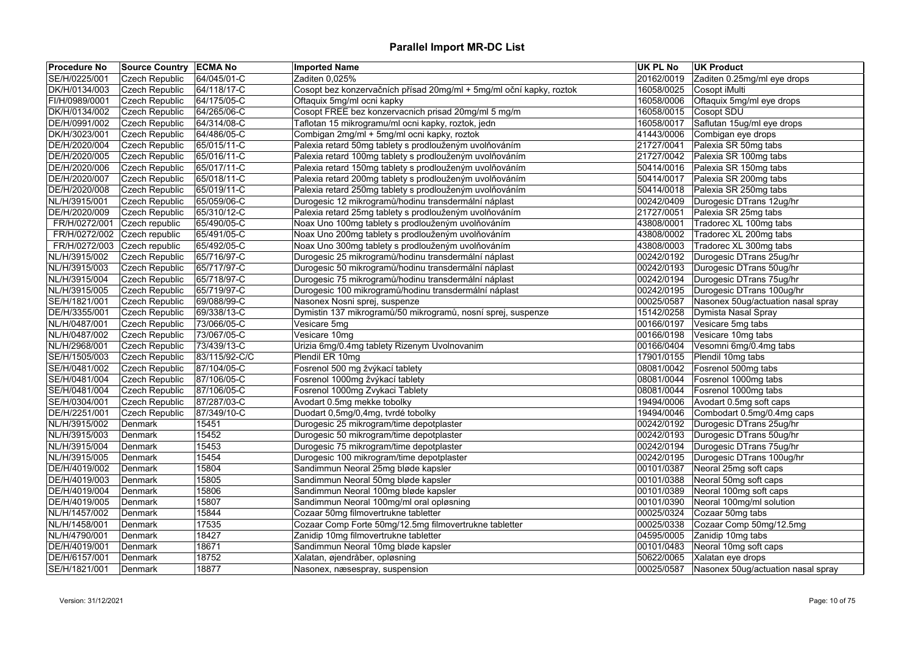# Parallel Import MR-DC List

| Procedure No | Source Country | ECMA No | Imported Name | UK PL No | UK Product |
|---|---|---|---|---|---|
| SE/H/0225/001 | Czech Republic | 64/045/01-C | Zaditen 0,025% | 20162/0019 | Zaditen 0.25mg/ml eye drops |
| DK/H/0134/003 | Czech Republic | 64/118/17-C | Cosopt bez konzervačních přísad 20mg/ml + 5mg/ml oční kapky, roztok | 16058/0025 | Cosopt iMulti |
| FI/H/0989/0001 | Czech Republic | 64/175/05-C | Oftaquix 5mg/ml ocni kapky | 16058/0006 | Oftaquix 5mg/ml eye drops |
| DK/H/0134/002 | Czech Republic | 64/265/06-C | Cosopt FREE bez konzervacnich prisad 20mg/ml 5 mg/m | 16058/0015 | Cosopt SDU |
| DE/H/0991/002 | Czech Republic | 64/314/08-C | Taflotan 15 mikrogramu/ml ocni kapky, roztok, jedn | 16058/0017 | Saflutan 15ug/ml eye drops |
| DK/H/3023/001 | Czech Republic | 64/486/05-C | Combigan 2mg/ml + 5mg/ml ocni kapky, roztok | 41443/0006 | Combigan eye drops |
| DE/H/2020/004 | Czech Republic | 65/015/11-C | Palexia retard 50mg tablety s prodlouženým uvolňováním | 21727/0041 | Palexia SR 50mg tabs |
| DE/H/2020/005 | Czech Republic | 65/016/11-C | Palexia retard 100mg tablety s prodlouženým uvolňováním | 21727/0042 | Palexia SR 100mg tabs |
| DE/H/2020/006 | Czech Republic | 65/017/11-C | Palexia retard 150mg tablety s prodlouženým uvolňováním | 50414/0016 | Palexia SR 150mg tabs |
| DE/H/2020/007 | Czech Republic | 65/018/11-C | Palexia retard 200mg tablety s prodlouženým uvolňováním | 50414/0017 | Palexia SR 200mg tabs |
| DE/H/2020/008 | Czech Republic | 65/019/11-C | Palexia retard 250mg tablety s prodlouženým uvolňováním | 50414/0018 | Palexia SR 250mg tabs |
| NL/H/3915/001 | Czech Republic | 65/059/06-C | Durogesic 12 mikrogramů/hodinu transdermální náplast | 00242/0409 | Durogesic DTrans 12ug/hr |
| DE/H/2020/009 | Czech Republic | 65/310/12-C | Palexia retard 25mg tablety s prodlouženým uvolňováním | 21727/0051 | Palexia SR 25mg tabs |
| FR/H/0272/001 | Czech republic | 65/490/05-C | Noax Uno 100mg tablety s prodlouženým uvolňováním | 43808/0001 | Tradorec XL 100mg tabs |
| FR/H/0272/002 | Czech republic | 65/491/05-C | Noax Uno 200mg tablety s prodlouženým uvolňováním | 43808/0002 | Tradorec XL 200mg tabs |
| FR/H/0272/003 | Czech republic | 65/492/05-C | Noax Uno 300mg tablety s prodlouženým uvolňováním | 43808/0003 | Tradorec XL 300mg tabs |
| NL/H/3915/002 | Czech Republic | 65/716/97-C | Durogesic 25 mikrogramů/hodinu transdermální náplast | 00242/0192 | Durogesic DTrans 25ug/hr |
| NL/H/3915/003 | Czech Republic | 65/717/97-C | Durogesic 50 mikrogramů/hodinu transdermální náplast | 00242/0193 | Durogesic DTrans 50ug/hr |
| NL/H/3915/004 | Czech Republic | 65/718/97-C | Durogesic 75 mikrogramů/hodinu transdermální náplast | 00242/0194 | Durogesic DTrans 75ug/hr |
| NL/H/3915/005 | Czech Republic | 65/719/97-C | Durogesic 100 mikrogramů/hodinu transdermální náplast | 00242/0195 | Durogesic DTrans 100ug/hr |
| SE/H/1821/001 | Czech Republic | 69/088/99-C | Nasonex Nosni sprej, suspenze | 00025/0587 | Nasonex 50ug/actuation nasal spray |
| DE/H/3355/001 | Czech Republic | 69/338/13-C | Dymistin 137 mikrogramů/50 mikrogramů, nosní sprej, suspenze | 15142/0258 | Dymista Nasal Spray |
| NL/H/0487/001 | Czech Republic | 73/066/05-C | Vesicare 5mg | 00166/0197 | Vesicare 5mg tabs |
| NL/H/0487/002 | Czech Republic | 73/067/05-C | Vesicare 10mg | 00166/0198 | Vesicare 10mg tabs |
| NL/H/2968/001 | Czech Republic | 73/439/13-C | Urizia 6mg/0.4mg tablety Rizenym Uvolnovanim | 00166/0404 | Vesomni 6mg/0.4mg tabs |
| SE/H/1505/003 | Czech Republic | 83/115/92-C/C | Plendil ER 10mg | 17901/0155 | Plendil 10mg tabs |
| SE/H/0481/002 | Czech Republic | 87/104/05-C | Fosrenol 500 mg žvýkací tablety | 08081/0042 | Fosrenol 500mg tabs |
| SE/H/0481/004 | Czech Republic | 87/106/05-C | Fosrenol 1000mg žvýkací tablety | 08081/0044 | Fosrenol 1000mg tabs |
| SE/H/0481/004 | Czech Republic | 87/106/05-C | Fosrenol 1000mg Zvykaci Tablety | 08081/0044 | Fosrenol 1000mg tabs |
| SE/H/0304/001 | Czech Republic | 87/287/03-C | Avodart 0.5mg mekke tobolky | 19494/0006 | Avodart 0.5mg soft caps |
| DE/H/2251/001 | Czech Republic | 87/349/10-C | Duodart 0,5mg/0,4mg, tvrdé tobolky | 19494/0046 | Combodart 0.5mg/0.4mg caps |
| NL/H/3915/002 | Denmark | 15451 | Durogesic 25 mikrogram/time depotplaster | 00242/0192 | Durogesic DTrans 25ug/hr |
| NL/H/3915/003 | Denmark | 15452 | Durogesic 50 mikrogram/time depotplaster | 00242/0193 | Durogesic DTrans 50ug/hr |
| NL/H/3915/004 | Denmark | 15453 | Durogesic 75 mikrogram/time depotplaster | 00242/0194 | Durogesic DTrans 75ug/hr |
| NL/H/3915/005 | Denmark | 15454 | Durogesic 100 mikrogram/time depotplaster | 00242/0195 | Durogesic DTrans 100ug/hr |
| DE/H/4019/002 | Denmark | 15804 | Sandimmun Neoral 25mg bløde kapsler | 00101/0387 | Neoral 25mg soft caps |
| DE/H/4019/003 | Denmark | 15805 | Sandimmun Neoral 50mg bløde kapsler | 00101/0388 | Neoral 50mg soft caps |
| DE/H/4019/004 | Denmark | 15806 | Sandimmun Neoral 100mg bløde kapsler | 00101/0389 | Neoral 100mg soft caps |
| DE/H/4019/005 | Denmark | 15807 | Sandimmun Neoral 100mg/ml oral opløsning | 00101/0390 | Neoral 100mg/ml solution |
| NL/H/1457/002 | Denmark | 15844 | Cozaar 50mg filmovertrukne tabletter | 00025/0324 | Cozaar 50mg tabs |
| NL/H/1458/001 | Denmark | 17535 | Cozaar Comp Forte 50mg/12.5mg filmovertrukne tabletter | 00025/0338 | Cozaar Comp 50mg/12.5mg |
| NL/H/4790/001 | Denmark | 18427 | Zanidip 10mg filmovertrukne tabletter | 04595/0005 | Zanidip 10mg tabs |
| DE/H/4019/001 | Denmark | 18671 | Sandimmun Neoral 10mg bløde kapsler | 00101/0483 | Neoral 10mg soft caps |
| DE/H/6157/001 | Denmark | 18752 | Xalatan, øjendråber, opløsning | 50622/0065 | Xalatan eye drops |
| SE/H/1821/001 | Denmark | 18877 | Nasonex, næsespray, suspension | 00025/0587 | Nasonex 50ug/actuation nasal spray |

Version: 31/12/2021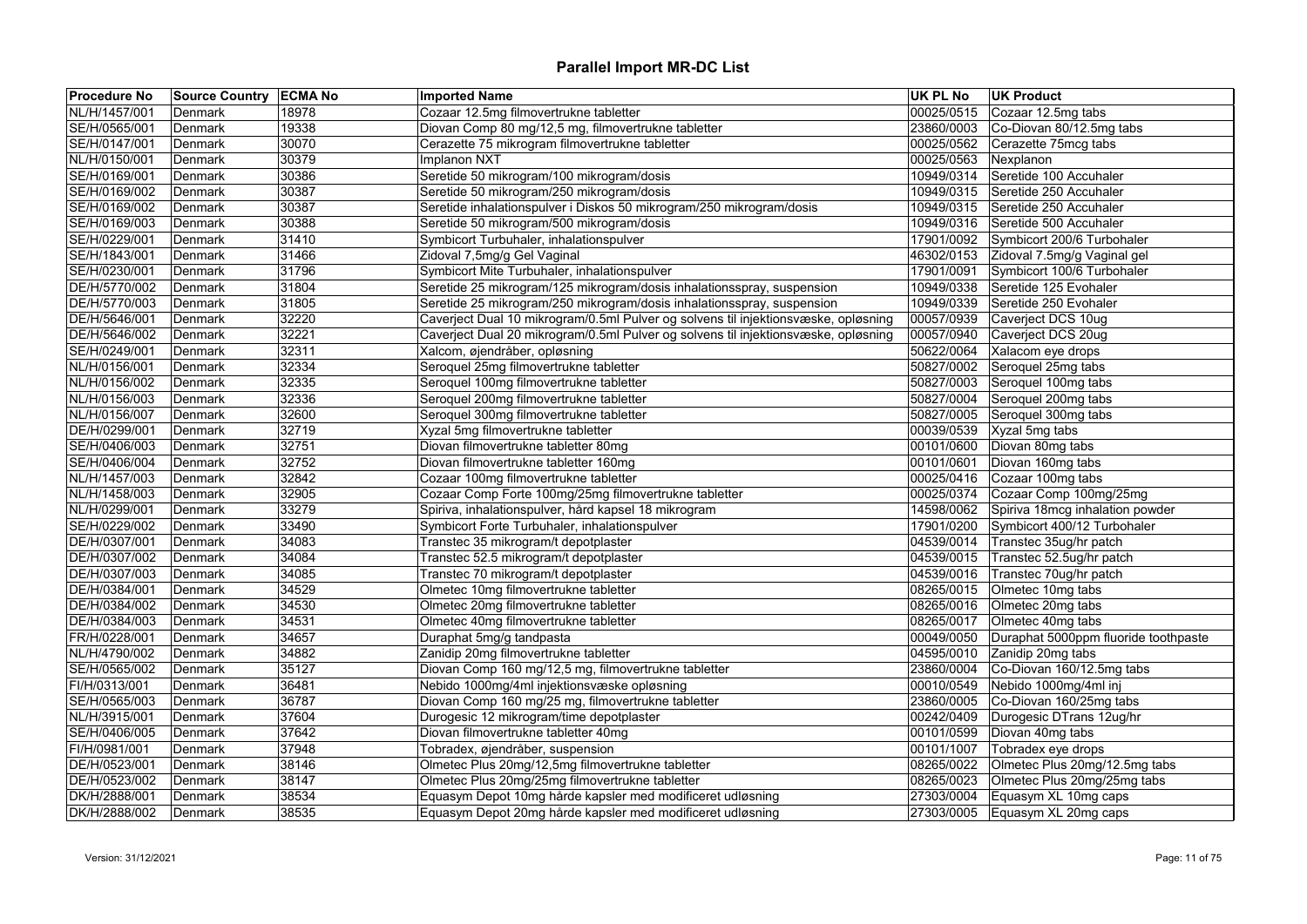# Parallel Import MR-DC List

| Procedure No | Source Country | ECMA No | Imported Name | UK PL No | UK Product |
|---|---|---|---|---|---|
| NL/H/1457/001 | Denmark | 18978 | Cozaar 12.5mg filmovertrukne tabletter | 00025/0515 | Cozaar 12.5mg tabs |
| SE/H/0565/001 | Denmark | 19338 | Diovan Comp 80 mg/12,5 mg, filmovertrukne tabletter | 23860/0003 | Co-Diovan 80/12.5mg tabs |
| SE/H/0147/001 | Denmark | 30070 | Cerazette 75 mikrogram filmovertrukne tabletter | 00025/0562 | Cerazette 75mcg tabs |
| NL/H/0150/001 | Denmark | 30379 | Implanon NXT | 00025/0563 | Nexplanon |
| SE/H/0169/001 | Denmark | 30386 | Seretide 50 mikrogram/100 mikrogram/dosis | 10949/0314 | Seretide 100 Accuhaler |
| SE/H/0169/002 | Denmark | 30387 | Seretide 50 mikrogram/250 mikrogram/dosis | 10949/0315 | Seretide 250 Accuhaler |
| SE/H/0169/002 | Denmark | 30387 | Seretide inhalationspulver i Diskos 50 mikrogram/250 mikrogram/dosis | 10949/0315 | Seretide 250 Accuhaler |
| SE/H/0169/003 | Denmark | 30388 | Seretide 50 mikrogram/500 mikrogram/dosis | 10949/0316 | Seretide 500 Accuhaler |
| SE/H/0229/001 | Denmark | 31410 | Symbicort Turbuhaler, inhalationspulver | 17901/0092 | Symbicort 200/6 Turbohaler |
| SE/H/1843/001 | Denmark | 31466 | Zidoval 7,5mg/g Gel Vaginal | 46302/0153 | Zidoval 7.5mg/g Vaginal gel |
| SE/H/0230/001 | Denmark | 31796 | Symbicort Mite Turbuhaler, inhalationspulver | 17901/0091 | Symbicort 100/6 Turbohaler |
| DE/H/5770/002 | Denmark | 31804 | Seretide 25 mikrogram/125 mikrogram/dosis inhalationsspray, suspension | 10949/0338 | Seretide 125 Evohaler |
| DE/H/5770/003 | Denmark | 31805 | Seretide 25 mikrogram/250 mikrogram/dosis inhalationsspray, suspension | 10949/0339 | Seretide 250 Evohaler |
| DE/H/5646/001 | Denmark | 32220 | Caverject Dual 10 mikrogram/0.5ml Pulver og solvens til injektionsvæske, opløsning | 00057/0939 | Caverject DCS 10ug |
| DE/H/5646/002 | Denmark | 32221 | Caverject Dual 20 mikrogram/0.5ml Pulver og solvens til injektionsvæske, opløsning | 00057/0940 | Caverject DCS 20ug |
| SE/H/0249/001 | Denmark | 32311 | Xalcom, øjendråber, opløsning | 50622/0064 | Xalacom eye drops |
| NL/H/0156/001 | Denmark | 32334 | Seroquel 25mg filmovertrukne tabletter | 50827/0002 | Seroquel 25mg tabs |
| NL/H/0156/002 | Denmark | 32335 | Seroquel 100mg filmovertrukne tabletter | 50827/0003 | Seroquel 100mg tabs |
| NL/H/0156/003 | Denmark | 32336 | Seroquel 200mg filmovertrukne tabletter | 50827/0004 | Seroquel 200mg tabs |
| NL/H/0156/007 | Denmark | 32600 | Seroquel 300mg filmovertrukne tabletter | 50827/0005 | Seroquel 300mg tabs |
| DE/H/0299/001 | Denmark | 32719 | Xyzal 5mg filmovertrukne tabletter | 00039/0539 | Xyzal 5mg tabs |
| SE/H/0406/003 | Denmark | 32751 | Diovan filmovertrukne tabletter 80mg | 00101/0600 | Diovan 80mg tabs |
| SE/H/0406/004 | Denmark | 32752 | Diovan filmovertrukne tabletter 160mg | 00101/0601 | Diovan 160mg tabs |
| NL/H/1457/003 | Denmark | 32842 | Cozaar 100mg filmovertrukne tabletter | 00025/0416 | Cozaar 100mg tabs |
| NL/H/1458/003 | Denmark | 32905 | Cozaar Comp Forte 100mg/25mg filmovertrukne tabletter | 00025/0374 | Cozaar Comp 100mg/25mg |
| NL/H/0299/001 | Denmark | 33279 | Spiriva, inhalationspulver, hård kapsel 18 mikrogram | 14598/0062 | Spiriva 18mcg inhalation powder |
| SE/H/0229/002 | Denmark | 33490 | Symbicort Forte Turbuhaler, inhalationspulver | 17901/0200 | Symbicort 400/12 Turbohaler |
| DE/H/0307/001 | Denmark | 34083 | Transtec 35 mikrogram/t depotplaster | 04539/0014 | Transtec 35ug/hr patch |
| DE/H/0307/002 | Denmark | 34084 | Transtec 52.5 mikrogram/t depotplaster | 04539/0015 | Transtec 52.5ug/hr patch |
| DE/H/0307/003 | Denmark | 34085 | Transtec 70 mikrogram/t depotplaster | 04539/0016 | Transtec 70ug/hr patch |
| DE/H/0384/001 | Denmark | 34529 | Olmetec 10mg filmovertrukne tabletter | 08265/0015 | Olmetec 10mg tabs |
| DE/H/0384/002 | Denmark | 34530 | Olmetec 20mg filmovertrukne tabletter | 08265/0016 | Olmetec 20mg tabs |
| DE/H/0384/003 | Denmark | 34531 | Olmetec 40mg filmovertrukne tabletter | 08265/0017 | Olmetec 40mg tabs |
| FR/H/0228/001 | Denmark | 34657 | Duraphat 5mg/g tandpasta | 00049/0050 | Duraphat 5000ppm fluoride toothpaste |
| NL/H/4790/002 | Denmark | 34882 | Zanidip 20mg filmovertrukne tabletter | 04595/0010 | Zanidip 20mg tabs |
| SE/H/0565/002 | Denmark | 35127 | Diovan Comp 160 mg/12,5 mg, filmovertrukne tabletter | 23860/0004 | Co-Diovan 160/12.5mg tabs |
| FI/H/0313/001 | Denmark | 36481 | Nebido 1000mg/4ml injektionsvæske opløsning | 00010/0549 | Nebido 1000mg/4ml inj |
| SE/H/0565/003 | Denmark | 36787 | Diovan Comp 160 mg/25 mg, filmovertrukne tabletter | 23860/0005 | Co-Diovan 160/25mg tabs |
| NL/H/3915/001 | Denmark | 37604 | Durogesic 12 mikrogram/time depotplaster | 00242/0409 | Durogesic DTrans 12ug/hr |
| SE/H/0406/005 | Denmark | 37642 | Diovan filmovertrukne tabletter 40mg | 00101/0599 | Diovan 40mg tabs |
| FI/H/0981/001 | Denmark | 37948 | Tobradex, øjendråber, suspension | 00101/1007 | Tobradex eye drops |
| DE/H/0523/001 | Denmark | 38146 | Olmetec Plus 20mg/12,5mg filmovertrukne tabletter | 08265/0022 | Olmetec Plus 20mg/12.5mg tabs |
| DE/H/0523/002 | Denmark | 38147 | Olmetec Plus 20mg/25mg filmovertrukne tabletter | 08265/0023 | Olmetec Plus 20mg/25mg tabs |
| DK/H/2888/001 | Denmark | 38534 | Equasym Depot 10mg hårde kapsler med modificeret udløsning | 27303/0004 | Equasym XL 10mg caps |
| DK/H/2888/002 | Denmark | 38535 | Equasym Depot 20mg hårde kapsler med modificeret udløsning | 27303/0005 | Equasym XL 20mg caps |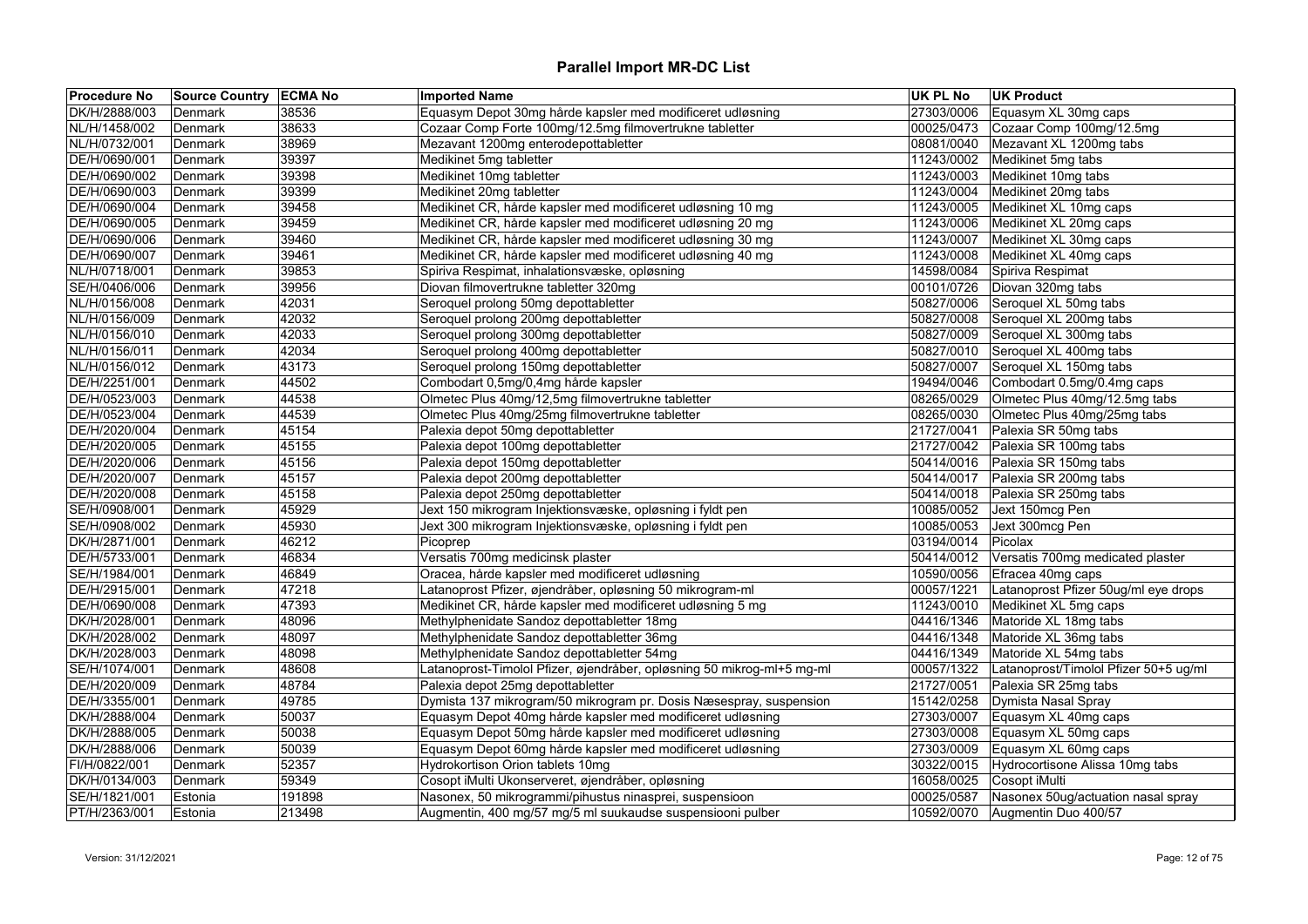# Parallel Import MR-DC List

| Procedure No | Source Country | ECMA No | Imported Name | UK PL No | UK Product |
|---|---|---|---|---|---|
| DK/H/2888/003 | Denmark | 38536 | Equasym Depot 30mg hårde kapsler med modificeret udløsning | 27303/0006 | Equasym XL 30mg caps |
| NL/H/1458/002 | Denmark | 38633 | Cozaar Comp Forte 100mg/12.5mg filmovertrukne tabletter | 00025/0473 | Cozaar Comp 100mg/12.5mg |
| NL/H/0732/001 | Denmark | 38969 | Mezavant 1200mg enterodepottabletter | 08081/0040 | Mezavant XL 1200mg tabs |
| DE/H/0690/001 | Denmark | 39397 | Medikinet 5mg tabletter | 11243/0002 | Medikinet 5mg tabs |
| DE/H/0690/002 | Denmark | 39398 | Medikinet 10mg tabletter | 11243/0003 | Medikinet 10mg tabs |
| DE/H/0690/003 | Denmark | 39399 | Medikinet 20mg tabletter | 11243/0004 | Medikinet 20mg tabs |
| DE/H/0690/004 | Denmark | 39458 | Medikinet CR, hårde kapsler med modificeret udløsning 10 mg | 11243/0005 | Medikinet XL 10mg caps |
| DE/H/0690/005 | Denmark | 39459 | Medikinet CR, hårde kapsler med modificeret udløsning 20 mg | 11243/0006 | Medikinet XL 20mg caps |
| DE/H/0690/006 | Denmark | 39460 | Medikinet CR, hårde kapsler med modificeret udløsning 30 mg | 11243/0007 | Medikinet XL 30mg caps |
| DE/H/0690/007 | Denmark | 39461 | Medikinet CR, hårde kapsler med modificeret udløsning 40 mg | 11243/0008 | Medikinet XL 40mg caps |
| NL/H/0718/001 | Denmark | 39853 | Spiriva Respimat, inhalationsvæske, opløsning | 14598/0084 | Spiriva Respimat |
| SE/H/0406/006 | Denmark | 39956 | Diovan filmovertrukne tabletter 320mg | 00101/0726 | Diovan 320mg tabs |
| NL/H/0156/008 | Denmark | 42031 | Seroquel prolong 50mg depottabletter | 50827/0006 | Seroquel XL 50mg tabs |
| NL/H/0156/009 | Denmark | 42032 | Seroquel prolong 200mg depottabletter | 50827/0008 | Seroquel XL 200mg tabs |
| NL/H/0156/010 | Denmark | 42033 | Seroquel prolong 300mg depottabletter | 50827/0009 | Seroquel XL 300mg tabs |
| NL/H/0156/011 | Denmark | 42034 | Seroquel prolong 400mg depottabletter | 50827/0010 | Seroquel XL 400mg tabs |
| NL/H/0156/012 | Denmark | 43173 | Seroquel prolong 150mg depottabletter | 50827/0007 | Seroquel XL 150mg tabs |
| DE/H/2251/001 | Denmark | 44502 | Combodart 0,5mg/0,4mg hårde kapsler | 19494/0046 | Combodart 0.5mg/0.4mg caps |
| DE/H/0523/003 | Denmark | 44538 | Olmetec Plus 40mg/12,5mg filmovertrukne tabletter | 08265/0029 | Olmetec Plus 40mg/12.5mg tabs |
| DE/H/0523/004 | Denmark | 44539 | Olmetec Plus 40mg/25mg filmovertrukne tabletter | 08265/0030 | Olmetec Plus 40mg/25mg tabs |
| DE/H/2020/004 | Denmark | 45154 | Palexia depot 50mg depottabletter | 21727/0041 | Palexia SR 50mg tabs |
| DE/H/2020/005 | Denmark | 45155 | Palexia depot 100mg depottabletter | 21727/0042 | Palexia SR 100mg tabs |
| DE/H/2020/006 | Denmark | 45156 | Palexia depot 150mg depottabletter | 50414/0016 | Palexia SR 150mg tabs |
| DE/H/2020/007 | Denmark | 45157 | Palexia depot 200mg depottabletter | 50414/0017 | Palexia SR 200mg tabs |
| DE/H/2020/008 | Denmark | 45158 | Palexia depot 250mg depottabletter | 50414/0018 | Palexia SR 250mg tabs |
| SE/H/0908/001 | Denmark | 45929 | Jext 150 mikrogram Injektionsvæske, opløsning i fyldt pen | 10085/0052 | Jext 150mcg Pen |
| SE/H/0908/002 | Denmark | 45930 | Jext 300 mikrogram Injektionsvæske, opløsning i fyldt pen | 10085/0053 | Jext 300mcg Pen |
| DK/H/2871/001 | Denmark | 46212 | Picoprep | 03194/0014 | Picolax |
| DE/H/5733/001 | Denmark | 46834 | Versatis 700mg medicinsk plaster | 50414/0012 | Versatis 700mg medicated plaster |
| SE/H/1984/001 | Denmark | 46849 | Oracea, hårde kapsler med modificeret udløsning | 10590/0056 | Efracea 40mg caps |
| DE/H/2915/001 | Denmark | 47218 | Latanoprost Pfizer, øjendråber, opløsning 50 mikrogram-ml | 00057/1221 | Latanoprost Pfizer 50ug/ml eye drops |
| DE/H/0690/008 | Denmark | 47393 | Medikinet CR, hårde kapsler med modificeret udløsning 5 mg | 11243/0010 | Medikinet XL 5mg caps |
| DK/H/2028/001 | Denmark | 48096 | Methylphenidate Sandoz depottabletter 18mg | 04416/1346 | Matoride XL 18mg tabs |
| DK/H/2028/002 | Denmark | 48097 | Methylphenidate Sandoz depottabletter 36mg | 04416/1348 | Matoride XL 36mg tabs |
| DK/H/2028/003 | Denmark | 48098 | Methylphenidate Sandoz depottabletter 54mg | 04416/1349 | Matoride XL 54mg tabs |
| SE/H/1074/001 | Denmark | 48608 | Latanoprost-Timolol Pfizer, øjendråber, opløsning 50 mikrog-ml+5 mg-ml | 00057/1322 | Latanoprost/Timolol Pfizer 50+5 ug/ml |
| DE/H/2020/009 | Denmark | 48784 | Palexia depot 25mg depottabletter | 21727/0051 | Palexia SR 25mg tabs |
| DE/H/3355/001 | Denmark | 49785 | Dymista 137 mikrogram/50 mikrogram pr. Dosis Næsespray, suspension | 15142/0258 | Dymista Nasal Spray |
| DK/H/2888/004 | Denmark | 50037 | Equasym Depot 40mg hårde kapsler med modificeret udløsning | 27303/0007 | Equasym XL 40mg caps |
| DK/H/2888/005 | Denmark | 50038 | Equasym Depot 50mg hårde kapsler med modificeret udløsning | 27303/0008 | Equasym XL 50mg caps |
| DK/H/2888/006 | Denmark | 50039 | Equasym Depot 60mg hårde kapsler med modificeret udløsning | 27303/0009 | Equasym XL 60mg caps |
| FI/H/0822/001 | Denmark | 52357 | Hydrokortison Orion tablets 10mg | 30322/0015 | Hydrocortisone Alissa 10mg tabs |
| DK/H/0134/003 | Denmark | 59349 | Cosopt iMulti Ukonserveret, øjendråber, opløsning | 16058/0025 | Cosopt iMulti |
| SE/H/1821/001 | Estonia | 191898 | Nasonex, 50 mikrogrammi/pihustus ninasprei, suspensioon | 00025/0587 | Nasonex 50ug/actuation nasal spray |
| PT/H/2363/001 | Estonia | 213498 | Augmentin, 400 mg/57 mg/5 ml suukaudse suspensiooni pulber | 10592/0070 | Augmentin Duo 400/57 |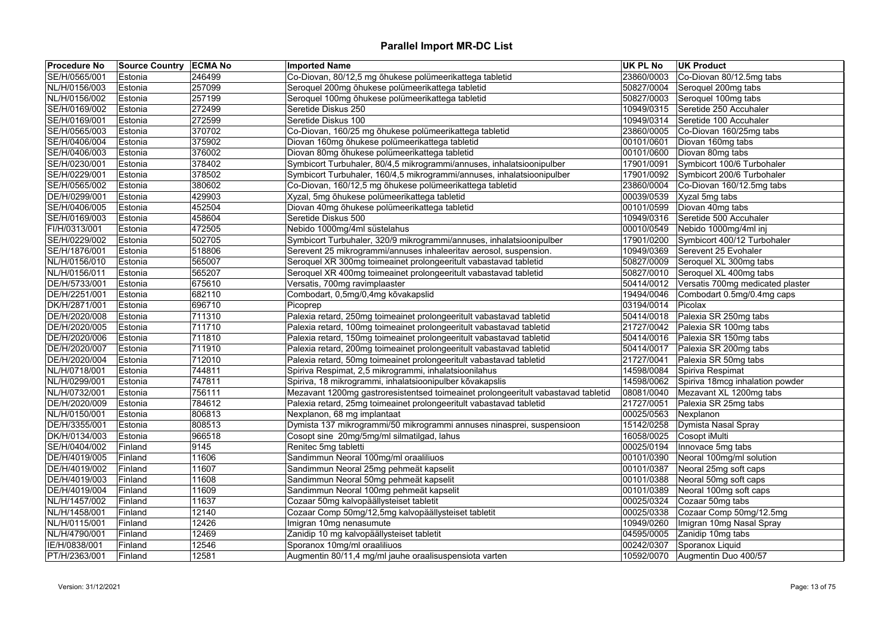# Parallel Import MR-DC List

| Procedure No | Source Country | ECMA No | Imported Name | UK PL No | UK Product |
|---|---|---|---|---|---|
| SE/H/0565/001 | Estonia | 246499 | Co-Diovan, 80/12,5 mg õhukese polümeerikattega tabletid | 23860/0003 | Co-Diovan 80/12.5mg tabs |
| NL/H/0156/003 | Estonia | 257099 | Seroquel 200mg õhukese polümeerikattega tabletid | 50827/0004 | Seroquel 200mg tabs |
| NL/H/0156/002 | Estonia | 257199 | Seroquel 100mg õhukese polümeerikattega tabletid | 50827/0003 | Seroquel 100mg tabs |
| SE/H/0169/002 | Estonia | 272499 | Seretide Diskus 250 | 10949/0315 | Seretide 250 Accuhaler |
| SE/H/0169/001 | Estonia | 272599 | Seretide Diskus 100 | 10949/0314 | Seretide 100 Accuhaler |
| SE/H/0565/003 | Estonia | 370702 | Co-Diovan, 160/25 mg õhukese polümeerikattega tabletid | 23860/0005 | Co-Diovan 160/25mg tabs |
| SE/H/0406/004 | Estonia | 375902 | Diovan 160mg õhukese polümeerikattega tabletid | 00101/0601 | Diovan 160mg tabs |
| SE/H/0406/003 | Estonia | 376002 | Diovan 80mg õhukese polümeerikattega tabletid | 00101/0600 | Diovan 80mg tabs |
| SE/H/0230/001 | Estonia | 378402 | Symbicort Turbuhaler, 80/4,5 mikrogrammi/annuses, inhalatsioonipulber | 17901/0091 | Symbicort 100/6 Turbohaler |
| SE/H/0229/001 | Estonia | 378502 | Symbicort Turbuhaler, 160/4,5 mikrogrammi/annuses, inhalatsioonipulber | 17901/0092 | Symbicort 200/6 Turbohaler |
| SE/H/0565/002 | Estonia | 380602 | Co-Diovan, 160/12,5 mg õhukese polümeerikattega tabletid | 23860/0004 | Co-Diovan 160/12.5mg tabs |
| DE/H/0299/001 | Estonia | 429903 | Xyzal, 5mg õhukese polümeerikattega tabletid | 00039/0539 | Xyzal 5mg tabs |
| SE/H/0406/005 | Estonia | 452504 | Diovan 40mg õhukese polümeerikattega tabletid | 00101/0599 | Diovan 40mg tabs |
| SE/H/0169/003 | Estonia | 458604 | Seretide Diskus 500 | 10949/0316 | Seretide 500 Accuhaler |
| FI/H/0313/001 | Estonia | 472505 | Nebido 1000mg/4ml süstelahus | 00010/0549 | Nebido 1000mg/4ml inj |
| SE/H/0229/002 | Estonia | 502705 | Symbicort Turbuhaler, 320/9 mikrogrammi/annuses, inhalatsioonipulber | 17901/0200 | Symbicort 400/12 Turbohaler |
| SE/H/1876/001 | Estonia | 518806 | Serevent 25 mikrogrammi/annuses inhaleeritav aerosol, suspension. | 10949/0369 | Serevent 25 Evohaler |
| NL/H/0156/010 | Estonia | 565007 | Seroquel XR 300mg toimeainet prolongeeritult vabastavad tabletid | 50827/0009 | Seroquel XL 300mg tabs |
| NL/H/0156/011 | Estonia | 565207 | Seroquel XR 400mg toimeainet prolongeeritult vabastavad tabletid | 50827/0010 | Seroquel XL 400mg tabs |
| DE/H/5733/001 | Estonia | 675610 | Versatis, 700mg ravimplaaster | 50414/0012 | Versatis 700mg medicated plaster |
| DE/H/2251/001 | Estonia | 682110 | Combodart, 0,5mg/0,4mg kõvakapslid | 19494/0046 | Combodart 0.5mg/0.4mg caps |
| DK/H/2871/001 | Estonia | 696710 | Picoprep | 03194/0014 | Picolax |
| DE/H/2020/008 | Estonia | 711310 | Palexia retard, 250mg toimeainet prolongeeritult vabastavad tabletid | 50414/0018 | Palexia SR 250mg tabs |
| DE/H/2020/005 | Estonia | 711710 | Palexia retard, 100mg toimeainet prolongeeritult vabastavad tabletid | 21727/0042 | Palexia SR 100mg tabs |
| DE/H/2020/006 | Estonia | 711810 | Palexia retard, 150mg toimeainet prolongeeritult vabastavad tabletid | 50414/0016 | Palexia SR 150mg tabs |
| DE/H/2020/007 | Estonia | 711910 | Palexia retard, 200mg toimeainet prolongeeritult vabastavad tabletid | 50414/0017 | Palexia SR 200mg tabs |
| DE/H/2020/004 | Estonia | 712010 | Palexia retard, 50mg toimeainet prolongeeritult vabastavad tabletid | 21727/0041 | Palexia SR 50mg tabs |
| NL/H/0718/001 | Estonia | 744811 | Spiriva Respimat, 2,5 mikrogrammi, inhalatsioonilahus | 14598/0084 | Spiriva Respimat |
| NL/H/0299/001 | Estonia | 747811 | Spiriva, 18 mikrogrammi, inhalatsioonipulber kõvakapslis | 14598/0062 | Spiriva 18mcg inhalation powder |
| NL/H/0732/001 | Estonia | 756111 | Mezavant 1200mg gastroresistentsed toimeainet prolongeeritult vabastavad tabletid | 08081/0040 | Mezavant XL 1200mg tabs |
| DE/H/2020/009 | Estonia | 784612 | Palexia retard, 25mg toimeainet prolongeeritult vabastavad tabletid | 21727/0051 | Palexia SR 25mg tabs |
| NL/H/0150/001 | Estonia | 806813 | Nexplanon, 68 mg implantaat | 00025/0563 | Nexplanon |
| DE/H/3355/001 | Estonia | 808513 | Dymista 137 mikrogrammi/50 mikrogrammi annuses ninasprei, suspensioon | 15142/0258 | Dymista Nasal Spray |
| DK/H/0134/003 | Estonia | 966518 | Cosopt sine 20mg/5mg/ml silmatilgad, lahus | 16058/0025 | Cosopt iMulti |
| SE/H/0404/002 | Finland | 9145 | Renitec 5mg tabletti | 00025/0194 | Innovace 5mg tabs |
| DE/H/4019/005 | Finland | 11606 | Sandimmun Neoral 100mg/ml oraaliliuos | 00101/0390 | Neoral 100mg/ml solution |
| DE/H/4019/002 | Finland | 11607 | Sandimmun Neoral 25mg pehmeät kapselit | 00101/0387 | Neoral 25mg soft caps |
| DE/H/4019/003 | Finland | 11608 | Sandimmun Neoral 50mg pehmeät kapselit | 00101/0388 | Neoral 50mg soft caps |
| DE/H/4019/004 | Finland | 11609 | Sandimmun Neoral 100mg pehmeät kapselit | 00101/0389 | Neoral 100mg soft caps |
| NL/H/1457/002 | Finland | 11637 | Cozaar 50mg kalvopäällysteiset tabletit | 00025/0324 | Cozaar 50mg tabs |
| NL/H/1458/001 | Finland | 12140 | Cozaar Comp 50mg/12,5mg kalvopäällysteiset tabletit | 00025/0338 | Cozaar Comp 50mg/12.5mg |
| NL/H/0115/001 | Finland | 12426 | Imigran 10mg nenasumute | 10949/0260 | Imigran 10mg Nasal Spray |
| NL/H/4790/001 | Finland | 12469 | Zanidip 10 mg kalvopäällysteiset tabletit | 04595/0005 | Zanidip 10mg tabs |
| IE/H/0838/001 | Finland | 12546 | Sporanox 10mg/ml oraaliliuos | 00242/0307 | Sporanox Liquid |
| PT/H/2363/001 | Finland | 12581 | Augmentin 80/11,4 mg/ml jauhe oraalisuspensiota varten | 10592/0070 | Augmentin Duo 400/57 |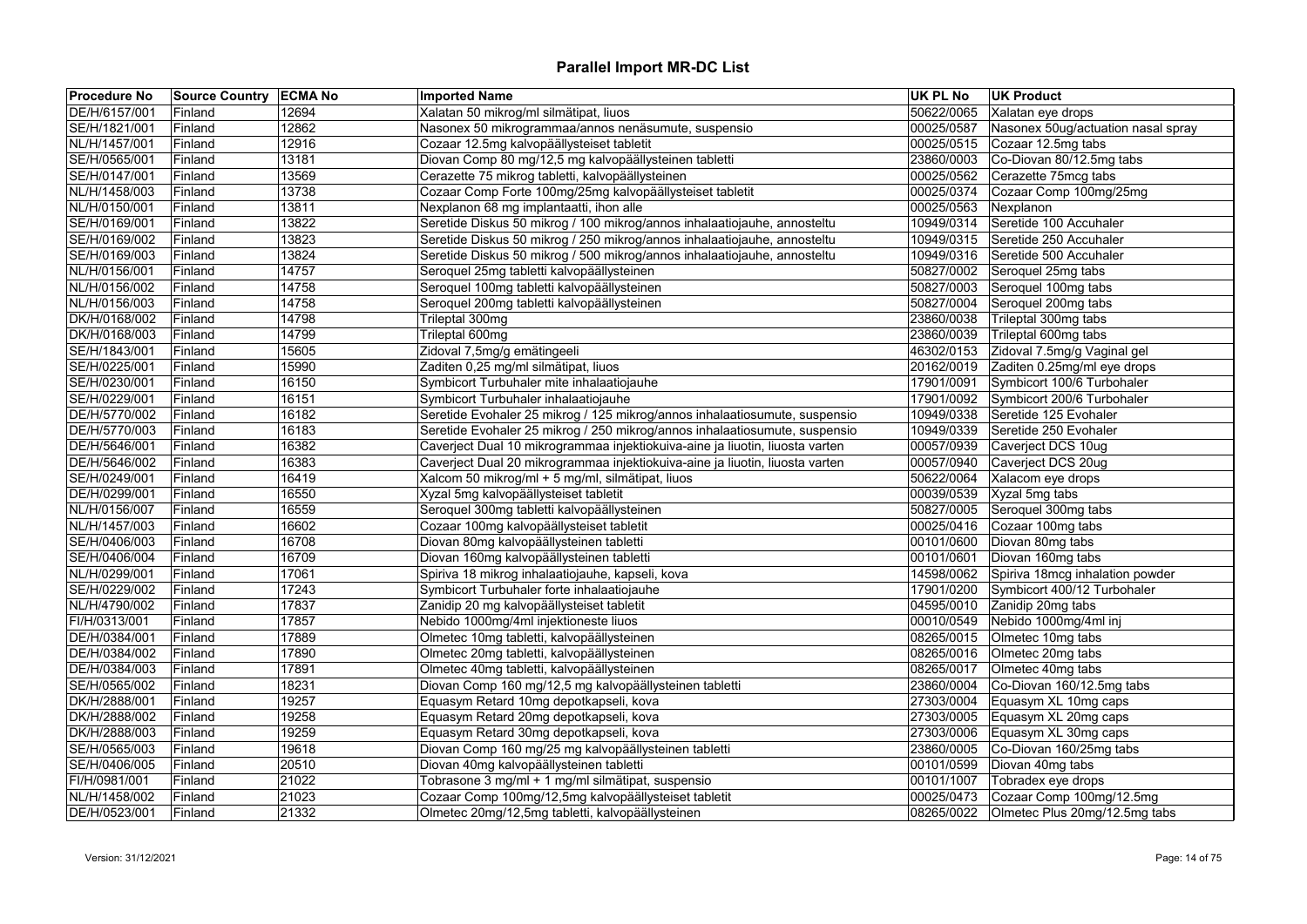# Parallel Import MR-DC List

| Procedure No | Source Country | ECMA No | Imported Name | UK PL No | UK Product |
|---|---|---|---|---|---|
| DE/H/6157/001 | Finland | 12694 | Xalatan 50 mikrog/ml silmätipat, liuos | 50622/0065 | Xalatan eye drops |
| SE/H/1821/001 | Finland | 12862 | Nasonex 50 mikrogrammaa/annos nenäsumute, suspensio | 00025/0587 | Nasonex 50ug/actuation nasal spray |
| NL/H/1457/001 | Finland | 12916 | Cozaar 12.5mg kalvopäällysteiset tabletit | 00025/0515 | Cozaar 12.5mg tabs |
| SE/H/0565/001 | Finland | 13181 | Diovan Comp 80 mg/12,5 mg kalvopäällysteinen tabletti | 23860/0003 | Co-Diovan 80/12.5mg tabs |
| SE/H/0147/001 | Finland | 13569 | Cerazette 75 mikrog tabletti, kalvopäällysteinen | 00025/0562 | Cerazette 75mcg tabs |
| NL/H/1458/003 | Finland | 13738 | Cozaar Comp Forte 100mg/25mg kalvopäällysteiset tabletit | 00025/0374 | Cozaar Comp 100mg/25mg |
| NL/H/0150/001 | Finland | 13811 | Nexplanon 68 mg implantaatti, ihon alle | 00025/0563 | Nexplanon |
| SE/H/0169/001 | Finland | 13822 | Seretide Diskus 50 mikrog / 100 mikrog/annos inhalaatiojauhe, annosteltu | 10949/0314 | Seretide 100 Accuhaler |
| SE/H/0169/002 | Finland | 13823 | Seretide Diskus 50 mikrog / 250 mikrog/annos inhalaatiojauhe, annosteltu | 10949/0315 | Seretide 250 Accuhaler |
| SE/H/0169/003 | Finland | 13824 | Seretide Diskus 50 mikrog / 500 mikrog/annos inhalaatiojauhe, annosteltu | 10949/0316 | Seretide 500 Accuhaler |
| NL/H/0156/001 | Finland | 14757 | Seroquel 25mg tabletti kalvopäällysteinen | 50827/0002 | Seroquel 25mg tabs |
| NL/H/0156/002 | Finland | 14758 | Seroquel 100mg tabletti kalvopäällysteinen | 50827/0003 | Seroquel 100mg tabs |
| NL/H/0156/003 | Finland | 14758 | Seroquel 200mg tabletti kalvopäällysteinen | 50827/0004 | Seroquel 200mg tabs |
| DK/H/0168/002 | Finland | 14798 | Trileptal 300mg | 23860/0038 | Trileptal 300mg tabs |
| DK/H/0168/003 | Finland | 14799 | Trileptal 600mg | 23860/0039 | Trileptal 600mg tabs |
| SE/H/1843/001 | Finland | 15605 | Zidoval 7,5mg/g emätingeeli | 46302/0153 | Zidoval 7.5mg/g Vaginal gel |
| SE/H/0225/001 | Finland | 15990 | Zaditen 0,25 mg/ml silmätipat, liuos | 20162/0019 | Zaditen 0.25mg/ml eye drops |
| SE/H/0230/001 | Finland | 16150 | Symbicort Turbuhaler mite inhalaatiojauhe | 17901/0091 | Symbicort 100/6 Turbohaler |
| SE/H/0229/001 | Finland | 16151 | Symbicort Turbuhaler inhalaatiojauhe | 17901/0092 | Symbicort 200/6 Turbohaler |
| DE/H/5770/002 | Finland | 16182 | Seretide Evohaler 25 mikrog / 125 mikrog/annos inhalaatiosumute, suspensio | 10949/0338 | Seretide 125 Evohaler |
| DE/H/5770/003 | Finland | 16183 | Seretide Evohaler 25 mikrog / 250 mikrog/annos inhalaatiosumute, suspensio | 10949/0339 | Seretide 250 Evohaler |
| DE/H/5646/001 | Finland | 16382 | Caverject Dual 10 mikrogrammaa injektiokuiva-aine ja liuotin, liuosta varten | 00057/0939 | Caverject DCS 10ug |
| DE/H/5646/002 | Finland | 16383 | Caverject Dual 20 mikrogrammaa injektiokuiva-aine ja liuotin, liuosta varten | 00057/0940 | Caverject DCS 20ug |
| SE/H/0249/001 | Finland | 16419 | Xalcom 50 mikrog/ml + 5 mg/ml, silmätipat, liuos | 50622/0064 | Xalacom eye drops |
| DE/H/0299/001 | Finland | 16550 | Xyzal 5mg kalvopäällysteiset tabletit | 00039/0539 | Xyzal 5mg tabs |
| NL/H/0156/007 | Finland | 16559 | Seroquel 300mg tabletti kalvopäällysteinen | 50827/0005 | Seroquel 300mg tabs |
| NL/H/1457/003 | Finland | 16602 | Cozaar 100mg kalvopäällysteiset tabletit | 00025/0416 | Cozaar 100mg tabs |
| SE/H/0406/003 | Finland | 16708 | Diovan 80mg kalvopäällysteinen tabletti | 00101/0600 | Diovan 80mg tabs |
| SE/H/0406/004 | Finland | 16709 | Diovan 160mg kalvopäällysteinen tabletti | 00101/0601 | Diovan 160mg tabs |
| NL/H/0299/001 | Finland | 17061 | Spiriva 18 mikrog inhalaatiojauhe, kapseli, kova | 14598/0062 | Spiriva 18mcg inhalation powder |
| SE/H/0229/002 | Finland | 17243 | Symbicort Turbuhaler forte inhalaatiojauhe | 17901/0200 | Symbicort 400/12 Turbohaler |
| NL/H/4790/002 | Finland | 17837 | Zanidip 20 mg kalvopäällysteiset tabletit | 04595/0010 | Zanidip 20mg tabs |
| FI/H/0313/001 | Finland | 17857 | Nebido 1000mg/4ml injektioneste liuos | 00010/0549 | Nebido 1000mg/4ml inj |
| DE/H/0384/001 | Finland | 17889 | Olmetec 10mg tabletti, kalvopäällysteinen | 08265/0015 | Olmetec 10mg tabs |
| DE/H/0384/002 | Finland | 17890 | Olmetec 20mg tabletti, kalvopäällysteinen | 08265/0016 | Olmetec 20mg tabs |
| DE/H/0384/003 | Finland | 17891 | Olmetec 40mg tabletti, kalvopäällysteinen | 08265/0017 | Olmetec 40mg tabs |
| SE/H/0565/002 | Finland | 18231 | Diovan Comp 160 mg/12,5 mg kalvopäällysteinen tabletti | 23860/0004 | Co-Diovan 160/12.5mg tabs |
| DK/H/2888/001 | Finland | 19257 | Equasym Retard 10mg depotkapseli, kova | 27303/0004 | Equasym XL 10mg caps |
| DK/H/2888/002 | Finland | 19258 | Equasym Retard 20mg depotkapseli, kova | 27303/0005 | Equasym XL 20mg caps |
| DK/H/2888/003 | Finland | 19259 | Equasym Retard 30mg depotkapseli, kova | 27303/0006 | Equasym XL 30mg caps |
| SE/H/0565/003 | Finland | 19618 | Diovan Comp 160 mg/25 mg kalvopäällysteinen tabletti | 23860/0005 | Co-Diovan 160/25mg tabs |
| SE/H/0406/005 | Finland | 20510 | Diovan 40mg kalvopäällysteinen tabletti | 00101/0599 | Diovan 40mg tabs |
| FI/H/0981/001 | Finland | 21022 | Tobrasone 3 mg/ml + 1 mg/ml silmätipat, suspensio | 00101/1007 | Tobradex eye drops |
| NL/H/1458/002 | Finland | 21023 | Cozaar Comp 100mg/12,5mg kalvopäällysteiset tabletit | 00025/0473 | Cozaar Comp 100mg/12.5mg |
| DE/H/0523/001 | Finland | 21332 | Olmetec 20mg/12,5mg tabletti, kalvopäällysteinen | 08265/0022 | Olmetec Plus 20mg/12.5mg tabs |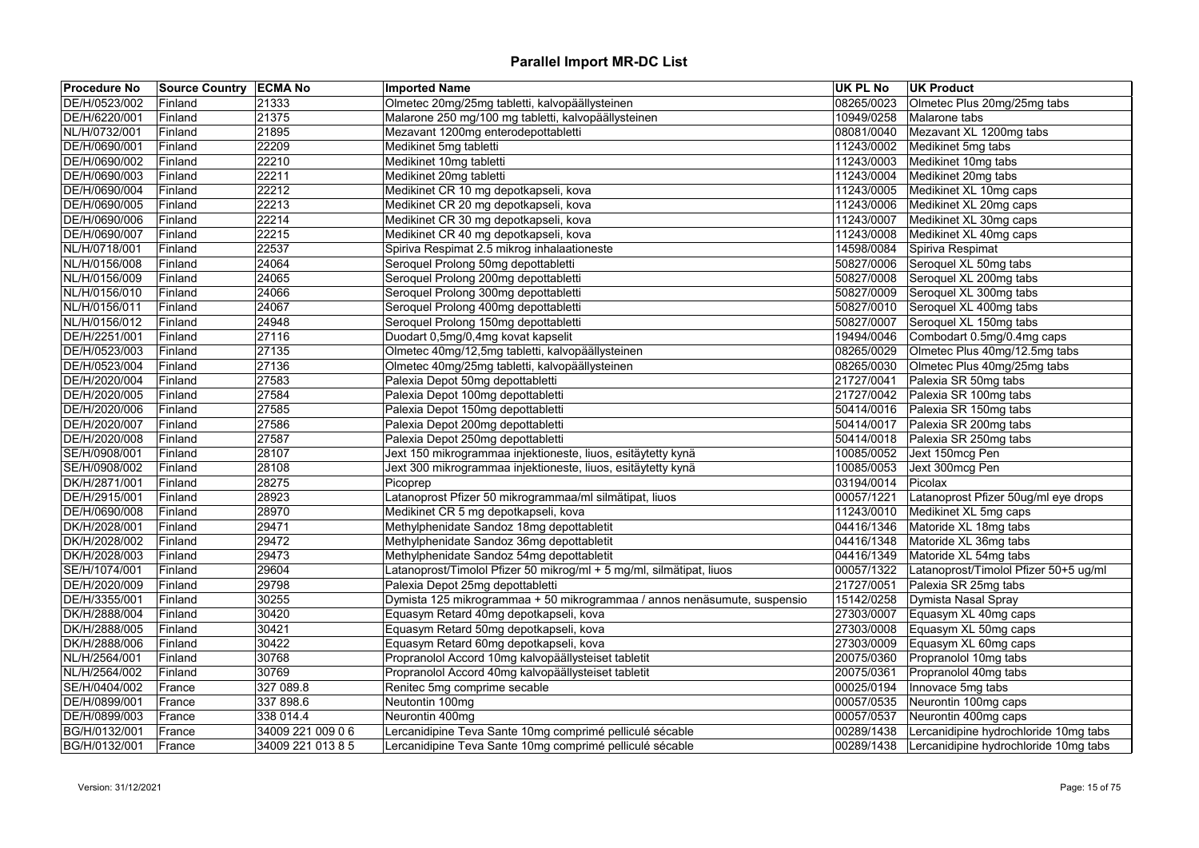# Parallel Import MR-DC List

| Procedure No | Source Country | ECMA No | Imported Name | UK PL No | UK Product |
|---|---|---|---|---|---|
| DE/H/0523/002 | Finland | 21333 | Olmetec 20mg/25mg tabletti, kalvopäällysteinen | 08265/0023 | Olmetec Plus 20mg/25mg tabs |
| DE/H/6220/001 | Finland | 21375 | Malarone 250 mg/100 mg tabletti, kalvopäällysteinen | 10949/0258 | Malarone tabs |
| NL/H/0732/001 | Finland | 21895 | Mezavant 1200mg enterodepottabletti | 08081/0040 | Mezavant XL 1200mg tabs |
| DE/H/0690/001 | Finland | 22209 | Medikinet 5mg tabletti | 11243/0002 | Medikinet 5mg tabs |
| DE/H/0690/002 | Finland | 22210 | Medikinet 10mg tabletti | 11243/0003 | Medikinet 10mg tabs |
| DE/H/0690/003 | Finland | 22211 | Medikinet 20mg tabletti | 11243/0004 | Medikinet 20mg tabs |
| DE/H/0690/004 | Finland | 22212 | Medikinet CR 10 mg depotkapseli, kova | 11243/0005 | Medikinet XL 10mg caps |
| DE/H/0690/005 | Finland | 22213 | Medikinet CR 20 mg depotkapseli, kova | 11243/0006 | Medikinet XL 20mg caps |
| DE/H/0690/006 | Finland | 22214 | Medikinet CR 30 mg depotkapseli, kova | 11243/0007 | Medikinet XL 30mg caps |
| DE/H/0690/007 | Finland | 22215 | Medikinet CR 40 mg depotkapseli, kova | 11243/0008 | Medikinet XL 40mg caps |
| NL/H/0718/001 | Finland | 22537 | Spiriva Respimat 2.5 mikrog inhalaationeste | 14598/0084 | Spiriva Respimat |
| NL/H/0156/008 | Finland | 24064 | Seroquel Prolong 50mg depottabletti | 50827/0006 | Seroquel XL 50mg tabs |
| NL/H/0156/009 | Finland | 24065 | Seroquel Prolong 200mg depottabletti | 50827/0008 | Seroquel XL 200mg tabs |
| NL/H/0156/010 | Finland | 24066 | Seroquel Prolong 300mg depottabletti | 50827/0009 | Seroquel XL 300mg tabs |
| NL/H/0156/011 | Finland | 24067 | Seroquel Prolong 400mg depottabletti | 50827/0010 | Seroquel XL 400mg tabs |
| NL/H/0156/012 | Finland | 24948 | Seroquel Prolong 150mg depottabletti | 50827/0007 | Seroquel XL 150mg tabs |
| DE/H/2251/001 | Finland | 27116 | Duodart 0,5mg/0,4mg kovat kapselit | 19494/0046 | Combodart 0.5mg/0.4mg caps |
| DE/H/0523/003 | Finland | 27135 | Olmetec 40mg/12,5mg tabletti, kalvopäällysteinen | 08265/0029 | Olmetec Plus 40mg/12.5mg tabs |
| DE/H/0523/004 | Finland | 27136 | Olmetec 40mg/25mg tabletti, kalvopäällysteinen | 08265/0030 | Olmetec Plus 40mg/25mg tabs |
| DE/H/2020/004 | Finland | 27583 | Palexia Depot 50mg depottabletti | 21727/0041 | Palexia SR 50mg tabs |
| DE/H/2020/005 | Finland | 27584 | Palexia Depot 100mg depottabletti | 21727/0042 | Palexia SR 100mg tabs |
| DE/H/2020/006 | Finland | 27585 | Palexia Depot 150mg depottabletti | 50414/0016 | Palexia SR 150mg tabs |
| DE/H/2020/007 | Finland | 27586 | Palexia Depot 200mg depottabletti | 50414/0017 | Palexia SR 200mg tabs |
| DE/H/2020/008 | Finland | 27587 | Palexia Depot 250mg depottabletti | 50414/0018 | Palexia SR 250mg tabs |
| SE/H/0908/001 | Finland | 28107 | Jext 150 mikrogrammaa injektioneste, liuos, esitäytetty kynä | 10085/0052 | Jext 150mcg Pen |
| SE/H/0908/002 | Finland | 28108 | Jext 300 mikrogrammaa injektioneste, liuos, esitäytetty kynä | 10085/0053 | Jext 300mcg Pen |
| DK/H/2871/001 | Finland | 28275 | Picoprep | 03194/0014 | Picolax |
| DE/H/2915/001 | Finland | 28923 | Latanoprost Pfizer 50 mikrogrammaa/ml silmätipat, liuos | 00057/1221 | Latanoprost Pfizer 50ug/ml eye drops |
| DE/H/0690/008 | Finland | 28970 | Medikinet CR 5 mg depotkapseli, kova | 11243/0010 | Medikinet XL 5mg caps |
| DK/H/2028/001 | Finland | 29471 | Methylphenidate Sandoz 18mg depottabletit | 04416/1346 | Matoride XL 18mg tabs |
| DK/H/2028/002 | Finland | 29472 | Methylphenidate Sandoz 36mg depottabletit | 04416/1348 | Matoride XL 36mg tabs |
| DK/H/2028/003 | Finland | 29473 | Methylphenidate Sandoz 54mg depottabletit | 04416/1349 | Matoride XL 54mg tabs |
| SE/H/1074/001 | Finland | 29604 | Latanoprost/Timolol Pfizer 50 mikrog/ml + 5 mg/ml, silmätipat, liuos | 00057/1322 | Latanoprost/Timolol Pfizer 50+5 ug/ml |
| DE/H/2020/009 | Finland | 29798 | Palexia Depot 25mg depottabletti | 21727/0051 | Palexia SR 25mg tabs |
| DE/H/3355/001 | Finland | 30255 | Dymista 125 mikrogrammaa + 50 mikrogrammaa / annos nenäsumute, suspensio | 15142/0258 | Dymista Nasal Spray |
| DK/H/2888/004 | Finland | 30420 | Equasym Retard 40mg depotkapseli, kova | 27303/0007 | Equasym XL 40mg caps |
| DK/H/2888/005 | Finland | 30421 | Equasym Retard 50mg depotkapseli, kova | 27303/0008 | Equasym XL 50mg caps |
| DK/H/2888/006 | Finland | 30422 | Equasym Retard 60mg depotkapseli, kova | 27303/0009 | Equasym XL 60mg caps |
| NL/H/2564/001 | Finland | 30768 | Propranolol Accord 10mg kalvopäällysteiset tabletit | 20075/0360 | Propranolol 10mg tabs |
| NL/H/2564/002 | Finland | 30769 | Propranolol Accord 40mg kalvopäällysteiset tabletit | 20075/0361 | Propranolol 40mg tabs |
| SE/H/0404/002 | France | 327 089.8 | Renitec 5mg comprime secable | 00025/0194 | Innovace 5mg tabs |
| DE/H/0899/001 | France | 337 898.6 | Neutontin 100mg | 00057/0535 | Neurontin 100mg caps |
| DE/H/0899/003 | France | 338 014.4 | Neurontin 400mg | 00057/0537 | Neurontin 400mg caps |
| BG/H/0132/001 | France | 34009 221 009 0 6 | Lercanidipine Teva Sante 10mg comprimé pelliculé sécable | 00289/1438 | Lercanidipine hydrochloride 10mg tabs |
| BG/H/0132/001 | France | 34009 221 013 8 5 | Lercanidipine Teva Sante 10mg comprimé pelliculé sécable | 00289/1438 | Lercanidipine hydrochloride 10mg tabs |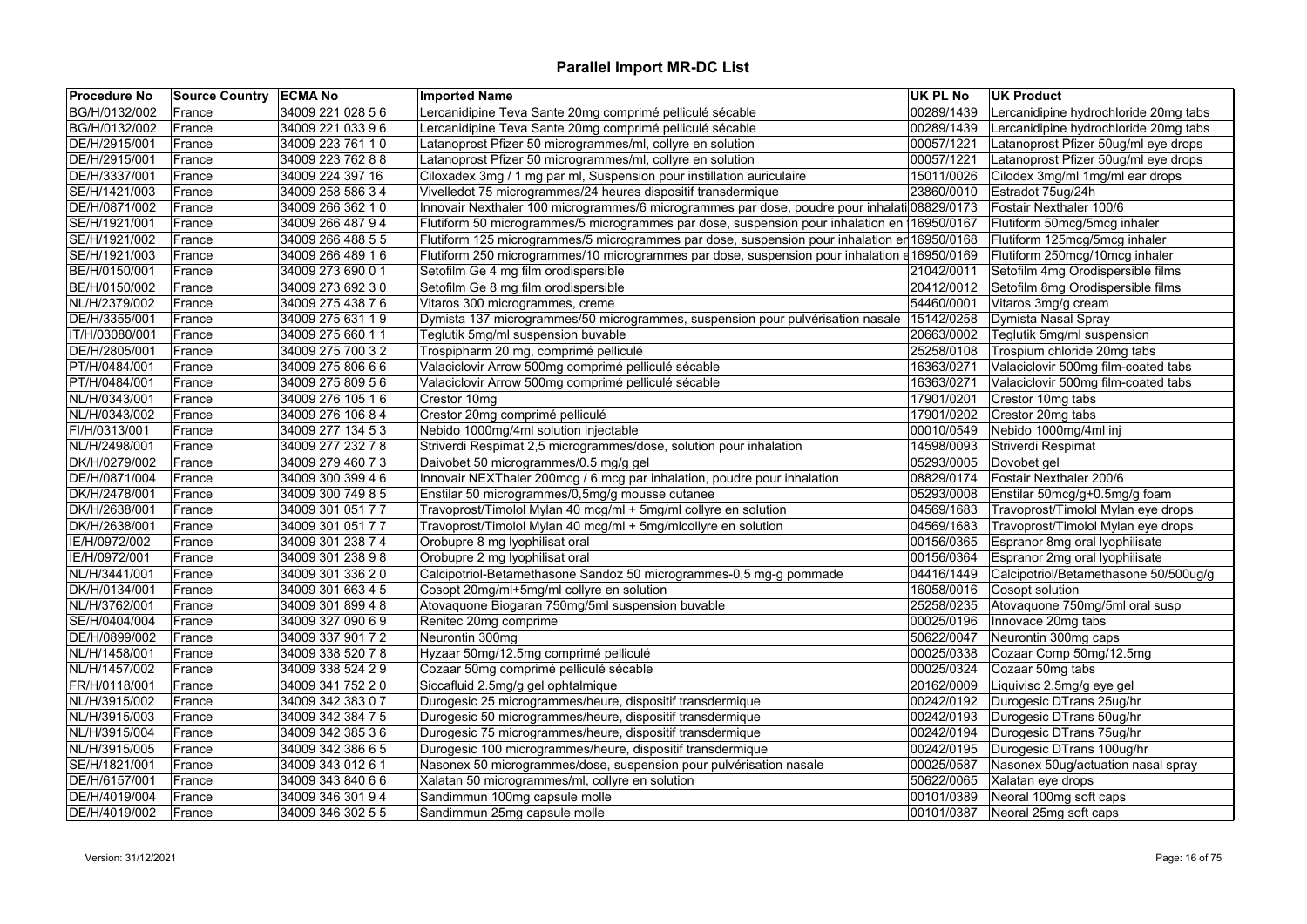# Parallel Import MR-DC List

| Procedure No | Source Country | ECMA No | Imported Name | UK PL No | UK Product |
|---|---|---|---|---|---|
| BG/H/0132/002 | France | 34009 221 028 5 6 | Lercanidipine Teva Sante 20mg comprimé pelliculé sécable | 00289/1439 | Lercanidipine hydrochloride 20mg tabs |
| BG/H/0132/002 | France | 34009 221 033 9 6 | Lercanidipine Teva Sante 20mg comprimé pelliculé sécable | 00289/1439 | Lercanidipine hydrochloride 20mg tabs |
| DE/H/2915/001 | France | 34009 223 761 1 0 | Latanoprost Pfizer 50 microgrammes/ml, collyre en solution | 00057/1221 | Latanoprost Pfizer 50ug/ml eye drops |
| DE/H/2915/001 | France | 34009 223 762 8 8 | Latanoprost Pfizer 50 microgrammes/ml, collyre en solution | 00057/1221 | Latanoprost Pfizer 50ug/ml eye drops |
| DE/H/3337/001 | France | 34009 224 397 16 | Ciloxadex 3mg / 1 mg par ml, Suspension pour instillation auriculaire | 15011/0026 | Cilodex 3mg/ml 1mg/ml ear drops |
| SE/H/1421/003 | France | 34009 258 586 3 4 | Vivelledot 75 microgrammes/24 heures dispositif transdermique | 23860/0010 | Estradot 75ug/24h |
| DE/H/0871/002 | France | 34009 266 362 1 0 | Innovair Nexthaler 100 microgrammes/6 microgrammes par dose, poudre pour inhalati | 08829/0173 | Fostair Nexthaler 100/6 |
| SE/H/1921/001 | France | 34009 266 487 9 4 | Flutiform 50 microgrammes/5 microgrammes par dose, suspension pour inhalation en | 16950/0167 | Flutiform 50mcg/5mcg inhaler |
| SE/H/1921/002 | France | 34009 266 488 5 5 | Flutiform 125 microgrammes/5 microgrammes par dose, suspension pour inhalation er | 16950/0168 | Flutiform 125mcg/5mcg inhaler |
| SE/H/1921/003 | France | 34009 266 489 1 6 | Flutiform 250 microgrammes/10 microgrammes par dose, suspension pour inhalation e | 16950/0169 | Flutiform 250mcg/10mcg inhaler |
| BE/H/0150/001 | France | 34009 273 690 0 1 | Setofilm Ge 4 mg film orodispersible | 21042/0011 | Setofilm 4mg Orodispersible films |
| BE/H/0150/002 | France | 34009 273 692 3 0 | Setofilm Ge 8 mg film orodispersible | 20412/0012 | Setofilm 8mg Orodispersible films |
| NL/H/2379/002 | France | 34009 275 438 7 6 | Vitaros 300 microgrammes, creme | 54460/0001 | Vitaros 3mg/g cream |
| DE/H/3355/001 | France | 34009 275 631 1 9 | Dymista 137 microgrammes/50 microgrammes, suspension pour pulvérisation nasale | 15142/0258 | Dymista Nasal Spray |
| IT/H/03080/001 | France | 34009 275 660 1 1 | Teglutik 5mg/ml suspension buvable | 20663/0002 | Teglutik 5mg/ml suspension |
| DE/H/2805/001 | France | 34009 275 700 3 2 | Trospipharm 20 mg, comprimé pelliculé | 25258/0108 | Trospium chloride 20mg tabs |
| PT/H/0484/001 | France | 34009 275 806 6 6 | Valaciclovir Arrow 500mg comprimé pelliculé sécable | 16363/0271 | Valaciclovir 500mg film-coated tabs |
| PT/H/0484/001 | France | 34009 275 809 5 6 | Valaciclovir Arrow 500mg comprimé pelliculé sécable | 16363/0271 | Valaciclovir 500mg film-coated tabs |
| NL/H/0343/001 | France | 34009 276 105 1 6 | Crestor 10mg | 17901/0201 | Crestor 10mg tabs |
| NL/H/0343/002 | France | 34009 276 106 8 4 | Crestor 20mg comprimé pelliculé | 17901/0202 | Crestor 20mg tabs |
| FI/H/0313/001 | France | 34009 277 134 5 3 | Nebido 1000mg/4ml solution injectable | 00010/0549 | Nebido 1000mg/4ml inj |
| NL/H/2498/001 | France | 34009 277 232 7 8 | Striverdi Respimat 2,5 microgrammes/dose, solution pour inhalation | 14598/0093 | Striverdi Respimat |
| DK/H/0279/002 | France | 34009 279 460 7 3 | Daivobet 50 microgrammes/0.5 mg/g gel | 05293/0005 | Dovobet gel |
| DE/H/0871/004 | France | 34009 300 399 4 6 | Innovair NEXThaler 200mcg / 6 mcg par inhalation, poudre pour inhalation | 08829/0174 | Fostair Nexthaler 200/6 |
| DK/H/2478/001 | France | 34009 300 749 8 5 | Enstilar 50 microgrammes/0,5mg/g mousse cutanee | 05293/0008 | Enstilar 50mcg/g+0.5mg/g foam |
| DK/H/2638/001 | France | 34009 301 051 7 7 | Travoprost/Timolol Mylan 40 mcg/ml + 5mg/ml collyre en solution | 04569/1683 | Travoprost/Timolol Mylan eye drops |
| DK/H/2638/001 | France | 34009 301 051 7 7 | Travoprost/Timolol Mylan 40 mcg/ml + 5mg/mlcollyre en solution | 04569/1683 | Travoprost/Timolol Mylan eye drops |
| IE/H/0972/002 | France | 34009 301 238 7 4 | Orobupre 8 mg lyophilisat oral | 00156/0365 | Espranor 8mg oral lyophilisate |
| IE/H/0972/001 | France | 34009 301 238 9 8 | Orobupre 2 mg lyophilisat oral | 00156/0364 | Espranor 2mg oral lyophilisate |
| NL/H/3441/001 | France | 34009 301 336 2 0 | Calcipotriol-Betamethasone Sandoz 50 microgrammes-0,5 mg-g pommade | 04416/1449 | Calcipotriol/Betamethasone 50/500ug/g |
| DK/H/0134/001 | France | 34009 301 663 4 5 | Cosopt 20mg/ml+5mg/ml collyre en solution | 16058/0016 | Cosopt solution |
| NL/H/3762/001 | France | 34009 301 899 4 8 | Atovaquone Biogaran 750mg/5ml suspension buvable | 25258/0235 | Atovaquone 750mg/5ml oral susp |
| SE/H/0404/004 | France | 34009 327 090 6 9 | Renitec 20mg comprime | 00025/0196 | Innovace 20mg tabs |
| DE/H/0899/002 | France | 34009 337 901 7 2 | Neurontin 300mg | 50622/0047 | Neurontin 300mg caps |
| NL/H/1458/001 | France | 34009 338 520 7 8 | Hyzaar 50mg/12.5mg comprimé pelliculé | 00025/0338 | Cozaar Comp 50mg/12.5mg |
| NL/H/1457/002 | France | 34009 338 524 2 9 | Cozaar 50mg comprimé pelliculé sécable | 00025/0324 | Cozaar 50mg tabs |
| FR/H/0118/001 | France | 34009 341 752 2 0 | Siccafluid 2.5mg/g gel ophtalmique | 20162/0009 | Liquivisc 2.5mg/g eye gel |
| NL/H/3915/002 | France | 34009 342 383 0 7 | Durogesic 25 microgrammes/heure, dispositif transdermique | 00242/0192 | Durogesic DTrans 25ug/hr |
| NL/H/3915/003 | France | 34009 342 384 7 5 | Durogesic 50 microgrammes/heure, dispositif transdermique | 00242/0193 | Durogesic DTrans 50ug/hr |
| NL/H/3915/004 | France | 34009 342 385 3 6 | Durogesic 75 microgrammes/heure, dispositif transdermique | 00242/0194 | Durogesic DTrans 75ug/hr |
| NL/H/3915/005 | France | 34009 342 386 6 5 | Durogesic 100 microgrammes/heure, dispositif transdermique | 00242/0195 | Durogesic DTrans 100ug/hr |
| SE/H/1821/001 | France | 34009 343 012 6 1 | Nasonex 50 microgrammes/dose, suspension pour pulvérisation nasale | 00025/0587 | Nasonex 50ug/actuation nasal spray |
| DE/H/6157/001 | France | 34009 343 840 6 6 | Xalatan 50 microgrammes/ml, collyre en solution | 50622/0065 | Xalatan eye drops |
| DE/H/4019/004 | France | 34009 346 301 9 4 | Sandimmun 100mg capsule molle | 00101/0389 | Neoral 100mg soft caps |
| DE/H/4019/002 | France | 34009 346 302 5 5 | Sandimmun 25mg capsule molle | 00101/0387 | Neoral 25mg soft caps |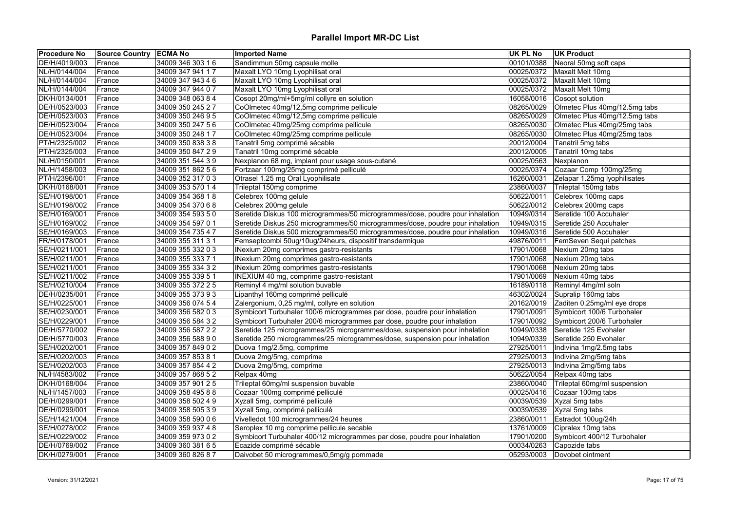# Parallel Import MR-DC List

| Procedure No | Source Country | ECMA No | Imported Name | UK PL No | UK Product |
|---|---|---|---|---|---|
| DE/H/4019/003 | France | 34009 346 303 1 6 | Sandimmun 50mg capsule molle | 00101/0388 | Neoral 50mg soft caps |
| NL/H/0144/004 | France | 34009 347 941 1 7 | Maxalt LYO 10mg Lyophilisat oral | 00025/0372 | Maxalt Melt 10mg |
| NL/H/0144/004 | France | 34009 347 943 4 6 | Maxalt LYO 10mg Lyophilisat oral | 00025/0372 | Maxalt Melt 10mg |
| NL/H/0144/004 | France | 34009 347 944 0 7 | Maxalt LYO 10mg Lyophilisat oral | 00025/0372 | Maxalt Melt 10mg |
| DK/H/0134/001 | France | 34009 348 063 8 4 | Cosopt 20mg/ml+5mg/ml collyre en solution | 16058/0016 | Cosopt solution |
| DE/H/0523/003 | France | 34009 350 245 2 7 | CoOlmetec 40mg/12,5mg comprime pellicule | 08265/0029 | Olmetec Plus 40mg/12.5mg tabs |
| DE/H/0523/003 | France | 34009 350 246 9 5 | CoOlmetec 40mg/12,5mg comprime pellicule | 08265/0029 | Olmetec Plus 40mg/12.5mg tabs |
| DE/H/0523/004 | France | 34009 350 247 5 6 | CoOlmetec 40mg/25mg comprime pellicule | 08265/0030 | Olmetec Plus 40mg/25mg tabs |
| DE/H/0523/004 | France | 34009 350 248 1 7 | CoOlmetec 40mg/25mg comprime pellicule | 08265/0030 | Olmetec Plus 40mg/25mg tabs |
| PT/H/2325/002 | France | 34009 350 838 3 8 | Tanatril 5mg comprimé sécable | 20012/0004 | Tanatril 5mg tabs |
| PT/H/2325/003 | France | 34009 350 847 2 9 | Tanatril 10mg comprimé sécable | 20012/0005 | Tanatril 10mg tabs |
| NL/H/0150/001 | France | 34009 351 544 3 9 | Nexplanon 68 mg, implant pour usage sous-cutané | 00025/0563 | Nexplanon |
| NL/H/1458/003 | France | 34009 351 862 5 6 | Fortzaar 100mg/25mg comprimé pelliculé | 00025/0374 | Cozaar Comp 100mg/25mg |
| PT/H/2396/001 | France | 34009 352 317 0 3 | Otrasel 1.25 mg Oral Lyophilisate | 16260/0031 | Zelapar 1.25mg lyophilisates |
| DK/H/0168/001 | France | 34009 353 570 1 4 | Trileptal 150mg comprime | 23860/0037 | Trileptal 150mg tabs |
| SE/H/0198/001 | France | 34009 354 368 1 8 | Celebrex 100mg gelule | 50622/0011 | Celebrex 100mg caps |
| SE/H/0198/002 | France | 34009 354 370 6 8 | Celebrex 200mg gelule | 50622/0012 | Celebrex 200mg caps |
| SE/H/0169/001 | France | 34009 354 593 5 0 | Seretide Diskus 100 microgrammes/50 microgrammes/dose, poudre pour inhalation | 10949/0314 | Seretide 100 Accuhaler |
| SE/H/0169/002 | France | 34009 354 597 0 1 | Seretide Diskus 250 microgrammes/50 microgrammes/dose, poudre pour inhalation | 10949/0315 | Seretide 250 Accuhaler |
| SE/H/0169/003 | France | 34009 354 735 4 7 | Seretide Diskus 500 microgrammes/50 microgrammes/dose, poudre pour inhalation | 10949/0316 | Seretide 500 Accuhaler |
| FR/H/0178/001 | France | 34009 355 311 3 1 | Femseptcombi 50ug/10ug/24heurs, dispositif transdermique | 49876/0011 | FemSeven Sequi patches |
| SE/H/0211/001 | France | 34009 355 332 0 3 | INexium 20mg comprimes gastro-resistants | 17901/0068 | Nexium 20mg tabs |
| SE/H/0211/001 | France | 34009 355 333 7 1 | INexium 20mg comprimes gastro-resistants | 17901/0068 | Nexium 20mg tabs |
| SE/H/0211/001 | France | 34009 355 334 3 2 | INexium 20mg comprimes gastro-resistants | 17901/0068 | Nexium 20mg tabs |
| SE/H/0211/002 | France | 34009 355 339 5 1 | INEXIUM 40 mg, comprime gastro-resistant | 17901/0069 | Nexium 40mg tabs |
| SE/H/0210/004 | France | 34009 355 372 2 5 | Reminyl 4 mg/ml solution buvable | 16189/0118 | Reminyl 4mg/ml soln |
| DE/H/0235/001 | France | 34009 355 373 9 3 | Lipanthyl 160mg comprimé pelliculé | 46302/0024 | Supralip 160mg tabs |
| SE/H/0225/001 | France | 34009 356 074 5 4 | Zalergonium, 0,25 mg/ml, collyre en solution | 20162/0019 | Zaditen 0.25mg/ml eye drops |
| SE/H/0230/001 | France | 34009 356 582 0 3 | Symbicort Turbuhaler 100/6 microgrammes par dose, poudre pour inhalation | 17901/0091 | Symbicort 100/6 Turbohaler |
| SE/H/0229/001 | France | 34009 356 584 3 2 | Symbicort Turbuhaler 200/6 microgrammes par dose, poudre pour inhalation | 17901/0092 | Symbicort 200/6 Turbohaler |
| DE/H/5770/002 | France | 34009 356 587 2 2 | Seretide 125 microgrammes/25 microgrammes/dose, suspension pour inhalation | 10949/0338 | Seretide 125 Evohaler |
| DE/H/5770/003 | France | 34009 356 588 9 0 | Seretide 250 microgrammes/25 microgrammes/dose, suspension pour inhalation | 10949/0339 | Seretide 250 Evohaler |
| SE/H/0202/001 | France | 34009 357 849 0 2 | Duova 1mg/2.5mg, comprime | 27925/0011 | Indivina 1mg/2.5mg tabs |
| SE/H/0202/003 | France | 34009 357 853 8 1 | Duova 2mg/5mg, comprime | 27925/0013 | Indivina 2mg/5mg tabs |
| SE/H/0202/003 | France | 34009 357 854 4 2 | Duova 2mg/5mg, comprime | 27925/0013 | Indivina 2mg/5mg tabs |
| NL/H/4583/002 | France | 34009 357 868 5 2 | Relpax 40mg | 50622/0054 | Relpax 40mg tabs |
| DK/H/0168/004 | France | 34009 357 901 2 5 | Trileptal 60mg/ml suspension buvable | 23860/0040 | Trileptal 60mg/ml suspension |
| NL/H/1457/003 | France | 34009 358 495 8 8 | Cozaar 100mg comprimé pelliculé | 00025/0416 | Cozaar 100mg tabs |
| DE/H/0299/001 | France | 34009 358 502 4 9 | Xyzall 5mg, comprimé pelliculé | 00039/0539 | Xyzal 5mg tabs |
| DE/H/0299/001 | France | 34009 358 505 3 9 | Xyzall 5mg, comprimé pelliculé | 00039/0539 | Xyzal 5mg tabs |
| SE/H/1421/004 | France | 34009 358 590 0 6 | Vivelledot 100 microgrammes/24 heures | 23860/0011 | Estradot 100ug/24h |
| SE/H/0278/002 | France | 34009 359 937 4 8 | Seroplex 10 mg comprime pellicule secable | 13761/0009 | Cipralex 10mg tabs |
| SE/H/0229/002 | France | 34009 359 973 0 2 | Symbicort Turbuhaler 400/12 microgrammes par dose, poudre pour inhalation | 17901/0200 | Symbicort 400/12 Turbohaler |
| DE/H/0769/002 | France | 34009 360 381 6 5 | Ecazide comprimé sécable | 00034/0263 | Capozide tabs |
| DK/H/0279/001 | France | 34009 360 826 8 7 | Daivobet 50 microgrammes/0,5mg/g pommade | 05293/0003 | Dovobet ointment |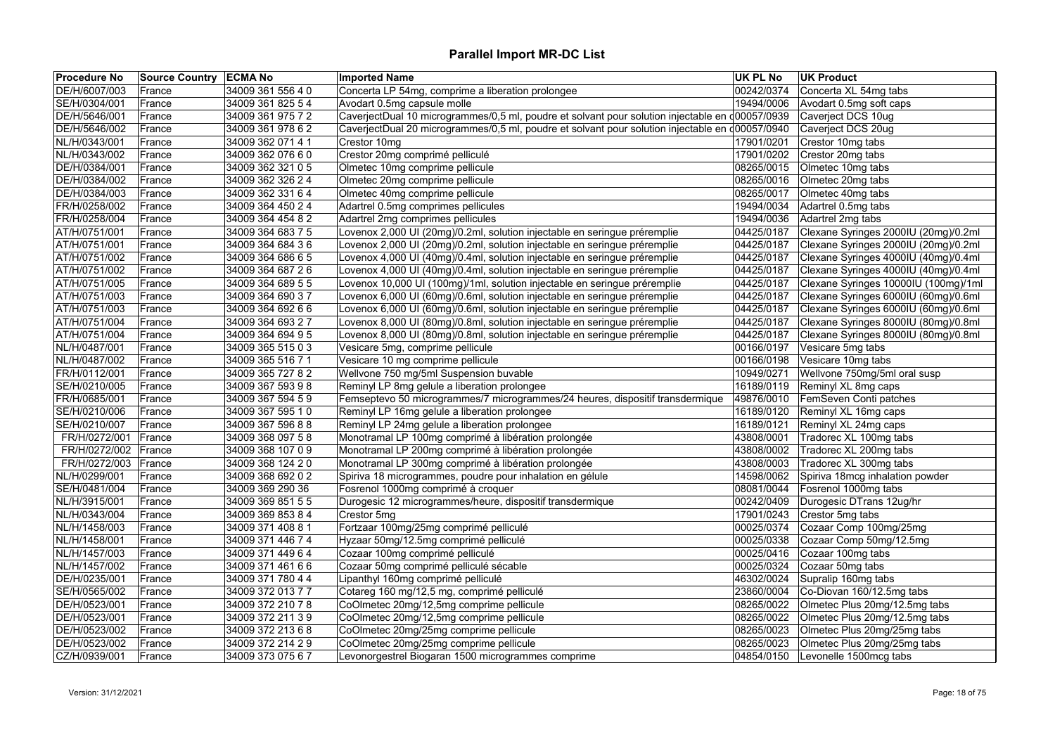# Parallel Import MR-DC List

| Procedure No | Source Country | ECMA No | Imported Name | UK PL No | UK Product |
|---|---|---|---|---|---|
| DE/H/6007/003 | France | 34009 361 556 4 0 | Concerta LP 54mg, comprime a liberation prolongee | 00242/0374 | Concerta XL 54mg tabs |
| SE/H/0304/001 | France | 34009 361 825 5 4 | Avodart 0.5mg capsule molle | 19494/0006 | Avodart 0.5mg soft caps |
| DE/H/5646/001 | France | 34009 361 975 7 2 | CaverjectDual 10 microgrammes/0,5 ml, poudre et solvant pour solution injectable en d | 00057/0939 | Caverject DCS 10ug |
| DE/H/5646/002 | France | 34009 361 978 6 2 | CaverjectDual 20 microgrammes/0,5 ml, poudre et solvant pour solution injectable en d | 00057/0940 | Caverject DCS 20ug |
| NL/H/0343/001 | France | 34009 362 071 4 1 | Crestor 10mg | 17901/0201 | Crestor 10mg tabs |
| NL/H/0343/002 | France | 34009 362 076 6 0 | Crestor 20mg comprimé pelliculé | 17901/0202 | Crestor 20mg tabs |
| DE/H/0384/001 | France | 34009 362 321 0 5 | Olmetec 10mg comprime pellicule | 08265/0015 | Olmetec 10mg tabs |
| DE/H/0384/002 | France | 34009 362 326 2 4 | Olmetec 20mg comprime pellicule | 08265/0016 | Olmetec 20mg tabs |
| DE/H/0384/003 | France | 34009 362 331 6 4 | Olmetec 40mg comprime pellicule | 08265/0017 | Olmetec 40mg tabs |
| FR/H/0258/002 | France | 34009 364 450 2 4 | Adartrel 0.5mg comprimes pellicules | 19494/0034 | Adartrel 0.5mg tabs |
| FR/H/0258/004 | France | 34009 364 454 8 2 | Adartrel 2mg comprimes pellicules | 19494/0036 | Adartrel 2mg tabs |
| AT/H/0751/001 | France | 34009 364 683 7 5 | Lovenox 2,000 UI (20mg)/0.2ml, solution injectable en seringue préremplie | 04425/0187 | Clexane Syringes 2000IU (20mg)/0.2ml |
| AT/H/0751/001 | France | 34009 364 684 3 6 | Lovenox 2,000 UI (20mg)/0.2ml, solution injectable en seringue préremplie | 04425/0187 | Clexane Syringes 2000IU (20mg)/0.2ml |
| AT/H/0751/002 | France | 34009 364 686 6 5 | Lovenox 4,000 UI (40mg)/0.4ml, solution injectable en seringue préremplie | 04425/0187 | Clexane Syringes 4000IU (40mg)/0.4ml |
| AT/H/0751/002 | France | 34009 364 687 2 6 | Lovenox 4,000 UI (40mg)/0.4ml, solution injectable en seringue préremplie | 04425/0187 | Clexane Syringes 4000IU (40mg)/0.4ml |
| AT/H/0751/005 | France | 34009 364 689 5 5 | Lovenox 10,000 UI (100mg)/1ml, solution injectable en seringue préremplie | 04425/0187 | Clexane Syringes 10000IU (100mg)/1ml |
| AT/H/0751/003 | France | 34009 364 690 3 7 | Lovenox 6,000 UI (60mg)/0.6ml, solution injectable en seringue préremplie | 04425/0187 | Clexane Syringes 6000IU (60mg)/0.6ml |
| AT/H/0751/003 | France | 34009 364 692 6 6 | Lovenox 6,000 UI (60mg)/0.6ml, solution injectable en seringue préremplie | 04425/0187 | Clexane Syringes 6000IU (60mg)/0.6ml |
| AT/H/0751/004 | France | 34009 364 693 2 7 | Lovenox 8,000 UI (80mg)/0.8ml, solution injectable en seringue préremplie | 04425/0187 | Clexane Syringes 8000IU (80mg)/0.8ml |
| AT/H/0751/004 | France | 34009 364 694 9 5 | Lovenox 8,000 UI (80mg)/0.8ml, solution injectable en seringue préremplie | 04425/0187 | Clexane Syringes 8000IU (80mg)/0.8ml |
| NL/H/0487/001 | France | 34009 365 515 0 3 | Vesicare 5mg, comprime pellicule | 00166/0197 | Vesicare 5mg tabs |
| NL/H/0487/002 | France | 34009 365 516 7 1 | Vesicare 10 mg comprime pellicule | 00166/0198 | Vesicare 10mg tabs |
| FR/H/0112/001 | France | 34009 365 727 8 2 | Wellvone 750 mg/5ml Suspension buvable | 10949/0271 | Wellvone 750mg/5ml oral susp |
| SE/H/0210/005 | France | 34009 367 593 9 8 | Reminyl LP 8mg gelule a liberation prolongee | 16189/0119 | Reminyl XL 8mg caps |
| FR/H/0685/001 | France | 34009 367 594 5 9 | Femseptevo 50 microgrammes/7 microgrammes/24 heures, dispositif transdermique | 49876/0010 | FemSeven Conti patches |
| SE/H/0210/006 | France | 34009 367 595 1 0 | Reminyl LP 16mg gelule a liberation prolongee | 16189/0120 | Reminyl XL 16mg caps |
| SE/H/0210/007 | France | 34009 367 596 8 8 | Reminyl LP 24mg gelule a liberation prolongee | 16189/0121 | Reminyl XL 24mg caps |
| FR/H/0272/001 | France | 34009 368 097 5 8 | Monotramal LP 100mg comprimé à libération prolongée | 43808/0001 | Tradorec XL 100mg tabs |
| FR/H/0272/002 | France | 34009 368 107 0 9 | Monotramal LP 200mg comprimé à libération prolongée | 43808/0002 | Tradorec XL 200mg tabs |
| FR/H/0272/003 | France | 34009 368 124 2 0 | Monotramal LP 300mg comprimé à libération prolongée | 43808/0003 | Tradorec XL 300mg tabs |
| NL/H/0299/001 | France | 34009 368 692 0 2 | Spiriva 18 microgrammes, poudre pour inhalation en gélule | 14598/0062 | Spiriva 18mcg inhalation powder |
| SE/H/0481/004 | France | 34009 369 290 36 | Fosrenol 1000mg comprimé à croquer | 08081/0044 | Fosrenol 1000mg tabs |
| NL/H/3915/001 | France | 34009 369 851 5 5 | Durogesic 12 microgrammes/heure, dispositif transdermique | 00242/0409 | Durogesic DTrans 12ug/hr |
| NL/H/0343/004 | France | 34009 369 853 8 4 | Crestor 5mg | 17901/0243 | Crestor 5mg tabs |
| NL/H/1458/003 | France | 34009 371 408 8 1 | Fortzaar 100mg/25mg comprimé pelliculé | 00025/0374 | Cozaar Comp 100mg/25mg |
| NL/H/1458/001 | France | 34009 371 446 7 4 | Hyzaar 50mg/12.5mg comprimé pelliculé | 00025/0338 | Cozaar Comp 50mg/12.5mg |
| NL/H/1457/003 | France | 34009 371 449 6 4 | Cozaar 100mg comprimé pelliculé | 00025/0416 | Cozaar 100mg tabs |
| NL/H/1457/002 | France | 34009 371 461 6 6 | Cozaar 50mg comprimé pelliculé sécable | 00025/0324 | Cozaar 50mg tabs |
| DE/H/0235/001 | France | 34009 371 780 4 4 | Lipanthyl 160mg comprimé pelliculé | 46302/0024 | Supralip 160mg tabs |
| SE/H/0565/002 | France | 34009 372 013 7 7 | Cotareg 160 mg/12,5 mg, comprimé pelliculé | 23860/0004 | Co-Diovan 160/12.5mg tabs |
| DE/H/0523/001 | France | 34009 372 210 7 8 | CoOlmetec 20mg/12,5mg comprime pellicule | 08265/0022 | Olmetec Plus 20mg/12.5mg tabs |
| DE/H/0523/001 | France | 34009 372 211 3 9 | CoOlmetec 20mg/12,5mg comprime pellicule | 08265/0022 | Olmetec Plus 20mg/12.5mg tabs |
| DE/H/0523/002 | France | 34009 372 213 6 8 | CoOlmetec 20mg/25mg comprime pellicule | 08265/0023 | Olmetec Plus 20mg/25mg tabs |
| DE/H/0523/002 | France | 34009 372 214 2 9 | CoOlmetec 20mg/25mg comprime pellicule | 08265/0023 | Olmetec Plus 20mg/25mg tabs |
| CZ/H/0939/001 | France | 34009 373 075 6 7 | Levonorgestrel Biogaran 1500 microgrammes comprime | 04854/0150 | Levonelle 1500mcg tabs |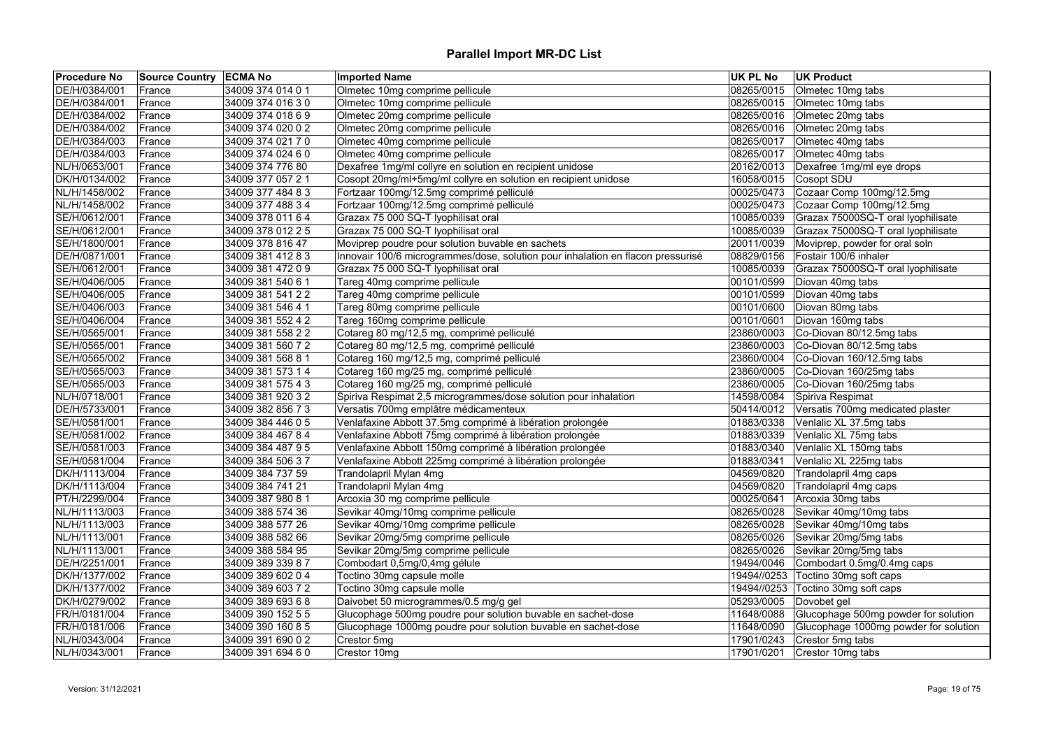# Parallel Import MR-DC List

| Procedure No | Source Country | ECMA No | Imported Name | UK PL No | UK Product |
|---|---|---|---|---|---|
| DE/H/0384/001 | France | 34009 374 014 0 1 | Olmetec 10mg comprime pellicule | 08265/0015 | Olmetec 10mg tabs |
| DE/H/0384/001 | France | 34009 374 016 3 0 | Olmetec 10mg comprime pellicule | 08265/0015 | Olmetec 10mg tabs |
| DE/H/0384/002 | France | 34009 374 018 6 9 | Olmetec 20mg comprime pellicule | 08265/0016 | Olmetec 20mg tabs |
| DE/H/0384/002 | France | 34009 374 020 0 2 | Olmetec 20mg comprime pellicule | 08265/0016 | Olmetec 20mg tabs |
| DE/H/0384/003 | France | 34009 374 021 7 0 | Olmetec 40mg comprime pellicule | 08265/0017 | Olmetec 40mg tabs |
| DE/H/0384/003 | France | 34009 374 024 6 0 | Olmetec 40mg comprime pellicule | 08265/0017 | Olmetec 40mg tabs |
| NL/H/0653/001 | France | 34009 374 776 80 | Dexafree 1mg/ml collyre en solution en recipient unidose | 20162/0013 | Dexafree 1mg/ml eye drops |
| DK/H/0134/002 | France | 34009 377 057 2 1 | Cosopt 20mg/ml+5mg/ml collyre en solution en recipient unidose | 16058/0015 | Cosopt SDU |
| NL/H/1458/002 | France | 34009 377 484 8 3 | Fortzaar 100mg/12.5mg comprimé pelliculé | 00025/0473 | Cozaar Comp 100mg/12.5mg |
| NL/H/1458/002 | France | 34009 377 488 3 4 | Fortzaar 100mg/12.5mg comprimé pelliculé | 00025/0473 | Cozaar Comp 100mg/12.5mg |
| SE/H/0612/001 | France | 34009 378 011 6 4 | Grazax 75 000 SQ-T lyophilisat oral | 10085/0039 | Grazax 75000SQ-T oral lyophilisate |
| SE/H/0612/001 | France | 34009 378 012 2 5 | Grazax 75 000 SQ-T lyophilisat oral | 10085/0039 | Grazax 75000SQ-T oral lyophilisate |
| SE/H/1800/001 | France | 34009 378 816 47 | Moviprep poudre pour solution buvable en sachets | 20011/0039 | Moviprep, powder for oral soln |
| DE/H/0871/001 | France | 34009 381 412 8 3 | Innovair 100/6 microgrammes/dose, solution pour inhalation en flacon pressurisé | 08829/0156 | Fostair 100/6 inhaler |
| SE/H/0612/001 | France | 34009 381 472 0 9 | Grazax 75 000 SQ-T lyophilisat oral | 10085/0039 | Grazax 75000SQ-T oral lyophilisate |
| SE/H/0406/005 | France | 34009 381 540 6 1 | Tareg 40mg comprime pellicule | 00101/0599 | Diovan 40mg tabs |
| SE/H/0406/005 | France | 34009 381 541 2 2 | Tareg 40mg comprime pellicule | 00101/0599 | Diovan 40mg tabs |
| SE/H/0406/003 | France | 34009 381 546 4 1 | Tareg 80mg comprime pellicule | 00101/0600 | Diovan 80mg tabs |
| SE/H/0406/004 | France | 34009 381 552 4 2 | Tareg 160mg comprime pellicule | 00101/0601 | Diovan 160mg tabs |
| SE/H/0565/001 | France | 34009 381 558 2 2 | Cotareg 80 mg/12,5 mg, comprimé pelliculé | 23860/0003 | Co-Diovan 80/12.5mg tabs |
| SE/H/0565/001 | France | 34009 381 560 7 2 | Cotareg 80 mg/12,5 mg, comprimé pelliculé | 23860/0003 | Co-Diovan 80/12.5mg tabs |
| SE/H/0565/002 | France | 34009 381 568 8 1 | Cotareg 160 mg/12,5 mg, comprimé pelliculé | 23860/0004 | Co-Diovan 160/12.5mg tabs |
| SE/H/0565/003 | France | 34009 381 573 1 4 | Cotareg 160 mg/25 mg, comprimé pelliculé | 23860/0005 | Co-Diovan 160/25mg tabs |
| SE/H/0565/003 | France | 34009 381 575 4 3 | Cotareg 160 mg/25 mg, comprimé pelliculé | 23860/0005 | Co-Diovan 160/25mg tabs |
| NL/H/0718/001 | France | 34009 381 920 3 2 | Spiriva Respimat 2,5 microgrammes/dose solution pour inhalation | 14598/0084 | Spiriva Respimat |
| DE/H/5733/001 | France | 34009 382 856 7 3 | Versatis 700mg emplâtre médicamenteux | 50414/0012 | Versatis 700mg medicated plaster |
| SE/H/0581/001 | France | 34009 384 446 0 5 | Venlafaxine Abbott 37.5mg comprimé à libération prolongée | 01883/0338 | Venlalic XL 37.5mg tabs |
| SE/H/0581/002 | France | 34009 384 467 8 4 | Venlafaxine Abbott 75mg comprimé à libération prolongée | 01883/0339 | Venlalic XL 75mg tabs |
| SE/H/0581/003 | France | 34009 384 487 9 5 | Venlafaxine Abbott 150mg comprimé à libération prolongée | 01883/0340 | Venlalic XL 150mg tabs |
| SE/H/0581/004 | France | 34009 384 506 3 7 | Venlafaxine Abbott 225mg comprimé à libération prolongée | 01883/0341 | Venlalic XL 225mg tabs |
| DK/H/1113/004 | France | 34009 384 737 59 | Trandolapril Mylan 4mg | 04569/0820 | Trandolapril 4mg caps |
| DK/H/1113/004 | France | 34009 384 741 21 | Trandolapril Mylan 4mg | 04569/0820 | Trandolapril 4mg caps |
| PT/H/2299/004 | France | 34009 387 980 8 1 | Arcoxia 30 mg comprime pellicule | 00025/0641 | Arcoxia 30mg tabs |
| NL/H/1113/003 | France | 34009 388 574 36 | Sevikar 40mg/10mg comprime pellicule | 08265/0028 | Sevikar 40mg/10mg tabs |
| NL/H/1113/003 | France | 34009 388 577 26 | Sevikar 40mg/10mg comprime pellicule | 08265/0028 | Sevikar 40mg/10mg tabs |
| NL/H/1113/001 | France | 34009 388 582 66 | Sevikar 20mg/5mg comprime pellicule | 08265/0026 | Sevikar 20mg/5mg tabs |
| NL/H/1113/001 | France | 34009 388 584 95 | Sevikar 20mg/5mg comprime pellicule | 08265/0026 | Sevikar 20mg/5mg tabs |
| DE/H/2251/001 | France | 34009 389 339 8 7 | Combodart 0,5mg/0,4mg gélule | 19494/0046 | Combodart 0.5mg/0.4mg caps |
| DK/H/1377/002 | France | 34009 389 602 0 4 | Toctino 30mg capsule molle | 19494//0253 | Toctino 30mg soft caps |
| DK/H/1377/002 | France | 34009 389 603 7 2 | Toctino 30mg capsule molle | 19494//0253 | Toctino 30mg soft caps |
| DK/H/0279/002 | France | 34009 389 693 6 8 | Daivobet 50 microgrammes/0.5 mg/g gel | 05293/0005 | Dovobet gel |
| FR/H/0181/004 | France | 34009 390 152 5 5 | Glucophage 500mg poudre pour solution buvable en sachet-dose | 11648/0088 | Glucophage 500mg powder for solution |
| FR/H/0181/006 | France | 34009 390 160 8 5 | Glucophage 1000mg poudre pour solution buvable en sachet-dose | 11648/0090 | Glucophage 1000mg powder for solution |
| NL/H/0343/004 | France | 34009 391 690 0 2 | Crestor 5mg | 17901/0243 | Crestor 5mg tabs |
| NL/H/0343/001 | France | 34009 391 694 6 0 | Crestor 10mg | 17901/0201 | Crestor 10mg tabs |

Version: 31/12/2021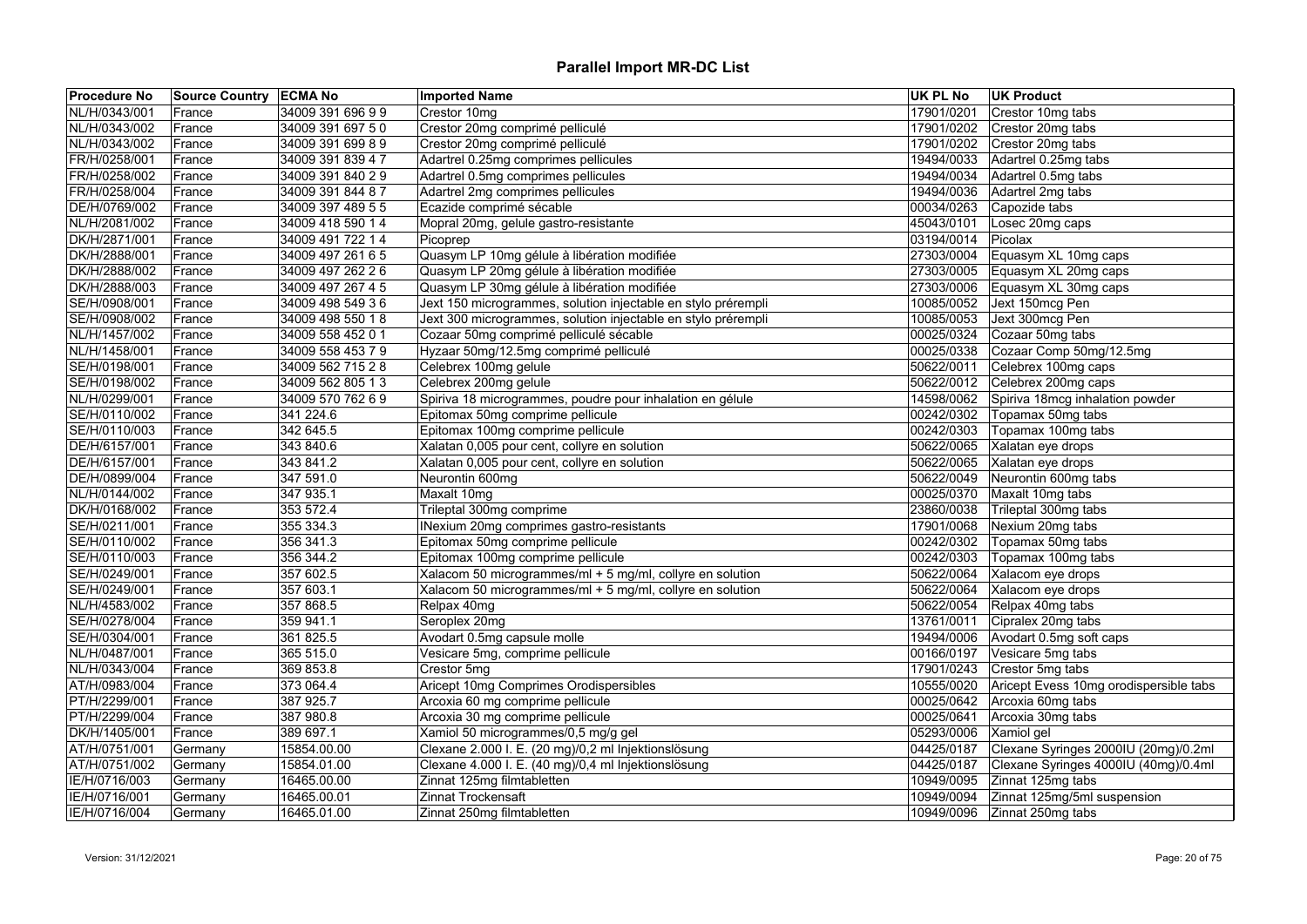# Parallel Import MR-DC List

| Procedure No | Source Country | ECMA No | Imported Name | UK PL No | UK Product |
| --- | --- | --- | --- | --- | --- |
| NL/H/0343/001 | France | 34009 391 696 9 9 | Crestor 10mg | 17901/0201 | Crestor 10mg tabs |
| NL/H/0343/002 | France | 34009 391 697 5 0 | Crestor 20mg comprimé pelliculé | 17901/0202 | Crestor 20mg tabs |
| NL/H/0343/002 | France | 34009 391 699 8 9 | Crestor 20mg comprimé pelliculé | 17901/0202 | Crestor 20mg tabs |
| FR/H/0258/001 | France | 34009 391 839 4 7 | Adartrel 0.25mg comprimes pellicules | 19494/0033 | Adartrel 0.25mg tabs |
| FR/H/0258/002 | France | 34009 391 840 2 9 | Adartrel 0.5mg comprimes pellicules | 19494/0034 | Adartrel 0.5mg tabs |
| FR/H/0258/004 | France | 34009 391 844 8 7 | Adartrel 2mg comprimes pellicules | 19494/0036 | Adartrel 2mg tabs |
| DE/H/0769/002 | France | 34009 397 489 5 5 | Ecazide comprimé sécable | 00034/0263 | Capozide tabs |
| NL/H/2081/002 | France | 34009 418 590 1 4 | Mopral 20mg, gelule gastro-resistante | 45043/0101 | Losec 20mg caps |
| DK/H/2871/001 | France | 34009 491 722 1 4 | Picoprep | 03194/0014 | Picolax |
| DK/H/2888/001 | France | 34009 497 261 6 5 | Quasym LP 10mg gélule à libération modifiée | 27303/0004 | Equasym XL 10mg caps |
| DK/H/2888/002 | France | 34009 497 262 2 6 | Quasym LP 20mg gélule à libération modifiée | 27303/0005 | Equasym XL 20mg caps |
| DK/H/2888/003 | France | 34009 497 267 4 5 | Quasym LP 30mg gélule à libération modifiée | 27303/0006 | Equasym XL 30mg caps |
| SE/H/0908/001 | France | 34009 498 549 3 6 | Jext 150 microgrammes, solution injectable en stylo prérempli | 10085/0052 | Jext 150mcg Pen |
| SE/H/0908/002 | France | 34009 498 550 1 8 | Jext 300 microgrammes, solution injectable en stylo prérempli | 10085/0053 | Jext 300mcg Pen |
| NL/H/1457/002 | France | 34009 558 452 0 1 | Cozaar 50mg comprimé pelliculé sécable | 00025/0324 | Cozaar 50mg tabs |
| NL/H/1458/001 | France | 34009 558 453 7 9 | Hyzaar 50mg/12.5mg comprimé pelliculé | 00025/0338 | Cozaar Comp 50mg/12.5mg |
| SE/H/0198/001 | France | 34009 562 715 2 8 | Celebrex 100mg gelule | 50622/0011 | Celebrex 100mg caps |
| SE/H/0198/002 | France | 34009 562 805 1 3 | Celebrex 200mg gelule | 50622/0012 | Celebrex 200mg caps |
| NL/H/0299/001 | France | 34009 570 762 6 9 | Spiriva 18 microgrammes, poudre pour inhalation en gélule | 14598/0062 | Spiriva 18mcg inhalation powder |
| SE/H/0110/002 | France | 341 224.6 | Epitomax 50mg comprime pellicule | 00242/0302 | Topamax 50mg tabs |
| SE/H/0110/003 | France | 342 645.5 | Epitomax 100mg comprime pellicule | 00242/0303 | Topamax 100mg tabs |
| DE/H/6157/001 | France | 343 840.6 | Xalatan 0,005 pour cent, collyre en solution | 50622/0065 | Xalatan eye drops |
| DE/H/6157/001 | France | 343 841.2 | Xalatan 0,005 pour cent, collyre en solution | 50622/0065 | Xalatan eye drops |
| DE/H/0899/004 | France | 347 591.0 | Neurontin 600mg | 50622/0049 | Neurontin 600mg tabs |
| NL/H/0144/002 | France | 347 935.1 | Maxalt 10mg | 00025/0370 | Maxalt 10mg tabs |
| DK/H/0168/002 | France | 353 572.4 | Trileptal 300mg comprime | 23860/0038 | Trileptal 300mg tabs |
| SE/H/0211/001 | France | 355 334.3 | INexium 20mg comprimes gastro-resistants | 17901/0068 | Nexium 20mg tabs |
| SE/H/0110/002 | France | 356 341.3 | Epitomax 50mg comprime pellicule | 00242/0302 | Topamax 50mg tabs |
| SE/H/0110/003 | France | 356 344.2 | Epitomax 100mg comprime pellicule | 00242/0303 | Topamax 100mg tabs |
| SE/H/0249/001 | France | 357 602.5 | Xalacom 50 microgrammes/ml + 5 mg/ml, collyre en solution | 50622/0064 | Xalacom eye drops |
| SE/H/0249/001 | France | 357 603.1 | Xalacom 50 microgrammes/ml + 5 mg/ml, collyre en solution | 50622/0064 | Xalacom eye drops |
| NL/H/4583/002 | France | 357 868.5 | Relpax 40mg | 50622/0054 | Relpax 40mg tabs |
| SE/H/0278/004 | France | 359 941.1 | Seroplex 20mg | 13761/0011 | Cipralex 20mg tabs |
| SE/H/0304/001 | France | 361 825.5 | Avodart 0.5mg capsule molle | 19494/0006 | Avodart 0.5mg soft caps |
| NL/H/0487/001 | France | 365 515.0 | Vesicare 5mg, comprime pellicule | 00166/0197 | Vesicare 5mg tabs |
| NL/H/0343/004 | France | 369 853.8 | Crestor 5mg | 17901/0243 | Crestor 5mg tabs |
| AT/H/0983/004 | France | 373 064.4 | Aricept 10mg Comprimes Orodispersibles | 10555/0020 | Aricept Evess 10mg orodispersible tabs |
| PT/H/2299/001 | France | 387 925.7 | Arcoxia 60 mg comprime pellicule | 00025/0642 | Arcoxia 60mg tabs |
| PT/H/2299/004 | France | 387 980.8 | Arcoxia 30 mg comprime pellicule | 00025/0641 | Arcoxia 30mg tabs |
| DK/H/1405/001 | France | 389 697.1 | Xamiol 50 microgrammes/0,5 mg/g gel | 05293/0006 | Xamiol gel |
| AT/H/0751/001 | Germany | 15854.00.00 | Clexane 2.000 I. E. (20 mg)/0,2 ml Injektionslösung | 04425/0187 | Clexane Syringes 2000IU (20mg)/0.2ml |
| AT/H/0751/002 | Germany | 15854.01.00 | Clexane 4.000 I. E. (40 mg)/0,4 ml Injektionslösung | 04425/0187 | Clexane Syringes 4000IU (40mg)/0.4ml |
| IE/H/0716/003 | Germany | 16465.00.00 | Zinnat 125mg filmtabletten | 10949/0095 | Zinnat 125mg tabs |
| IE/H/0716/001 | Germany | 16465.00.01 | Zinnat Trockensaft | 10949/0094 | Zinnat 125mg/5ml suspension |
| IE/H/0716/004 | Germany | 16465.01.00 | Zinnat 250mg filmtabletten | 10949/0096 | Zinnat 250mg tabs |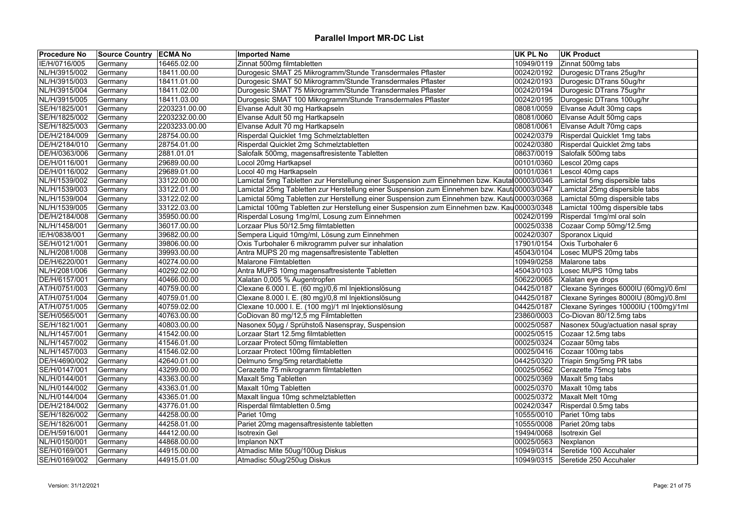# Parallel Import MR-DC List

| Procedure No | Source Country | ECMA No | Imported Name | UK PL No | UK Product |
|---|---|---|---|---|---|
| IE/H/0716/005 | Germany | 16465.02.00 | Zinnat 500mg filmtabletten | 10949/0119 | Zinnat 500mg tabs |
| NL/H/3915/002 | Germany | 18411.00.00 | Durogesic SMAT 25 Mikrogramm/Stunde Transdermales Pflaster | 00242/0192 | Durogesic DTrans 25ug/hr |
| NL/H/3915/003 | Germany | 18411.01.00 | Durogesic SMAT 50 Mikrogramm/Stunde Transdermales Pflaster | 00242/0193 | Durogesic DTrans 50ug/hr |
| NL/H/3915/004 | Germany | 18411.02.00 | Durogesic SMAT 75 Mikrogramm/Stunde Transdermales Pflaster | 00242/0194 | Durogesic DTrans 75ug/hr |
| NL/H/3915/005 | Germany | 18411.03.00 | Durogesic SMAT 100 Mikrogramm/Stunde Transdermales Pflaster | 00242/0195 | Durogesic DTrans 100ug/hr |
| SE/H/1825/001 | Germany | 2203231.00.00 | Elvanse Adult 30 mg Hartkapseln | 08081/0059 | Elvanse Adult 30mg caps |
| SE/H/1825/002 | Germany | 2203232.00.00 | Elvanse Adult 50 mg Hartkapseln | 08081/0060 | Elvanse Adult 50mg caps |
| SE/H/1825/003 | Germany | 2203233.00.00 | Elvanse Adult 70 mg Hartkapseln | 08081/0061 | Elvanse Adult 70mg caps |
| DE/H/2184/009 | Germany | 28754.00.00 | Risperdal Quicklet 1mg Schmelztabletten | 00242/0379 | Risperdal Quicklet 1mg tabs |
| DE/H/2184/010 | Germany | 28754.01.00 | Risperdal Quicklet 2mg Schmelztabletten | 00242/0380 | Risperdal Quicklet 2mg tabs |
| DE/H/0363/006 | Germany | 2881.01.01 | Salofalk 500mg, magensaftresistente Tabletten | 08637/0019 | Salofalk 500mg tabs |
| DE/H/0116/001 | Germany | 29689.00.00 | Locol 20mg Hartkapsel | 00101/0360 | Lescol 20mg caps |
| DE/H/0116/002 | Germany | 29689.01.00 | Locol 40 mg Hartkapseln | 00101/0361 | Lescol 40mg caps |
| NL/H/1539/002 | Germany | 33122.00.00 | Lamictal 5mg Tabletten zur Herstellung einer Suspension zum Einnehmen bzw. Kauta | 00003/0346 | Lamictal 5mg dispersible tabs |
| NL/H/1539/003 | Germany | 33122.01.00 | Lamictal 25mg Tabletten zur Herstellung einer Suspension zum Einnehmen bzw. Kaut | 00003/0347 | Lamictal 25mg dispersible tabs |
| NL/H/1539/004 | Germany | 33122.02.00 | Lamictal 50mg Tabletten zur Herstellung einer Suspension zum Einnehmen bzw. Kaut | 00003/0368 | Lamictal 50mg dispersible tabs |
| NL/H/1539/005 | Germany | 33122.03.00 | Lamictal 100mg Tabletten zur Herstellung einer Suspension zum Einnehmen bzw. Kau | 00003/0348 | Lamictal 100mg dispersible tabs |
| DE/H/2184/008 | Germany | 35950.00.00 | Risperdal Losung 1mg/ml, Losung zum Einnehmen | 00242/0199 | Risperdal 1mg/ml oral soln |
| NL/H/1458/001 | Germany | 36017.00.00 | Lorzaar Plus 50/12.5mg filmtabletten | 00025/0338 | Cozaar Comp 50mg/12.5mg |
| IE/H/0838/001 | Germany | 39682.00.00 | Sempera Liquid 10mg/ml, Lösung zum Einnehmen | 00242/0307 | Sporanox Liquid |
| SE/H/0121/001 | Germany | 39806.00.00 | Oxis Turbohaler 6 mikrogramm pulver sur inhalation | 17901/0154 | Oxis Turbohaler 6 |
| NL/H/2081/008 | Germany | 39993.00.00 | Antra MUPS 20 mg magensaftresistente Tabletten | 45043/0104 | Losec MUPS 20mg tabs |
| DE/H/6220/001 | Germany | 40274.00.00 | Malarone Filmtabletten | 10949/0258 | Malarone tabs |
| NL/H/2081/006 | Germany | 40292.02.00 | Antra MUPS 10mg magensaftresistente Tabletten | 45043/0103 | Losec MUPS 10mg tabs |
| DE/H/6157/001 | Germany | 40466.00.00 | Xalatan 0,005 % Augentropfen | 50622/0065 | Xalatan eye drops |
| AT/H/0751/003 | Germany | 40759.00.00 | Clexane 6.000 I. E. (60 mg)/0,6 ml Injektionslösung | 04425/0187 | Clexane Syringes 6000IU (60mg)/0.6ml |
| AT/H/0751/004 | Germany | 40759.01.00 | Clexane 8.000 I. E. (80 mg)/0,8 ml Injektionslösung | 04425/0187 | Clexane Syringes 8000IU (80mg)/0.8ml |
| AT/H/0751/005 | Germany | 40759.02.00 | Clexane 10.000 I. E. (100 mg)/1 ml Injektionslösung | 04425/0187 | Clexane Syringes 10000IU (100mg)/1ml |
| SE/H/0565/001 | Germany | 40763.00.00 | CoDiovan 80 mg/12,5 mg Filmtabletten | 23860/0003 | Co-Diovan 80/12.5mg tabs |
| SE/H/1821/001 | Germany | 40803.00.00 | Nasonex 50µg / Sprühstoß Nasenspray, Suspension | 00025/0587 | Nasonex 50ug/actuation nasal spray |
| NL/H/1457/001 | Germany | 41542.00.00 | Lorzaar Start 12.5mg filmtabletten | 00025/0515 | Cozaar 12.5mg tabs |
| NL/H/1457/002 | Germany | 41546.01.00 | Lorzaar Protect 50mg filmtabletten | 00025/0324 | Cozaar 50mg tabs |
| NL/H/1457/003 | Germany | 41546.02.00 | Lorzaar Protect 100mg filmtabletten | 00025/0416 | Cozaar 100mg tabs |
| DE/H/4690/002 | Germany | 42640.01.00 | Delmuno 5mg/5mg retardtablette | 04425/0320 | Triapin 5mg/5mg PR tabs |
| SE/H/0147/001 | Germany | 43299.00.00 | Cerazette 75 mikrogramm filmtabletten | 00025/0562 | Cerazette 75mcg tabs |
| NL/H/0144/001 | Germany | 43363.00.00 | Maxalt 5mg Tabletten | 00025/0369 | Maxalt 5mg tabs |
| NL/H/0144/002 | Germany | 43363.01.00 | Maxalt 10mg Tabletten | 00025/0370 | Maxalt 10mg tabs |
| NL/H/0144/004 | Germany | 43365.01.00 | Maxalt lingua 10mg schmelztabletten | 00025/0372 | Maxalt Melt 10mg |
| DE/H/2184/002 | Germany | 43776.01.00 | Risperdal filmtabletten 0.5mg | 00242/0347 | Risperdal 0.5mg tabs |
| SE/H/1826/002 | Germany | 44258.00.00 | Pariet 10mg | 10555/0010 | Pariet 10mg tabs |
| SE/H/1826/001 | Germany | 44258.01.00 | Pariet 20mg magensaftresistente tabletten | 10555/0008 | Pariet 20mg tabs |
| DE/H/5916/001 | Germany | 44412.00.00 | Isotrexin Gel | 19494/0068 | Isotrexin Gel |
| NL/H/0150/001 | Germany | 44868.00.00 | Implanon NXT | 00025/0563 | Nexplanon |
| SE/H/0169/001 | Germany | 44915.00.00 | Atmadisc Mite 50ug/100ug Diskus | 10949/0314 | Seretide 100 Accuhaler |
| SE/H/0169/002 | Germany | 44915.01.00 | Atmadisc 50ug/250ug Diskus | 10949/0315 | Seretide 250 Accuhaler |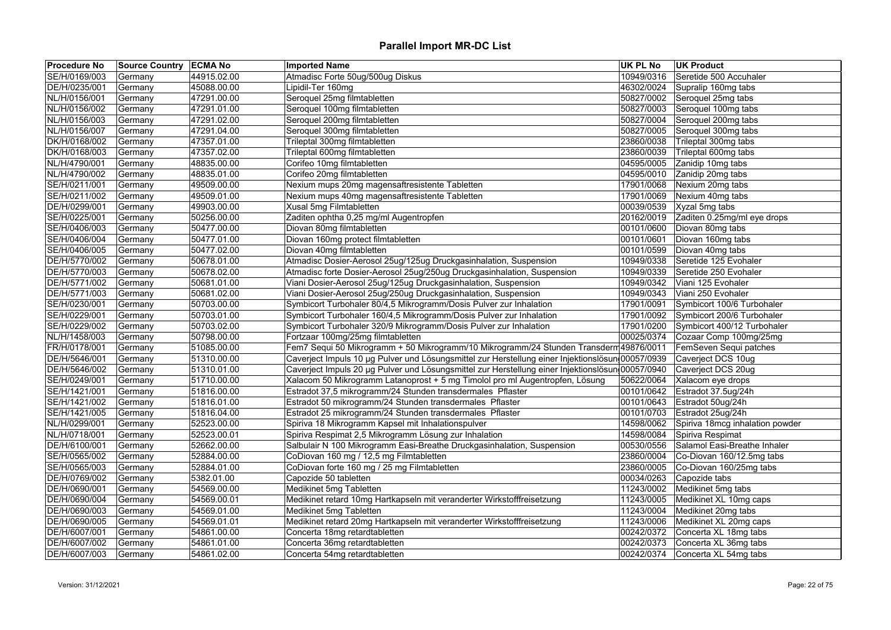# Parallel Import MR-DC List

| Procedure No | Source Country | ECMA No | Imported Name | UK PL No | UK Product |
|---|---|---|---|---|---|
| SE/H/0169/003 | Germany | 44915.02.00 | Atmadisc Forte 50ug/500ug Diskus | 10949/0316 | Seretide 500 Accuhaler |
| DE/H/0235/001 | Germany | 45088.00.00 | Lipidil-Ter 160mg | 46302/0024 | Supralip 160mg tabs |
| NL/H/0156/001 | Germany | 47291.00.00 | Seroquel 25mg filmtabletten | 50827/0002 | Seroquel 25mg tabs |
| NL/H/0156/002 | Germany | 47291.01.00 | Seroquel 100mg filmtabletten | 50827/0003 | Seroquel 100mg tabs |
| NL/H/0156/003 | Germany | 47291.02.00 | Seroquel 200mg filmtabletten | 50827/0004 | Seroquel 200mg tabs |
| NL/H/0156/007 | Germany | 47291.04.00 | Seroquel 300mg filmtabletten | 50827/0005 | Seroquel 300mg tabs |
| DK/H/0168/002 | Germany | 47357.01.00 | Trileptal 300mg filmtabletten | 23860/0038 | Trileptal 300mg tabs |
| DK/H/0168/003 | Germany | 47357.02.00 | Trileptal 600mg filmtabletten | 23860/0039 | Trileptal 600mg tabs |
| NL/H/4790/001 | Germany | 48835.00.00 | Corifeo 10mg filmtabletten | 04595/0005 | Zanidip 10mg tabs |
| NL/H/4790/002 | Germany | 48835.01.00 | Corifeo 20mg filmtabletten | 04595/0010 | Zanidip 20mg tabs |
| SE/H/0211/001 | Germany | 49509.00.00 | Nexium mups 20mg magensaftresistente Tabletten | 17901/0068 | Nexium 20mg tabs |
| SE/H/0211/002 | Germany | 49509.01.00 | Nexium mups 40mg magensaftresistente Tabletten | 17901/0069 | Nexium 40mg tabs |
| DE/H/0299/001 | Germany | 49903.00.00 | Xusal 5mg Filmtabletten | 00039/0539 | Xyzal 5mg tabs |
| SE/H/0225/001 | Germany | 50256.00.00 | Zaditen ophtha 0,25 mg/ml Augentropfen | 20162/0019 | Zaditen 0.25mg/ml eye drops |
| SE/H/0406/003 | Germany | 50477.00.00 | Diovan 80mg filmtabletten | 00101/0600 | Diovan 80mg tabs |
| SE/H/0406/004 | Germany | 50477.01.00 | Diovan 160mg protect filmtabletten | 00101/0601 | Diovan 160mg tabs |
| SE/H/0406/005 | Germany | 50477.02.00 | Diovan 40mg filmtabletten | 00101/0599 | Diovan 40mg tabs |
| DE/H/5770/002 | Germany | 50678.01.00 | Atmadisc Dosier-Aerosol 25ug/125ug Druckgasinhalation, Suspension | 10949/0338 | Seretide 125 Evohaler |
| DE/H/5770/003 | Germany | 50678.02.00 | Atmadisc forte Dosier-Aerosol 25ug/250ug Druckgasinhalation, Suspension | 10949/0339 | Seretide 250 Evohaler |
| DE/H/5771/002 | Germany | 50681.01.00 | Viani Dosier-Aerosol 25ug/125ug Druckgasinhalation, Suspension | 10949/0342 | Viani 125 Evohaler |
| DE/H/5771/003 | Germany | 50681.02.00 | Viani Dosier-Aerosol 25ug/250ug Druckgasinhalation, Suspension | 10949/0343 | Viani 250 Evohaler |
| SE/H/0230/001 | Germany | 50703.00.00 | Symbicort Turbohaler 80/4,5 Mikrogramm/Dosis Pulver zur Inhalation | 17901/0091 | Symbicort 100/6 Turbohaler |
| SE/H/0229/001 | Germany | 50703.01.00 | Symbicort Turbohaler 160/4,5 Mikrogramm/Dosis Pulver zur Inhalation | 17901/0092 | Symbicort 200/6 Turbohaler |
| SE/H/0229/002 | Germany | 50703.02.00 | Symbicort Turbohaler 320/9 Mikrogramm/Dosis Pulver zur Inhalation | 17901/0200 | Symbicort 400/12 Turbohaler |
| NL/H/1458/003 | Germany | 50798.00.00 | Fortzaar 100mg/25mg filmtabletten | 00025/0374 | Cozaar Comp 100mg/25mg |
| FR/H/0178/001 | Germany | 51085.00.00 | Fem7 Sequi 50 Mikrogramm + 50 Mikrogramm/10 Mikrogramm/24 Stunden Transderm | 49876/0011 | FemSeven Sequi patches |
| DE/H/5646/001 | Germany | 51310.00.00 | Caverject Impuls 10 µg Pulver und Lösungsmittel zur Herstellung einer Injektionslösun | 00057/0939 | Caverject DCS 10ug |
| DE/H/5646/002 | Germany | 51310.01.00 | Caverject Impuls 20 µg Pulver und Lösungsmittel zur Herstellung einer Injektionslösun | 00057/0940 | Caverject DCS 20ug |
| SE/H/0249/001 | Germany | 51710.00.00 | Xalacom 50 Mikrogramm Latanoprost + 5 mg Timolol pro ml Augentropfen, Lösung | 50622/0064 | Xalacom eye drops |
| SE/H/1421/001 | Germany | 51816.00.00 | Estradot 37,5 mikrogramm/24 Stunden transdermales Pflaster | 00101/0642 | Estradot 37.5ug/24h |
| SE/H/1421/002 | Germany | 51816.01.00 | Estradot 50 mikrogramm/24 Stunden transdermales Pflaster | 00101/0643 | Estradot 50ug/24h |
| SE/H/1421/005 | Germany | 51816.04.00 | Estradot 25 mikrogramm/24 Stunden transdermales Pflaster | 00101/0703 | Estradot 25ug/24h |
| NL/H/0299/001 | Germany | 52523.00.00 | Spiriva 18 Mikrogramm Kapsel mit Inhalationspulver | 14598/0062 | Spiriva 18mcg inhalation powder |
| NL/H/0718/001 | Germany | 52523.00.01 | Spiriva Respimat 2,5 Mikrogramm Lösung zur Inhalation | 14598/0084 | Spiriva Respimat |
| DE/H/6100/001 | Germany | 52662.00.00 | Salbulair N 100 Mikrogramm Easi-Breathe Druckgasinhalation, Suspension | 00530/0556 | Salamol Easi-Breathe Inhaler |
| SE/H/0565/002 | Germany | 52884.00.00 | CoDiovan 160 mg / 12,5 mg Filmtabletten | 23860/0004 | Co-Diovan 160/12.5mg tabs |
| SE/H/0565/003 | Germany | 52884.01.00 | CoDiovan forte 160 mg / 25 mg Filmtabletten | 23860/0005 | Co-Diovan 160/25mg tabs |
| DE/H/0769/002 | Germany | 5382.01.00 | Capozide 50 tabletten | 00034/0263 | Capozide tabs |
| DE/H/0690/001 | Germany | 54569.00.00 | Medikinet 5mg Tabletten | 11243/0002 | Medikinet 5mg tabs |
| DE/H/0690/004 | Germany | 54569.00.01 | Medikinet retard 10mg Hartkapseln mit veranderter Wirkstofffreisetzung | 11243/0005 | Medikinet XL 10mg caps |
| DE/H/0690/003 | Germany | 54569.01.00 | Medikinet 5mg Tabletten | 11243/0004 | Medikinet 20mg tabs |
| DE/H/0690/005 | Germany | 54569.01.01 | Medikinet retard 20mg Hartkapseln mit veranderter Wirkstofffreisetzung | 11243/0006 | Medikinet XL 20mg caps |
| DE/H/6007/001 | Germany | 54861.00.00 | Concerta 18mg retardtabletten | 00242/0372 | Concerta XL 18mg tabs |
| DE/H/6007/002 | Germany | 54861.01.00 | Concerta 36mg retardtabletten | 00242/0373 | Concerta XL 36mg tabs |
| DE/H/6007/003 | Germany | 54861.02.00 | Concerta 54mg retardtabletten | 00242/0374 | Concerta XL 54mg tabs |

Version: 31/12/2021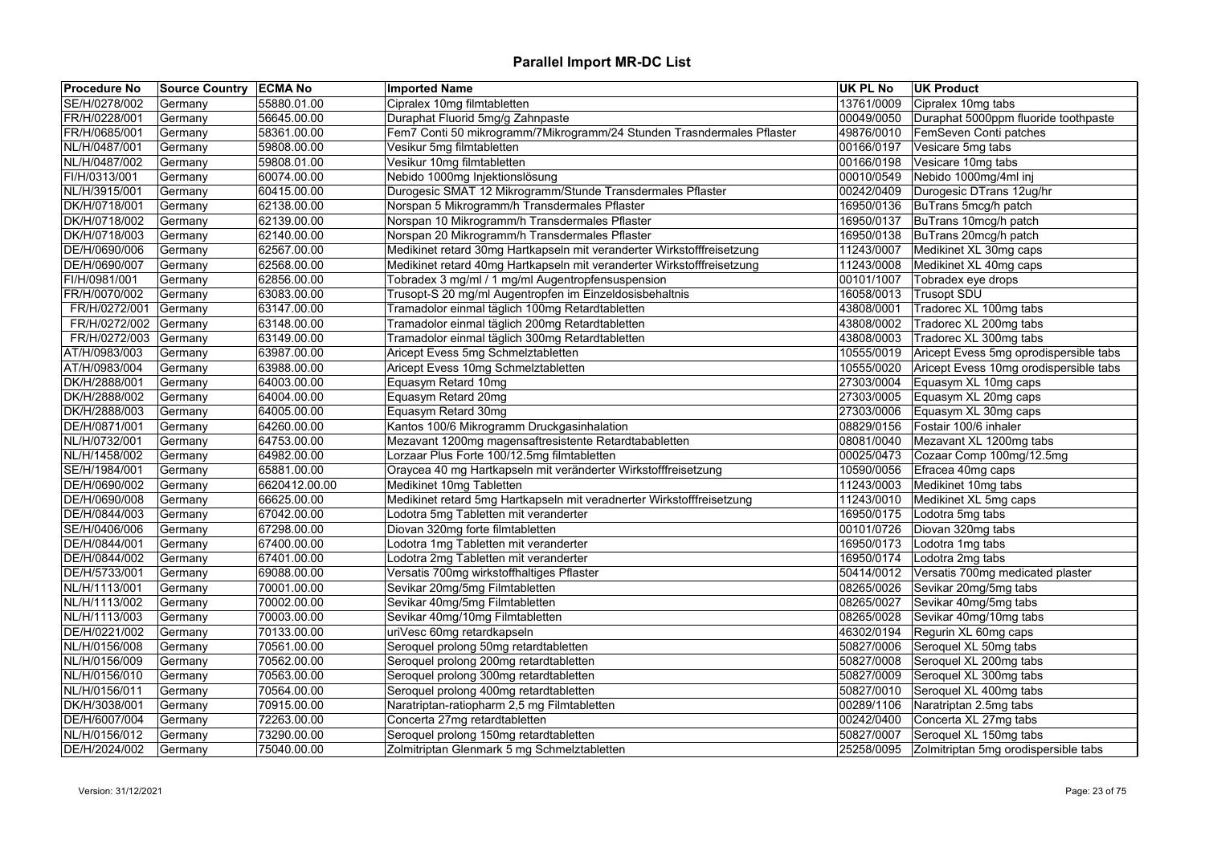# Parallel Import MR-DC List

| Procedure No | Source Country | ECMA No | Imported Name | UK PL No | UK Product |
|---|---|---|---|---|---|
| SE/H/0278/002 | Germany | 55880.01.00 | Cipralex 10mg filmtabletten | 13761/0009 | Cipralex 10mg tabs |
| FR/H/0228/001 | Germany | 56645.00.00 | Duraphat Fluorid 5mg/g Zahnpaste | 00049/0050 | Duraphat 5000ppm fluoride toothpaste |
| FR/H/0685/001 | Germany | 58361.00.00 | Fem7 Conti 50 mikrogramm/7Mikrogramm/24 Stunden Trasndermales Pflaster | 49876/0010 | FemSeven Conti patches |
| NL/H/0487/001 | Germany | 59808.00.00 | Vesikur 5mg filmtabletten | 00166/0197 | Vesicare 5mg tabs |
| NL/H/0487/002 | Germany | 59808.01.00 | Vesikur 10mg filmtabletten | 00166/0198 | Vesicare 10mg tabs |
| FI/H/0313/001 | Germany | 60074.00.00 | Nebido 1000mg Injektionslösung | 00010/0549 | Nebido 1000mg/4ml inj |
| NL/H/3915/001 | Germany | 60415.00.00 | Durogesic SMAT 12 Mikrogramm/Stunde Transdermales Pflaster | 00242/0409 | Durogesic DTrans 12ug/hr |
| DK/H/0718/001 | Germany | 62138.00.00 | Norspan 5 Mikrogramm/h Transdermales Pflaster | 16950/0136 | BuTrans 5mcg/h patch |
| DK/H/0718/002 | Germany | 62139.00.00 | Norspan 10 Mikrogramm/h Transdermales Pflaster | 16950/0137 | BuTrans 10mcg/h patch |
| DK/H/0718/003 | Germany | 62140.00.00 | Norspan 20 Mikrogramm/h Transdermales Pflaster | 16950/0138 | BuTrans 20mcg/h patch |
| DE/H/0690/006 | Germany | 62567.00.00 | Medikinet retard 30mg Hartkapseln mit veranderter Wirkstofffreisetzung | 11243/0007 | Medikinet XL 30mg caps |
| DE/H/0690/007 | Germany | 62568.00.00 | Medikinet retard 40mg Hartkapseln mit veranderter Wirkstofffreisetzung | 11243/0008 | Medikinet XL 40mg caps |
| FI/H/0981/001 | Germany | 62856.00.00 | Tobradex 3 mg/ml / 1 mg/ml Augentropfensuspension | 00101/1007 | Tobradex eye drops |
| FR/H/0070/002 | Germany | 63083.00.00 | Trusopt-S 20 mg/ml Augentropfen im Einzeldosisbehaltnis | 16058/0013 | Trusopt SDU |
| FR/H/0272/001 | Germany | 63147.00.00 | Tramadolor einmal täglich 100mg Retardtabletten | 43808/0001 | Tradorec XL 100mg tabs |
| FR/H/0272/002 | Germany | 63148.00.00 | Tramadolor einmal täglich 200mg Retardtabletten | 43808/0002 | Tradorec XL 200mg tabs |
| FR/H/0272/003 | Germany | 63149.00.00 | Tramadolor einmal täglich 300mg Retardtabletten | 43808/0003 | Tradorec XL 300mg tabs |
| AT/H/0983/003 | Germany | 63987.00.00 | Aricept Evess 5mg Schmelztabletten | 10555/0019 | Aricept Evess 5mg oprodispersible tabs |
| AT/H/0983/004 | Germany | 63988.00.00 | Aricept Evess 10mg Schmelztabletten | 10555/0020 | Aricept Evess 10mg orodispersible tabs |
| DK/H/2888/001 | Germany | 64003.00.00 | Equasym Retard 10mg | 27303/0004 | Equasym XL 10mg caps |
| DK/H/2888/002 | Germany | 64004.00.00 | Equasym Retard 20mg | 27303/0005 | Equasym XL 20mg caps |
| DK/H/2888/003 | Germany | 64005.00.00 | Equasym Retard 30mg | 27303/0006 | Equasym XL 30mg caps |
| DE/H/0871/001 | Germany | 64260.00.00 | Kantos 100/6 Mikrogramm Druckgasinhalation | 08829/0156 | Fostair 100/6 inhaler |
| NL/H/0732/001 | Germany | 64753.00.00 | Mezavant 1200mg magensaftresistente Retardtababletten | 08081/0040 | Mezavant XL 1200mg tabs |
| NL/H/1458/002 | Germany | 64982.00.00 | Lorzaar Plus Forte 100/12.5mg filmtabletten | 00025/0473 | Cozaar Comp 100mg/12.5mg |
| SE/H/1984/001 | Germany | 65881.00.00 | Oraycea 40 mg Hartkapseln mit veränderter Wirkstofffreisetzung | 10590/0056 | Efracea 40mg caps |
| DE/H/0690/002 | Germany | 6620412.00.00 | Medikinet 10mg Tabletten | 11243/0003 | Medikinet 10mg tabs |
| DE/H/0690/008 | Germany | 66625.00.00 | Medikinet retard 5mg Hartkapseln mit veradnerter Wirkstofffreisetzung | 11243/0010 | Medikinet XL 5mg caps |
| DE/H/0844/003 | Germany | 67042.00.00 | Lodotra 5mg Tabletten mit veranderter | 16950/0175 | Lodotra 5mg tabs |
| SE/H/0406/006 | Germany | 67298.00.00 | Diovan 320mg forte filmtabletten | 00101/0726 | Diovan 320mg tabs |
| DE/H/0844/001 | Germany | 67400.00.00 | Lodotra 1mg Tabletten mit veranderter | 16950/0173 | Lodotra 1mg tabs |
| DE/H/0844/002 | Germany | 67401.00.00 | Lodotra 2mg Tabletten mit veranderter | 16950/0174 | Lodotra 2mg tabs |
| DE/H/5733/001 | Germany | 69088.00.00 | Versatis 700mg wirkstoffhaltiges Pflaster | 50414/0012 | Versatis 700mg medicated plaster |
| NL/H/1113/001 | Germany | 70001.00.00 | Sevikar 20mg/5mg Filmtabletten | 08265/0026 | Sevikar 20mg/5mg tabs |
| NL/H/1113/002 | Germany | 70002.00.00 | Sevikar 40mg/5mg Filmtabletten | 08265/0027 | Sevikar 40mg/5mg tabs |
| NL/H/1113/003 | Germany | 70003.00.00 | Sevikar 40mg/10mg Filmtabletten | 08265/0028 | Sevikar 40mg/10mg tabs |
| DE/H/0221/002 | Germany | 70133.00.00 | uriVesc 60mg retardkapseln | 46302/0194 | Regurin XL 60mg caps |
| NL/H/0156/008 | Germany | 70561.00.00 | Seroquel prolong 50mg retardtabletten | 50827/0006 | Seroquel XL 50mg tabs |
| NL/H/0156/009 | Germany | 70562.00.00 | Seroquel prolong 200mg retardtabletten | 50827/0008 | Seroquel XL 200mg tabs |
| NL/H/0156/010 | Germany | 70563.00.00 | Seroquel prolong 300mg retardtabletten | 50827/0009 | Seroquel XL 300mg tabs |
| NL/H/0156/011 | Germany | 70564.00.00 | Seroquel prolong 400mg retardtabletten | 50827/0010 | Seroquel XL 400mg tabs |
| DK/H/3038/001 | Germany | 70915.00.00 | Naratriptan-ratiopharm 2,5 mg Filmtabletten | 00289/1106 | Naratriptan 2.5mg tabs |
| DE/H/6007/004 | Germany | 72263.00.00 | Concerta 27mg retardtabletten | 00242/0400 | Concerta XL 27mg tabs |
| NL/H/0156/012 | Germany | 73290.00.00 | Seroquel prolong 150mg retardtabletten | 50827/0007 | Seroquel XL 150mg tabs |
| DE/H/2024/002 | Germany | 75040.00.00 | Zolmitriptan Glenmark 5 mg Schmelztabletten | 25258/0095 | Zolmitriptan 5mg orodispersible tabs |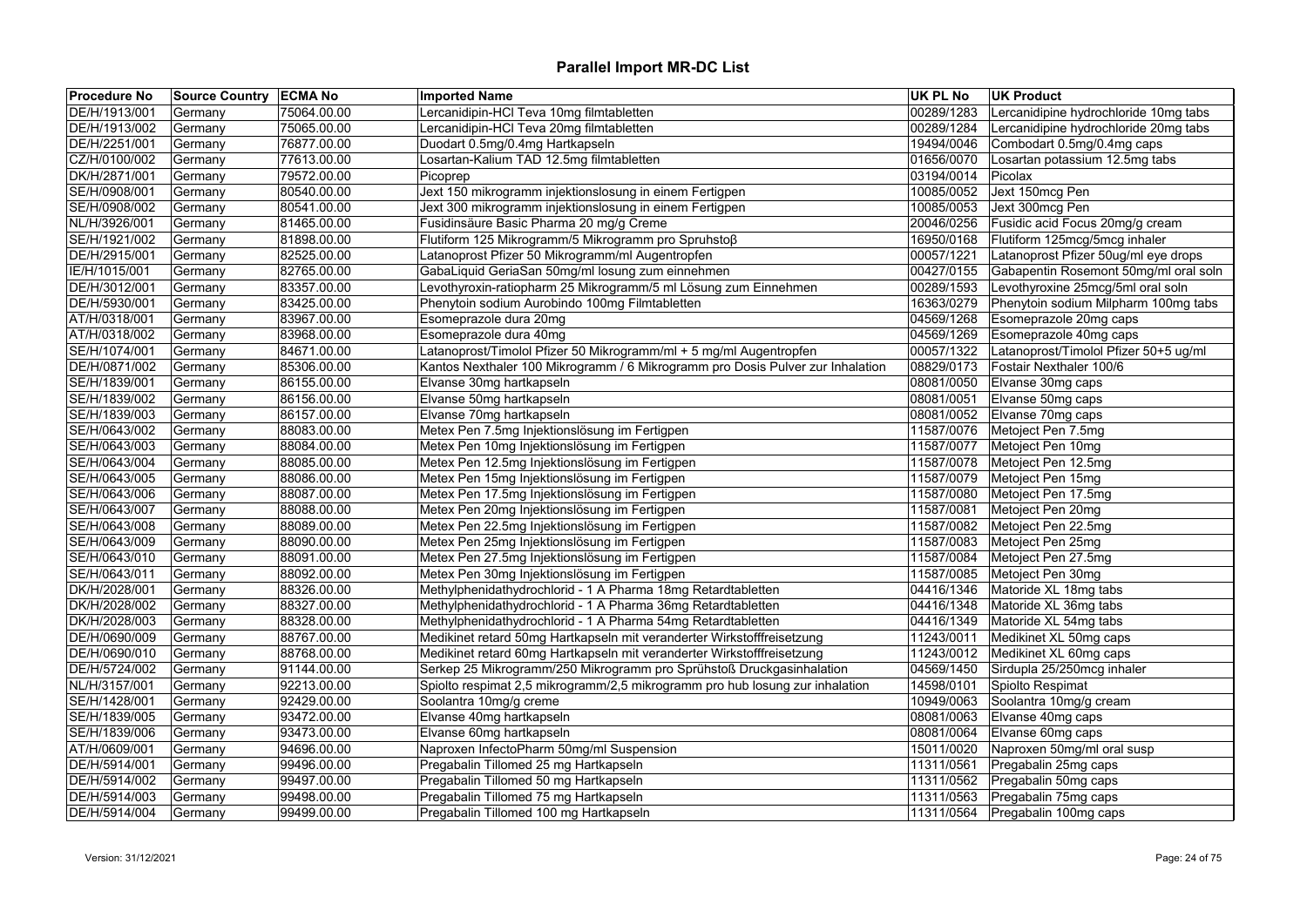# Parallel Import MR-DC List

| Procedure No | Source Country | ECMA No | Imported Name | UK PL No | UK Product |
|---|---|---|---|---|---|
| DE/H/1913/001 | Germany | 75064.00.00 | Lercanidipin-HCl Teva 10mg filmtabletten | 00289/1283 | Lercanidipine hydrochloride 10mg tabs |
| DE/H/1913/002 | Germany | 75065.00.00 | Lercanidipin-HCl Teva 20mg filmtabletten | 00289/1284 | Lercanidipine hydrochloride 20mg tabs |
| DE/H/2251/001 | Germany | 76877.00.00 | Duodart 0.5mg/0.4mg Hartkapseln | 19494/0046 | Combodart 0.5mg/0.4mg caps |
| CZ/H/0100/002 | Germany | 77613.00.00 | Losartan-Kalium TAD 12.5mg filmtabletten | 01656/0070 | Losartan potassium 12.5mg tabs |
| DK/H/2871/001 | Germany | 79572.00.00 | Picoprep | 03194/0014 | Picolax |
| SE/H/0908/001 | Germany | 80540.00.00 | Jext 150 mikrogramm injektionslosung in einem Fertigpen | 10085/0052 | Jext 150mcg Pen |
| SE/H/0908/002 | Germany | 80541.00.00 | Jext 300 mikrogramm injektionslosung in einem Fertigpen | 10085/0053 | Jext 300mcg Pen |
| NL/H/3926/001 | Germany | 81465.00.00 | Fusidinsäure Basic Pharma 20 mg/g Creme | 20046/0256 | Fusidic acid Focus 20mg/g cream |
| SE/H/1921/002 | Germany | 81898.00.00 | Flutiform 125 Mikrogramm/5 Mikrogramm pro Spruhstoβ | 16950/0168 | Flutiform 125mcg/5mcg inhaler |
| DE/H/2915/001 | Germany | 82525.00.00 | Latanoprost Pfizer 50 Mikrogramm/ml Augentropfen | 00057/1221 | Latanoprost Pfizer 50ug/ml eye drops |
| IE/H/1015/001 | Germany | 82765.00.00 | GabaLiquid GeriaSan 50mg/ml losung zum einnehmen | 00427/0155 | Gabapentin Rosemont 50mg/ml oral soln |
| DE/H/3012/001 | Germany | 83357.00.00 | Levothyroxin-ratiopharm 25 Mikrogramm/5 ml Lösung zum Einnehmen | 00289/1593 | Levothyroxine 25mcg/5ml oral soln |
| DE/H/5930/001 | Germany | 83425.00.00 | Phenytoin sodium Aurobindo 100mg Filmtabletten | 16363/0279 | Phenytoin sodium Milpharm 100mg tabs |
| AT/H/0318/001 | Germany | 83967.00.00 | Esomeprazole dura 20mg | 04569/1268 | Esomeprazole 20mg caps |
| AT/H/0318/002 | Germany | 83968.00.00 | Esomeprazole dura 40mg | 04569/1269 | Esomeprazole 40mg caps |
| SE/H/1074/001 | Germany | 84671.00.00 | Latanoprost/Timolol Pfizer 50 Mikrogramm/ml + 5 mg/ml Augentropfen | 00057/1322 | Latanoprost/Timolol Pfizer 50+5 ug/ml |
| DE/H/0871/002 | Germany | 85306.00.00 | Kantos Nexthaler 100 Mikrogramm / 6 Mikrogramm pro Dosis Pulver zur Inhalation | 08829/0173 | Fostair Nexthaler 100/6 |
| SE/H/1839/001 | Germany | 86155.00.00 | Elvanse 30mg hartkapseln | 08081/0050 | Elvanse 30mg caps |
| SE/H/1839/002 | Germany | 86156.00.00 | Elvanse 50mg hartkapseln | 08081/0051 | Elvanse 50mg caps |
| SE/H/1839/003 | Germany | 86157.00.00 | Elvanse 70mg hartkapseln | 08081/0052 | Elvanse 70mg caps |
| SE/H/0643/002 | Germany | 88083.00.00 | Metex Pen 7.5mg Injektionslösung im Fertigpen | 11587/0076 | Metoject Pen 7.5mg |
| SE/H/0643/003 | Germany | 88084.00.00 | Metex Pen 10mg Injektionslösung im Fertigpen | 11587/0077 | Metoject Pen 10mg |
| SE/H/0643/004 | Germany | 88085.00.00 | Metex Pen 12.5mg Injektionslösung im Fertigpen | 11587/0078 | Metoject Pen 12.5mg |
| SE/H/0643/005 | Germany | 88086.00.00 | Metex Pen 15mg Injektionslösung im Fertigpen | 11587/0079 | Metoject Pen 15mg |
| SE/H/0643/006 | Germany | 88087.00.00 | Metex Pen 17.5mg Injektionslösung im Fertigpen | 11587/0080 | Metoject Pen 17.5mg |
| SE/H/0643/007 | Germany | 88088.00.00 | Metex Pen 20mg Injektionslösung im Fertigpen | 11587/0081 | Metoject Pen 20mg |
| SE/H/0643/008 | Germany | 88089.00.00 | Metex Pen 22.5mg Injektionslösung im Fertigpen | 11587/0082 | Metoject Pen 22.5mg |
| SE/H/0643/009 | Germany | 88090.00.00 | Metex Pen 25mg Injektionslösung im Fertigpen | 11587/0083 | Metoject Pen 25mg |
| SE/H/0643/010 | Germany | 88091.00.00 | Metex Pen 27.5mg Injektionslösung im Fertigpen | 11587/0084 | Metoject Pen 27.5mg |
| SE/H/0643/011 | Germany | 88092.00.00 | Metex Pen 30mg Injektionslösung im Fertigpen | 11587/0085 | Metoject Pen 30mg |
| DK/H/2028/001 | Germany | 88326.00.00 | Methylphenidathydrochlorid - 1 A Pharma 18mg Retardtabletten | 04416/1346 | Matoride XL 18mg tabs |
| DK/H/2028/002 | Germany | 88327.00.00 | Methylphenidathydrochlorid - 1 A Pharma 36mg Retardtabletten | 04416/1348 | Matoride XL 36mg tabs |
| DK/H/2028/003 | Germany | 88328.00.00 | Methylphenidathydrochlorid - 1 A Pharma 54mg Retardtabletten | 04416/1349 | Matoride XL 54mg tabs |
| DE/H/0690/009 | Germany | 88767.00.00 | Medikinet retard 50mg Hartkapseln mit veranderter Wirkstofffreisetzung | 11243/0011 | Medikinet XL 50mg caps |
| DE/H/0690/010 | Germany | 88768.00.00 | Medikinet retard 60mg Hartkapseln mit veranderter Wirkstofffreisetzung | 11243/0012 | Medikinet XL 60mg caps |
| DE/H/5724/002 | Germany | 91144.00.00 | Serkep 25 Mikrogramm/250 Mikrogramm pro Sprühstoß Druckgasinhalation | 04569/1450 | Sirdupla 25/250mcg inhaler |
| NL/H/3157/001 | Germany | 92213.00.00 | Spiolto respimat 2,5 mikrogramm/2,5 mikrogramm pro hub losung zur inhalation | 14598/0101 | Spiolto Respimat |
| SE/H/1428/001 | Germany | 92429.00.00 | Soolantra 10mg/g creme | 10949/0063 | Soolantra 10mg/g cream |
| SE/H/1839/005 | Germany | 93472.00.00 | Elvanse 40mg hartkapseln | 08081/0063 | Elvanse 40mg caps |
| SE/H/1839/006 | Germany | 93473.00.00 | Elvanse 60mg hartkapseln | 08081/0064 | Elvanse 60mg caps |
| AT/H/0609/001 | Germany | 94696.00.00 | Naproxen InfectoPharm 50mg/ml Suspension | 15011/0020 | Naproxen 50mg/ml oral susp |
| DE/H/5914/001 | Germany | 99496.00.00 | Pregabalin Tillomed 25 mg Hartkapseln | 11311/0561 | Pregabalin 25mg caps |
| DE/H/5914/002 | Germany | 99497.00.00 | Pregabalin Tillomed 50 mg Hartkapseln | 11311/0562 | Pregabalin 50mg caps |
| DE/H/5914/003 | Germany | 99498.00.00 | Pregabalin Tillomed 75 mg Hartkapseln | 11311/0563 | Pregabalin 75mg caps |
| DE/H/5914/004 | Germany | 99499.00.00 | Pregabalin Tillomed 100 mg Hartkapseln | 11311/0564 | Pregabalin 100mg caps |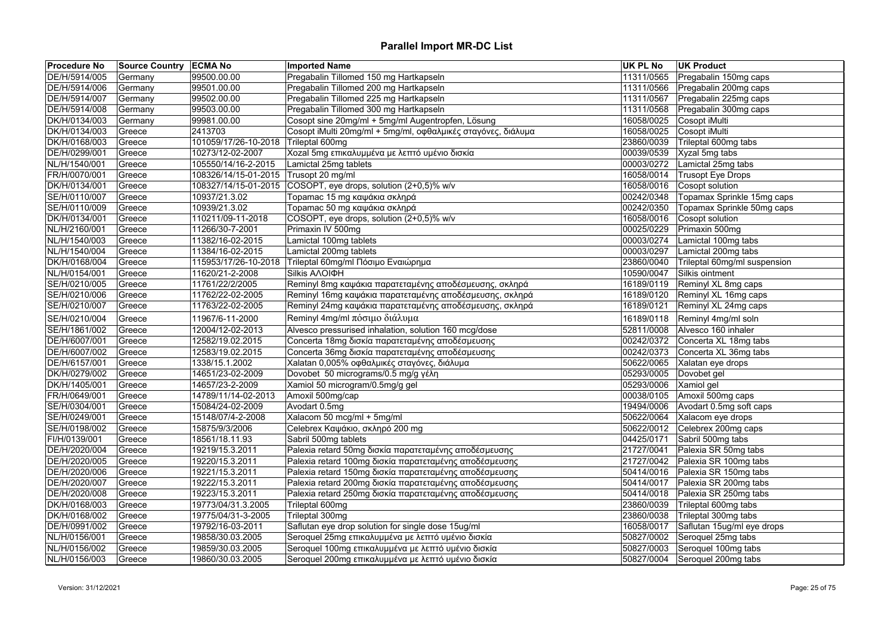# Parallel Import MR-DC List

| Procedure No | Source Country | ECMA No | Imported Name | UK PL No | UK Product |
|---|---|---|---|---|---|
| DE/H/5914/005 | Germany | 99500.00.00 | Pregabalin Tillomed 150 mg Hartkapseln | 11311/0565 | Pregabalin 150mg caps |
| DE/H/5914/006 | Germany | 99501.00.00 | Pregabalin Tillomed 200 mg Hartkapseln | 11311/0566 | Pregabalin 200mg caps |
| DE/H/5914/007 | Germany | 99502.00.00 | Pregabalin Tillomed 225 mg Hartkapseln | 11311/0567 | Pregabalin 225mg caps |
| DE/H/5914/008 | Germany | 99503.00.00 | Pregabalin Tillomed 300 mg Hartkapseln | 11311/0568 | Pregabalin 300mg caps |
| DK/H/0134/003 | Germany | 99981.00.00 | Cosopt sine 20mg/ml + 5mg/ml Augentropfen, Lösung | 16058/0025 | Cosopt iMulti |
| DK/H/0134/003 | Greece | 2413703 | Cosopt iMulti 20mg/ml + 5mg/ml, οφθαλμικές σταγόνες, διάλυμα | 16058/0025 | Cosopt iMulti |
| DK/H/0168/003 | Greece | 101059/17/26-10-2018 | Trileptal 600mg | 23860/0039 | Trileptal 600mg tabs |
| DE/H/0299/001 | Greece | 10273/12-02-2007 | Xozal 5mg επικαλυμμένα με λεπτό υμένιο δισκία | 00039/0539 | Xyzal 5mg tabs |
| NL/H/1540/001 | Greece | 105550/14/16-2-2015 | Lamictal 25mg tablets | 00003/0272 | Lamictal 25mg tabs |
| FR/H/0070/001 | Greece | 108326/14/15-01-2015 | Trusopt 20 mg/ml | 16058/0014 | Trusopt Eye Drops |
| DK/H/0134/001 | Greece | 108327/14/15-01-2015 | COSOPT, eye drops, solution (2+0,5)% w/v | 16058/0016 | Cosopt solution |
| SE/H/0110/007 | Greece | 10937/21.3.02 | Topamac 15 mg καψάκια σκληρά | 00242/0348 | Topamax Sprinkle 15mg caps |
| SE/H/0110/009 | Greece | 10939/21.3.02 | Topamac 50 mg καψάκια σκληρά | 00242/0350 | Topamax Sprinkle 50mg caps |
| DK/H/0134/001 | Greece | 110211/09-11-2018 | COSOPT, eye drops, solution (2+0,5)% w/v | 16058/0016 | Cosopt solution |
| NL/H/2160/001 | Greece | 11266/30-7-2001 | Primaxin IV 500mg | 00025/0229 | Primaxin 500mg |
| NL/H/1540/003 | Greece | 11382/16-02-2015 | Lamictal 100mg tablets | 00003/0274 | Lamictal 100mg tabs |
| NL/H/1540/004 | Greece | 11384/16-02-2015 | Lamictal 200mg tablets | 00003/0297 | Lamictal 200mg tabs |
| DK/H/0168/004 | Greece | 115953/17/26-10-2018 | Trileptal 60mg/ml Πόσιμο Εναιώρημα | 23860/0040 | Trileptal 60mg/ml suspension |
| NL/H/0154/001 | Greece | 11620/21-2-2008 | Silkis ΑΛΟΙΦΗ | 10590/0047 | Silkis ointment |
| SE/H/0210/005 | Greece | 11761/22/2/2005 | Reminyl 8mg καψάκια παρατεταμένης αποδέσμευσης, σκληρά | 16189/0119 | Reminyl XL 8mg caps |
| SE/H/0210/006 | Greece | 11762/22-02-2005 | Reminyl 16mg καψάκια παρατεταμένης αποδέσμευσης, σκληρά | 16189/0120 | Reminyl XL 16mg caps |
| SE/H/0210/007 | Greece | 11763/22-02-2005 | Reminyl 24mg καψάκια παρατεταμένης αποδέσμευσης, σκληρά | 16189/0121 | Reminyl XL 24mg caps |
| SE/H/0210/004 | Greece | 11967/6-11-2000 | Reminyl 4mg/ml πόσιμο διάλυμα | 16189/0118 | Reminyl 4mg/ml soln |
| SE/H/1861/002 | Greece | 12004/12-02-2013 | Alvesco pressurised inhalation, solution 160 mcg/dose | 52811/0008 | Alvesco 160 inhaler |
| DE/H/6007/001 | Greece | 12582/19.02.2015 | Concerta 18mg δισκία παρατεταμένης αποδέσμευσης | 00242/0372 | Concerta XL 18mg tabs |
| DE/H/6007/002 | Greece | 12583/19.02.2015 | Concerta 36mg δισκία παρατεταμένης αποδέσμευσης | 00242/0373 | Concerta XL 36mg tabs |
| DE/H/6157/001 | Greece | 1338/15.1.2002 | Xalatan 0,005% οφθαλμικές σταγόνες, διάλυμα | 50622/0065 | Xalatan eye drops |
| DK/H/0279/002 | Greece | 14651/23-02-2009 | Dovobet 50 micrograms/0.5 mg/g γέλη | 05293/0005 | Dovobet gel |
| DK/H/1405/001 | Greece | 14657/23-2-2009 | Xamiol 50 microgram/0.5mg/g gel | 05293/0006 | Xamiol gel |
| FR/H/0649/001 | Greece | 14789/11/14-02-2013 | Amoxil 500mg/cap | 00038/0105 | Amoxil 500mg caps |
| SE/H/0304/001 | Greece | 15084/24-02-2009 | Avodart 0.5mg | 19494/0006 | Avodart 0.5mg soft caps |
| SE/H/0249/001 | Greece | 15148/07/4-2-2008 | Xalacom 50 mcg/ml + 5mg/ml | 50622/0064 | Xalacom eye drops |
| SE/H/0198/002 | Greece | 15875/9/3/2006 | Celebrex Καψάκιο, σκληρό 200 mg | 50622/0012 | Celebrex 200mg caps |
| FI/H/0139/001 | Greece | 18561/18.11.93 | Sabril 500mg tablets | 04425/0171 | Sabril 500mg tabs |
| DE/H/2020/004 | Greece | 19219/15.3.2011 | Palexia retard 50mg δισκία παρατεταμένης αποδέσμευσης | 21727/0041 | Palexia SR 50mg tabs |
| DE/H/2020/005 | Greece | 19220/15.3.2011 | Palexia retard 100mg δισκία παρατεταμένης αποδέσμευσης | 21727/0042 | Palexia SR 100mg tabs |
| DE/H/2020/006 | Greece | 19221/15.3.2011 | Palexia retard 150mg δισκία παρατεταμένης αποδέσμευσης | 50414/0016 | Palexia SR 150mg tabs |
| DE/H/2020/007 | Greece | 19222/15.3.2011 | Palexia retard 200mg δισκία παρατεταμένης αποδέσμευσης | 50414/0017 | Palexia SR 200mg tabs |
| DE/H/2020/008 | Greece | 19223/15.3.2011 | Palexia retard 250mg δισκία παρατεταμένης αποδέσμευσης | 50414/0018 | Palexia SR 250mg tabs |
| DK/H/0168/003 | Greece | 19773/04/31.3.2005 | Trileptal 600mg | 23860/0039 | Trileptal 600mg tabs |
| DK/H/0168/002 | Greece | 19775/04/31-3-2005 | Trileptal 300mg | 23860/0038 | Trileptal 300mg tabs |
| DE/H/0991/002 | Greece | 19792/16-03-2011 | Saflutan eye drop solution for single dose 15ug/ml | 16058/0017 | Saflutan 15ug/ml eye drops |
| NL/H/0156/001 | Greece | 19858/30.03.2005 | Seroquel 25mg επικαλυμμένα με λεπτό υμένιο δισκία | 50827/0002 | Seroquel 25mg tabs |
| NL/H/0156/002 | Greece | 19859/30.03.2005 | Seroquel 100mg επικαλυμμένα με λεπτό υμένιο δισκία | 50827/0003 | Seroquel 100mg tabs |
| NL/H/0156/003 | Greece | 19860/30.03.2005 | Seroquel 200mg επικαλυμμένα με λεπτό υμένιο δισκία | 50827/0004 | Seroquel 200mg tabs |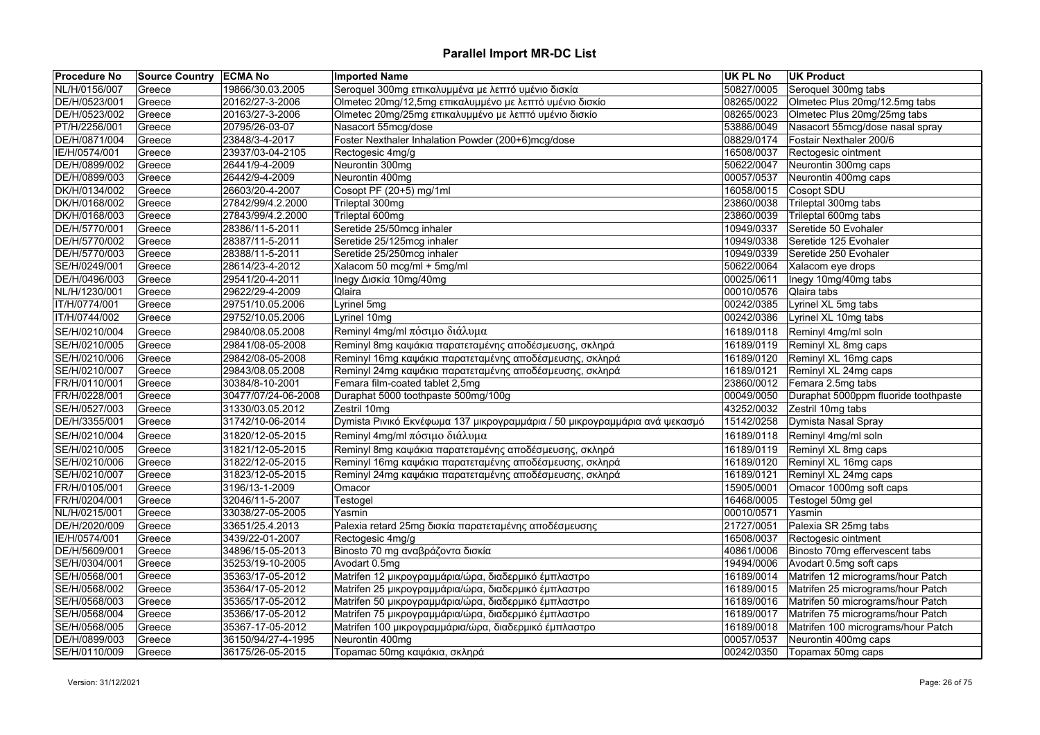# Parallel Import MR-DC List

| Procedure No | Source Country | ECMA No | Imported Name | UK PL No | UK Product |
|---|---|---|---|---|---|
| NL/H/0156/007 | Greece | 19866/30.03.2005 | Seroquel 300mg επικαλυμμένα με λεπτό υμένιο δισκία | 50827/0005 | Seroquel 300mg tabs |
| DE/H/0523/001 | Greece | 20162/27-3-2006 | Olmetec 20mg/12,5mg επικαλυμμένο με λεπτό υμένιο δισκίο | 08265/0022 | Olmetec Plus 20mg/12.5mg tabs |
| DE/H/0523/002 | Greece | 20163/27-3-2006 | Olmetec 20mg/25mg επικαλυμμένο με λεπτό υμένιο δισκίο | 08265/0023 | Olmetec Plus 20mg/25mg tabs |
| PT/H/2256/001 | Greece | 20795/26-03-07 | Nasacort 55mcg/dose | 53886/0049 | Nasacort 55mcg/dose nasal spray |
| DE/H/0871/004 | Greece | 23848/3-4-2017 | Foster Nexthaler Inhalation Powder (200+6)mcg/dose | 08829/0174 | Fostair Nexthaler 200/6 |
| IE/H/0574/001 | Greece | 23937/03-04-2105 | Rectogesic 4mg/g | 16508/0037 | Rectogesic ointment |
| DE/H/0899/002 | Greece | 26441/9-4-2009 | Neurontin 300mg | 50622/0047 | Neurontin 300mg caps |
| DE/H/0899/003 | Greece | 26442/9-4-2009 | Neurontin 400mg | 00057/0537 | Neurontin 400mg caps |
| DK/H/0134/002 | Greece | 26603/20-4-2007 | Cosopt PF (20+5) mg/1ml | 16058/0015 | Cosopt SDU |
| DK/H/0168/002 | Greece | 27842/99/4.2.2000 | Trileptal 300mg | 23860/0038 | Trileptal 300mg tabs |
| DK/H/0168/003 | Greece | 27843/99/4.2.2000 | Trileptal 600mg | 23860/0039 | Trileptal 600mg tabs |
| DE/H/5770/001 | Greece | 28386/11-5-2011 | Seretide 25/50mcg inhaler | 10949/0337 | Seretide 50 Evohaler |
| DE/H/5770/002 | Greece | 28387/11-5-2011 | Seretide 25/125mcg inhaler | 10949/0338 | Seretide 125 Evohaler |
| DE/H/5770/003 | Greece | 28388/11-5-2011 | Seretide 25/250mcg inhaler | 10949/0339 | Seretide 250 Evohaler |
| SE/H/0249/001 | Greece | 28614/23-4-2012 | Xalacom 50 mcg/ml + 5mg/ml | 50622/0064 | Xalacom eye drops |
| DE/H/0496/003 | Greece | 29541/20-4-2011 | Inegy Δισκία 10mg/40mg | 00025/0611 | Inegy 10mg/40mg tabs |
| NL/H/1230/001 | Greece | 29622/29-4-2009 | Qlaira | 00010/0576 | Qlaira tabs |
| IT/H/0774/001 | Greece | 29751/10.05.2006 | Lyrinel 5mg | 00242/0385 | Lyrinel XL 5mg tabs |
| IT/H/0744/002 | Greece | 29752/10.05.2006 | Lyrinel 10mg | 00242/0386 | Lyrinel XL 10mg tabs |
| SE/H/0210/004 | Greece | 29840/08.05.2008 | Reminyl 4mg/ml πόσιμο διάλυμα | 16189/0118 | Reminyl 4mg/ml soln |
| SE/H/0210/005 | Greece | 29841/08-05-2008 | Reminyl 8mg καψάκια παρατεταμένης αποδέσμευσης, σκληρά | 16189/0119 | Reminyl XL 8mg caps |
| SE/H/0210/006 | Greece | 29842/08-05-2008 | Reminyl 16mg καψάκια παρατεταμένης αποδέσμευσης, σκληρά | 16189/0120 | Reminyl XL 16mg caps |
| SE/H/0210/007 | Greece | 29843/08.05.2008 | Reminyl 24mg καψάκια παρατεταμένης αποδέσμευσης, σκληρά | 16189/0121 | Reminyl XL 24mg caps |
| FR/H/0110/001 | Greece | 30384/8-10-2001 | Femara film-coated tablet 2,5mg | 23860/0012 | Femara 2.5mg tabs |
| FR/H/0228/001 | Greece | 30477/07/24-06-2008 | Duraphat 5000 toothpaste 500mg/100g | 00049/0050 | Duraphat 5000ppm fluoride toothpaste |
| SE/H/0527/003 | Greece | 31330/03.05.2012 | Zestril 10mg | 43252/0032 | Zestril 10mg tabs |
| DE/H/3355/001 | Greece | 31742/10-06-2014 | Dymista Ρινικό Εκνέφωμα 137 μικρογραμμάρια / 50 μικρογραμμάρια ανά ψεκασμό | 15142/0258 | Dymista Nasal Spray |
| SE/H/0210/004 | Greece | 31820/12-05-2015 | Reminyl 4mg/ml πόσιμο διάλυμα | 16189/0118 | Reminyl 4mg/ml soln |
| SE/H/0210/005 | Greece | 31821/12-05-2015 | Reminyl 8mg καψάκια παρατεταμένης αποδέσμευσης, σκληρά | 16189/0119 | Reminyl XL 8mg caps |
| SE/H/0210/006 | Greece | 31822/12-05-2015 | Reminyl 16mg καψάκια παρατεταμένης αποδέσμευσης, σκληρά | 16189/0120 | Reminyl XL 16mg caps |
| SE/H/0210/007 | Greece | 31823/12-05-2015 | Reminyl 24mg καψάκια παρατεταμένης αποδέσμευσης, σκληρά | 16189/0121 | Reminyl XL 24mg caps |
| FR/H/0105/001 | Greece | 3196/13-1-2009 | Omacor | 15905/0001 | Omacor 1000mg soft caps |
| FR/H/0204/001 | Greece | 32046/11-5-2007 | Testogel | 16468/0005 | Testogel 50mg gel |
| NL/H/0215/001 | Greece | 33038/27-05-2005 | Yasmin | 00010/0571 | Yasmin |
| DE/H/2020/009 | Greece | 33651/25.4.2013 | Palexia retard 25mg δισκία παρατεταμένης αποδέσμευσης | 21727/0051 | Palexia SR 25mg tabs |
| IE/H/0574/001 | Greece | 3439/22-01-2007 | Rectogesic 4mg/g | 16508/0037 | Rectogesic ointment |
| DE/H/5609/001 | Greece | 34896/15-05-2013 | Binosto 70 mg αναβράζοντα δισκία | 40861/0006 | Binosto 70mg effervescent tabs |
| SE/H/0304/001 | Greece | 35253/19-10-2005 | Avodart 0.5mg | 19494/0006 | Avodart 0.5mg soft caps |
| SE/H/0568/001 | Greece | 35363/17-05-2012 | Matrifen 12 μικρογραμμάρια/ώρα, διαδερμικό έμπλαστρο | 16189/0014 | Matrifen 12 micrograms/hour Patch |
| SE/H/0568/002 | Greece | 35364/17-05-2012 | Matrifen 25 μικρογραμμάρια/ώρα, διαδερμικό έμπλαστρο | 16189/0015 | Matrifen 25 micrograms/hour Patch |
| SE/H/0568/003 | Greece | 35365/17-05-2012 | Matrifen 50 μικρογραμμάρια/ώρα, διαδερμικό έμπλαστρο | 16189/0016 | Matrifen 50 micrograms/hour Patch |
| SE/H/0568/004 | Greece | 35366/17-05-2012 | Matrifen 75 μικρογραμμάρια/ώρα, διαδερμικό έμπλαστρο | 16189/0017 | Matrifen 75 micrograms/hour Patch |
| SE/H/0568/005 | Greece | 35367-17-05-2012 | Matrifen 100 μικρογραμμάρια/ώρα, διαδερμικό έμπλαστρο | 16189/0018 | Matrifen 100 micrograms/hour Patch |
| DE/H/0899/003 | Greece | 36150/94/27-4-1995 | Neurontin 400mg | 00057/0537 | Neurontin 400mg caps |
| SE/H/0110/009 | Greece | 36175/26-05-2015 | Topamac 50mg καψάκια, σκληρά | 00242/0350 | Topamax 50mg caps |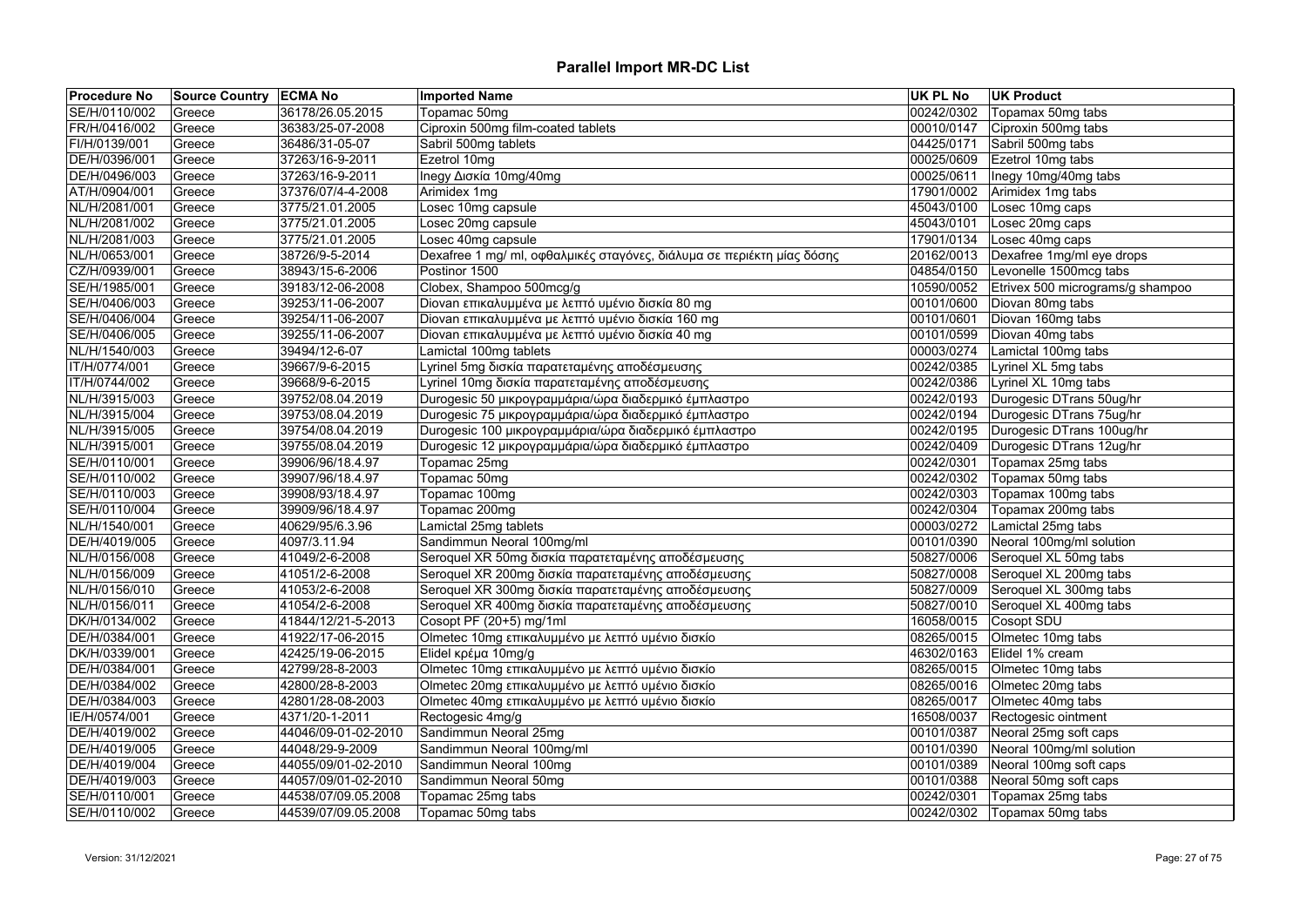# Parallel Import MR-DC List

| Procedure No | Source Country | ECMA No | Imported Name | UK PL No | UK Product |
|---|---|---|---|---|---|
| SE/H/0110/002 | Greece | 36178/26.05.2015 | Topamac 50mg | 00242/0302 | Topamax 50mg tabs |
| FR/H/0416/002 | Greece | 36383/25-07-2008 | Ciproxin 500mg film-coated tablets | 00010/0147 | Ciproxin 500mg tabs |
| FI/H/0139/001 | Greece | 36486/31-05-07 | Sabril 500mg tablets | 04425/0171 | Sabril 500mg tabs |
| DE/H/0396/001 | Greece | 37263/16-9-2011 | Ezetrol 10mg | 00025/0609 | Ezetrol 10mg tabs |
| DE/H/0496/003 | Greece | 37263/16-9-2011 | Inegy Δισκία 10mg/40mg | 00025/0611 | Inegy 10mg/40mg tabs |
| AT/H/0904/001 | Greece | 37376/07/4-4-2008 | Arimidex 1mg | 17901/0002 | Arimidex 1mg tabs |
| NL/H/2081/001 | Greece | 3775/21.01.2005 | Losec 10mg capsule | 45043/0100 | Losec 10mg caps |
| NL/H/2081/002 | Greece | 3775/21.01.2005 | Losec 20mg capsule | 45043/0101 | Losec 20mg caps |
| NL/H/2081/003 | Greece | 3775/21.01.2005 | Losec 40mg capsule | 17901/0134 | Losec 40mg caps |
| NL/H/0653/001 | Greece | 38726/9-5-2014 | Dexafree 1 mg/ ml, οφθαλμικές σταγόνες, διάλυμα σε περιέκτη μίας δόσης | 20162/0013 | Dexafree 1mg/ml eye drops |
| CZ/H/0939/001 | Greece | 38943/15-6-2006 | Postinor 1500 | 04854/0150 | Levonelle 1500mcg tabs |
| SE/H/1985/001 | Greece | 39183/12-06-2008 | Clobex, Shampoo 500mcg/g | 10590/0052 | Etrivex 500 micrograms/g shampoo |
| SE/H/0406/003 | Greece | 39253/11-06-2007 | Diovan επικαλυμμένα με λεπτό υμένιο δισκία 80 mg | 00101/0600 | Diovan 80mg tabs |
| SE/H/0406/004 | Greece | 39254/11-06-2007 | Diovan επικαλυμμένα με λεπτό υμένιο δισκία 160 mg | 00101/0601 | Diovan 160mg tabs |
| SE/H/0406/005 | Greece | 39255/11-06-2007 | Diovan επικαλυμμένα με λεπτό υμένιο δισκία 40 mg | 00101/0599 | Diovan 40mg tabs |
| NL/H/1540/003 | Greece | 39494/12-6-07 | Lamictal 100mg tablets | 00003/0274 | Lamictal 100mg tabs |
| IT/H/0774/001 | Greece | 39667/9-6-2015 | Lyrinel 5mg δισκία παρατεταμένης αποδέσμευσης | 00242/0385 | Lyrinel XL 5mg tabs |
| IT/H/0744/002 | Greece | 39668/9-6-2015 | Lyrinel 10mg δισκία παρατεταμένης αποδέσμευσης | 00242/0386 | Lyrinel XL 10mg tabs |
| NL/H/3915/003 | Greece | 39752/08.04.2019 | Durogesic 50 μικρογραμμάρια/ώρα διαδερμικό έμπλαστρο | 00242/0193 | Durogesic DTrans 50ug/hr |
| NL/H/3915/004 | Greece | 39753/08.04.2019 | Durogesic 75 μικρογραμμάρια/ώρα διαδερμικό έμπλαστρο | 00242/0194 | Durogesic DTrans 75ug/hr |
| NL/H/3915/005 | Greece | 39754/08.04.2019 | Durogesic 100 μικρογραμμάρια/ώρα διαδερμικό έμπλαστρο | 00242/0195 | Durogesic DTrans 100ug/hr |
| NL/H/3915/001 | Greece | 39755/08.04.2019 | Durogesic 12 μικρογραμμάρια/ώρα διαδερμικό έμπλαστρο | 00242/0409 | Durogesic DTrans 12ug/hr |
| SE/H/0110/001 | Greece | 39906/96/18.4.97 | Topamac 25mg | 00242/0301 | Topamax 25mg tabs |
| SE/H/0110/002 | Greece | 39907/96/18.4.97 | Topamac 50mg | 00242/0302 | Topamax 50mg tabs |
| SE/H/0110/003 | Greece | 39908/93/18.4.97 | Topamac 100mg | 00242/0303 | Topamax 100mg tabs |
| SE/H/0110/004 | Greece | 39909/96/18.4.97 | Topamac 200mg | 00242/0304 | Topamax 200mg tabs |
| NL/H/1540/001 | Greece | 40629/95/6.3.96 | Lamictal 25mg tablets | 00003/0272 | Lamictal 25mg tabs |
| DE/H/4019/005 | Greece | 4097/3.11.94 | Sandimmun Neoral 100mg/ml | 00101/0390 | Neoral 100mg/ml solution |
| NL/H/0156/008 | Greece | 41049/2-6-2008 | Seroquel XR 50mg δισκία παρατεταμένης αποδέσμευσης | 50827/0006 | Seroquel XL 50mg tabs |
| NL/H/0156/009 | Greece | 41051/2-6-2008 | Seroquel XR 200mg δισκία παρατεταμένης αποδέσμευσης | 50827/0008 | Seroquel XL 200mg tabs |
| NL/H/0156/010 | Greece | 41053/2-6-2008 | Seroquel XR 300mg δισκία παρατεταμένης αποδέσμευσης | 50827/0009 | Seroquel XL 300mg tabs |
| NL/H/0156/011 | Greece | 41054/2-6-2008 | Seroquel XR 400mg δισκία παρατεταμένης αποδέσμευσης | 50827/0010 | Seroquel XL 400mg tabs |
| DK/H/0134/002 | Greece | 41844/12/21-5-2013 | Cosopt PF (20+5) mg/1ml | 16058/0015 | Cosopt SDU |
| DE/H/0384/001 | Greece | 41922/17-06-2015 | Olmetec 10mg επικαλυμμένο με λεπτό υμένιο δισκίο | 08265/0015 | Olmetec 10mg tabs |
| DK/H/0339/001 | Greece | 42425/19-06-2015 | Elidel κρέμα 10mg/g | 46302/0163 | Elidel 1% cream |
| DE/H/0384/001 | Greece | 42799/28-8-2003 | Olmetec 10mg επικαλυμμένο με λεπτό υμένιο δισκίο | 08265/0015 | Olmetec 10mg tabs |
| DE/H/0384/002 | Greece | 42800/28-8-2003 | Olmetec 20mg επικαλυμμένο με λεπτό υμένιο δισκίο | 08265/0016 | Olmetec 20mg tabs |
| DE/H/0384/003 | Greece | 42801/28-08-2003 | Olmetec 40mg επικαλυμμένο με λεπτό υμένιο δισκίο | 08265/0017 | Olmetec 40mg tabs |
| IE/H/0574/001 | Greece | 4371/20-1-2011 | Rectogesic 4mg/g | 16508/0037 | Rectogesic ointment |
| DE/H/4019/002 | Greece | 44046/09-01-02-2010 | Sandimmun Neoral 25mg | 00101/0387 | Neoral 25mg soft caps |
| DE/H/4019/005 | Greece | 44048/29-9-2009 | Sandimmun Neoral 100mg/ml | 00101/0390 | Neoral 100mg/ml solution |
| DE/H/4019/004 | Greece | 44055/09/01-02-2010 | Sandimmun Neoral 100mg | 00101/0389 | Neoral 100mg soft caps |
| DE/H/4019/003 | Greece | 44057/09/01-02-2010 | Sandimmun Neoral 50mg | 00101/0388 | Neoral 50mg soft caps |
| SE/H/0110/001 | Greece | 44538/07/09.05.2008 | Topamac 25mg tabs | 00242/0301 | Topamax 25mg tabs |
| SE/H/0110/002 | Greece | 44539/07/09.05.2008 | Topamac 50mg tabs | 00242/0302 | Topamax 50mg tabs |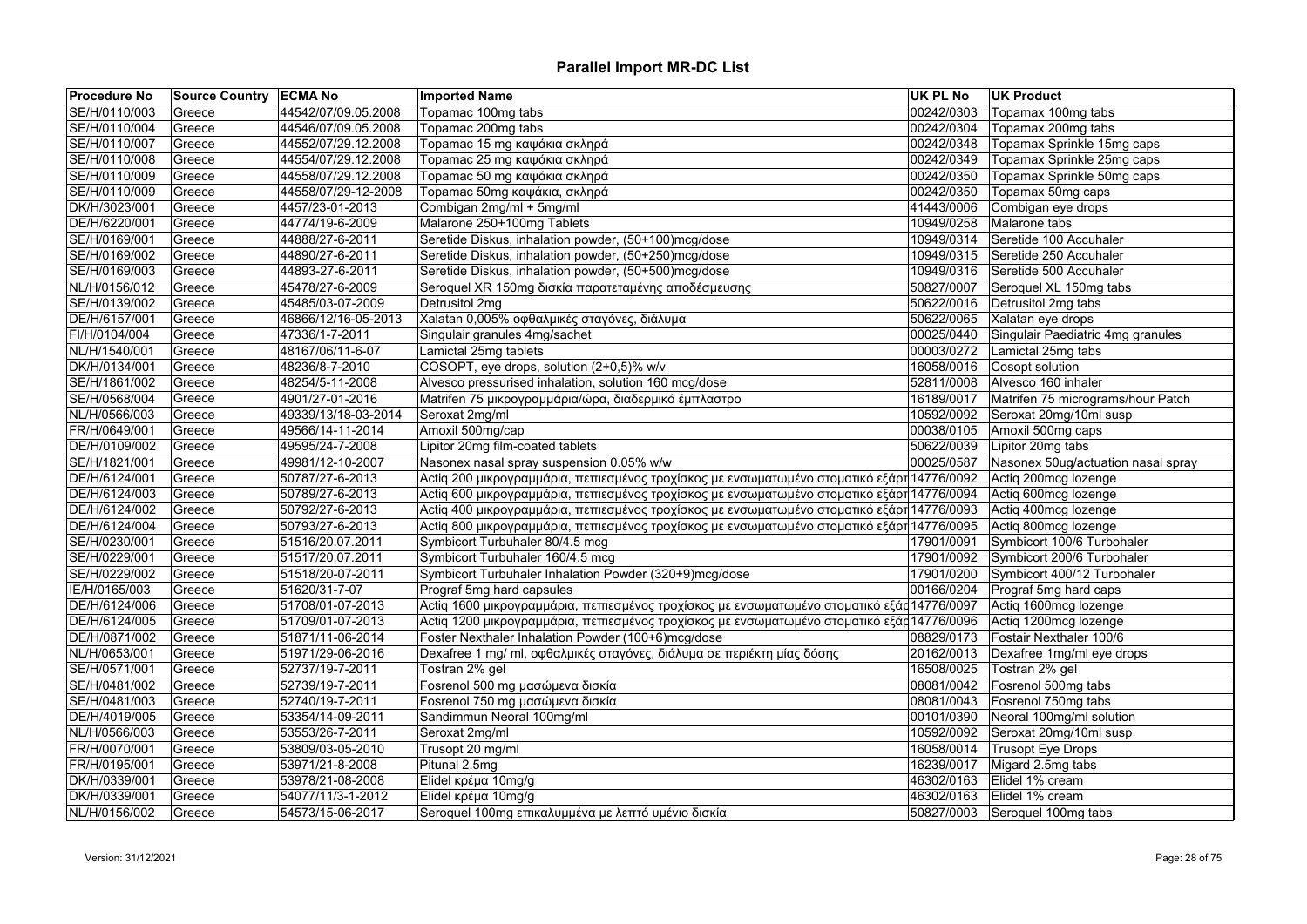# Parallel Import MR-DC List

| Procedure No | Source Country | ECMA No | Imported Name | UK PL No | UK Product |
|---|---|---|---|---|---|
| SE/H/0110/003 | Greece | 44542/07/09.05.2008 | Topamac 100mg tabs | 00242/0303 | Topamax 100mg tabs |
| SE/H/0110/004 | Greece | 44546/07/09.05.2008 | Topamac 200mg tabs | 00242/0304 | Topamax 200mg tabs |
| SE/H/0110/007 | Greece | 44552/07/29.12.2008 | Topamac 15 mg καψάκια σκληρά | 00242/0348 | Topamax Sprinkle 15mg caps |
| SE/H/0110/008 | Greece | 44554/07/29.12.2008 | Topamac 25 mg καψάκια σκληρά | 00242/0349 | Topamax Sprinkle 25mg caps |
| SE/H/0110/009 | Greece | 44558/07/29.12.2008 | Topamac 50 mg καψάκια σκληρά | 00242/0350 | Topamax Sprinkle 50mg caps |
| SE/H/0110/009 | Greece | 44558/07/29-12-2008 | Topamac 50mg καψάκια, σκληρά | 00242/0350 | Topamax 50mg caps |
| DK/H/3023/001 | Greece | 4457/23-01-2013 | Combigan 2mg/ml + 5mg/ml | 41443/0006 | Combigan eye drops |
| DE/H/6220/001 | Greece | 44774/19-6-2009 | Malarone 250+100mg Tablets | 10949/0258 | Malarone tabs |
| SE/H/0169/001 | Greece | 44888/27-6-2011 | Seretide Diskus, inhalation powder, (50+100)mcg/dose | 10949/0314 | Seretide 100 Accuhaler |
| SE/H/0169/002 | Greece | 44890/27-6-2011 | Seretide Diskus, inhalation powder, (50+250)mcg/dose | 10949/0315 | Seretide 250 Accuhaler |
| SE/H/0169/003 | Greece | 44893-27-6-2011 | Seretide Diskus, inhalation powder, (50+500)mcg/dose | 10949/0316 | Seretide 500 Accuhaler |
| NL/H/0156/012 | Greece | 45478/27-6-2009 | Seroquel XR 150mg δισκία παρατεταμένης αποδέσμευσης | 50827/0007 | Seroquel XL 150mg tabs |
| SE/H/0139/002 | Greece | 45485/03-07-2009 | Detrusitol 2mg | 50622/0016 | Detrusitol 2mg tabs |
| DE/H/6157/001 | Greece | 46866/12/16-05-2013 | Xalatan 0,005% οφθαλμικές σταγόνες, διάλυμα | 50622/0065 | Xalatan eye drops |
| FI/H/0104/004 | Greece | 47336/1-7-2011 | Singulair granules 4mg/sachet | 00025/0440 | Singulair Paediatric 4mg granules |
| NL/H/1540/001 | Greece | 48167/06/11-6-07 | Lamictal 25mg tablets | 00003/0272 | Lamictal 25mg tabs |
| DK/H/0134/001 | Greece | 48236/8-7-2010 | COSOPT, eye drops, solution (2+0,5)% w/v | 16058/0016 | Cosopt solution |
| SE/H/1861/002 | Greece | 48254/5-11-2008 | Alvesco pressurised inhalation, solution 160 mcg/dose | 52811/0008 | Alvesco 160 inhaler |
| SE/H/0568/004 | Greece | 4901/27-01-2016 | Matrifen 75 μικρογραμμάρια/ώρα, διαδερμικό έμπλαστρο | 16189/0017 | Matrifen 75 micrograms/hour Patch |
| NL/H/0566/003 | Greece | 49339/13/18-03-2014 | Seroxat 2mg/ml | 10592/0092 | Seroxat 20mg/10ml susp |
| FR/H/0649/001 | Greece | 49566/14-11-2014 | Amoxil 500mg/cap | 00038/0105 | Amoxil 500mg caps |
| DE/H/0109/002 | Greece | 49595/24-7-2008 | Lipitor 20mg film-coated tablets | 50622/0039 | Lipitor 20mg tabs |
| SE/H/1821/001 | Greece | 49981/12-10-2007 | Nasonex nasal spray suspension 0.05% w/w | 00025/0587 | Nasonex 50ug/actuation nasal spray |
| DE/H/6124/001 | Greece | 50787/27-6-2013 | Actiq 200 μικρογραμμάρια, πεπιεσμένος τροχίσκος με ενσωματωμένο στοματικό εξάρτ | 14776/0092 | Actiq 200mcg lozenge |
| DE/H/6124/003 | Greece | 50789/27-6-2013 | Actiq 600 μικρογραμμάρια, πεπιεσμένος τροχίσκος με ενσωματωμένο στοματικό εξάρτ | 14776/0094 | Actiq 600mcg lozenge |
| DE/H/6124/002 | Greece | 50792/27-6-2013 | Actiq 400 μικρογραμμάρια, πεπιεσμένος τροχίσκος με ενσωματωμένο στοματικό εξάρτ | 14776/0093 | Actiq 400mcg lozenge |
| DE/H/6124/004 | Greece | 50793/27-6-2013 | Actiq 800 μικρογραμμάρια, πεπιεσμένος τροχίσκος με ενσωματωμένο στοματικό εξάρτ | 14776/0095 | Actiq 800mcg lozenge |
| SE/H/0230/001 | Greece | 51516/20.07.2011 | Symbicort Turbuhaler 80/4.5 mcg | 17901/0091 | Symbicort 100/6 Turbohaler |
| SE/H/0229/001 | Greece | 51517/20.07.2011 | Symbicort Turbuhaler 160/4.5 mcg | 17901/0092 | Symbicort 200/6 Turbohaler |
| SE/H/0229/002 | Greece | 51518/20-07-2011 | Symbicort Turbuhaler Inhalation Powder (320+9)mcg/dose | 17901/0200 | Symbicort 400/12 Turbohaler |
| IE/H/0165/003 | Greece | 51620/31-7-07 | Prograf 5mg hard capsules | 00166/0204 | Prograf 5mg hard caps |
| DE/H/6124/006 | Greece | 51708/01-07-2013 | Actiq 1600 μικρογραμμάρια, πεπιεσμένος τροχίσκος με ενσωματωμένο στοματικό εξάρ | 14776/0097 | Actiq 1600mcg lozenge |
| DE/H/6124/005 | Greece | 51709/01-07-2013 | Actiq 1200 μικρογραμμάρια, πεπιεσμένος τροχίσκος με ενσωματωμένο στοματικό εξάρ | 14776/0096 | Actiq 1200mcg lozenge |
| DE/H/0871/002 | Greece | 51871/11-06-2014 | Foster Nexthaler Inhalation Powder (100+6)mcg/dose | 08829/0173 | Fostair Nexthaler 100/6 |
| NL/H/0653/001 | Greece | 51971/29-06-2016 | Dexafree 1 mg/ ml, οφθαλμικές σταγόνες, διάλυμα σε περιέκτη μίας δόσης | 20162/0013 | Dexafree 1mg/ml eye drops |
| SE/H/0571/001 | Greece | 52737/19-7-2011 | Tostran 2% gel | 16508/0025 | Tostran 2% gel |
| SE/H/0481/002 | Greece | 52739/19-7-2011 | Fosrenol 500 mg μασώμενα δισκία | 08081/0042 | Fosrenol 500mg tabs |
| SE/H/0481/003 | Greece | 52740/19-7-2011 | Fosrenol 750 mg μασώμενα δισκία | 08081/0043 | Fosrenol 750mg tabs |
| DE/H/4019/005 | Greece | 53354/14-09-2011 | Sandimmun Neoral 100mg/ml | 00101/0390 | Neoral 100mg/ml solution |
| NL/H/0566/003 | Greece | 53553/26-7-2011 | Seroxat 2mg/ml | 10592/0092 | Seroxat 20mg/10ml susp |
| FR/H/0070/001 | Greece | 53809/03-05-2010 | Trusopt 20 mg/ml | 16058/0014 | Trusopt Eye Drops |
| FR/H/0195/001 | Greece | 53971/21-8-2008 | Pitunal 2.5mg | 16239/0017 | Migard 2.5mg tabs |
| DK/H/0339/001 | Greece | 53978/21-08-2008 | Elidel κρέμα 10mg/g | 46302/0163 | Elidel 1% cream |
| DK/H/0339/001 | Greece | 54077/11/3-1-2012 | Elidel κρέμα 10mg/g | 46302/0163 | Elidel 1% cream |
| NL/H/0156/002 | Greece | 54573/15-06-2017 | Seroquel 100mg επικαλυμμένα με λεπτό υμένιο δισκία | 50827/0003 | Seroquel 100mg tabs |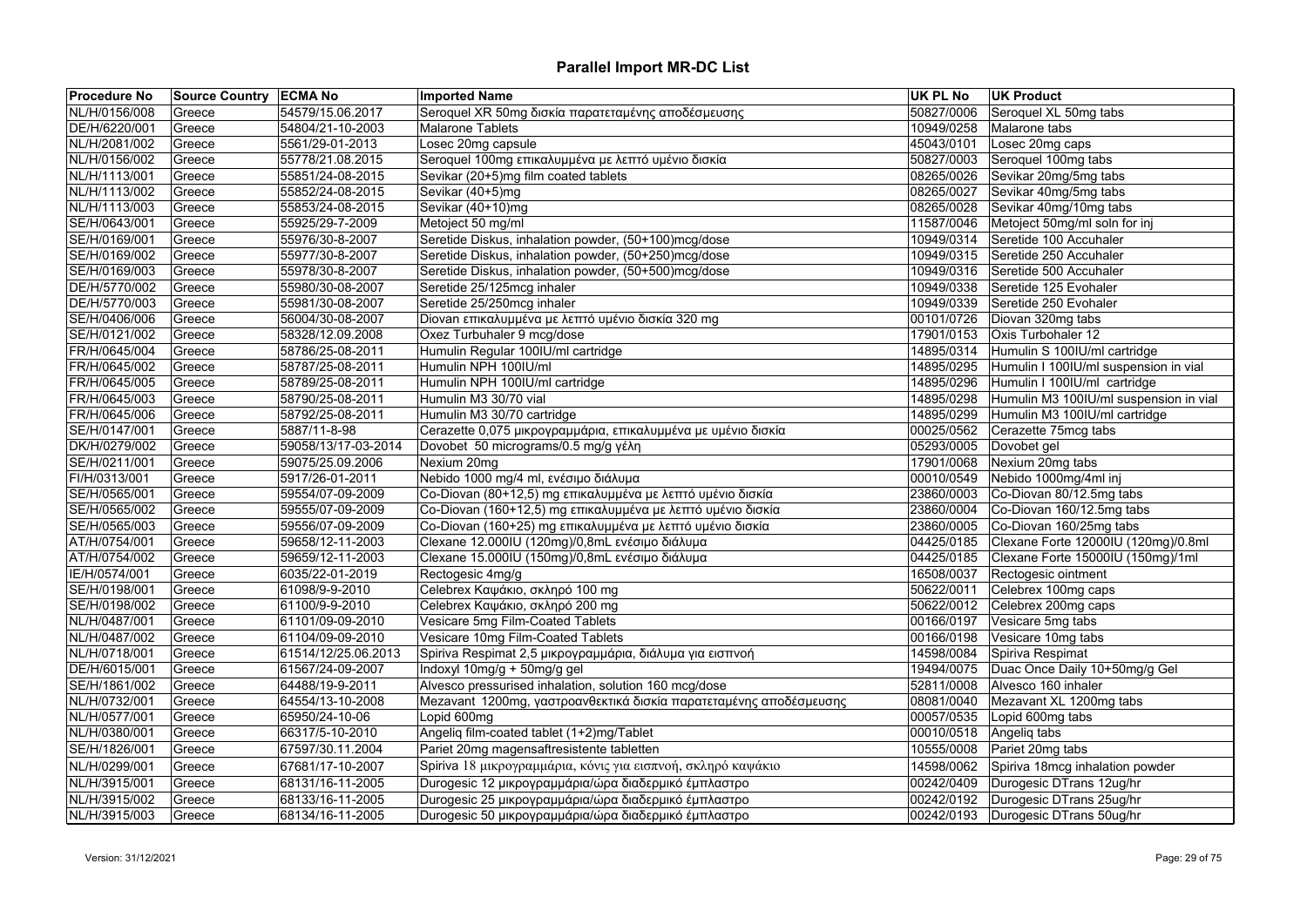# Parallel Import MR-DC List

| Procedure No | Source Country | ECMA No | Imported Name | UK PL No | UK Product |
|---|---|---|---|---|---|
| NL/H/0156/008 | Greece | 54579/15.06.2017 | Seroquel XR 50mg δισκία παρατεταμένης αποδέσμευσης | 50827/0006 | Seroquel XL 50mg tabs |
| DE/H/6220/001 | Greece | 54804/21-10-2003 | Malarone Tablets | 10949/0258 | Malarone tabs |
| NL/H/2081/002 | Greece | 5561/29-01-2013 | Losec 20mg capsule | 45043/0101 | Losec 20mg caps |
| NL/H/0156/002 | Greece | 55778/21.08.2015 | Seroquel 100mg επικαλυμμένα με λεπτό υμένιο δισκία | 50827/0003 | Seroquel 100mg tabs |
| NL/H/1113/001 | Greece | 55851/24-08-2015 | Sevikar (20+5)mg film coated tablets | 08265/0026 | Sevikar 20mg/5mg tabs |
| NL/H/1113/002 | Greece | 55852/24-08-2015 | Sevikar (40+5)mg | 08265/0027 | Sevikar 40mg/5mg tabs |
| NL/H/1113/003 | Greece | 55853/24-08-2015 | Sevikar (40+10)mg | 08265/0028 | Sevikar 40mg/10mg tabs |
| SE/H/0643/001 | Greece | 55925/29-7-2009 | Metoject 50 mg/ml | 11587/0046 | Metoject 50mg/ml soln for inj |
| SE/H/0169/001 | Greece | 55976/30-8-2007 | Seretide Diskus, inhalation powder, (50+100)mcg/dose | 10949/0314 | Seretide 100 Accuhaler |
| SE/H/0169/002 | Greece | 55977/30-8-2007 | Seretide Diskus, inhalation powder, (50+250)mcg/dose | 10949/0315 | Seretide 250 Accuhaler |
| SE/H/0169/003 | Greece | 55978/30-8-2007 | Seretide Diskus, inhalation powder, (50+500)mcg/dose | 10949/0316 | Seretide 500 Accuhaler |
| DE/H/5770/002 | Greece | 55980/30-08-2007 | Seretide 25/125mcg inhaler | 10949/0338 | Seretide 125 Evohaler |
| DE/H/5770/003 | Greece | 55981/30-08-2007 | Seretide 25/250mcg inhaler | 10949/0339 | Seretide 250 Evohaler |
| SE/H/0406/006 | Greece | 56004/30-08-2007 | Diovan επικαλυμμένα με λεπτό υμένιο δισκία 320 mg | 00101/0726 | Diovan 320mg tabs |
| SE/H/0121/002 | Greece | 58328/12.09.2008 | Oxez Turbuhaler 9 mcg/dose | 17901/0153 | Oxis Turbohaler 12 |
| FR/H/0645/004 | Greece | 58786/25-08-2011 | Humulin Regular 100IU/ml cartridge | 14895/0314 | Humulin S 100IU/ml cartridge |
| FR/H/0645/002 | Greece | 58787/25-08-2011 | Humulin NPH 100IU/ml | 14895/0295 | Humulin I 100IU/ml suspension in vial |
| FR/H/0645/005 | Greece | 58789/25-08-2011 | Humulin NPH 100IU/ml cartridge | 14895/0296 | Humulin I 100IU/ml cartridge |
| FR/H/0645/003 | Greece | 58790/25-08-2011 | Humulin M3 30/70 vial | 14895/0298 | Humulin M3 100IU/ml suspension in vial |
| FR/H/0645/006 | Greece | 58792/25-08-2011 | Humulin M3 30/70 cartridge | 14895/0299 | Humulin M3 100IU/ml cartridge |
| SE/H/0147/001 | Greece | 5887/11-8-98 | Cerazette 0,075 μικρογραμμάρια, επικαλυμμένα με υμένιο δισκία | 00025/0562 | Cerazette 75mcg tabs |
| DK/H/0279/002 | Greece | 59058/13/17-03-2014 | Dovobet 50 micrograms/0.5 mg/g γέλη | 05293/0005 | Dovobet gel |
| SE/H/0211/001 | Greece | 59075/25.09.2006 | Nexium 20mg | 17901/0068 | Nexium 20mg tabs |
| FI/H/0313/001 | Greece | 5917/26-01-2011 | Nebido 1000 mg/4 ml, ενέσιμο διάλυμα | 00010/0549 | Nebido 1000mg/4ml inj |
| SE/H/0565/001 | Greece | 59554/07-09-2009 | Co-Diovan (80+12,5) mg επικαλυμμένα με λεπτό υμένιο δισκία | 23860/0003 | Co-Diovan 80/12.5mg tabs |
| SE/H/0565/002 | Greece | 59555/07-09-2009 | Co-Diovan (160+12,5) mg επικαλυμμένα με λεπτό υμένιο δισκία | 23860/0004 | Co-Diovan 160/12.5mg tabs |
| SE/H/0565/003 | Greece | 59556/07-09-2009 | Co-Diovan (160+25) mg επικαλυμμένα με λεπτό υμένιο δισκία | 23860/0005 | Co-Diovan 160/25mg tabs |
| AT/H/0754/001 | Greece | 59658/12-11-2003 | Clexane 12.000IU (120mg)/0,8mL ενέσιμο διάλυμα | 04425/0185 | Clexane Forte 12000IU (120mg)/0.8ml |
| AT/H/0754/002 | Greece | 59659/12-11-2003 | Clexane 15.000IU (150mg)/0,8mL ενέσιμο διάλυμα | 04425/0185 | Clexane Forte 15000IU (150mg)/1ml |
| IE/H/0574/001 | Greece | 6035/22-01-2019 | Rectogesic 4mg/g | 16508/0037 | Rectogesic ointment |
| SE/H/0198/001 | Greece | 61098/9-9-2010 | Celebrex Καψάκιο, σκληρό 100 mg | 50622/0011 | Celebrex 100mg caps |
| SE/H/0198/002 | Greece | 61100/9-9-2010 | Celebrex Καψάκιο, σκληρό 200 mg | 50622/0012 | Celebrex 200mg caps |
| NL/H/0487/001 | Greece | 61101/09-09-2010 | Vesicare 5mg Film-Coated Tablets | 00166/0197 | Vesicare 5mg tabs |
| NL/H/0487/002 | Greece | 61104/09-09-2010 | Vesicare 10mg Film-Coated Tablets | 00166/0198 | Vesicare 10mg tabs |
| NL/H/0718/001 | Greece | 61514/12/25.06.2013 | Spiriva Respimat 2,5 μικρογραμμάρια, διάλυμα για εισπνοή | 14598/0084 | Spiriva Respimat |
| DE/H/6015/001 | Greece | 61567/24-09-2007 | Indoxyl 10mg/g + 50mg/g gel | 19494/0075 | Duac Once Daily 10+50mg/g Gel |
| SE/H/1861/002 | Greece | 64488/19-9-2011 | Alvesco pressurised inhalation, solution 160 mcg/dose | 52811/0008 | Alvesco 160 inhaler |
| NL/H/0732/001 | Greece | 64554/13-10-2008 | Mezavant 1200mg, γαστροανθεκτικά δισκία παρατεταμένης αποδέσμευσης | 08081/0040 | Mezavant XL 1200mg tabs |
| NL/H/0577/001 | Greece | 65950/24-10-06 | Lopid 600mg | 00057/0535 | Lopid 600mg tabs |
| NL/H/0380/001 | Greece | 66317/5-10-2010 | Angeliq film-coated tablet (1+2)mg/Tablet | 00010/0518 | Angeliq tabs |
| SE/H/1826/001 | Greece | 67597/30.11.2004 | Pariet 20mg magensaftresistente tabletten | 10555/0008 | Pariet 20mg tabs |
| NL/H/0299/001 | Greece | 67681/17-10-2007 | Spiriva 18 μικρογραμμάρια, κόνις για εισπνοή, σκληρό καψάκιο | 14598/0062 | Spiriva 18mcg inhalation powder |
| NL/H/3915/001 | Greece | 68131/16-11-2005 | Durogesic 12 μικρογραμμάρια/ώρα διαδερμικό έμπλαστρο | 00242/0409 | Durogesic DTrans 12ug/hr |
| NL/H/3915/002 | Greece | 68133/16-11-2005 | Durogesic 25 μικρογραμμάρια/ώρα διαδερμικό έμπλαστρο | 00242/0192 | Durogesic DTrans 25ug/hr |
| NL/H/3915/003 | Greece | 68134/16-11-2005 | Durogesic 50 μικρογραμμάρια/ώρα διαδερμικό έμπλαστρο | 00242/0193 | Durogesic DTrans 50ug/hr |

Version: 31/12/2021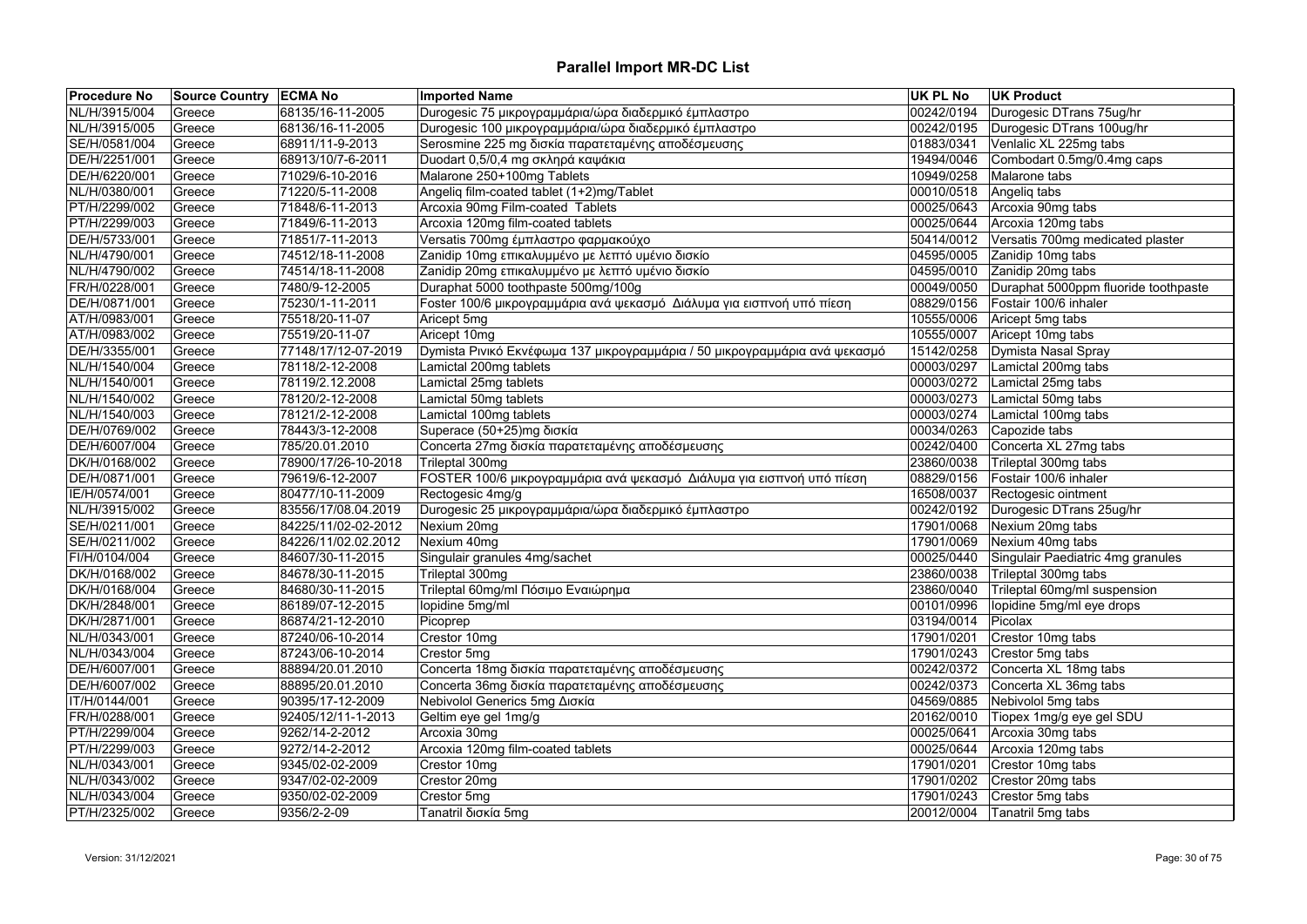# Parallel Import MR-DC List

| Procedure No | Source Country | ECMA No | Imported Name | UK PL No | UK Product |
|---|---|---|---|---|---|
| NL/H/3915/004 | Greece | 68135/16-11-2005 | Durogesic 75 μικρογραμμάρια/ώρα διαδερμικό έμπλαστρο | 00242/0194 | Durogesic DTrans 75ug/hr |
| NL/H/3915/005 | Greece | 68136/16-11-2005 | Durogesic 100 μικρογραμμάρια/ώρα διαδερμικό έμπλαστρο | 00242/0195 | Durogesic DTrans 100ug/hr |
| SE/H/0581/004 | Greece | 68911/11-9-2013 | Serosmine 225 mg δισκία παρατεταμένης αποδέσμευσης | 01883/0341 | Venlalic XL 225mg tabs |
| DE/H/2251/001 | Greece | 68913/10/7-6-2011 | Duodart 0,5/0,4 mg σκληρά καψάκια | 19494/0046 | Combodart 0.5mg/0.4mg caps |
| DE/H/6220/001 | Greece | 71029/6-10-2016 | Malarone 250+100mg Tablets | 10949/0258 | Malarone tabs |
| NL/H/0380/001 | Greece | 71220/5-11-2008 | Angeliq film-coated tablet (1+2)mg/Tablet | 00010/0518 | Angeliq tabs |
| PT/H/2299/002 | Greece | 71848/6-11-2013 | Arcoxia 90mg Film-coated Tablets | 00025/0643 | Arcoxia 90mg tabs |
| PT/H/2299/003 | Greece | 71849/6-11-2013 | Arcoxia 120mg film-coated tablets | 00025/0644 | Arcoxia 120mg tabs |
| DE/H/5733/001 | Greece | 71851/7-11-2013 | Versatis 700mg έμπλαστρο φαρμακούχο | 50414/0012 | Versatis 700mg medicated plaster |
| NL/H/4790/001 | Greece | 74512/18-11-2008 | Zanidip 10mg επικαλυμμένο με λεπτό υμένιο δισκίο | 04595/0005 | Zanidip 10mg tabs |
| NL/H/4790/002 | Greece | 74514/18-11-2008 | Zanidip 20mg επικαλυμμένο με λεπτό υμένιο δισκίο | 04595/0010 | Zanidip 20mg tabs |
| FR/H/0228/001 | Greece | 7480/9-12-2005 | Duraphat 5000 toothpaste 500mg/100g | 00049/0050 | Duraphat 5000ppm fluoride toothpaste |
| DE/H/0871/001 | Greece | 75230/1-11-2011 | Foster 100/6 μικρογραμμάρια ανά ψεκασμό Διάλυμα για εισπνοή υπό πίεση | 08829/0156 | Fostair 100/6 inhaler |
| AT/H/0983/001 | Greece | 75518/20-11-07 | Aricept 5mg | 10555/0006 | Aricept 5mg tabs |
| AT/H/0983/002 | Greece | 75519/20-11-07 | Aricept 10mg | 10555/0007 | Aricept 10mg tabs |
| DE/H/3355/001 | Greece | 77148/17/12-07-2019 | Dymista Ρινικό Εκνέφωμα 137 μικρογραμμάρια / 50 μικρογραμμάρια ανά ψεκασμό | 15142/0258 | Dymista Nasal Spray |
| NL/H/1540/004 | Greece | 78118/2-12-2008 | Lamictal 200mg tablets | 00003/0297 | Lamictal 200mg tabs |
| NL/H/1540/001 | Greece | 78119/2.12.2008 | Lamictal 25mg tablets | 00003/0272 | Lamictal 25mg tabs |
| NL/H/1540/002 | Greece | 78120/2-12-2008 | Lamictal 50mg tablets | 00003/0273 | Lamictal 50mg tabs |
| NL/H/1540/003 | Greece | 78121/2-12-2008 | Lamictal 100mg tablets | 00003/0274 | Lamictal 100mg tabs |
| DE/H/0769/002 | Greece | 78443/3-12-2008 | Superace (50+25)mg δισκία | 00034/0263 | Capozide tabs |
| DE/H/6007/004 | Greece | 785/20.01.2010 | Concerta 27mg δισκία παρατεταμένης αποδέσμευσης | 00242/0400 | Concerta XL 27mg tabs |
| DK/H/0168/002 | Greece | 78900/17/26-10-2018 | Trileptal 300mg | 23860/0038 | Trileptal 300mg tabs |
| DE/H/0871/001 | Greece | 79619/6-12-2007 | FOSTER 100/6 μικρογραμμάρια ανά ψεκασμό Διάλυμα για εισπνοή υπό πίεση | 08829/0156 | Fostair 100/6 inhaler |
| IE/H/0574/001 | Greece | 80477/10-11-2009 | Rectogesic 4mg/g | 16508/0037 | Rectogesic ointment |
| NL/H/3915/002 | Greece | 83556/17/08.04.2019 | Durogesic 25 μικρογραμμάρια/ώρα διαδερμικό έμπλαστρο | 00242/0192 | Durogesic DTrans 25ug/hr |
| SE/H/0211/001 | Greece | 84225/11/02-02-2012 | Nexium 20mg | 17901/0068 | Nexium 20mg tabs |
| SE/H/0211/002 | Greece | 84226/11/02.02.2012 | Nexium 40mg | 17901/0069 | Nexium 40mg tabs |
| FI/H/0104/004 | Greece | 84607/30-11-2015 | Singulair granules 4mg/sachet | 00025/0440 | Singulair Paediatric 4mg granules |
| DK/H/0168/002 | Greece | 84678/30-11-2015 | Trileptal 300mg | 23860/0038 | Trileptal 300mg tabs |
| DK/H/0168/004 | Greece | 84680/30-11-2015 | Trileptal 60mg/ml Πόσιμο Εναιώρημα | 23860/0040 | Trileptal 60mg/ml suspension |
| DK/H/2848/001 | Greece | 86189/07-12-2015 | Iopidine 5mg/ml | 00101/0996 | Iopidine 5mg/ml eye drops |
| DK/H/2871/001 | Greece | 86874/21-12-2010 | Picoprep | 03194/0014 | Picolax |
| NL/H/0343/001 | Greece | 87240/06-10-2014 | Crestor 10mg | 17901/0201 | Crestor 10mg tabs |
| NL/H/0343/004 | Greece | 87243/06-10-2014 | Crestor 5mg | 17901/0243 | Crestor 5mg tabs |
| DE/H/6007/001 | Greece | 88894/20.01.2010 | Concerta 18mg δισκία παρατεταμένης αποδέσμευσης | 00242/0372 | Concerta XL 18mg tabs |
| DE/H/6007/002 | Greece | 88895/20.01.2010 | Concerta 36mg δισκία παρατεταμένης αποδέσμευσης | 00242/0373 | Concerta XL 36mg tabs |
| IT/H/0144/001 | Greece | 90395/17-12-2009 | Nebivolol Generics 5mg Δισκία | 04569/0885 | Nebivolol 5mg tabs |
| FR/H/0288/001 | Greece | 92405/12/11-1-2013 | Geltim eye gel 1mg/g | 20162/0010 | Tiopex 1mg/g eye gel SDU |
| PT/H/2299/004 | Greece | 9262/14-2-2012 | Arcoxia 30mg | 00025/0641 | Arcoxia 30mg tabs |
| PT/H/2299/003 | Greece | 9272/14-2-2012 | Arcoxia 120mg film-coated tablets | 00025/0644 | Arcoxia 120mg tabs |
| NL/H/0343/001 | Greece | 9345/02-02-2009 | Crestor 10mg | 17901/0201 | Crestor 10mg tabs |
| NL/H/0343/002 | Greece | 9347/02-02-2009 | Crestor 20mg | 17901/0202 | Crestor 20mg tabs |
| NL/H/0343/004 | Greece | 9350/02-02-2009 | Crestor 5mg | 17901/0243 | Crestor 5mg tabs |
| PT/H/2325/002 | Greece | 9356/2-2-09 | Tanatril δισκία 5mg | 20012/0004 | Tanatril 5mg tabs |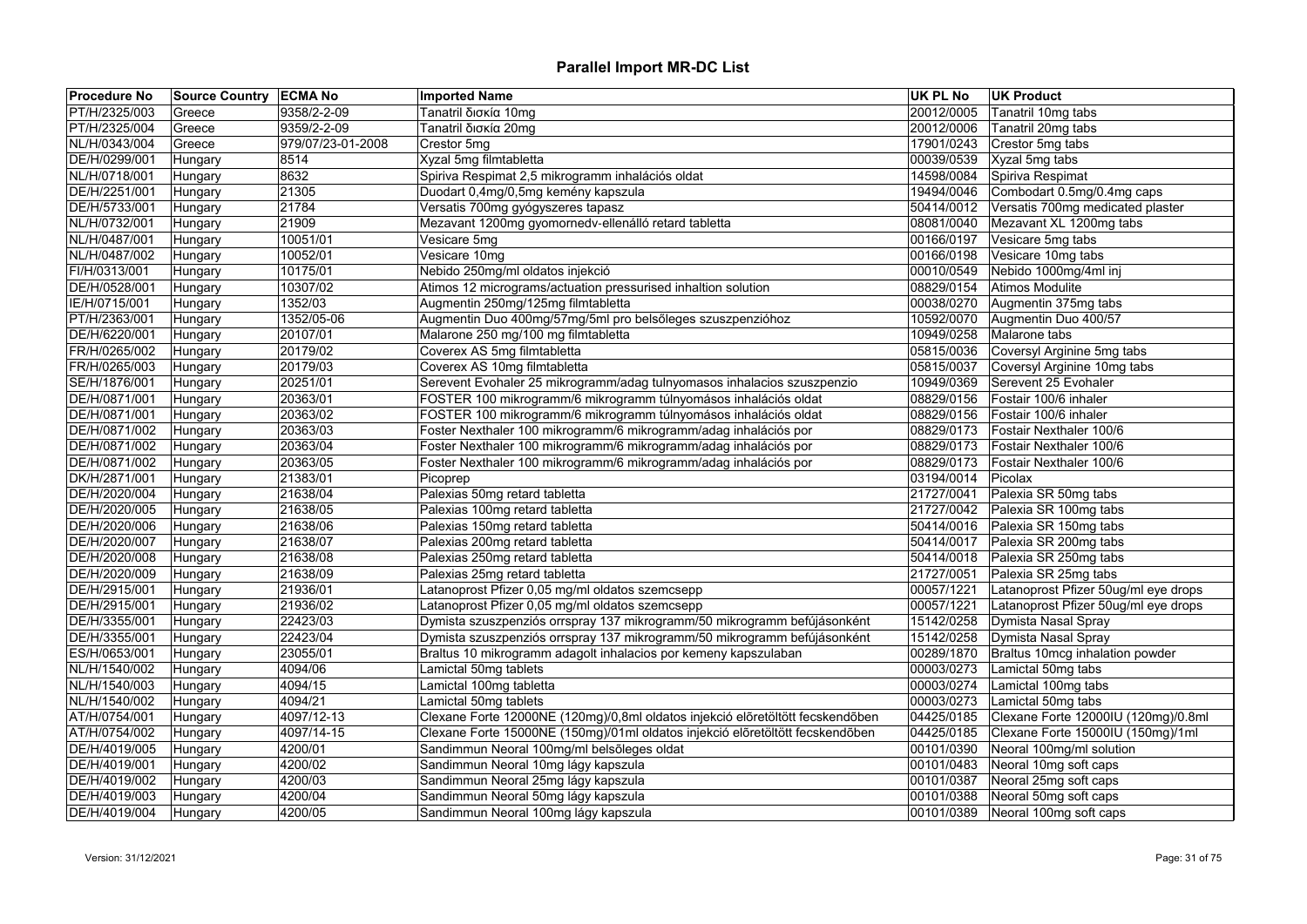# Parallel Import MR-DC List

| Procedure No | Source Country | ECMA No | Imported Name | UK PL No | UK Product |
|---|---|---|---|---|---|
| PT/H/2325/003 | Greece | 9358/2-2-09 | Tanatril δισκία 10mg | 20012/0005 | Tanatril 10mg tabs |
| PT/H/2325/004 | Greece | 9359/2-2-09 | Tanatril δισκία 20mg | 20012/0006 | Tanatril 20mg tabs |
| NL/H/0343/004 | Greece | 979/07/23-01-2008 | Crestor 5mg | 17901/0243 | Crestor 5mg tabs |
| DE/H/0299/001 | Hungary | 8514 | Xyzal 5mg filmtabletta | 00039/0539 | Xyzal 5mg tabs |
| NL/H/0718/001 | Hungary | 8632 | Spiriva Respimat 2,5 mikrogramm inhalációs oldat | 14598/0084 | Spiriva Respimat |
| DE/H/2251/001 | Hungary | 21305 | Duodart 0,4mg/0,5mg kemény kapszula | 19494/0046 | Combodart 0.5mg/0.4mg caps |
| DE/H/5733/001 | Hungary | 21784 | Versatis 700mg gyógyszeres tapasz | 50414/0012 | Versatis 700mg medicated plaster |
| NL/H/0732/001 | Hungary | 21909 | Mezavant 1200mg gyomornedv-ellenálló retard tabletta | 08081/0040 | Mezavant XL 1200mg tabs |
| NL/H/0487/001 | Hungary | 10051/01 | Vesicare 5mg | 00166/0197 | Vesicare 5mg tabs |
| NL/H/0487/002 | Hungary | 10052/01 | Vesicare 10mg | 00166/0198 | Vesicare 10mg tabs |
| FI/H/0313/001 | Hungary | 10175/01 | Nebido 250mg/ml oldatos injekció | 00010/0549 | Nebido 1000mg/4ml inj |
| DE/H/0528/001 | Hungary | 10307/02 | Atimos 12 micrograms/actuation pressurised inhaltion solution | 08829/0154 | Atimos Modulite |
| IE/H/0715/001 | Hungary | 1352/03 | Augmentin 250mg/125mg filmtabletta | 00038/0270 | Augmentin 375mg tabs |
| PT/H/2363/001 | Hungary | 1352/05-06 | Augmentin Duo 400mg/57mg/5ml pro belsőleges szuszpenzióhoz | 10592/0070 | Augmentin Duo 400/57 |
| DE/H/6220/001 | Hungary | 20107/01 | Malarone 250 mg/100 mg filmtabletta | 10949/0258 | Malarone tabs |
| FR/H/0265/002 | Hungary | 20179/02 | Coverex AS 5mg filmtabletta | 05815/0036 | Coversyl Arginine 5mg tabs |
| FR/H/0265/003 | Hungary | 20179/03 | Coverex AS 10mg filmtabletta | 05815/0037 | Coversyl Arginine 10mg tabs |
| SE/H/1876/001 | Hungary | 20251/01 | Serevent Evohaler 25 mikrogramm/adag tulnyomasos inhalacios szuszpenzio | 10949/0369 | Serevent 25 Evohaler |
| DE/H/0871/001 | Hungary | 20363/01 | FOSTER 100 mikrogramm/6 mikrogramm túlnyomásos inhalációs oldat | 08829/0156 | Fostair 100/6 inhaler |
| DE/H/0871/001 | Hungary | 20363/02 | FOSTER 100 mikrogramm/6 mikrogramm túlnyomásos inhalációs oldat | 08829/0156 | Fostair 100/6 inhaler |
| DE/H/0871/002 | Hungary | 20363/03 | Foster Nexthaler 100 mikrogramm/6 mikrogramm/adag inhalációs por | 08829/0173 | Fostair Nexthaler 100/6 |
| DE/H/0871/002 | Hungary | 20363/04 | Foster Nexthaler 100 mikrogramm/6 mikrogramm/adag inhalációs por | 08829/0173 | Fostair Nexthaler 100/6 |
| DE/H/0871/002 | Hungary | 20363/05 | Foster Nexthaler 100 mikrogramm/6 mikrogramm/adag inhalációs por | 08829/0173 | Fostair Nexthaler 100/6 |
| DK/H/2871/001 | Hungary | 21383/01 | Picoprep | 03194/0014 | Picolax |
| DE/H/2020/004 | Hungary | 21638/04 | Palexias 50mg retard tabletta | 21727/0041 | Palexia SR 50mg tabs |
| DE/H/2020/005 | Hungary | 21638/05 | Palexias 100mg retard tabletta | 21727/0042 | Palexia SR 100mg tabs |
| DE/H/2020/006 | Hungary | 21638/06 | Palexias 150mg retard tabletta | 50414/0016 | Palexia SR 150mg tabs |
| DE/H/2020/007 | Hungary | 21638/07 | Palexias 200mg retard tabletta | 50414/0017 | Palexia SR 200mg tabs |
| DE/H/2020/008 | Hungary | 21638/08 | Palexias 250mg retard tabletta | 50414/0018 | Palexia SR 250mg tabs |
| DE/H/2020/009 | Hungary | 21638/09 | Palexias 25mg retard tabletta | 21727/0051 | Palexia SR 25mg tabs |
| DE/H/2915/001 | Hungary | 21936/01 | Latanoprost Pfizer 0,05 mg/ml oldatos szemcsepp | 00057/1221 | Latanoprost Pfizer 50ug/ml eye drops |
| DE/H/2915/001 | Hungary | 21936/02 | Latanoprost Pfizer 0,05 mg/ml oldatos szemcsepp | 00057/1221 | Latanoprost Pfizer 50ug/ml eye drops |
| DE/H/3355/001 | Hungary | 22423/03 | Dymista szuszpenziós orrspray 137 mikrogramm/50 mikrogramm befújásonként | 15142/0258 | Dymista Nasal Spray |
| DE/H/3355/001 | Hungary | 22423/04 | Dymista szuszpenziós orrspray 137 mikrogramm/50 mikrogramm befújásonként | 15142/0258 | Dymista Nasal Spray |
| ES/H/0653/001 | Hungary | 23055/01 | Braltus 10 mikrogramm adagolt inhalacios por kemeny kapszulaban | 00289/1870 | Braltus 10mcg inhalation powder |
| NL/H/1540/002 | Hungary | 4094/06 | Lamictal 50mg tablets | 00003/0273 | Lamictal 50mg tabs |
| NL/H/1540/003 | Hungary | 4094/15 | Lamictal 100mg tabletta | 00003/0274 | Lamictal 100mg tabs |
| NL/H/1540/002 | Hungary | 4094/21 | Lamictal 50mg tablets | 00003/0273 | Lamictal 50mg tabs |
| AT/H/0754/001 | Hungary | 4097/12-13 | Clexane Forte 12000NE (120mg)/0,8ml oldatos injekció előretöltött fecskendőben | 04425/0185 | Clexane Forte 12000IU (120mg)/0.8ml |
| AT/H/0754/002 | Hungary | 4097/14-15 | Clexane Forte 15000NE (150mg)/01ml oldatos injekció előretöltött fecskendőben | 04425/0185 | Clexane Forte 15000IU (150mg)/1ml |
| DE/H/4019/005 | Hungary | 4200/01 | Sandimmun Neoral 100mg/ml belsőleges oldat | 00101/0390 | Neoral 100mg/ml solution |
| DE/H/4019/001 | Hungary | 4200/02 | Sandimmun Neoral 10mg lágy kapszula | 00101/0483 | Neoral 10mg soft caps |
| DE/H/4019/002 | Hungary | 4200/03 | Sandimmun Neoral 25mg lágy kapszula | 00101/0387 | Neoral 25mg soft caps |
| DE/H/4019/003 | Hungary | 4200/04 | Sandimmun Neoral 50mg lágy kapszula | 00101/0388 | Neoral 50mg soft caps |
| DE/H/4019/004 | Hungary | 4200/05 | Sandimmun Neoral 100mg lágy kapszula | 00101/0389 | Neoral 100mg soft caps |

Version: 31/12/2021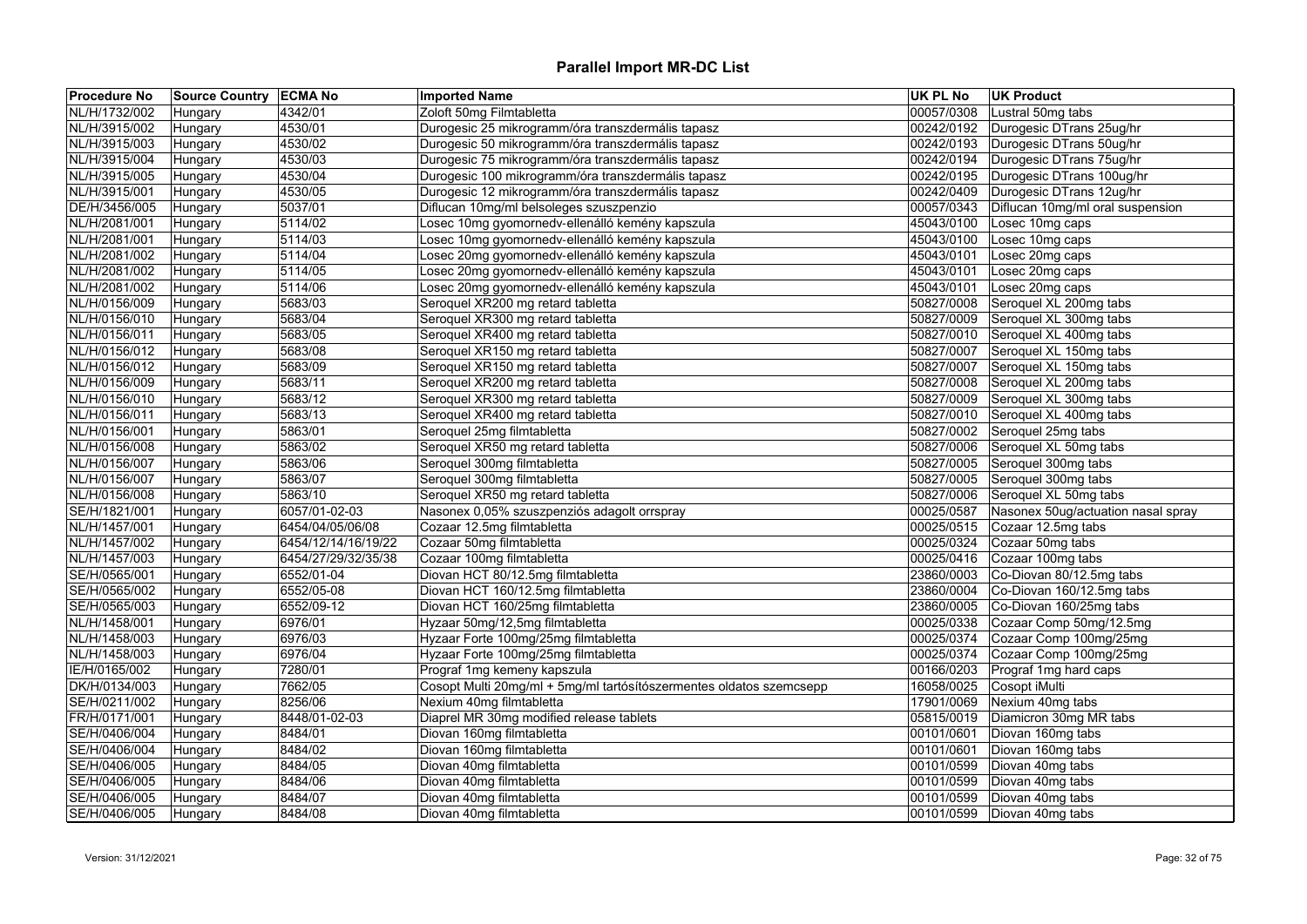# Parallel Import MR-DC List

| Procedure No | Source Country | ECMA No | Imported Name | UK PL No | UK Product |
|---|---|---|---|---|---|
| NL/H/1732/002 | Hungary | 4342/01 | Zoloft 50mg Filmtabletta | 00057/0308 | Lustral 50mg tabs |
| NL/H/3915/002 | Hungary | 4530/01 | Durogesic 25 mikrogramm/óra transzdermális tapasz | 00242/0192 | Durogesic DTrans 25ug/hr |
| NL/H/3915/003 | Hungary | 4530/02 | Durogesic 50 mikrogramm/óra transzdermális tapasz | 00242/0193 | Durogesic DTrans 50ug/hr |
| NL/H/3915/004 | Hungary | 4530/03 | Durogesic 75 mikrogramm/óra transzdermális tapasz | 00242/0194 | Durogesic DTrans 75ug/hr |
| NL/H/3915/005 | Hungary | 4530/04 | Durogesic 100 mikrogramm/óra transzdermális tapasz | 00242/0195 | Durogesic DTrans 100ug/hr |
| NL/H/3915/001 | Hungary | 4530/05 | Durogesic 12 mikrogramm/óra transzdermális tapasz | 00242/0409 | Durogesic DTrans 12ug/hr |
| DE/H/3456/005 | Hungary | 5037/01 | Diflucan 10mg/ml belsoleges szuszpenzio | 00057/0343 | Diflucan 10mg/ml oral suspension |
| NL/H/2081/001 | Hungary | 5114/02 | Losec 10mg gyomornedv-ellenálló kemény kapszula | 45043/0100 | Losec 10mg caps |
| NL/H/2081/001 | Hungary | 5114/03 | Losec 10mg gyomornedv-ellenálló kemény kapszula | 45043/0100 | Losec 10mg caps |
| NL/H/2081/002 | Hungary | 5114/04 | Losec 20mg gyomornedv-ellenálló kemény kapszula | 45043/0101 | Losec 20mg caps |
| NL/H/2081/002 | Hungary | 5114/05 | Losec 20mg gyomornedv-ellenálló kemény kapszula | 45043/0101 | Losec 20mg caps |
| NL/H/2081/002 | Hungary | 5114/06 | Losec 20mg gyomornedv-ellenálló kemény kapszula | 45043/0101 | Losec 20mg caps |
| NL/H/0156/009 | Hungary | 5683/03 | Seroquel XR200 mg retard tabletta | 50827/0008 | Seroquel XL 200mg tabs |
| NL/H/0156/010 | Hungary | 5683/04 | Seroquel XR300 mg retard tabletta | 50827/0009 | Seroquel XL 300mg tabs |
| NL/H/0156/011 | Hungary | 5683/05 | Seroquel XR400 mg retard tabletta | 50827/0010 | Seroquel XL 400mg tabs |
| NL/H/0156/012 | Hungary | 5683/08 | Seroquel XR150 mg retard tabletta | 50827/0007 | Seroquel XL 150mg tabs |
| NL/H/0156/012 | Hungary | 5683/09 | Seroquel XR150 mg retard tabletta | 50827/0007 | Seroquel XL 150mg tabs |
| NL/H/0156/009 | Hungary | 5683/11 | Seroquel XR200 mg retard tabletta | 50827/0008 | Seroquel XL 200mg tabs |
| NL/H/0156/010 | Hungary | 5683/12 | Seroquel XR300 mg retard tabletta | 50827/0009 | Seroquel XL 300mg tabs |
| NL/H/0156/011 | Hungary | 5683/13 | Seroquel XR400 mg retard tabletta | 50827/0010 | Seroquel XL 400mg tabs |
| NL/H/0156/001 | Hungary | 5863/01 | Seroquel 25mg filmtabletta | 50827/0002 | Seroquel 25mg tabs |
| NL/H/0156/008 | Hungary | 5863/02 | Seroquel XR50 mg retard tabletta | 50827/0006 | Seroquel XL 50mg tabs |
| NL/H/0156/007 | Hungary | 5863/06 | Seroquel 300mg filmtabletta | 50827/0005 | Seroquel 300mg tabs |
| NL/H/0156/007 | Hungary | 5863/07 | Seroquel 300mg filmtabletta | 50827/0005 | Seroquel 300mg tabs |
| NL/H/0156/008 | Hungary | 5863/10 | Seroquel XR50 mg retard tabletta | 50827/0006 | Seroquel XL 50mg tabs |
| SE/H/1821/001 | Hungary | 6057/01-02-03 | Nasonex 0,05% szuszpenziós adagolt orrspray | 00025/0587 | Nasonex 50ug/actuation nasal spray |
| NL/H/1457/001 | Hungary | 6454/04/05/06/08 | Cozaar 12.5mg filmtabletta | 00025/0515 | Cozaar 12.5mg tabs |
| NL/H/1457/002 | Hungary | 6454/12/14/16/19/22 | Cozaar 50mg filmtabletta | 00025/0324 | Cozaar 50mg tabs |
| NL/H/1457/003 | Hungary | 6454/27/29/32/35/38 | Cozaar 100mg filmtabletta | 00025/0416 | Cozaar 100mg tabs |
| SE/H/0565/001 | Hungary | 6552/01-04 | Diovan HCT 80/12.5mg filmtabletta | 23860/0003 | Co-Diovan 80/12.5mg tabs |
| SE/H/0565/002 | Hungary | 6552/05-08 | Diovan HCT 160/12.5mg filmtabletta | 23860/0004 | Co-Diovan 160/12.5mg tabs |
| SE/H/0565/003 | Hungary | 6552/09-12 | Diovan HCT 160/25mg filmtabletta | 23860/0005 | Co-Diovan 160/25mg tabs |
| NL/H/1458/001 | Hungary | 6976/01 | Hyzaar 50mg/12,5mg filmtabletta | 00025/0338 | Cozaar Comp 50mg/12.5mg |
| NL/H/1458/003 | Hungary | 6976/03 | Hyzaar Forte 100mg/25mg filmtabletta | 00025/0374 | Cozaar Comp 100mg/25mg |
| NL/H/1458/003 | Hungary | 6976/04 | Hyzaar Forte 100mg/25mg filmtabletta | 00025/0374 | Cozaar Comp 100mg/25mg |
| IE/H/0165/002 | Hungary | 7280/01 | Prograf 1mg kemeny kapszula | 00166/0203 | Prograf 1mg hard caps |
| DK/H/0134/003 | Hungary | 7662/05 | Cosopt Multi 20mg/ml + 5mg/ml tartósítószermentes oldatos szemcsepp | 16058/0025 | Cosopt iMulti |
| SE/H/0211/002 | Hungary | 8256/06 | Nexium 40mg filmtabletta | 17901/0069 | Nexium 40mg tabs |
| FR/H/0171/001 | Hungary | 8448/01-02-03 | Diaprel MR 30mg modified release tablets | 05815/0019 | Diamicron 30mg MR tabs |
| SE/H/0406/004 | Hungary | 8484/01 | Diovan 160mg filmtabletta | 00101/0601 | Diovan 160mg tabs |
| SE/H/0406/004 | Hungary | 8484/02 | Diovan 160mg filmtabletta | 00101/0601 | Diovan 160mg tabs |
| SE/H/0406/005 | Hungary | 8484/05 | Diovan 40mg filmtabletta | 00101/0599 | Diovan 40mg tabs |
| SE/H/0406/005 | Hungary | 8484/06 | Diovan 40mg filmtabletta | 00101/0599 | Diovan 40mg tabs |
| SE/H/0406/005 | Hungary | 8484/07 | Diovan 40mg filmtabletta | 00101/0599 | Diovan 40mg tabs |
| SE/H/0406/005 | Hungary | 8484/08 | Diovan 40mg filmtabletta | 00101/0599 | Diovan 40mg tabs |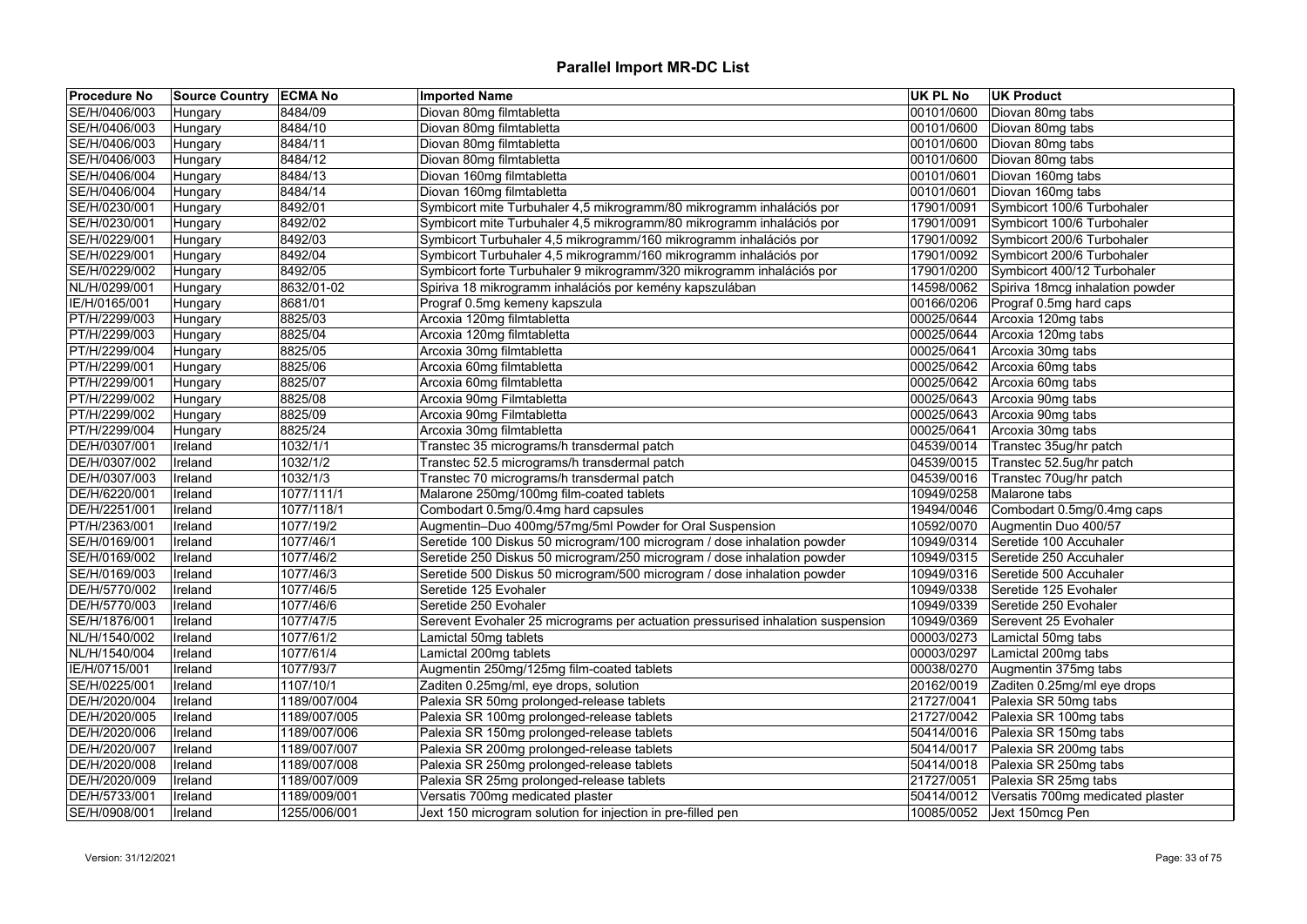# Parallel Import MR-DC List

| Procedure No | Source Country | ECMA No | Imported Name | UK PL No | UK Product |
|---|---|---|---|---|---|
| SE/H/0406/003 | Hungary | 8484/09 | Diovan 80mg filmtabletta | 00101/0600 | Diovan 80mg tabs |
| SE/H/0406/003 | Hungary | 8484/10 | Diovan 80mg filmtabletta | 00101/0600 | Diovan 80mg tabs |
| SE/H/0406/003 | Hungary | 8484/11 | Diovan 80mg filmtabletta | 00101/0600 | Diovan 80mg tabs |
| SE/H/0406/003 | Hungary | 8484/12 | Diovan 80mg filmtabletta | 00101/0600 | Diovan 80mg tabs |
| SE/H/0406/004 | Hungary | 8484/13 | Diovan 160mg filmtabletta | 00101/0601 | Diovan 160mg tabs |
| SE/H/0406/004 | Hungary | 8484/14 | Diovan 160mg filmtabletta | 00101/0601 | Diovan 160mg tabs |
| SE/H/0230/001 | Hungary | 8492/01 | Symbicort mite Turbuhaler 4,5 mikrogramm/80 mikrogramm inhalációs por | 17901/0091 | Symbicort 100/6 Turbohaler |
| SE/H/0230/001 | Hungary | 8492/02 | Symbicort mite Turbuhaler 4,5 mikrogramm/80 mikrogramm inhalációs por | 17901/0091 | Symbicort 100/6 Turbohaler |
| SE/H/0229/001 | Hungary | 8492/03 | Symbicort Turbuhaler 4,5 mikrogramm/160 mikrogramm inhalációs por | 17901/0092 | Symbicort 200/6 Turbohaler |
| SE/H/0229/001 | Hungary | 8492/04 | Symbicort Turbuhaler 4,5 mikrogramm/160 mikrogramm inhalációs por | 17901/0092 | Symbicort 200/6 Turbohaler |
| SE/H/0229/002 | Hungary | 8492/05 | Symbicort forte Turbuhaler 9 mikrogramm/320 mikrogramm inhalációs por | 17901/0200 | Symbicort 400/12 Turbohaler |
| NL/H/0299/001 | Hungary | 8632/01-02 | Spiriva 18 mikrogramm inhalációs por kemény kapszulában | 14598/0062 | Spiriva 18mcg inhalation powder |
| IE/H/0165/001 | Hungary | 8681/01 | Prograf 0.5mg kemeny kapszula | 00166/0206 | Prograf 0.5mg hard caps |
| PT/H/2299/003 | Hungary | 8825/03 | Arcoxia 120mg filmtabletta | 00025/0644 | Arcoxia 120mg tabs |
| PT/H/2299/003 | Hungary | 8825/04 | Arcoxia 120mg filmtabletta | 00025/0644 | Arcoxia 120mg tabs |
| PT/H/2299/004 | Hungary | 8825/05 | Arcoxia 30mg filmtabletta | 00025/0641 | Arcoxia 30mg tabs |
| PT/H/2299/001 | Hungary | 8825/06 | Arcoxia 60mg filmtabletta | 00025/0642 | Arcoxia 60mg tabs |
| PT/H/2299/001 | Hungary | 8825/07 | Arcoxia 60mg filmtabletta | 00025/0642 | Arcoxia 60mg tabs |
| PT/H/2299/002 | Hungary | 8825/08 | Arcoxia 90mg Filmtabletta | 00025/0643 | Arcoxia 90mg tabs |
| PT/H/2299/002 | Hungary | 8825/09 | Arcoxia 90mg Filmtabletta | 00025/0643 | Arcoxia 90mg tabs |
| PT/H/2299/004 | Hungary | 8825/24 | Arcoxia 30mg filmtabletta | 00025/0641 | Arcoxia 30mg tabs |
| DE/H/0307/001 | Ireland | 1032/1/1 | Transtec 35 micrograms/h transdermal patch | 04539/0014 | Transtec 35ug/hr patch |
| DE/H/0307/002 | Ireland | 1032/1/2 | Transtec 52.5 micrograms/h transdermal patch | 04539/0015 | Transtec 52.5ug/hr patch |
| DE/H/0307/003 | Ireland | 1032/1/3 | Transtec 70 micrograms/h transdermal patch | 04539/0016 | Transtec 70ug/hr patch |
| DE/H/6220/001 | Ireland | 1077/111/1 | Malarone 250mg/100mg film-coated tablets | 10949/0258 | Malarone tabs |
| DE/H/2251/001 | Ireland | 1077/118/1 | Combodart 0.5mg/0.4mg hard capsules | 19494/0046 | Combodart 0.5mg/0.4mg caps |
| PT/H/2363/001 | Ireland | 1077/19/2 | Augmentin–Duo 400mg/57mg/5ml Powder for Oral Suspension | 10592/0070 | Augmentin Duo 400/57 |
| SE/H/0169/001 | Ireland | 1077/46/1 | Seretide 100 Diskus 50 microgram/100 microgram / dose inhalation powder | 10949/0314 | Seretide 100 Accuhaler |
| SE/H/0169/002 | Ireland | 1077/46/2 | Seretide 250 Diskus 50 microgram/250 microgram / dose inhalation powder | 10949/0315 | Seretide 250 Accuhaler |
| SE/H/0169/003 | Ireland | 1077/46/3 | Seretide 500 Diskus 50 microgram/500 microgram / dose inhalation powder | 10949/0316 | Seretide 500 Accuhaler |
| DE/H/5770/002 | Ireland | 1077/46/5 | Seretide 125 Evohaler | 10949/0338 | Seretide 125 Evohaler |
| DE/H/5770/003 | Ireland | 1077/46/6 | Seretide 250 Evohaler | 10949/0339 | Seretide 250 Evohaler |
| SE/H/1876/001 | Ireland | 1077/47/5 | Serevent Evohaler 25 micrograms per actuation pressurised inhalation suspension | 10949/0369 | Serevent 25 Evohaler |
| NL/H/1540/002 | Ireland | 1077/61/2 | Lamictal 50mg tablets | 00003/0273 | Lamictal 50mg tabs |
| NL/H/1540/004 | Ireland | 1077/61/4 | Lamictal 200mg tablets | 00003/0297 | Lamictal 200mg tabs |
| IE/H/0715/001 | Ireland | 1077/93/7 | Augmentin 250mg/125mg film-coated tablets | 00038/0270 | Augmentin 375mg tabs |
| SE/H/0225/001 | Ireland | 1107/10/1 | Zaditen 0.25mg/ml, eye drops, solution | 20162/0019 | Zaditen 0.25mg/ml eye drops |
| DE/H/2020/004 | Ireland | 1189/007/004 | Palexia SR 50mg prolonged-release tablets | 21727/0041 | Palexia SR 50mg tabs |
| DE/H/2020/005 | Ireland | 1189/007/005 | Palexia SR 100mg prolonged-release tablets | 21727/0042 | Palexia SR 100mg tabs |
| DE/H/2020/006 | Ireland | 1189/007/006 | Palexia SR 150mg prolonged-release tablets | 50414/0016 | Palexia SR 150mg tabs |
| DE/H/2020/007 | Ireland | 1189/007/007 | Palexia SR 200mg prolonged-release tablets | 50414/0017 | Palexia SR 200mg tabs |
| DE/H/2020/008 | Ireland | 1189/007/008 | Palexia SR 250mg prolonged-release tablets | 50414/0018 | Palexia SR 250mg tabs |
| DE/H/2020/009 | Ireland | 1189/007/009 | Palexia SR 25mg prolonged-release tablets | 21727/0051 | Palexia SR 25mg tabs |
| DE/H/5733/001 | Ireland | 1189/009/001 | Versatis 700mg medicated plaster | 50414/0012 | Versatis 700mg medicated plaster |
| SE/H/0908/001 | Ireland | 1255/006/001 | Jext 150 microgram solution for injection in pre-filled pen | 10085/0052 | Jext 150mcg Pen |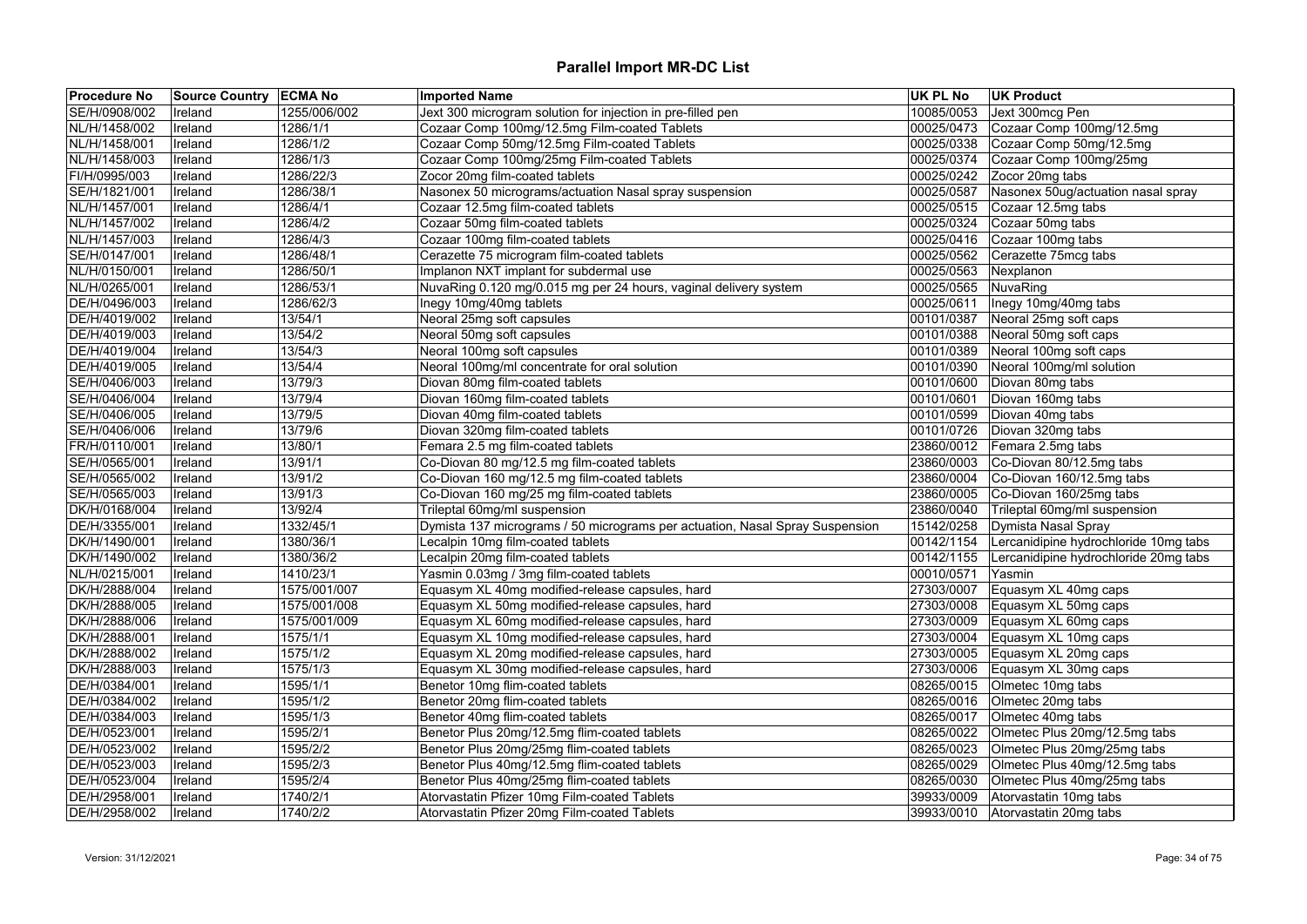# Parallel Import MR-DC List

| Procedure No | Source Country | ECMA No | Imported Name | UK PL No | UK Product |
|---|---|---|---|---|---|
| SE/H/0908/002 | Ireland | 1255/006/002 | Jext 300 microgram solution for injection in pre-filled pen | 10085/0053 | Jext 300mcg Pen |
| NL/H/1458/002 | Ireland | 1286/1/1 | Cozaar Comp 100mg/12.5mg Film-coated Tablets | 00025/0473 | Cozaar Comp 100mg/12.5mg |
| NL/H/1458/001 | Ireland | 1286/1/2 | Cozaar Comp 50mg/12.5mg Film-coated Tablets | 00025/0338 | Cozaar Comp 50mg/12.5mg |
| NL/H/1458/003 | Ireland | 1286/1/3 | Cozaar Comp 100mg/25mg Film-coated Tablets | 00025/0374 | Cozaar Comp 100mg/25mg |
| FI/H/0995/003 | Ireland | 1286/22/3 | Zocor 20mg film-coated tablets | 00025/0242 | Zocor 20mg tabs |
| SE/H/1821/001 | Ireland | 1286/38/1 | Nasonex 50 micrograms/actuation Nasal spray suspension | 00025/0587 | Nasonex 50ug/actuation nasal spray |
| NL/H/1457/001 | Ireland | 1286/4/1 | Cozaar 12.5mg film-coated tablets | 00025/0515 | Cozaar 12.5mg tabs |
| NL/H/1457/002 | Ireland | 1286/4/2 | Cozaar 50mg film-coated tablets | 00025/0324 | Cozaar 50mg tabs |
| NL/H/1457/003 | Ireland | 1286/4/3 | Cozaar 100mg film-coated tablets | 00025/0416 | Cozaar 100mg tabs |
| SE/H/0147/001 | Ireland | 1286/48/1 | Cerazette 75 microgram film-coated tablets | 00025/0562 | Cerazette 75mcg tabs |
| NL/H/0150/001 | Ireland | 1286/50/1 | Implanon NXT implant for subdermal use | 00025/0563 | Nexplanon |
| NL/H/0265/001 | Ireland | 1286/53/1 | NuvaRing 0.120 mg/0.015 mg per 24 hours, vaginal delivery system | 00025/0565 | NuvaRing |
| DE/H/0496/003 | Ireland | 1286/62/3 | Inegy 10mg/40mg tablets | 00025/0611 | Inegy 10mg/40mg tabs |
| DE/H/4019/002 | Ireland | 13/54/1 | Neoral 25mg soft capsules | 00101/0387 | Neoral 25mg soft caps |
| DE/H/4019/003 | Ireland | 13/54/2 | Neoral 50mg soft capsules | 00101/0388 | Neoral 50mg soft caps |
| DE/H/4019/004 | Ireland | 13/54/3 | Neoral 100mg soft capsules | 00101/0389 | Neoral 100mg soft caps |
| DE/H/4019/005 | Ireland | 13/54/4 | Neoral 100mg/ml concentrate for oral solution | 00101/0390 | Neoral 100mg/ml solution |
| SE/H/0406/003 | Ireland | 13/79/3 | Diovan 80mg film-coated tablets | 00101/0600 | Diovan 80mg tabs |
| SE/H/0406/004 | Ireland | 13/79/4 | Diovan 160mg film-coated tablets | 00101/0601 | Diovan 160mg tabs |
| SE/H/0406/005 | Ireland | 13/79/5 | Diovan 40mg film-coated tablets | 00101/0599 | Diovan 40mg tabs |
| SE/H/0406/006 | Ireland | 13/79/6 | Diovan 320mg film-coated tablets | 00101/0726 | Diovan 320mg tabs |
| FR/H/0110/001 | Ireland | 13/80/1 | Femara 2.5 mg film-coated tablets | 23860/0012 | Femara 2.5mg tabs |
| SE/H/0565/001 | Ireland | 13/91/1 | Co-Diovan 80 mg/12.5 mg film-coated tablets | 23860/0003 | Co-Diovan 80/12.5mg tabs |
| SE/H/0565/002 | Ireland | 13/91/2 | Co-Diovan 160 mg/12.5 mg film-coated tablets | 23860/0004 | Co-Diovan 160/12.5mg tabs |
| SE/H/0565/003 | Ireland | 13/91/3 | Co-Diovan 160 mg/25 mg film-coated tablets | 23860/0005 | Co-Diovan 160/25mg tabs |
| DK/H/0168/004 | Ireland | 13/92/4 | Trileptal 60mg/ml suspension | 23860/0040 | Trileptal 60mg/ml suspension |
| DE/H/3355/001 | Ireland | 1332/45/1 | Dymista 137 micrograms / 50 micrograms per actuation, Nasal Spray Suspension | 15142/0258 | Dymista Nasal Spray |
| DK/H/1490/001 | Ireland | 1380/36/1 | Lecalpin 10mg film-coated tablets | 00142/1154 | Lercanidipine hydrochloride 10mg tabs |
| DK/H/1490/002 | Ireland | 1380/36/2 | Lecalpin 20mg film-coated tablets | 00142/1155 | Lercanidipine hydrochloride 20mg tabs |
| NL/H/0215/001 | Ireland | 1410/23/1 | Yasmin 0.03mg / 3mg film-coated tablets | 00010/0571 | Yasmin |
| DK/H/2888/004 | Ireland | 1575/001/007 | Equasym XL 40mg modified-release capsules, hard | 27303/0007 | Equasym XL 40mg caps |
| DK/H/2888/005 | Ireland | 1575/001/008 | Equasym XL 50mg modified-release capsules, hard | 27303/0008 | Equasym XL 50mg caps |
| DK/H/2888/006 | Ireland | 1575/001/009 | Equasym XL 60mg modified-release capsules, hard | 27303/0009 | Equasym XL 60mg caps |
| DK/H/2888/001 | Ireland | 1575/1/1 | Equasym XL 10mg modified-release capsules, hard | 27303/0004 | Equasym XL 10mg caps |
| DK/H/2888/002 | Ireland | 1575/1/2 | Equasym XL 20mg modified-release capsules, hard | 27303/0005 | Equasym XL 20mg caps |
| DK/H/2888/003 | Ireland | 1575/1/3 | Equasym XL 30mg modified-release capsules, hard | 27303/0006 | Equasym XL 30mg caps |
| DE/H/0384/001 | Ireland | 1595/1/1 | Benetor 10mg flim-coated tablets | 08265/0015 | Olmetec 10mg tabs |
| DE/H/0384/002 | Ireland | 1595/1/2 | Benetor 20mg flim-coated tablets | 08265/0016 | Olmetec 20mg tabs |
| DE/H/0384/003 | Ireland | 1595/1/3 | Benetor 40mg flim-coated tablets | 08265/0017 | Olmetec 40mg tabs |
| DE/H/0523/001 | Ireland | 1595/2/1 | Benetor Plus 20mg/12.5mg flim-coated tablets | 08265/0022 | Olmetec Plus 20mg/12.5mg tabs |
| DE/H/0523/002 | Ireland | 1595/2/2 | Benetor Plus 20mg/25mg flim-coated tablets | 08265/0023 | Olmetec Plus 20mg/25mg tabs |
| DE/H/0523/003 | Ireland | 1595/2/3 | Benetor Plus 40mg/12.5mg flim-coated tablets | 08265/0029 | Olmetec Plus 40mg/12.5mg tabs |
| DE/H/0523/004 | Ireland | 1595/2/4 | Benetor Plus 40mg/25mg flim-coated tablets | 08265/0030 | Olmetec Plus 40mg/25mg tabs |
| DE/H/2958/001 | Ireland | 1740/2/1 | Atorvastatin Pfizer 10mg Film-coated Tablets | 39933/0009 | Atorvastatin 10mg tabs |
| DE/H/2958/002 | Ireland | 1740/2/2 | Atorvastatin Pfizer 20mg Film-coated Tablets | 39933/0010 | Atorvastatin 20mg tabs |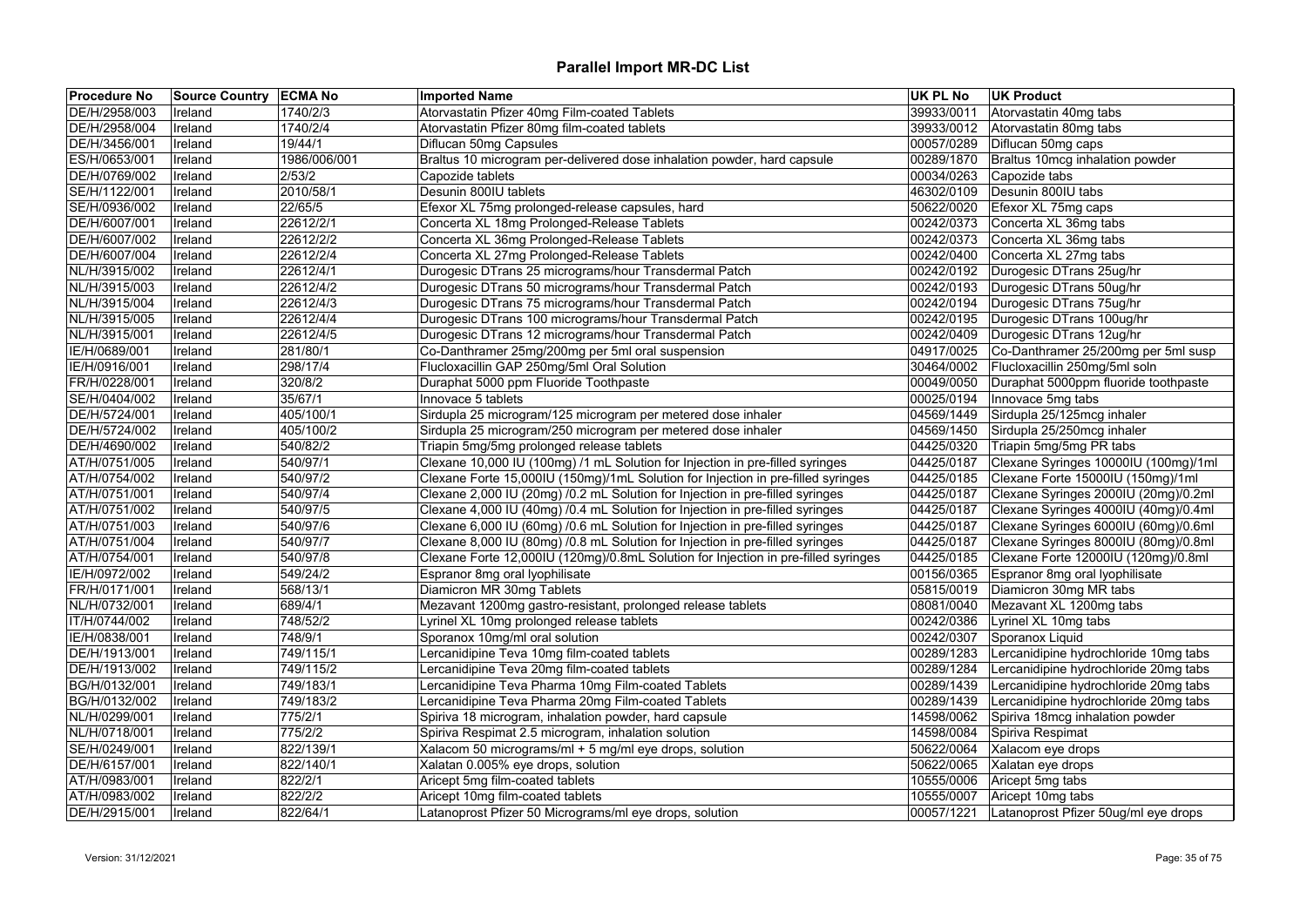# Parallel Import MR-DC List

| Procedure No | Source Country | ECMA No | Imported Name | UK PL No | UK Product |
|---|---|---|---|---|---|
| DE/H/2958/003 | Ireland | 1740/2/3 | Atorvastatin Pfizer 40mg Film-coated Tablets | 39933/0011 | Atorvastatin 40mg tabs |
| DE/H/2958/004 | Ireland | 1740/2/4 | Atorvastatin Pfizer 80mg film-coated tablets | 39933/0012 | Atorvastatin 80mg tabs |
| DE/H/3456/001 | Ireland | 19/44/1 | Diflucan 50mg Capsules | 00057/0289 | Diflucan 50mg caps |
| ES/H/0653/001 | Ireland | 1986/006/001 | Braltus 10 microgram per-delivered dose inhalation powder, hard capsule | 00289/1870 | Braltus 10mcg inhalation powder |
| DE/H/0769/002 | Ireland | 2/53/2 | Capozide tablets | 00034/0263 | Capozide tabs |
| SE/H/1122/001 | Ireland | 2010/58/1 | Desunin 800IU tablets | 46302/0109 | Desunin 800IU tabs |
| SE/H/0936/002 | Ireland | 22/65/5 | Efexor XL 75mg prolonged-release capsules, hard | 50622/0020 | Efexor XL 75mg caps |
| DE/H/6007/001 | Ireland | 22612/2/1 | Concerta XL 18mg Prolonged-Release Tablets | 00242/0373 | Concerta XL 36mg tabs |
| DE/H/6007/002 | Ireland | 22612/2/2 | Concerta XL 36mg Prolonged-Release Tablets | 00242/0373 | Concerta XL 36mg tabs |
| DE/H/6007/004 | Ireland | 22612/2/4 | Concerta XL 27mg Prolonged-Release Tablets | 00242/0400 | Concerta XL 27mg tabs |
| NL/H/3915/002 | Ireland | 22612/4/1 | Durogesic DTrans 25 micrograms/hour Transdermal Patch | 00242/0192 | Durogesic DTrans 25ug/hr |
| NL/H/3915/003 | Ireland | 22612/4/2 | Durogesic DTrans 50 micrograms/hour Transdermal Patch | 00242/0193 | Durogesic DTrans 50ug/hr |
| NL/H/3915/004 | Ireland | 22612/4/3 | Durogesic DTrans 75 micrograms/hour Transdermal Patch | 00242/0194 | Durogesic DTrans 75ug/hr |
| NL/H/3915/005 | Ireland | 22612/4/4 | Durogesic DTrans 100 micrograms/hour Transdermal Patch | 00242/0195 | Durogesic DTrans 100ug/hr |
| NL/H/3915/001 | Ireland | 22612/4/5 | Durogesic DTrans 12 micrograms/hour Transdermal Patch | 00242/0409 | Durogesic DTrans 12ug/hr |
| IE/H/0689/001 | Ireland | 281/80/1 | Co-Danthramer 25mg/200mg per 5ml oral suspension | 04917/0025 | Co-Danthramer 25/200mg per 5ml susp |
| IE/H/0916/001 | Ireland | 298/17/4 | Flucloxacillin GAP 250mg/5ml Oral Solution | 30464/0002 | Flucloxacillin 250mg/5ml soln |
| FR/H/0228/001 | Ireland | 320/8/2 | Duraphat 5000 ppm Fluoride Toothpaste | 00049/0050 | Duraphat 5000ppm fluoride toothpaste |
| SE/H/0404/002 | Ireland | 35/67/1 | Innovace 5 tablets | 00025/0194 | Innovace 5mg tabs |
| DE/H/5724/001 | Ireland | 405/100/1 | Sirdupla 25 microgram/125 microgram per metered dose inhaler | 04569/1449 | Sirdupla 25/125mcg inhaler |
| DE/H/5724/002 | Ireland | 405/100/2 | Sirdupla 25 microgram/250 microgram per metered dose inhaler | 04569/1450 | Sirdupla 25/250mcg inhaler |
| DE/H/4690/002 | Ireland | 540/82/2 | Triapin 5mg/5mg prolonged release tablets | 04425/0320 | Triapin 5mg/5mg PR tabs |
| AT/H/0751/005 | Ireland | 540/97/1 | Clexane 10,000 IU (100mg) /1 mL Solution for Injection in pre-filled syringes | 04425/0187 | Clexane Syringes 10000IU (100mg)/1ml |
| AT/H/0754/002 | Ireland | 540/97/2 | Clexane Forte 15,000IU (150mg)/1mL Solution for Injection in pre-filled syringes | 04425/0185 | Clexane Forte 15000IU (150mg)/1ml |
| AT/H/0751/001 | Ireland | 540/97/4 | Clexane 2,000 IU (20mg) /0.2 mL Solution for Injection in pre-filled syringes | 04425/0187 | Clexane Syringes 2000IU (20mg)/0.2ml |
| AT/H/0751/002 | Ireland | 540/97/5 | Clexane 4,000 IU (40mg) /0.4 mL Solution for Injection in pre-filled syringes | 04425/0187 | Clexane Syringes 4000IU (40mg)/0.4ml |
| AT/H/0751/003 | Ireland | 540/97/6 | Clexane 6,000 IU (60mg) /0.6 mL Solution for Injection in pre-filled syringes | 04425/0187 | Clexane Syringes 6000IU (60mg)/0.6ml |
| AT/H/0751/004 | Ireland | 540/97/7 | Clexane 8,000 IU (80mg) /0.8 mL Solution for Injection in pre-filled syringes | 04425/0187 | Clexane Syringes 8000IU (80mg)/0.8ml |
| AT/H/0754/001 | Ireland | 540/97/8 | Clexane Forte 12,000IU (120mg)/0.8mL Solution for Injection in pre-filled syringes | 04425/0185 | Clexane Forte 12000IU (120mg)/0.8ml |
| IE/H/0972/002 | Ireland | 549/24/2 | Espranor 8mg oral lyophilisate | 00156/0365 | Espranor 8mg oral lyophilisate |
| FR/H/0171/001 | Ireland | 568/13/1 | Diamicron MR 30mg Tablets | 05815/0019 | Diamicron 30mg MR tabs |
| NL/H/0732/001 | Ireland | 689/4/1 | Mezavant 1200mg gastro-resistant, prolonged release tablets | 08081/0040 | Mezavant XL 1200mg tabs |
| IT/H/0744/002 | Ireland | 748/52/2 | Lyrinel XL 10mg prolonged release tablets | 00242/0386 | Lyrinel XL 10mg tabs |
| IE/H/0838/001 | Ireland | 748/9/1 | Sporanox 10mg/ml oral solution | 00242/0307 | Sporanox Liquid |
| DE/H/1913/001 | Ireland | 749/115/1 | Lercanidipine Teva 10mg film-coated tablets | 00289/1283 | Lercanidipine hydrochloride 10mg tabs |
| DE/H/1913/002 | Ireland | 749/115/2 | Lercanidipine Teva 20mg film-coated tablets | 00289/1284 | Lercanidipine hydrochloride 20mg tabs |
| BG/H/0132/001 | Ireland | 749/183/1 | Lercanidipine Teva Pharma 10mg Film-coated Tablets | 00289/1439 | Lercanidipine hydrochloride 10mg tabs |
| BG/H/0132/002 | Ireland | 749/183/2 | Lercanidipine Teva Pharma 20mg Film-coated Tablets | 00289/1439 | Lercanidipine hydrochloride 20mg tabs |
| NL/H/0299/001 | Ireland | 775/2/1 | Spiriva 18 microgram, inhalation powder, hard capsule | 14598/0062 | Spiriva 18mcg inhalation powder |
| NL/H/0718/001 | Ireland | 775/2/2 | Spiriva Respimat 2.5 microgram, inhalation solution | 14598/0084 | Spiriva Respimat |
| SE/H/0249/001 | Ireland | 822/139/1 | Xalacom 50 micrograms/ml + 5 mg/ml eye drops, solution | 50622/0064 | Xalacom eye drops |
| DE/H/6157/001 | Ireland | 822/140/1 | Xalatan 0.005% eye drops, solution | 50622/0065 | Xalatan eye drops |
| AT/H/0983/001 | Ireland | 822/2/1 | Aricept 5mg film-coated tablets | 10555/0006 | Aricept 5mg tabs |
| AT/H/0983/002 | Ireland | 822/2/2 | Aricept 10mg film-coated tablets | 10555/0007 | Aricept 10mg tabs |
| DE/H/2915/001 | Ireland | 822/64/1 | Latanoprost Pfizer 50 Micrograms/ml eye drops, solution | 00057/1221 | Latanoprost Pfizer 50ug/ml eye drops |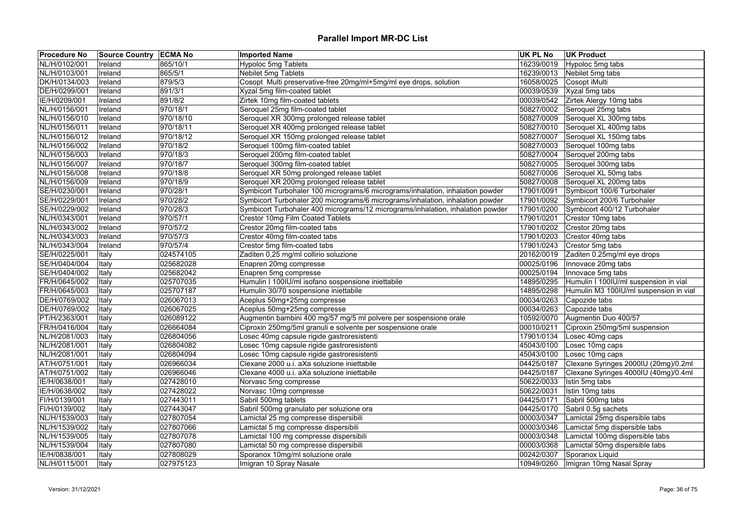# Parallel Import MR-DC List

| Procedure No | Source Country | ECMA No | Imported Name | UK PL No | UK Product |
|---|---|---|---|---|---|
| NL/H/0102/001 | Ireland | 865/10/1 | Hypoloc 5mg Tablets | 16239/0019 | Hypoloc 5mg tabs |
| NL/H/0103/001 | Ireland | 865/5/1 | Nebilet 5mg Tablets | 16239/0013 | Nebilet 5mg tabs |
| DK/H/0134/003 | Ireland | 879/5/3 | Cosopt Multi preservative-free 20mg/ml+5mg/ml eye drops, solution | 16058/0025 | Cosopt iMulti |
| DE/H/0299/001 | Ireland | 891/3/1 | Xyzal 5mg film-coated tablet | 00039/0539 | Xyzal 5mg tabs |
| IE/H/0209/001 | Ireland | 891/8/2 | Zirtek 10mg film-coated tablets | 00039/0542 | Zirtek Alergy 10mg tabs |
| NL/H/0156/001 | Ireland | 970/18/1 | Seroquel 25mg film-coated tablet | 50827/0002 | Seroquel 25mg tabs |
| NL/H/0156/010 | Ireland | 970/18/10 | Seroquel XR 300mg prolonged release tablet | 50827/0009 | Seroquel XL 300mg tabs |
| NL/H/0156/011 | Ireland | 970/18/11 | Seroquel XR 400mg prolonged release tablet | 50827/0010 | Seroquel XL 400mg tabs |
| NL/H/0156/012 | Ireland | 970/18/12 | Seroquel XR 150mg prolonged release tablet | 50827/0007 | Seroquel XL 150mg tabs |
| NL/H/0156/002 | Ireland | 970/18/2 | Seroquel 100mg film-coated tablet | 50827/0003 | Seroquel 100mg tabs |
| NL/H/0156/003 | Ireland | 970/18/3 | Seroquel 200mg film-coated tablet | 50827/0004 | Seroquel 200mg tabs |
| NL/H/0156/007 | Ireland | 970/18/7 | Seroquel 300mg film-coated tablet | 50827/0005 | Seroquel 300mg tabs |
| NL/H/0156/008 | Ireland | 970/18/8 | Seroquel XR 50mg prolonged release tablet | 50827/0006 | Seroquel XL 50mg tabs |
| NL/H/0156/009 | Ireland | 970/18/9 | Seroquel XR 200mg prolonged release tablet | 50827/0008 | Seroquel XL 200mg tabs |
| SE/H/0230/001 | Ireland | 970/28/1 | Symbicort Turbohaler 100 micrograms/6 micrograms/inhalation, inhalation powder | 17901/0091 | Symbicort 100/6 Turbohaler |
| SE/H/0229/001 | Ireland | 970/28/2 | Symbicort Turbohaler 200 micrograms/6 micrograms/inhalation, inhalation powder | 17901/0092 | Symbicort 200/6 Turbohaler |
| SE/H/0229/002 | Ireland | 970/28/3 | Symbicort Turbohaler 400 micrograms/12 micrograms/inhalation, inhalation powder | 17901/0200 | Symbicort 400/12 Turbohaler |
| NL/H/0343/001 | Ireland | 970/57/1 | Crestor 10mg Film Coated Tablets | 17901/0201 | Crestor 10mg tabs |
| NL/H/0343/002 | Ireland | 970/57/2 | Crestor 20mg film-coated tabs | 17901/0202 | Crestor 20mg tabs |
| NL/H/0343/003 | Ireland | 970/57/3 | Crestor 40mg film-coated tabs | 17901/0203 | Crestor 40mg tabs |
| NL/H/0343/004 | Ireland | 970/57/4 | Crestor 5mg film-coated tabs | 17901/0243 | Crestor 5mg tabs |
| SE/H/0225/001 | Italy | 024574105 | Zaditen 0,25 mg/ml collirio soluzione | 20162/0019 | Zaditen 0.25mg/ml eye drops |
| SE/H/0404/004 | Italy | 025682028 | Enapren 20mg compresse | 00025/0196 | Innovace 20mg tabs |
| SE/H/0404/002 | Italy | 025682042 | Enapren 5mg compresse | 00025/0194 | Innovace 5mg tabs |
| FR/H/0645/002 | Italy | 025707035 | Humulin I 100IU/ml isofano sospensione iniettabile | 14895/0295 | Humulin I 100IU/ml suspension in vial |
| FR/H/0645/003 | Italy | 025707187 | Humulin 30/70 sospensione iniettabile | 14895/0298 | Humulin M3 100IU/ml suspension in vial |
| DE/H/0769/002 | Italy | 026067013 | Aceplus 50mg+25mg compresse | 00034/0263 | Capozide tabs |
| DE/H/0769/002 | Italy | 026067025 | Aceplus 50mg+25mg compresse | 00034/0263 | Capozide tabs |
| PT/H/2363/001 | Italy | 026089122 | Augmentin bambini 400 mg/57 mg/5 ml polvere per sospensione orale | 10592/0070 | Augmentin Duo 400/57 |
| FR/H/0416/004 | Italy | 026664084 | Ciproxin 250mg/5ml granuli e solvente per sospensione orale | 00010/0211 | Ciproxin 250mg/5ml suspension |
| NL/H/2081/003 | Italy | 026804056 | Losec 40mg capsule rigide gastroresistenti | 17901/0134 | Losec 40mg caps |
| NL/H/2081/001 | Italy | 026804082 | Losec 10mg capsule rigide gastroresistenti | 45043/0100 | Losec 10mg caps |
| NL/H/2081/001 | Italy | 026804094 | Losec 10mg capsule rigide gastroresistenti | 45043/0100 | Losec 10mg caps |
| AT/H/0751/001 | Italy | 026966034 | Clexane 2000 u.i. aXa soluzione iniettabile | 04425/0187 | Clexane Syringes 2000IU (20mg)/0.2ml |
| AT/H/0751/002 | Italy | 026966046 | Clexane 4000 u.i. aXa soluzione iniettabile | 04425/0187 | Clexane Syringes 4000IU (40mg)/0.4ml |
| IE/H/0638/001 | Italy | 027428010 | Norvasc 5mg compresse | 50622/0033 | Istin 5mg tabs |
| IE/H/0638/002 | Italy | 027428022 | Norvasc 10mg compresse | 50622/0031 | Istin 10mg tabs |
| FI/H/0139/001 | Italy | 027443011 | Sabril 500mg tablets | 04425/0171 | Sabril 500mg tabs |
| FI/H/0139/002 | Italy | 027443047 | Sabril 500mg granulato per soluzione ora | 04425/0170 | Sabril 0.5g sachets |
| NL/H/1539/003 | Italy | 027807054 | Lamictal 25 mg compresse dispersibili | 00003/0347 | Lamictal 25mg dispersible tabs |
| NL/H/1539/002 | Italy | 027807066 | Lamictal 5 mg compresse dispersibili | 00003/0346 | Lamictal 5mg dispersible tabs |
| NL/H/1539/005 | Italy | 027807078 | Lamictal 100 mg compresse dispersibili | 00003/0348 | Lamictal 100mg dispersible tabs |
| NL/H/1539/004 | Italy | 027807080 | Lamictal 50 mg compresse dispersibili | 00003/0368 | Lamictal 50mg dispersible tabs |
| IE/H/0838/001 | Italy | 027808029 | Sporanox 10mg/ml soluzione orale | 00242/0307 | Sporanox Liquid |
| NL/H/0115/001 | Italy | 027975123 | Imigran 10 Spray Nasale | 10949/0260 | Imigran 10mg Nasal Spray |

Version: 31/12/2021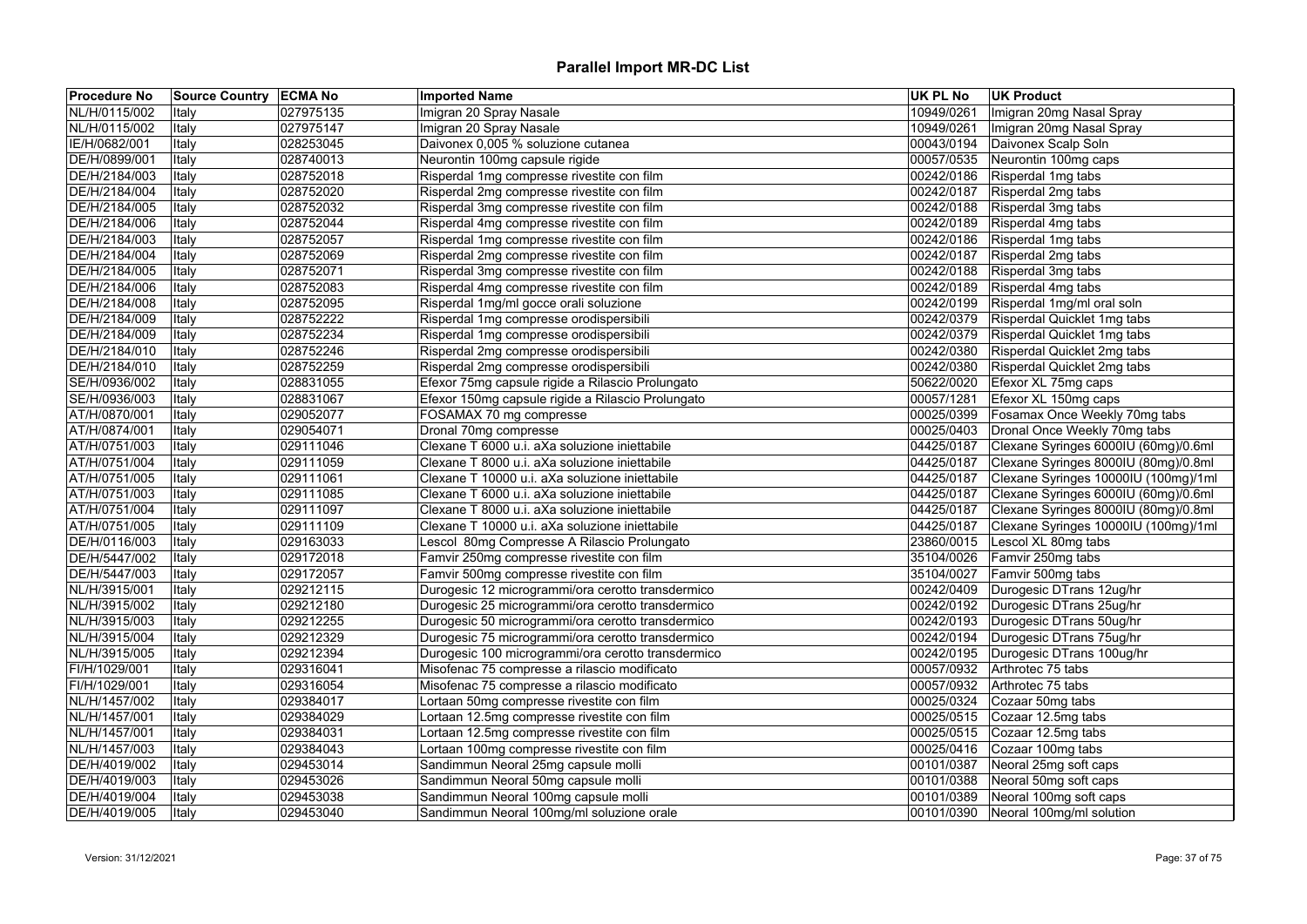# Parallel Import MR-DC List

| Procedure No | Source Country | ECMA No | Imported Name | UK PL No | UK Product |
|---|---|---|---|---|---|
| NL/H/0115/002 | Italy | 027975135 | Imigran 20 Spray Nasale | 10949/0261 | Imigran 20mg Nasal Spray |
| NL/H/0115/002 | Italy | 027975147 | Imigran 20 Spray Nasale | 10949/0261 | Imigran 20mg Nasal Spray |
| IE/H/0682/001 | Italy | 028253045 | Daivonex 0,005 % soluzione cutanea | 00043/0194 | Daivonex Scalp Soln |
| DE/H/0899/001 | Italy | 028740013 | Neurontin 100mg capsule rigide | 00057/0535 | Neurontin 100mg caps |
| DE/H/2184/003 | Italy | 028752018 | Risperdal 1mg compresse rivestite con film | 00242/0186 | Risperdal 1mg tabs |
| DE/H/2184/004 | Italy | 028752020 | Risperdal 2mg compresse rivestite con film | 00242/0187 | Risperdal 2mg tabs |
| DE/H/2184/005 | Italy | 028752032 | Risperdal 3mg compresse rivestite con film | 00242/0188 | Risperdal 3mg tabs |
| DE/H/2184/006 | Italy | 028752044 | Risperdal 4mg compresse rivestite con film | 00242/0189 | Risperdal 4mg tabs |
| DE/H/2184/003 | Italy | 028752057 | Risperdal 1mg compresse rivestite con film | 00242/0186 | Risperdal 1mg tabs |
| DE/H/2184/004 | Italy | 028752069 | Risperdal 2mg compresse rivestite con film | 00242/0187 | Risperdal 2mg tabs |
| DE/H/2184/005 | Italy | 028752071 | Risperdal 3mg compresse rivestite con film | 00242/0188 | Risperdal 3mg tabs |
| DE/H/2184/006 | Italy | 028752083 | Risperdal 4mg compresse rivestite con film | 00242/0189 | Risperdal 4mg tabs |
| DE/H/2184/008 | Italy | 028752095 | Risperdal 1mg/ml gocce orali soluzione | 00242/0199 | Risperdal 1mg/ml oral soln |
| DE/H/2184/009 | Italy | 028752222 | Risperdal 1mg compresse orodispersibili | 00242/0379 | Risperdal Quicklet 1mg tabs |
| DE/H/2184/009 | Italy | 028752234 | Risperdal 1mg compresse orodispersibili | 00242/0379 | Risperdal Quicklet 1mg tabs |
| DE/H/2184/010 | Italy | 028752246 | Risperdal 2mg compresse orodispersibili | 00242/0380 | Risperdal Quicklet 2mg tabs |
| DE/H/2184/010 | Italy | 028752259 | Risperdal 2mg compresse orodispersibili | 00242/0380 | Risperdal Quicklet 2mg tabs |
| SE/H/0936/002 | Italy | 028831055 | Efexor 75mg capsule rigide a Rilascio Prolungato | 50622/0020 | Efexor XL 75mg caps |
| SE/H/0936/003 | Italy | 028831067 | Efexor 150mg capsule rigide a Rilascio Prolungato | 00057/1281 | Efexor XL 150mg caps |
| AT/H/0870/001 | Italy | 029052077 | FOSAMAX 70 mg compresse | 00025/0399 | Fosamax Once Weekly 70mg tabs |
| AT/H/0874/001 | Italy | 029054071 | Dronal 70mg compresse | 00025/0403 | Dronal Once Weekly 70mg tabs |
| AT/H/0751/003 | Italy | 029111046 | Clexane T 6000 u.i. aXa soluzione iniettabile | 04425/0187 | Clexane Syringes 6000IU (60mg)/0.6ml |
| AT/H/0751/004 | Italy | 029111059 | Clexane T 8000 u.i. aXa soluzione iniettabile | 04425/0187 | Clexane Syringes 8000IU (80mg)/0.8ml |
| AT/H/0751/005 | Italy | 029111061 | Clexane T 10000 u.i. aXa soluzione iniettabile | 04425/0187 | Clexane Syringes 10000IU (100mg)/1ml |
| AT/H/0751/003 | Italy | 029111085 | Clexane T 6000 u.i. aXa soluzione iniettabile | 04425/0187 | Clexane Syringes 6000IU (60mg)/0.6ml |
| AT/H/0751/004 | Italy | 029111097 | Clexane T 8000 u.i. aXa soluzione iniettabile | 04425/0187 | Clexane Syringes 8000IU (80mg)/0.8ml |
| AT/H/0751/005 | Italy | 029111109 | Clexane T 10000 u.i. aXa soluzione iniettabile | 04425/0187 | Clexane Syringes 10000IU (100mg)/1ml |
| DE/H/0116/003 | Italy | 029163033 | Lescol 80mg Compresse A Rilascio Prolungato | 23860/0015 | Lescol XL 80mg tabs |
| DE/H/5447/002 | Italy | 029172018 | Famvir 250mg compresse rivestite con film | 35104/0026 | Famvir 250mg tabs |
| DE/H/5447/003 | Italy | 029172057 | Famvir 500mg compresse rivestite con film | 35104/0027 | Famvir 500mg tabs |
| NL/H/3915/001 | Italy | 029212115 | Durogesic 12 microgrammi/ora cerotto transdermico | 00242/0409 | Durogesic DTrans 12ug/hr |
| NL/H/3915/002 | Italy | 029212180 | Durogesic 25 microgrammi/ora cerotto transdermico | 00242/0192 | Durogesic DTrans 25ug/hr |
| NL/H/3915/003 | Italy | 029212255 | Durogesic 50 microgrammi/ora cerotto transdermico | 00242/0193 | Durogesic DTrans 50ug/hr |
| NL/H/3915/004 | Italy | 029212329 | Durogesic 75 microgrammi/ora cerotto transdermico | 00242/0194 | Durogesic DTrans 75ug/hr |
| NL/H/3915/005 | Italy | 029212394 | Durogesic 100 microgrammi/ora cerotto transdermico | 00242/0195 | Durogesic DTrans 100ug/hr |
| FI/H/1029/001 | Italy | 029316041 | Misofenac 75 compresse a rilascio modificato | 00057/0932 | Arthrotec 75 tabs |
| FI/H/1029/001 | Italy | 029316054 | Misofenac 75 compresse a rilascio modificato | 00057/0932 | Arthrotec 75 tabs |
| NL/H/1457/002 | Italy | 029384017 | Lortaan 50mg compresse rivestite con film | 00025/0324 | Cozaar 50mg tabs |
| NL/H/1457/001 | Italy | 029384029 | Lortaan 12.5mg compresse rivestite con film | 00025/0515 | Cozaar 12.5mg tabs |
| NL/H/1457/001 | Italy | 029384031 | Lortaan 12.5mg compresse rivestite con film | 00025/0515 | Cozaar 12.5mg tabs |
| NL/H/1457/003 | Italy | 029384043 | Lortaan 100mg compresse rivestite con film | 00025/0416 | Cozaar 100mg tabs |
| DE/H/4019/002 | Italy | 029453014 | Sandimmun Neoral 25mg capsule molli | 00101/0387 | Neoral 25mg soft caps |
| DE/H/4019/003 | Italy | 029453026 | Sandimmun Neoral 50mg capsule molli | 00101/0388 | Neoral 50mg soft caps |
| DE/H/4019/004 | Italy | 029453038 | Sandimmun Neoral 100mg capsule molli | 00101/0389 | Neoral 100mg soft caps |
| DE/H/4019/005 | Italy | 029453040 | Sandimmun Neoral 100mg/ml soluzione orale | 00101/0390 | Neoral 100mg/ml solution |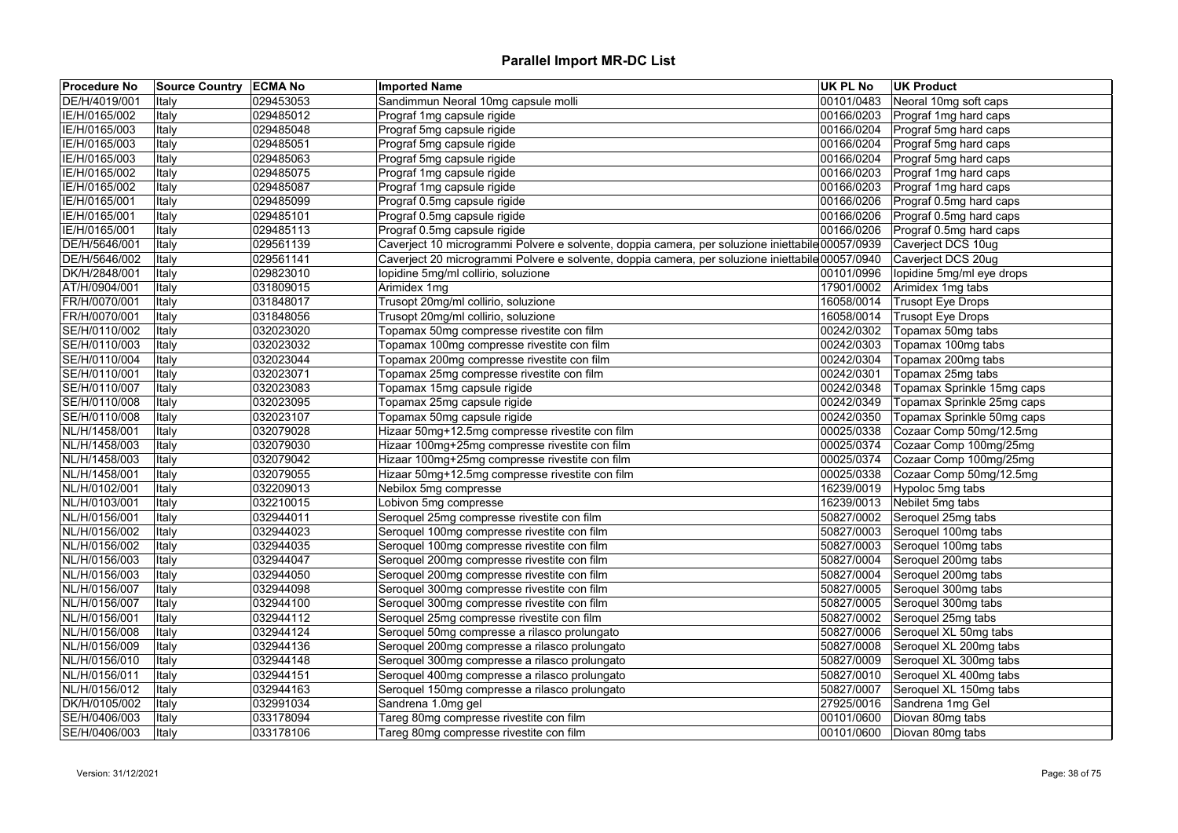# Parallel Import MR-DC List

| Procedure No | Source Country | ECMA No | Imported Name | UK PL No | UK Product |
|---|---|---|---|---|---|
| DE/H/4019/001 | Italy | 029453053 | Sandimmun Neoral 10mg capsule molli | 00101/0483 | Neoral 10mg soft caps |
| IE/H/0165/002 | Italy | 029485012 | Prograf 1mg capsule rigide | 00166/0203 | Prograf 1mg hard caps |
| IE/H/0165/003 | Italy | 029485048 | Prograf 5mg capsule rigide | 00166/0204 | Prograf 5mg hard caps |
| IE/H/0165/003 | Italy | 029485051 | Prograf 5mg capsule rigide | 00166/0204 | Prograf 5mg hard caps |
| IE/H/0165/003 | Italy | 029485063 | Prograf 5mg capsule rigide | 00166/0204 | Prograf 5mg hard caps |
| IE/H/0165/002 | Italy | 029485075 | Prograf 1mg capsule rigide | 00166/0203 | Prograf 1mg hard caps |
| IE/H/0165/002 | Italy | 029485087 | Prograf 1mg capsule rigide | 00166/0203 | Prograf 1mg hard caps |
| IE/H/0165/001 | Italy | 029485099 | Prograf 0.5mg capsule rigide | 00166/0206 | Prograf 0.5mg hard caps |
| IE/H/0165/001 | Italy | 029485101 | Prograf 0.5mg capsule rigide | 00166/0206 | Prograf 0.5mg hard caps |
| IE/H/0165/001 | Italy | 029485113 | Prograf 0.5mg capsule rigide | 00166/0206 | Prograf 0.5mg hard caps |
| DE/H/5646/001 | Italy | 029561139 | Caverject 10 microgrammi Polvere e solvente, doppia camera, per soluzione iniettabile | 00057/0939 | Caverject DCS 10ug |
| DE/H/5646/002 | Italy | 029561141 | Caverject 20 microgrammi Polvere e solvente, doppia camera, per soluzione iniettabile | 00057/0940 | Caverject DCS 20ug |
| DK/H/2848/001 | Italy | 029823010 | Iopidine 5mg/ml collirio, soluzione | 00101/0996 | Iopidine 5mg/ml eye drops |
| AT/H/0904/001 | Italy | 031809015 | Arimidex 1mg | 17901/0002 | Arimidex 1mg tabs |
| FR/H/0070/001 | Italy | 031848017 | Trusopt 20mg/ml collirio, soluzione | 16058/0014 | Trusopt Eye Drops |
| FR/H/0070/001 | Italy | 031848056 | Trusopt 20mg/ml collirio, soluzione | 16058/0014 | Trusopt Eye Drops |
| SE/H/0110/002 | Italy | 032023020 | Topamax 50mg compresse rivestite con film | 00242/0302 | Topamax 50mg tabs |
| SE/H/0110/003 | Italy | 032023032 | Topamax 100mg compresse rivestite con film | 00242/0303 | Topamax 100mg tabs |
| SE/H/0110/004 | Italy | 032023044 | Topamax 200mg compresse rivestite con film | 00242/0304 | Topamax 200mg tabs |
| SE/H/0110/001 | Italy | 032023071 | Topamax 25mg compresse rivestite con film | 00242/0301 | Topamax 25mg tabs |
| SE/H/0110/007 | Italy | 032023083 | Topamax 15mg capsule rigide | 00242/0348 | Topamax Sprinkle 15mg caps |
| SE/H/0110/008 | Italy | 032023095 | Topamax 25mg capsule rigide | 00242/0349 | Topamax Sprinkle 25mg caps |
| SE/H/0110/008 | Italy | 032023107 | Topamax 50mg capsule rigide | 00242/0350 | Topamax Sprinkle 50mg caps |
| NL/H/1458/001 | Italy | 032079028 | Hizaar 50mg+12.5mg compresse rivestite con film | 00025/0338 | Cozaar Comp 50mg/12.5mg |
| NL/H/1458/003 | Italy | 032079030 | Hizaar 100mg+25mg compresse rivestite con film | 00025/0374 | Cozaar Comp 100mg/25mg |
| NL/H/1458/003 | Italy | 032079042 | Hizaar 100mg+25mg compresse rivestite con film | 00025/0374 | Cozaar Comp 100mg/25mg |
| NL/H/1458/001 | Italy | 032079055 | Hizaar 50mg+12.5mg compresse rivestite con film | 00025/0338 | Cozaar Comp 50mg/12.5mg |
| NL/H/0102/001 | Italy | 032209013 | Nebilox 5mg compresse | 16239/0019 | Hypoloc 5mg tabs |
| NL/H/0103/001 | Italy | 032210015 | Lobivon 5mg compresse | 16239/0013 | Nebilet 5mg tabs |
| NL/H/0156/001 | Italy | 032944011 | Seroquel 25mg compresse rivestite con film | 50827/0002 | Seroquel 25mg tabs |
| NL/H/0156/002 | Italy | 032944023 | Seroquel 100mg compresse rivestite con film | 50827/0003 | Seroquel 100mg tabs |
| NL/H/0156/002 | Italy | 032944035 | Seroquel 100mg compresse rivestite con film | 50827/0003 | Seroquel 100mg tabs |
| NL/H/0156/003 | Italy | 032944047 | Seroquel 200mg compresse rivestite con film | 50827/0004 | Seroquel 200mg tabs |
| NL/H/0156/003 | Italy | 032944050 | Seroquel 200mg compresse rivestite con film | 50827/0004 | Seroquel 200mg tabs |
| NL/H/0156/007 | Italy | 032944098 | Seroquel 300mg compresse rivestite con film | 50827/0005 | Seroquel 300mg tabs |
| NL/H/0156/007 | Italy | 032944100 | Seroquel 300mg compresse rivestite con film | 50827/0005 | Seroquel 300mg tabs |
| NL/H/0156/001 | Italy | 032944112 | Seroquel 25mg compresse rivestite con film | 50827/0002 | Seroquel 25mg tabs |
| NL/H/0156/008 | Italy | 032944124 | Seroquel 50mg compresse a rilasco prolungato | 50827/0006 | Seroquel XL 50mg tabs |
| NL/H/0156/009 | Italy | 032944136 | Seroquel 200mg compresse a rilasco prolungato | 50827/0008 | Seroquel XL 200mg tabs |
| NL/H/0156/010 | Italy | 032944148 | Seroquel 300mg compresse a rilasco prolungato | 50827/0009 | Seroquel XL 300mg tabs |
| NL/H/0156/011 | Italy | 032944151 | Seroquel 400mg compresse a rilasco prolungato | 50827/0010 | Seroquel XL 400mg tabs |
| NL/H/0156/012 | Italy | 032944163 | Seroquel 150mg compresse a rilasco prolungato | 50827/0007 | Seroquel XL 150mg tabs |
| DK/H/0105/002 | Italy | 032991034 | Sandrena 1.0mg gel | 27925/0016 | Sandrena 1mg Gel |
| SE/H/0406/003 | Italy | 033178094 | Tareg 80mg compresse rivestite con film | 00101/0600 | Diovan 80mg tabs |
| SE/H/0406/003 | Italy | 033178106 | Tareg 80mg compresse rivestite con film | 00101/0600 | Diovan 80mg tabs |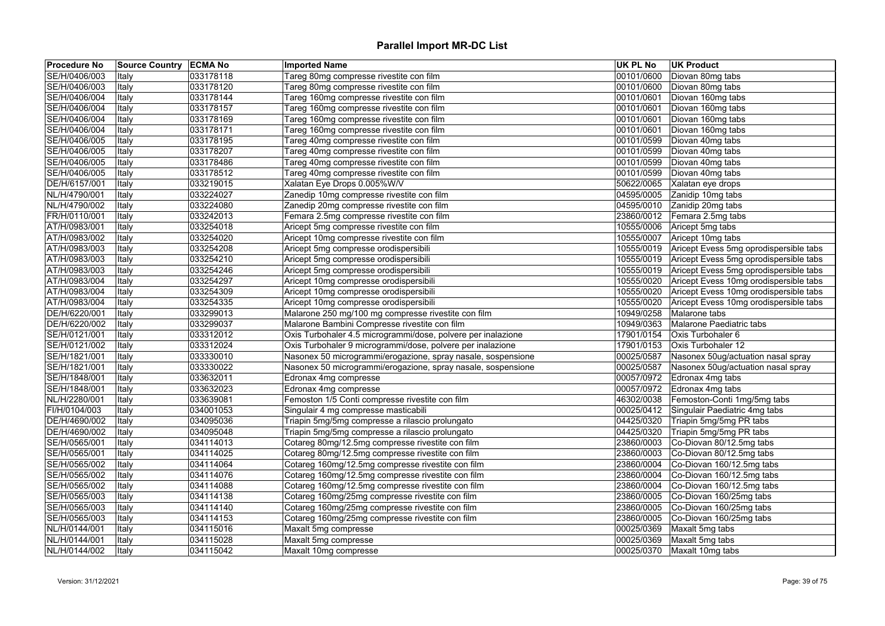# Parallel Import MR-DC List

| Procedure No | Source Country | ECMA No | Imported Name | UK PL No | UK Product |
|---|---|---|---|---|---|
| SE/H/0406/003 | Italy | 033178118 | Tareg 80mg compresse rivestite con film | 00101/0600 | Diovan 80mg tabs |
| SE/H/0406/003 | Italy | 033178120 | Tareg 80mg compresse rivestite con film | 00101/0600 | Diovan 80mg tabs |
| SE/H/0406/004 | Italy | 033178144 | Tareg 160mg compresse rivestite con film | 00101/0601 | Diovan 160mg tabs |
| SE/H/0406/004 | Italy | 033178157 | Tareg 160mg compresse rivestite con film | 00101/0601 | Diovan 160mg tabs |
| SE/H/0406/004 | Italy | 033178169 | Tareg 160mg compresse rivestite con film | 00101/0601 | Diovan 160mg tabs |
| SE/H/0406/004 | Italy | 033178171 | Tareg 160mg compresse rivestite con film | 00101/0601 | Diovan 160mg tabs |
| SE/H/0406/005 | Italy | 033178195 | Tareg 40mg compresse rivestite con film | 00101/0599 | Diovan 40mg tabs |
| SE/H/0406/005 | Italy | 033178207 | Tareg 40mg compresse rivestite con film | 00101/0599 | Diovan 40mg tabs |
| SE/H/0406/005 | Italy | 033178486 | Tareg 40mg compresse rivestite con film | 00101/0599 | Diovan 40mg tabs |
| SE/H/0406/005 | Italy | 033178512 | Tareg 40mg compresse rivestite con film | 00101/0599 | Diovan 40mg tabs |
| DE/H/6157/001 | Italy | 033219015 | Xalatan Eye Drops 0.005%W/V | 50622/0065 | Xalatan eye drops |
| NL/H/4790/001 | Italy | 033224027 | Zanedip 10mg compresse rivestite con film | 04595/0005 | Zanidip 10mg tabs |
| NL/H/4790/002 | Italy | 033224080 | Zanedip 20mg compresse rivestite con film | 04595/0010 | Zanidip 20mg tabs |
| FR/H/0110/001 | Italy | 033242013 | Femara 2.5mg compresse rivestite con film | 23860/0012 | Femara 2.5mg tabs |
| AT/H/0983/001 | Italy | 033254018 | Aricept 5mg compresse rivestite con film | 10555/0006 | Aricept 5mg tabs |
| AT/H/0983/002 | Italy | 033254020 | Aricept 10mg compresse rivestite con film | 10555/0007 | Aricept 10mg tabs |
| AT/H/0983/003 | Italy | 033254208 | Aricept 5mg compresse orodispersibili | 10555/0019 | Aricept Evess 5mg oprodispersible tabs |
| AT/H/0983/003 | Italy | 033254210 | Aricept 5mg compresse orodispersibili | 10555/0019 | Aricept Evess 5mg oprodispersible tabs |
| AT/H/0983/003 | Italy | 033254246 | Aricept 5mg compresse orodispersibili | 10555/0019 | Aricept Evess 5mg oprodispersible tabs |
| AT/H/0983/004 | Italy | 033254297 | Aricept 10mg compresse orodispersibili | 10555/0020 | Aricept Evess 10mg orodispersible tabs |
| AT/H/0983/004 | Italy | 033254309 | Aricept 10mg compresse orodispersibili | 10555/0020 | Aricept Evess 10mg orodispersible tabs |
| AT/H/0983/004 | Italy | 033254335 | Aricept 10mg compresse orodispersibili | 10555/0020 | Aricept Evess 10mg orodispersible tabs |
| DE/H/6220/001 | Italy | 033299013 | Malarone 250 mg/100 mg compresse rivestite con film | 10949/0258 | Malarone tabs |
| DE/H/6220/002 | Italy | 033299037 | Malarone Bambini Compresse rivestite con film | 10949/0363 | Malarone Paediatric tabs |
| SE/H/0121/001 | Italy | 033312012 | Oxis Turbohaler 4.5 microgrammi/dose, polvere per inalazione | 17901/0154 | Oxis Turbohaler 6 |
| SE/H/0121/002 | Italy | 033312024 | Oxis Turbohaler 9 microgrammi/dose, polvere per inalazione | 17901/0153 | Oxis Turbohaler 12 |
| SE/H/1821/001 | Italy | 033330010 | Nasonex 50 microgrammi/erogazione, spray nasale, sospensione | 00025/0587 | Nasonex 50ug/actuation nasal spray |
| SE/H/1821/001 | Italy | 033330022 | Nasonex 50 microgrammi/erogazione, spray nasale, sospensione | 00025/0587 | Nasonex 50ug/actuation nasal spray |
| SE/H/1848/001 | Italy | 033632011 | Edronax 4mg compresse | 00057/0972 | Edronax 4mg tabs |
| SE/H/1848/001 | Italy | 033632023 | Edronax 4mg compresse | 00057/0972 | Edronax 4mg tabs |
| NL/H/2280/001 | Italy | 033639081 | Femoston 1/5 Conti compresse rivestite con film | 46302/0038 | Femoston-Conti 1mg/5mg tabs |
| FI/H/0104/003 | Italy | 034001053 | Singulair 4 mg compresse masticabili | 00025/0412 | Singulair Paediatric 4mg tabs |
| DE/H/4690/002 | Italy | 034095036 | Triapin 5mg/5mg compresse a rilascio prolungato | 04425/0320 | Triapin 5mg/5mg PR tabs |
| DE/H/4690/002 | Italy | 034095048 | Triapin 5mg/5mg compresse a rilascio prolungato | 04425/0320 | Triapin 5mg/5mg PR tabs |
| SE/H/0565/001 | Italy | 034114013 | Cotareg 80mg/12.5mg compresse rivestite con film | 23860/0003 | Co-Diovan 80/12.5mg tabs |
| SE/H/0565/001 | Italy | 034114025 | Cotareg 80mg/12.5mg compresse rivestite con film | 23860/0003 | Co-Diovan 80/12.5mg tabs |
| SE/H/0565/002 | Italy | 034114064 | Cotareg 160mg/12.5mg compresse rivestite con film | 23860/0004 | Co-Diovan 160/12.5mg tabs |
| SE/H/0565/002 | Italy | 034114076 | Cotareg 160mg/12.5mg compresse rivestite con film | 23860/0004 | Co-Diovan 160/12.5mg tabs |
| SE/H/0565/002 | Italy | 034114088 | Cotareg 160mg/12.5mg compresse rivestite con film | 23860/0004 | Co-Diovan 160/12.5mg tabs |
| SE/H/0565/003 | Italy | 034114138 | Cotareg 160mg/25mg compresse rivestite con film | 23860/0005 | Co-Diovan 160/25mg tabs |
| SE/H/0565/003 | Italy | 034114140 | Cotareg 160mg/25mg compresse rivestite con film | 23860/0005 | Co-Diovan 160/25mg tabs |
| SE/H/0565/003 | Italy | 034114153 | Cotareg 160mg/25mg compresse rivestite con film | 23860/0005 | Co-Diovan 160/25mg tabs |
| NL/H/0144/001 | Italy | 034115016 | Maxalt 5mg compresse | 00025/0369 | Maxalt 5mg tabs |
| NL/H/0144/001 | Italy | 034115028 | Maxalt 5mg compresse | 00025/0369 | Maxalt 5mg tabs |
| NL/H/0144/002 | Italy | 034115042 | Maxalt 10mg compresse | 00025/0370 | Maxalt 10mg tabs |

Version: 31/12/2021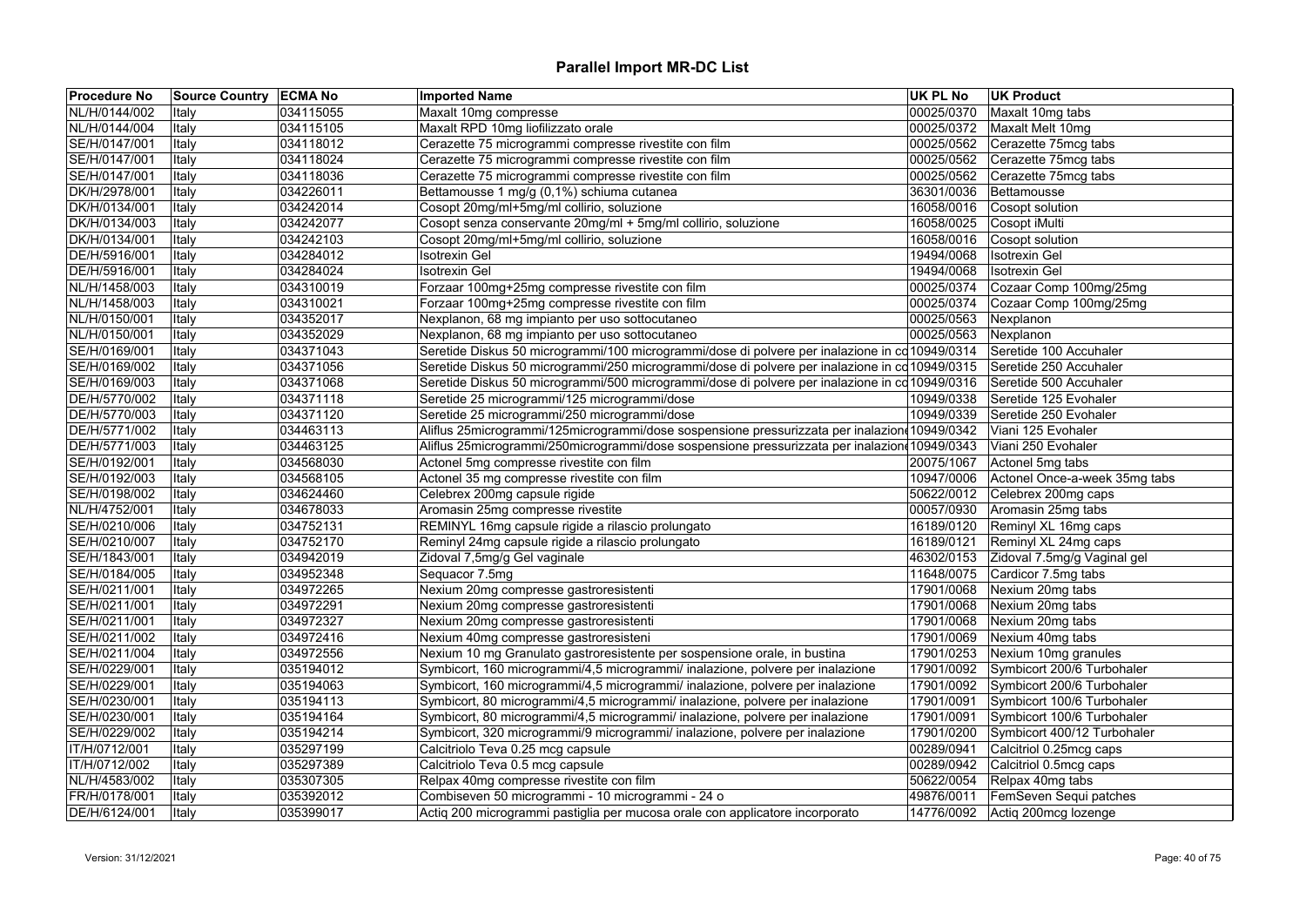# Parallel Import MR-DC List

| Procedure No | Source Country | ECMA No | Imported Name | UK PL No | UK Product |
|---|---|---|---|---|---|
| NL/H/0144/002 | Italy | 034115055 | Maxalt 10mg compresse | 00025/0370 | Maxalt 10mg tabs |
| NL/H/0144/004 | Italy | 034115105 | Maxalt RPD 10mg liofilizzato orale | 00025/0372 | Maxalt Melt 10mg |
| SE/H/0147/001 | Italy | 034118012 | Cerazette 75 microgrammi compresse rivestite con film | 00025/0562 | Cerazette 75mcg tabs |
| SE/H/0147/001 | Italy | 034118024 | Cerazette 75 microgrammi compresse rivestite con film | 00025/0562 | Cerazette 75mcg tabs |
| SE/H/0147/001 | Italy | 034118036 | Cerazette 75 microgrammi compresse rivestite con film | 00025/0562 | Cerazette 75mcg tabs |
| DK/H/2978/001 | Italy | 034226011 | Bettamousse 1 mg/g (0,1%) schiuma cutanea | 36301/0036 | Bettamousse |
| DK/H/0134/001 | Italy | 034242014 | Cosopt 20mg/ml+5mg/ml collirio, soluzione | 16058/0016 | Cosopt solution |
| DK/H/0134/003 | Italy | 034242077 | Cosopt senza conservante 20mg/ml + 5mg/ml collirio, soluzione | 16058/0025 | Cosopt iMulti |
| DK/H/0134/001 | Italy | 034242103 | Cosopt 20mg/ml+5mg/ml collirio, soluzione | 16058/0016 | Cosopt solution |
| DE/H/5916/001 | Italy | 034284012 | Isotrexin Gel | 19494/0068 | Isotrexin Gel |
| DE/H/5916/001 | Italy | 034284024 | Isotrexin Gel | 19494/0068 | Isotrexin Gel |
| NL/H/1458/003 | Italy | 034310019 | Forzaar 100mg+25mg compresse rivestite con film | 00025/0374 | Cozaar Comp 100mg/25mg |
| NL/H/1458/003 | Italy | 034310021 | Forzaar 100mg+25mg compresse rivestite con film | 00025/0374 | Cozaar Comp 100mg/25mg |
| NL/H/0150/001 | Italy | 034352017 | Nexplanon, 68 mg impianto per uso sottocutaneo | 00025/0563 | Nexplanon |
| NL/H/0150/001 | Italy | 034352029 | Nexplanon, 68 mg impianto per uso sottocutaneo | 00025/0563 | Nexplanon |
| SE/H/0169/001 | Italy | 034371043 | Seretide Diskus 50 microgrammi/100 microgrammi/dose di polvere per inalazione in co | 10949/0314 | Seretide 100 Accuhaler |
| SE/H/0169/002 | Italy | 034371056 | Seretide Diskus 50 microgrammi/250 microgrammi/dose di polvere per inalazione in co | 10949/0315 | Seretide 250 Accuhaler |
| SE/H/0169/003 | Italy | 034371068 | Seretide Diskus 50 microgrammi/500 microgrammi/dose di polvere per inalazione in co | 10949/0316 | Seretide 500 Accuhaler |
| DE/H/5770/002 | Italy | 034371118 | Seretide 25 microgrammi/125 microgrammi/dose | 10949/0338 | Seretide 125 Evohaler |
| DE/H/5770/003 | Italy | 034371120 | Seretide 25 microgrammi/250 microgrammi/dose | 10949/0339 | Seretide 250 Evohaler |
| DE/H/5771/002 | Italy | 034463113 | Aliflus 25microgrammi/125microgrammi/dose sospensione pressurizzata per inalazione | 10949/0342 | Viani 125 Evohaler |
| DE/H/5771/003 | Italy | 034463125 | Aliflus 25microgrammi/250microgrammi/dose sospensione pressurizzata per inalazione | 10949/0343 | Viani 250 Evohaler |
| SE/H/0192/001 | Italy | 034568030 | Actonel 5mg compresse rivestite con film | 20075/1067 | Actonel 5mg tabs |
| SE/H/0192/003 | Italy | 034568105 | Actonel 35 mg compresse rivestite con film | 10947/0006 | Actonel Once-a-week 35mg tabs |
| SE/H/0198/002 | Italy | 034624460 | Celebrex 200mg capsule rigide | 50622/0012 | Celebrex 200mg caps |
| NL/H/4752/001 | Italy | 034678033 | Aromasin 25mg compresse rivestite | 00057/0930 | Aromasin 25mg tabs |
| SE/H/0210/006 | Italy | 034752131 | REMINYL 16mg capsule rigide a rilascio prolungato | 16189/0120 | Reminyl XL 16mg caps |
| SE/H/0210/007 | Italy | 034752170 | Reminyl 24mg capsule rigide a rilascio prolungato | 16189/0121 | Reminyl XL 24mg caps |
| SE/H/1843/001 | Italy | 034942019 | Zidoval 7,5mg/g Gel vaginale | 46302/0153 | Zidoval 7.5mg/g Vaginal gel |
| SE/H/0184/005 | Italy | 034952348 | Sequacor 7.5mg | 11648/0075 | Cardicor 7.5mg tabs |
| SE/H/0211/001 | Italy | 034972265 | Nexium 20mg compresse gastroresistenti | 17901/0068 | Nexium 20mg tabs |
| SE/H/0211/001 | Italy | 034972291 | Nexium 20mg compresse gastroresistenti | 17901/0068 | Nexium 20mg tabs |
| SE/H/0211/001 | Italy | 034972327 | Nexium 20mg compresse gastroresistenti | 17901/0068 | Nexium 20mg tabs |
| SE/H/0211/002 | Italy | 034972416 | Nexium 40mg compresse gastroresisteni | 17901/0069 | Nexium 40mg tabs |
| SE/H/0211/004 | Italy | 034972556 | Nexium 10 mg Granulato gastroresistente per sospensione orale, in bustina | 17901/0253 | Nexium 10mg granules |
| SE/H/0229/001 | Italy | 035194012 | Symbicort, 160 microgrammi/4,5 microgrammi/ inalazione, polvere per inalazione | 17901/0092 | Symbicort 200/6 Turbohaler |
| SE/H/0229/001 | Italy | 035194063 | Symbicort, 160 microgrammi/4,5 microgrammi/ inalazione, polvere per inalazione | 17901/0092 | Symbicort 200/6 Turbohaler |
| SE/H/0230/001 | Italy | 035194113 | Symbicort, 80 microgrammi/4,5 microgrammi/ inalazione, polvere per inalazione | 17901/0091 | Symbicort 100/6 Turbohaler |
| SE/H/0230/001 | Italy | 035194164 | Symbicort, 80 microgrammi/4,5 microgrammi/ inalazione, polvere per inalazione | 17901/0091 | Symbicort 100/6 Turbohaler |
| SE/H/0229/002 | Italy | 035194214 | Symbicort, 320 microgrammi/9 microgrammi/ inalazione, polvere per inalazione | 17901/0200 | Symbicort 400/12 Turbohaler |
| IT/H/0712/001 | Italy | 035297199 | Calcitriolo Teva 0.25 mcg capsule | 00289/0941 | Calcitriol 0.25mcg caps |
| IT/H/0712/002 | Italy | 035297389 | Calcitriolo Teva 0.5 mcg capsule | 00289/0942 | Calcitriol 0.5mcg caps |
| NL/H/4583/002 | Italy | 035307305 | Relpax 40mg compresse rivestite con film | 50622/0054 | Relpax 40mg tabs |
| FR/H/0178/001 | Italy | 035392012 | Combiseven 50 microgrammi - 10 microgrammi - 24 o | 49876/0011 | FemSeven Sequi patches |
| DE/H/6124/001 | Italy | 035399017 | Actiq 200 microgrammi pastiglia per mucosa orale con applicatore incorporato | 14776/0092 | Actiq 200mcg lozenge |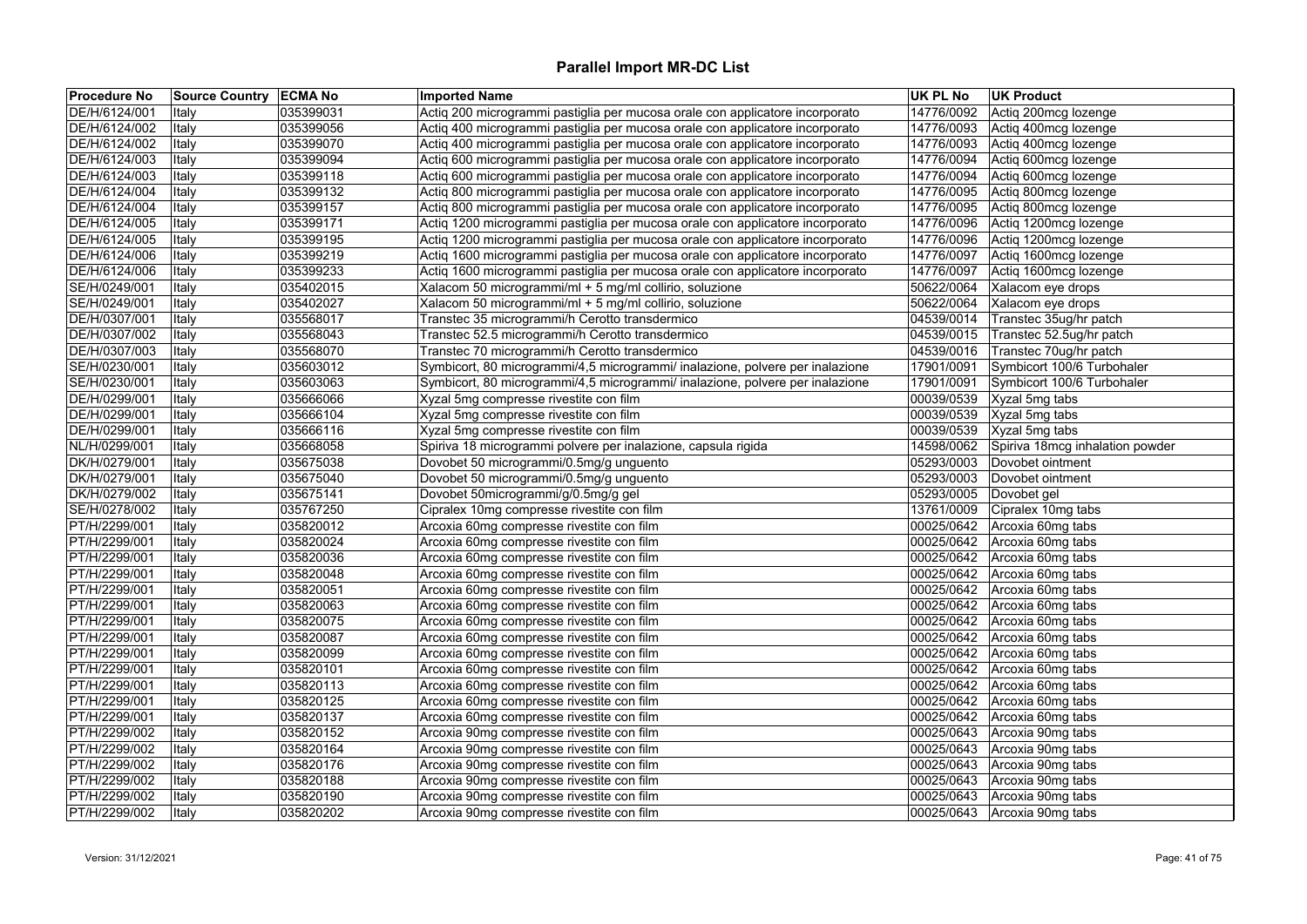# Parallel Import MR-DC List

| Procedure No | Source Country | ECMA No | Imported Name | UK PL No | UK Product |
|---|---|---|---|---|---|
| DE/H/6124/001 | Italy | 035399031 | Actiq 200 microgrammi pastiglia per mucosa orale con applicatore incorporato | 14776/0092 | Actiq 200mcg lozenge |
| DE/H/6124/002 | Italy | 035399056 | Actiq 400 microgrammi pastiglia per mucosa orale con applicatore incorporato | 14776/0093 | Actiq 400mcg lozenge |
| DE/H/6124/002 | Italy | 035399070 | Actiq 400 microgrammi pastiglia per mucosa orale con applicatore incorporato | 14776/0093 | Actiq 400mcg lozenge |
| DE/H/6124/003 | Italy | 035399094 | Actiq 600 microgrammi pastiglia per mucosa orale con applicatore incorporato | 14776/0094 | Actiq 600mcg lozenge |
| DE/H/6124/003 | Italy | 035399118 | Actiq 600 microgrammi pastiglia per mucosa orale con applicatore incorporato | 14776/0094 | Actiq 600mcg lozenge |
| DE/H/6124/004 | Italy | 035399132 | Actiq 800 microgrammi pastiglia per mucosa orale con applicatore incorporato | 14776/0095 | Actiq 800mcg lozenge |
| DE/H/6124/004 | Italy | 035399157 | Actiq 800 microgrammi pastiglia per mucosa orale con applicatore incorporato | 14776/0095 | Actiq 800mcg lozenge |
| DE/H/6124/005 | Italy | 035399171 | Actiq 1200 microgrammi pastiglia per mucosa orale con applicatore incorporato | 14776/0096 | Actiq 1200mcg lozenge |
| DE/H/6124/005 | Italy | 035399195 | Actiq 1200 microgrammi pastiglia per mucosa orale con applicatore incorporato | 14776/0096 | Actiq 1200mcg lozenge |
| DE/H/6124/006 | Italy | 035399219 | Actiq 1600 microgrammi pastiglia per mucosa orale con applicatore incorporato | 14776/0097 | Actiq 1600mcg lozenge |
| DE/H/6124/006 | Italy | 035399233 | Actiq 1600 microgrammi pastiglia per mucosa orale con applicatore incorporato | 14776/0097 | Actiq 1600mcg lozenge |
| SE/H/0249/001 | Italy | 035402015 | Xalacom 50 microgrammi/ml + 5 mg/ml collirio, soluzione | 50622/0064 | Xalacom eye drops |
| SE/H/0249/001 | Italy | 035402027 | Xalacom 50 microgrammi/ml + 5 mg/ml collirio, soluzione | 50622/0064 | Xalacom eye drops |
| DE/H/0307/001 | Italy | 035568017 | Transtec 35 microgrammi/h Cerotto transdermico | 04539/0014 | Transtec 35ug/hr patch |
| DE/H/0307/002 | Italy | 035568043 | Transtec 52.5 microgrammi/h Cerotto transdermico | 04539/0015 | Transtec 52.5ug/hr patch |
| DE/H/0307/003 | Italy | 035568070 | Transtec 70 microgrammi/h Cerotto transdermico | 04539/0016 | Transtec 70ug/hr patch |
| SE/H/0230/001 | Italy | 035603012 | Symbicort, 80 microgrammi/4,5 microgrammi/ inalazione, polvere per inalazione | 17901/0091 | Symbicort 100/6 Turbohaler |
| SE/H/0230/001 | Italy | 035603063 | Symbicort, 80 microgrammi/4,5 microgrammi/ inalazione, polvere per inalazione | 17901/0091 | Symbicort 100/6 Turbohaler |
| DE/H/0299/001 | Italy | 035666066 | Xyzal 5mg compresse rivestite con film | 00039/0539 | Xyzal 5mg tabs |
| DE/H/0299/001 | Italy | 035666104 | Xyzal 5mg compresse rivestite con film | 00039/0539 | Xyzal 5mg tabs |
| DE/H/0299/001 | Italy | 035666116 | Xyzal 5mg compresse rivestite con film | 00039/0539 | Xyzal 5mg tabs |
| NL/H/0299/001 | Italy | 035668058 | Spiriva 18 microgrammi polvere per inalazione, capsula rigida | 14598/0062 | Spiriva 18mcg inhalation powder |
| DK/H/0279/001 | Italy | 035675038 | Dovobet 50 microgrammi/0.5mg/g unguento | 05293/0003 | Dovobet ointment |
| DK/H/0279/001 | Italy | 035675040 | Dovobet 50 microgrammi/0.5mg/g unguento | 05293/0003 | Dovobet ointment |
| DK/H/0279/002 | Italy | 035675141 | Dovobet 50microgrammi/g/0.5mg/g gel | 05293/0005 | Dovobet gel |
| SE/H/0278/002 | Italy | 035767250 | Cipralex 10mg compresse rivestite con film | 13761/0009 | Cipralex 10mg tabs |
| PT/H/2299/001 | Italy | 035820012 | Arcoxia 60mg compresse rivestite con film | 00025/0642 | Arcoxia 60mg tabs |
| PT/H/2299/001 | Italy | 035820024 | Arcoxia 60mg compresse rivestite con film | 00025/0642 | Arcoxia 60mg tabs |
| PT/H/2299/001 | Italy | 035820036 | Arcoxia 60mg compresse rivestite con film | 00025/0642 | Arcoxia 60mg tabs |
| PT/H/2299/001 | Italy | 035820048 | Arcoxia 60mg compresse rivestite con film | 00025/0642 | Arcoxia 60mg tabs |
| PT/H/2299/001 | Italy | 035820051 | Arcoxia 60mg compresse rivestite con film | 00025/0642 | Arcoxia 60mg tabs |
| PT/H/2299/001 | Italy | 035820063 | Arcoxia 60mg compresse rivestite con film | 00025/0642 | Arcoxia 60mg tabs |
| PT/H/2299/001 | Italy | 035820075 | Arcoxia 60mg compresse rivestite con film | 00025/0642 | Arcoxia 60mg tabs |
| PT/H/2299/001 | Italy | 035820087 | Arcoxia 60mg compresse rivestite con film | 00025/0642 | Arcoxia 60mg tabs |
| PT/H/2299/001 | Italy | 035820099 | Arcoxia 60mg compresse rivestite con film | 00025/0642 | Arcoxia 60mg tabs |
| PT/H/2299/001 | Italy | 035820101 | Arcoxia 60mg compresse rivestite con film | 00025/0642 | Arcoxia 60mg tabs |
| PT/H/2299/001 | Italy | 035820113 | Arcoxia 60mg compresse rivestite con film | 00025/0642 | Arcoxia 60mg tabs |
| PT/H/2299/001 | Italy | 035820125 | Arcoxia 60mg compresse rivestite con film | 00025/0642 | Arcoxia 60mg tabs |
| PT/H/2299/001 | Italy | 035820137 | Arcoxia 60mg compresse rivestite con film | 00025/0642 | Arcoxia 60mg tabs |
| PT/H/2299/002 | Italy | 035820152 | Arcoxia 90mg compresse rivestite con film | 00025/0643 | Arcoxia 90mg tabs |
| PT/H/2299/002 | Italy | 035820164 | Arcoxia 90mg compresse rivestite con film | 00025/0643 | Arcoxia 90mg tabs |
| PT/H/2299/002 | Italy | 035820176 | Arcoxia 90mg compresse rivestite con film | 00025/0643 | Arcoxia 90mg tabs |
| PT/H/2299/002 | Italy | 035820188 | Arcoxia 90mg compresse rivestite con film | 00025/0643 | Arcoxia 90mg tabs |
| PT/H/2299/002 | Italy | 035820190 | Arcoxia 90mg compresse rivestite con film | 00025/0643 | Arcoxia 90mg tabs |
| PT/H/2299/002 | Italy | 035820202 | Arcoxia 90mg compresse rivestite con film | 00025/0643 | Arcoxia 90mg tabs |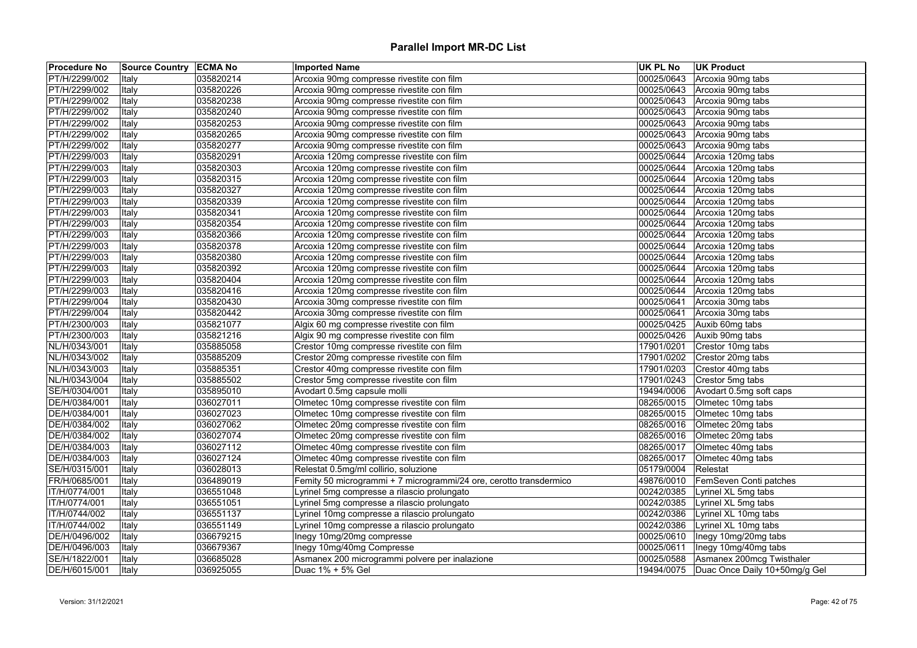# Parallel Import MR-DC List

| Procedure No | Source Country | ECMA No | Imported Name | UK PL No | UK Product |
|---|---|---|---|---|---|
| PT/H/2299/002 | Italy | 035820214 | Arcoxia 90mg compresse rivestite con film | 00025/0643 | Arcoxia 90mg tabs |
| PT/H/2299/002 | Italy | 035820226 | Arcoxia 90mg compresse rivestite con film | 00025/0643 | Arcoxia 90mg tabs |
| PT/H/2299/002 | Italy | 035820238 | Arcoxia 90mg compresse rivestite con film | 00025/0643 | Arcoxia 90mg tabs |
| PT/H/2299/002 | Italy | 035820240 | Arcoxia 90mg compresse rivestite con film | 00025/0643 | Arcoxia 90mg tabs |
| PT/H/2299/002 | Italy | 035820253 | Arcoxia 90mg compresse rivestite con film | 00025/0643 | Arcoxia 90mg tabs |
| PT/H/2299/002 | Italy | 035820265 | Arcoxia 90mg compresse rivestite con film | 00025/0643 | Arcoxia 90mg tabs |
| PT/H/2299/002 | Italy | 035820277 | Arcoxia 90mg compresse rivestite con film | 00025/0643 | Arcoxia 90mg tabs |
| PT/H/2299/003 | Italy | 035820291 | Arcoxia 120mg compresse rivestite con film | 00025/0644 | Arcoxia 120mg tabs |
| PT/H/2299/003 | Italy | 035820303 | Arcoxia 120mg compresse rivestite con film | 00025/0644 | Arcoxia 120mg tabs |
| PT/H/2299/003 | Italy | 035820315 | Arcoxia 120mg compresse rivestite con film | 00025/0644 | Arcoxia 120mg tabs |
| PT/H/2299/003 | Italy | 035820327 | Arcoxia 120mg compresse rivestite con film | 00025/0644 | Arcoxia 120mg tabs |
| PT/H/2299/003 | Italy | 035820339 | Arcoxia 120mg compresse rivestite con film | 00025/0644 | Arcoxia 120mg tabs |
| PT/H/2299/003 | Italy | 035820341 | Arcoxia 120mg compresse rivestite con film | 00025/0644 | Arcoxia 120mg tabs |
| PT/H/2299/003 | Italy | 035820354 | Arcoxia 120mg compresse rivestite con film | 00025/0644 | Arcoxia 120mg tabs |
| PT/H/2299/003 | Italy | 035820366 | Arcoxia 120mg compresse rivestite con film | 00025/0644 | Arcoxia 120mg tabs |
| PT/H/2299/003 | Italy | 035820378 | Arcoxia 120mg compresse rivestite con film | 00025/0644 | Arcoxia 120mg tabs |
| PT/H/2299/003 | Italy | 035820380 | Arcoxia 120mg compresse rivestite con film | 00025/0644 | Arcoxia 120mg tabs |
| PT/H/2299/003 | Italy | 035820392 | Arcoxia 120mg compresse rivestite con film | 00025/0644 | Arcoxia 120mg tabs |
| PT/H/2299/003 | Italy | 035820404 | Arcoxia 120mg compresse rivestite con film | 00025/0644 | Arcoxia 120mg tabs |
| PT/H/2299/003 | Italy | 035820416 | Arcoxia 120mg compresse rivestite con film | 00025/0644 | Arcoxia 120mg tabs |
| PT/H/2299/004 | Italy | 035820430 | Arcoxia 30mg compresse rivestite con film | 00025/0641 | Arcoxia 30mg tabs |
| PT/H/2299/004 | Italy | 035820442 | Arcoxia 30mg compresse rivestite con film | 00025/0641 | Arcoxia 30mg tabs |
| PT/H/2300/003 | Italy | 035821077 | Algix 60 mg compresse rivestite con film | 00025/0425 | Auxib 60mg tabs |
| PT/H/2300/003 | Italy | 035821216 | Algix 90 mg compresse rivestite con film | 00025/0426 | Auxib 90mg tabs |
| NL/H/0343/001 | Italy | 035885058 | Crestor 10mg compresse rivestite con film | 17901/0201 | Crestor 10mg tabs |
| NL/H/0343/002 | Italy | 035885209 | Crestor 20mg compresse rivestite con film | 17901/0202 | Crestor 20mg tabs |
| NL/H/0343/003 | Italy | 035885351 | Crestor 40mg compresse rivestite con film | 17901/0203 | Crestor 40mg tabs |
| NL/H/0343/004 | Italy | 035885502 | Crestor 5mg compresse rivestite con film | 17901/0243 | Crestor 5mg tabs |
| SE/H/0304/001 | Italy | 035895010 | Avodart 0.5mg capsule molli | 19494/0006 | Avodart 0.5mg soft caps |
| DE/H/0384/001 | Italy | 036027011 | Olmetec 10mg compresse rivestite con film | 08265/0015 | Olmetec 10mg tabs |
| DE/H/0384/001 | Italy | 036027023 | Olmetec 10mg compresse rivestite con film | 08265/0015 | Olmetec 10mg tabs |
| DE/H/0384/002 | Italy | 036027062 | Olmetec 20mg compresse rivestite con film | 08265/0016 | Olmetec 20mg tabs |
| DE/H/0384/002 | Italy | 036027074 | Olmetec 20mg compresse rivestite con film | 08265/0016 | Olmetec 20mg tabs |
| DE/H/0384/003 | Italy | 036027112 | Olmetec 40mg compresse rivestite con film | 08265/0017 | Olmetec 40mg tabs |
| DE/H/0384/003 | Italy | 036027124 | Olmetec 40mg compresse rivestite con film | 08265/0017 | Olmetec 40mg tabs |
| SE/H/0315/001 | Italy | 036028013 | Relestat 0.5mg/ml collirio, soluzione | 05179/0004 | Relestat |
| FR/H/0685/001 | Italy | 036489019 | Femity 50 microgrammi + 7 microgrammi/24 ore, cerotto transdermico | 49876/0010 | FemSeven Conti patches |
| IT/H/0774/001 | Italy | 036551048 | Lyrinel 5mg compresse a rilascio prolungato | 00242/0385 | Lyrinel XL 5mg tabs |
| IT/H/0774/001 | Italy | 036551051 | Lyrinel 5mg compresse a rilascio prolungato | 00242/0385 | Lyrinel XL 5mg tabs |
| IT/H/0744/002 | Italy | 036551137 | Lyrinel 10mg compresse a rilascio prolungato | 00242/0386 | Lyrinel XL 10mg tabs |
| IT/H/0744/002 | Italy | 036551149 | Lyrinel 10mg compresse a rilascio prolungato | 00242/0386 | Lyrinel XL 10mg tabs |
| DE/H/0496/002 | Italy | 036679215 | Inegy 10mg/20mg compresse | 00025/0610 | Inegy 10mg/20mg tabs |
| DE/H/0496/003 | Italy | 036679367 | Inegy 10mg/40mg Compresse | 00025/0611 | Inegy 10mg/40mg tabs |
| SE/H/1822/001 | Italy | 036685028 | Asmanex 200 microgrammi polvere per inalazione | 00025/0588 | Asmanex 200mcg Twisthaler |
| DE/H/6015/001 | Italy | 036925055 | Duac 1% + 5% Gel | 19494/0075 | Duac Once Daily 10+50mg/g Gel |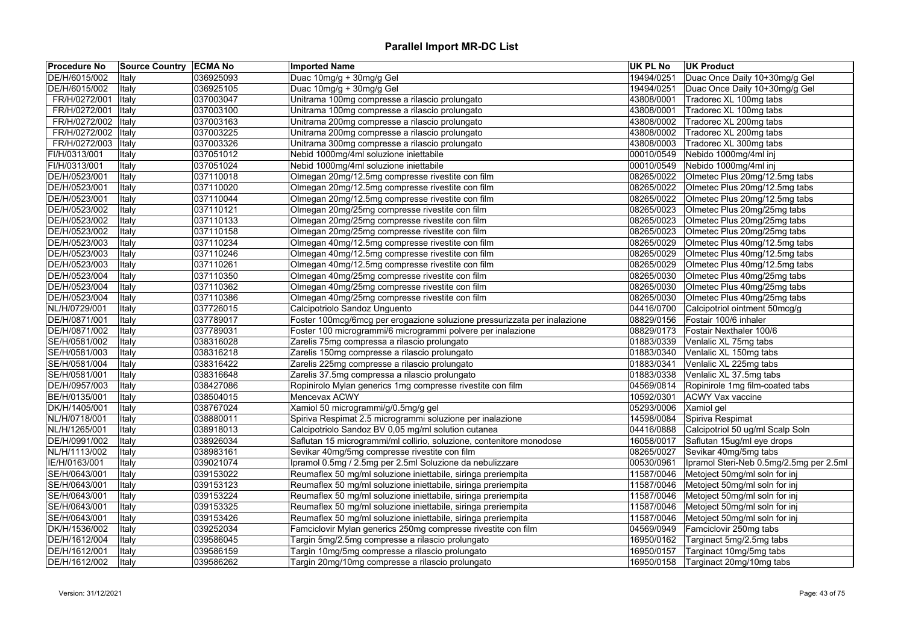# Parallel Import MR-DC List

| Procedure No | Source Country | ECMA No | Imported Name | UK PL No | UK Product |
|---|---|---|---|---|---|
| DE/H/6015/002 | Italy | 036925093 | Duac 10mg/g + 30mg/g Gel | 19494/0251 | Duac Once Daily 10+30mg/g Gel |
| DE/H/6015/002 | Italy | 036925105 | Duac 10mg/g + 30mg/g Gel | 19494/0251 | Duac Once Daily 10+30mg/g Gel |
| FR/H/0272/001 | Italy | 037003047 | Unitrama 100mg compresse a rilascio prolungato | 43808/0001 | Tradorec XL 100mg tabs |
| FR/H/0272/001 | Italy | 037003100 | Unitrama 100mg compresse a rilascio prolungato | 43808/0001 | Tradorec XL 100mg tabs |
| FR/H/0272/002 | Italy | 037003163 | Unitrama 200mg compresse a rilascio prolungato | 43808/0002 | Tradorec XL 200mg tabs |
| FR/H/0272/002 | Italy | 037003225 | Unitrama 200mg compresse a rilascio prolungato | 43808/0002 | Tradorec XL 200mg tabs |
| FR/H/0272/003 | Italy | 037003326 | Unitrama 300mg compresse a rilascio prolungato | 43808/0003 | Tradorec XL 300mg tabs |
| FI/H/0313/001 | Italy | 037051012 | Nebid 1000mg/4ml soluzione iniettabile | 00010/0549 | Nebido 1000mg/4ml inj |
| FI/H/0313/001 | Italy | 037051024 | Nebid 1000mg/4ml soluzione iniettabile | 00010/0549 | Nebido 1000mg/4ml inj |
| DE/H/0523/001 | Italy | 037110018 | Olmegan 20mg/12.5mg compresse rivestite con film | 08265/0022 | Olmetec Plus 20mg/12.5mg tabs |
| DE/H/0523/001 | Italy | 037110020 | Olmegan 20mg/12.5mg compresse rivestite con film | 08265/0022 | Olmetec Plus 20mg/12.5mg tabs |
| DE/H/0523/001 | Italy | 037110044 | Olmegan 20mg/12.5mg compresse rivestite con film | 08265/0022 | Olmetec Plus 20mg/12.5mg tabs |
| DE/H/0523/002 | Italy | 037110121 | Olmegan 20mg/25mg compresse rivestite con film | 08265/0023 | Olmetec Plus 20mg/25mg tabs |
| DE/H/0523/002 | Italy | 037110133 | Olmegan 20mg/25mg compresse rivestite con film | 08265/0023 | Olmetec Plus 20mg/25mg tabs |
| DE/H/0523/002 | Italy | 037110158 | Olmegan 20mg/25mg compresse rivestite con film | 08265/0023 | Olmetec Plus 20mg/25mg tabs |
| DE/H/0523/003 | Italy | 037110234 | Olmegan 40mg/12.5mg compresse rivestite con film | 08265/0029 | Olmetec Plus 40mg/12.5mg tabs |
| DE/H/0523/003 | Italy | 037110246 | Olmegan 40mg/12.5mg compresse rivestite con film | 08265/0029 | Olmetec Plus 40mg/12.5mg tabs |
| DE/H/0523/003 | Italy | 037110261 | Olmegan 40mg/12.5mg compresse rivestite con film | 08265/0029 | Olmetec Plus 40mg/12.5mg tabs |
| DE/H/0523/004 | Italy | 037110350 | Olmegan 40mg/25mg compresse rivestite con film | 08265/0030 | Olmetec Plus 40mg/25mg tabs |
| DE/H/0523/004 | Italy | 037110362 | Olmegan 40mg/25mg compresse rivestite con film | 08265/0030 | Olmetec Plus 40mg/25mg tabs |
| DE/H/0523/004 | Italy | 037110386 | Olmegan 40mg/25mg compresse rivestite con film | 08265/0030 | Olmetec Plus 40mg/25mg tabs |
| NL/H/0729/001 | Italy | 037726015 | Calcipotriolo Sandoz Unguento | 04416/0700 | Calcipotriol ointment 50mcg/g |
| DE/H/0871/001 | Italy | 037789017 | Foster 100mcg/6mcg per erogazione soluzione pressurizzata per inalazione | 08829/0156 | Fostair 100/6 inhaler |
| DE/H/0871/002 | Italy | 037789031 | Foster 100 microgrammi/6 microgrammi polvere per inalazione | 08829/0173 | Fostair Nexthaler 100/6 |
| SE/H/0581/002 | Italy | 038316028 | Zarelis 75mg compressa a rilascio prolungato | 01883/0339 | Venlalic XL 75mg tabs |
| SE/H/0581/003 | Italy | 038316218 | Zarelis 150mg compresse a rilascio prolungato | 01883/0340 | Venlalic XL 150mg tabs |
| SE/H/0581/004 | Italy | 038316422 | Zarelis 225mg compresse a rilascio prolungato | 01883/0341 | Venlalic XL 225mg tabs |
| SE/H/0581/001 | Italy | 038316648 | Zarelis 37.5mg compressa a rilascio prolungato | 01883/0338 | Venlalic XL 37.5mg tabs |
| DE/H/0957/003 | Italy | 038427086 | Ropinirolo Mylan generics 1mg compresse rivestite con film | 04569/0814 | Ropinirole 1mg film-coated tabs |
| BE/H/0135/001 | Italy | 038504015 | Mencevax ACWY | 10592/0301 | ACWY Vax vaccine |
| DK/H/1405/001 | Italy | 038767024 | Xamiol 50 microgrammi/g/0.5mg/g gel | 05293/0006 | Xamiol gel |
| NL/H/0718/001 | Italy | 038880011 | Spiriva Respimat 2.5 microgrammi soluzione per inalazione | 14598/0084 | Spiriva Respimat |
| NL/H/1265/001 | Italy | 038918013 | Calcipotriolo Sandoz BV 0,05 mg/ml solution cutanea | 04416/0888 | Calcipotriol 50 ug/ml Scalp Soln |
| DE/H/0991/002 | Italy | 038926034 | Saflutan 15 microgrammi/ml collirio, soluzione, contenitore monodose | 16058/0017 | Saflutan 15ug/ml eye drops |
| NL/H/1113/002 | Italy | 038983161 | Sevikar 40mg/5mg compresse rivestite con film | 08265/0027 | Sevikar 40mg/5mg tabs |
| IE/H/0163/001 | Italy | 039021074 | Ipramol 0.5mg / 2.5mg per 2.5ml Soluzione da nebulizzare | 00530/0961 | Ipramol Steri-Neb 0.5mg/2.5mg per 2.5ml |
| SE/H/0643/001 | Italy | 039153022 | Reumaflex 50 mg/ml soluzione iniettabile, siringa preriempita | 11587/0046 | Metoject 50mg/ml soln for inj |
| SE/H/0643/001 | Italy | 039153123 | Reumaflex 50 mg/ml soluzione iniettabile, siringa preriempita | 11587/0046 | Metoject 50mg/ml soln for inj |
| SE/H/0643/001 | Italy | 039153224 | Reumaflex 50 mg/ml soluzione iniettabile, siringa preriempita | 11587/0046 | Metoject 50mg/ml soln for inj |
| SE/H/0643/001 | Italy | 039153325 | Reumaflex 50 mg/ml soluzione iniettabile, siringa preriempita | 11587/0046 | Metoject 50mg/ml soln for inj |
| SE/H/0643/001 | Italy | 039153426 | Reumaflex 50 mg/ml soluzione iniettabile, siringa preriempita | 11587/0046 | Metoject 50mg/ml soln for inj |
| DK/H/1536/002 | Italy | 039252034 | Famciclovir Mylan generics 250mg compresse rivestite con film | 04569/0949 | Famciclovir 250mg tabs |
| DE/H/1612/004 | Italy | 039586045 | Targin 5mg/2.5mg compresse a rilascio prolungato | 16950/0162 | Targinact 5mg/2.5mg tabs |
| DE/H/1612/001 | Italy | 039586159 | Targin 10mg/5mg compresse a rilascio prolungato | 16950/0157 | Targinact 10mg/5mg tabs |
| DE/H/1612/002 | Italy | 039586262 | Targin 20mg/10mg compresse a rilascio prolungato | 16950/0158 | Targinact 20mg/10mg tabs |

Version: 31/12/2021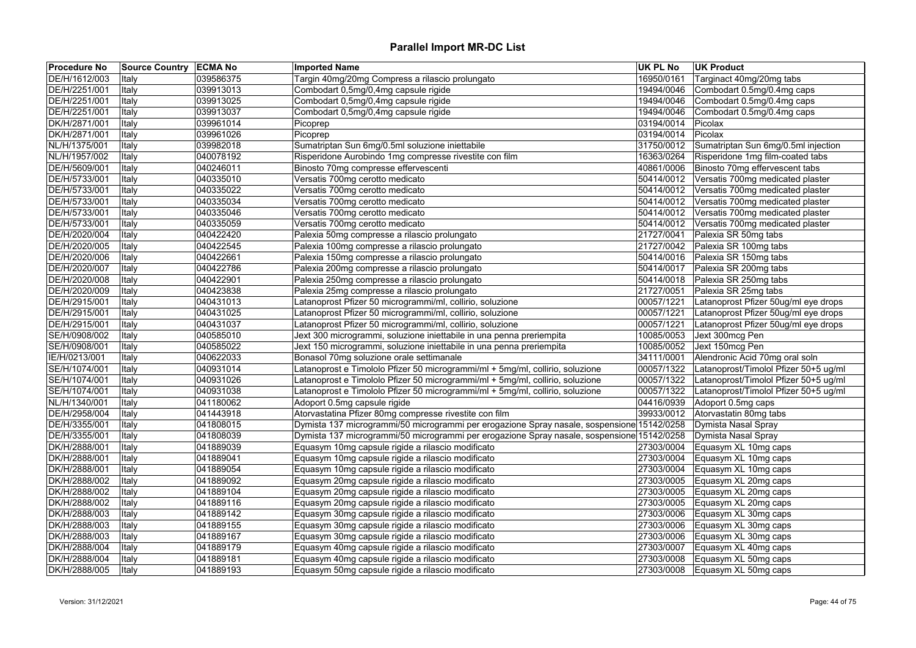# Parallel Import MR-DC List

| Procedure No | Source Country | ECMA No | Imported Name | UK PL No | UK Product |
| --- | --- | --- | --- | --- | --- |
| DE/H/1612/003 | Italy | 039586375 | Targin 40mg/20mg Compress a rilascio prolungato | 16950/0161 | Targinact 40mg/20mg tabs |
| DE/H/2251/001 | Italy | 039913013 | Combodart 0,5mg/0,4mg capsule rigide | 19494/0046 | Combodart 0.5mg/0.4mg caps |
| DE/H/2251/001 | Italy | 039913025 | Combodart 0,5mg/0,4mg capsule rigide | 19494/0046 | Combodart 0.5mg/0.4mg caps |
| DE/H/2251/001 | Italy | 039913037 | Combodart 0,5mg/0,4mg capsule rigide | 19494/0046 | Combodart 0.5mg/0.4mg caps |
| DK/H/2871/001 | Italy | 039961014 | Picoprep | 03194/0014 | Picolax |
| DK/H/2871/001 | Italy | 039961026 | Picoprep | 03194/0014 | Picolax |
| NL/H/1375/001 | Italy | 039982018 | Sumatriptan Sun 6mg/0.5ml soluzione iniettabile | 31750/0012 | Sumatriptan Sun 6mg/0.5ml injection |
| NL/H/1957/002 | Italy | 040078192 | Risperidone Aurobindo 1mg compresse rivestite con film | 16363/0264 | Risperidone 1mg film-coated tabs |
| DE/H/5609/001 | Italy | 040246011 | Binosto 70mg compresse effervescenti | 40861/0006 | Binosto 70mg effervescent tabs |
| DE/H/5733/001 | Italy | 040335010 | Versatis 700mg cerotto medicato | 50414/0012 | Versatis 700mg medicated plaster |
| DE/H/5733/001 | Italy | 040335022 | Versatis 700mg cerotto medicato | 50414/0012 | Versatis 700mg medicated plaster |
| DE/H/5733/001 | Italy | 040335034 | Versatis 700mg cerotto medicato | 50414/0012 | Versatis 700mg medicated plaster |
| DE/H/5733/001 | Italy | 040335046 | Versatis 700mg cerotto medicato | 50414/0012 | Versatis 700mg medicated plaster |
| DE/H/5733/001 | Italy | 040335059 | Versatis 700mg cerotto medicato | 50414/0012 | Versatis 700mg medicated plaster |
| DE/H/2020/004 | Italy | 040422420 | Palexia 50mg compresse a rilascio prolungato | 21727/0041 | Palexia SR 50mg tabs |
| DE/H/2020/005 | Italy | 040422545 | Palexia 100mg compresse a rilascio prolungato | 21727/0042 | Palexia SR 100mg tabs |
| DE/H/2020/006 | Italy | 040422661 | Palexia 150mg compresse a rilascio prolungato | 50414/0016 | Palexia SR 150mg tabs |
| DE/H/2020/007 | Italy | 040422786 | Palexia 200mg compresse a rilascio prolungato | 50414/0017 | Palexia SR 200mg tabs |
| DE/H/2020/008 | Italy | 040422901 | Palexia 250mg compresse a rilascio prolungato | 50414/0018 | Palexia SR 250mg tabs |
| DE/H/2020/009 | Italy | 040423838 | Palexia 25mg compresse a rilascio prolungato | 21727/0051 | Palexia SR 25mg tabs |
| DE/H/2915/001 | Italy | 040431013 | Latanoprost Pfizer 50 microgrammi/ml, collirio, soluzione | 00057/1221 | Latanoprost Pfizer 50ug/ml eye drops |
| DE/H/2915/001 | Italy | 040431025 | Latanoprost Pfizer 50 microgrammi/ml, collirio, soluzione | 00057/1221 | Latanoprost Pfizer 50ug/ml eye drops |
| DE/H/2915/001 | Italy | 040431037 | Latanoprost Pfizer 50 microgrammi/ml, collirio, soluzione | 00057/1221 | Latanoprost Pfizer 50ug/ml eye drops |
| SE/H/0908/002 | Italy | 040585010 | Jext 300 microgrammi, soluzione iniettabile in una penna preriempita | 10085/0053 | Jext 300mcg Pen |
| SE/H/0908/001 | Italy | 040585022 | Jext 150 microgrammi, soluzione iniettabile in una penna preriempita | 10085/0052 | Jext 150mcg Pen |
| IE/H/0213/001 | Italy | 040622033 | Bonasol 70mg soluzione orale settimanale | 34111/0001 | Alendronic Acid 70mg oral soln |
| SE/H/1074/001 | Italy | 040931014 | Latanoprost e Timololo Pfizer 50 microgrammi/ml + 5mg/ml, collirio, soluzione | 00057/1322 | Latanoprost/Timolol Pfizer 50+5 ug/ml |
| SE/H/1074/001 | Italy | 040931026 | Latanoprost e Timololo Pfizer 50 microgrammi/ml + 5mg/ml, collirio, soluzione | 00057/1322 | Latanoprost/Timolol Pfizer 50+5 ug/ml |
| SE/H/1074/001 | Italy | 040931038 | Latanoprost e Timololo Pfizer 50 microgrammi/ml + 5mg/ml, collirio, soluzione | 00057/1322 | Latanoprost/Timolol Pfizer 50+5 ug/ml |
| NL/H/1340/001 | Italy | 041180062 | Adoport 0.5mg capsule rigide | 04416/0939 | Adoport 0.5mg caps |
| DE/H/2958/004 | Italy | 041443918 | Atorvastatina Pfizer 80mg compresse rivestite con film | 39933/0012 | Atorvastatin 80mg tabs |
| DE/H/3355/001 | Italy | 041808015 | Dymista 137 microgrammi/50 microgrammi per erogazione Spray nasale, sospensione | 15142/0258 | Dymista Nasal Spray |
| DE/H/3355/001 | Italy | 041808039 | Dymista 137 microgrammi/50 microgrammi per erogazione Spray nasale, sospensione | 15142/0258 | Dymista Nasal Spray |
| DK/H/2888/001 | Italy | 041889039 | Equasym 10mg capsule rigide a rilascio modificato | 27303/0004 | Equasym XL 10mg caps |
| DK/H/2888/001 | Italy | 041889041 | Equasym 10mg capsule rigide a rilascio modificato | 27303/0004 | Equasym XL 10mg caps |
| DK/H/2888/001 | Italy | 041889054 | Equasym 10mg capsule rigide a rilascio modificato | 27303/0004 | Equasym XL 10mg caps |
| DK/H/2888/002 | Italy | 041889092 | Equasym 20mg capsule rigide a rilascio modificato | 27303/0005 | Equasym XL 20mg caps |
| DK/H/2888/002 | Italy | 041889104 | Equasym 20mg capsule rigide a rilascio modificato | 27303/0005 | Equasym XL 20mg caps |
| DK/H/2888/002 | Italy | 041889116 | Equasym 20mg capsule rigide a rilascio modificato | 27303/0005 | Equasym XL 20mg caps |
| DK/H/2888/003 | Italy | 041889142 | Equasym 30mg capsule rigide a rilascio modificato | 27303/0006 | Equasym XL 30mg caps |
| DK/H/2888/003 | Italy | 041889155 | Equasym 30mg capsule rigide a rilascio modificato | 27303/0006 | Equasym XL 30mg caps |
| DK/H/2888/003 | Italy | 041889167 | Equasym 30mg capsule rigide a rilascio modificato | 27303/0006 | Equasym XL 30mg caps |
| DK/H/2888/004 | Italy | 041889179 | Equasym 40mg capsule rigide a rilascio modificato | 27303/0007 | Equasym XL 40mg caps |
| DK/H/2888/004 | Italy | 041889181 | Equasym 40mg capsule rigide a rilascio modificato | 27303/0008 | Equasym XL 50mg caps |
| DK/H/2888/005 | Italy | 041889193 | Equasym 50mg capsule rigide a rilascio modificato | 27303/0008 | Equasym XL 50mg caps |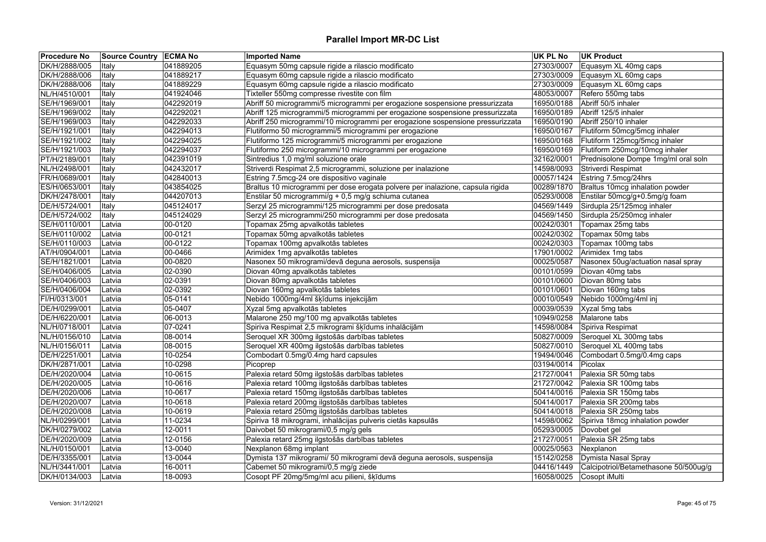# Parallel Import MR-DC List

| Procedure No | Source Country | ECMA No | Imported Name | UK PL No | UK Product |
|---|---|---|---|---|---|
| DK/H/2888/005 | Italy | 041889205 | Equasym 50mg capsule rigide a rilascio modificato | 27303/0007 | Equasym XL 40mg caps |
| DK/H/2888/006 | Italy | 041889217 | Equasym 60mg capsule rigide a rilascio modificato | 27303/0009 | Equasym XL 60mg caps |
| DK/H/2888/006 | Italy | 041889229 | Equasym 60mg capsule rigide a rilascio modificato | 27303/0009 | Equasym XL 60mg caps |
| NL/H/4510/001 | Italy | 041924046 | Tixteller 550mg compresse rivestite con film | 48053/0007 | Refero 550mg tabs |
| SE/H/1969/001 | Italy | 042292019 | Abriff 50 microgrammi/5 microgrammi per erogazione sospensione pressurizzata | 16950/0188 | Abriff 50/5 inhaler |
| SE/H/1969/002 | Italy | 042292021 | Abriff 125 microgrammi/5 microgrammi per erogazione sospensione pressurizzata | 16950/0189 | Abriff 125/5 inhaler |
| SE/H/1969/003 | Italy | 042292033 | Abriff 250 microgrammi/10 microgrammi per erogazione sospensione pressurizzata | 16950/0190 | Abriff 250/10 inhaler |
| SE/H/1921/001 | Italy | 042294013 | Flutiformo 50 microgrammi/5 microgrammi per erogazione | 16950/0167 | Flutiform 50mcg/5mcg inhaler |
| SE/H/1921/002 | Italy | 042294025 | Flutiformo 125 microgrammi/5 microgrammi per erogazione | 16950/0168 | Flutiform 125mcg/5mcg inhaler |
| SE/H/1921/003 | Italy | 042294037 | Flutiformo 250 microgrammi/10 microgrammi per erogazione | 16950/0169 | Flutiform 250mcg/10mcg inhaler |
| PT/H/2189/001 | Italy | 042391019 | Sintredius 1,0 mg/ml soluzione orale | 32162/0001 | Prednisolone Dompe 1mg/ml oral soln |
| NL/H/2498/001 | Italy | 042432017 | Striverdi Respimat 2,5 microgrammi, soluzione per inalazione | 14598/0093 | Striverdi Respimat |
| FR/H/0689/001 | Italy | 042840013 | Estring 7.5mcg-24 ore dispositivo vaginale | 00057/1424 | Estring 7.5mcg/24hrs |
| ES/H/0653/001 | Italy | 043854025 | Braltus 10 microgrammi per dose erogata polvere per inalazione, capsula rigida | 00289/1870 | Braltus 10mcg inhalation powder |
| DK/H/2478/001 | Italy | 044207013 | Enstilar 50 microgrammi/g + 0,5 mg/g schiuma cutanea | 05293/0008 | Enstilar 50mcg/g+0.5mg/g foam |
| DE/H/5724/001 | Italy | 045124017 | Serzyl 25 microgrammi/125 microgrammi per dose predosata | 04569/1449 | Sirdupla 25/125mcg inhaler |
| DE/H/5724/002 | Italy | 045124029 | Serzyl 25 microgrammi/250 microgrammi per dose predosata | 04569/1450 | Sirdupla 25/250mcg inhaler |
| SE/H/0110/001 | Latvia | 00-0120 | Topamax 25mg apvalkotās tabletes | 00242/0301 | Topamax 25mg tabs |
| SE/H/0110/002 | Latvia | 00-0121 | Topamax 50mg apvalkotās tabletes | 00242/0302 | Topamax 50mg tabs |
| SE/H/0110/003 | Latvia | 00-0122 | Topamax 100mg apvalkotās tabletes | 00242/0303 | Topamax 100mg tabs |
| AT/H/0904/001 | Latvia | 00-0466 | Arimidex 1mg apvalkotās tabletes | 17901/0002 | Arimidex 1mg tabs |
| SE/H/1821/001 | Latvia | 00-0820 | Nasonex 50 mikrogrammi/devā deguna aerosols, suspensija | 00025/0587 | Nasonex 50ug/actuation nasal spray |
| SE/H/0406/005 | Latvia | 02-0390 | Diovan 40mg apvalkotās tabletes | 00101/0599 | Diovan 40mg tabs |
| SE/H/0406/003 | Latvia | 02-0391 | Diovan 80mg apvalkotās tabletes | 00101/0600 | Diovan 80mg tabs |
| SE/H/0406/004 | Latvia | 02-0392 | Diovan 160mg apvalkotās tabletes | 00101/0601 | Diovan 160mg tabs |
| FI/H/0313/001 | Latvia | 05-0141 | Nebido 1000mg/4ml šķīdums injekcijām | 00010/0549 | Nebido 1000mg/4ml inj |
| DE/H/0299/001 | Latvia | 05-0407 | Xyzal 5mg apvalkotās tabletes | 00039/0539 | Xyzal 5mg tabs |
| DE/H/6220/001 | Latvia | 06-0013 | Malarone 250 mg/100 mg apvalkotās tabletes | 10949/0258 | Malarone tabs |
| NL/H/0718/001 | Latvia | 07-0241 | Spiriva Respimat 2,5 mikrogrami šķīdums inhalācijām | 14598/0084 | Spiriva Respimat |
| NL/H/0156/010 | Latvia | 08-0014 | Seroquel XR 300mg ilgstošās darbības tabletes | 50827/0009 | Seroquel XL 300mg tabs |
| NL/H/0156/011 | Latvia | 08-0015 | Seroquel XR 400mg ilgstošās darbības tabletes | 50827/0010 | Seroquel XL 400mg tabs |
| DE/H/2251/001 | Latvia | 10-0254 | Combodart 0.5mg/0.4mg hard capsules | 19494/0046 | Combodart 0.5mg/0.4mg caps |
| DK/H/2871/001 | Latvia | 10-0298 | Picoprep | 03194/0014 | Picolax |
| DE/H/2020/004 | Latvia | 10-0615 | Palexia retard 50mg ilgstošās darbības tabletes | 21727/0041 | Palexia SR 50mg tabs |
| DE/H/2020/005 | Latvia | 10-0616 | Palexia retard 100mg ilgstošās darbības tabletes | 21727/0042 | Palexia SR 100mg tabs |
| DE/H/2020/006 | Latvia | 10-0617 | Palexia retard 150mg ilgstošās darbības tabletes | 50414/0016 | Palexia SR 150mg tabs |
| DE/H/2020/007 | Latvia | 10-0618 | Palexia retard 200mg ilgstošās darbības tabletes | 50414/0017 | Palexia SR 200mg tabs |
| DE/H/2020/008 | Latvia | 10-0619 | Palexia retard 250mg ilgstošās darbības tabletes | 50414/0018 | Palexia SR 250mg tabs |
| NL/H/0299/001 | Latvia | 11-0234 | Spiriva 18 mikrogrami, inhalācijas pulveris cietās kapsulās | 14598/0062 | Spiriva 18mcg inhalation powder |
| DK/H/0279/002 | Latvia | 12-0011 | Daivobet 50 mikrogrami/0,5 mg/g gels | 05293/0005 | Dovobet gel |
| DE/H/2020/009 | Latvia | 12-0156 | Palexia retard 25mg ilgstošās darbības tabletes | 21727/0051 | Palexia SR 25mg tabs |
| NL/H/0150/001 | Latvia | 13-0040 | Nexplanon 68mg implant | 00025/0563 | Nexplanon |
| DE/H/3355/001 | Latvia | 13-0044 | Dymista 137 mikrogrami/ 50 mikrogrami devā deguna aerosols, suspensija | 15142/0258 | Dymista Nasal Spray |
| NL/H/3441/001 | Latvia | 16-0011 | Cabemet 50 mikrogrami/0,5 mg/g ziede | 04416/1449 | Calcipotriol/Betamethasone 50/500ug/g |
| DK/H/0134/003 | Latvia | 18-0093 | Cosopt PF 20mg/5mg/ml acu pilieni, šķīdums | 16058/0025 | Cosopt iMulti |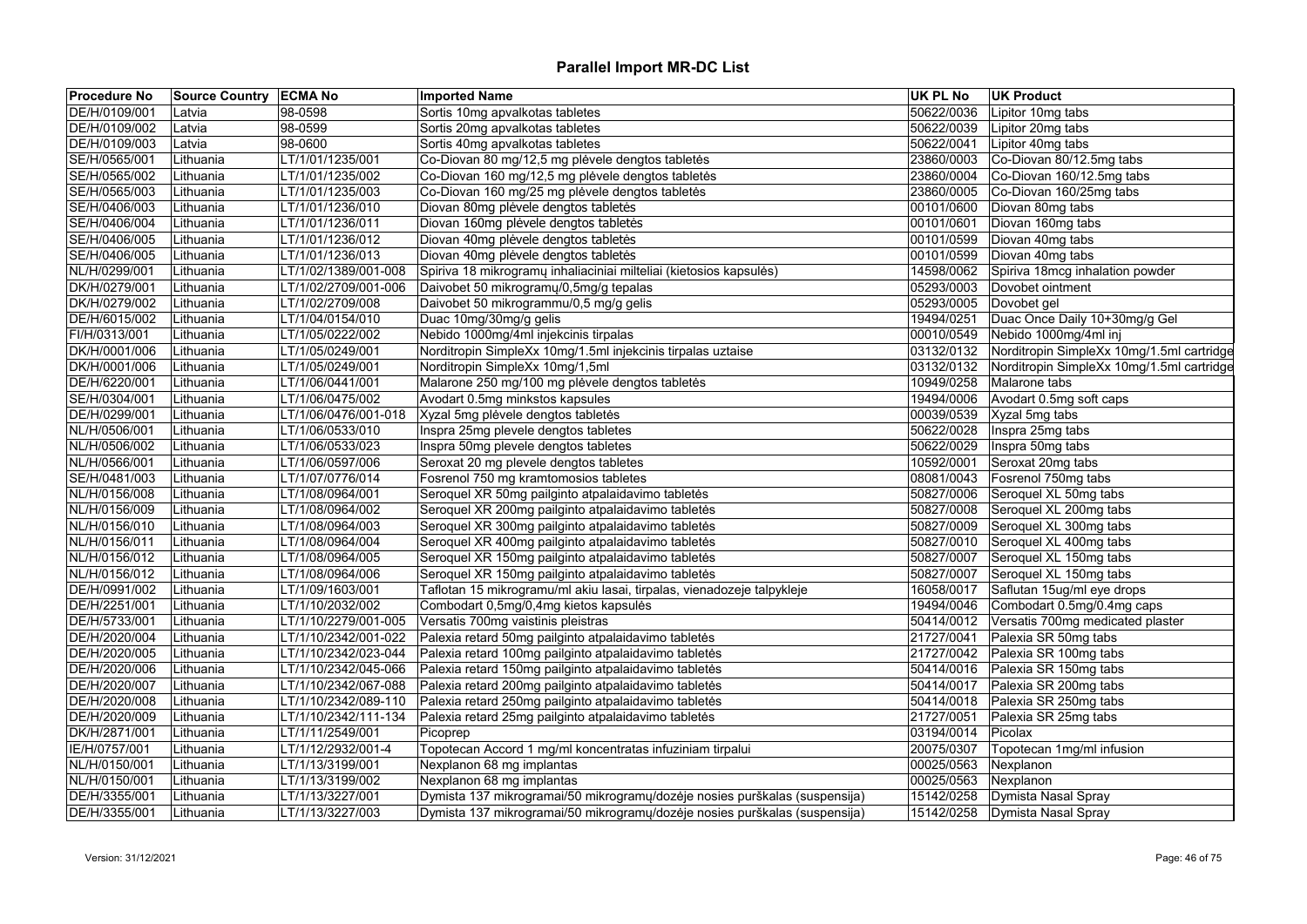# Parallel Import MR-DC List

| Procedure No | Source Country | ECMA No | Imported Name | UK PL No | UK Product |
|---|---|---|---|---|---|
| DE/H/0109/001 | Latvia | 98-0598 | Sortis 10mg apvalkotas tabletes | 50622/0036 | Lipitor 10mg tabs |
| DE/H/0109/002 | Latvia | 98-0599 | Sortis 20mg apvalkotas tabletes | 50622/0039 | Lipitor 20mg tabs |
| DE/H/0109/003 | Latvia | 98-0600 | Sortis 40mg apvalkotas tabletes | 50622/0041 | Lipitor 40mg tabs |
| SE/H/0565/001 | Lithuania | LT/1/01/1235/001 | Co-Diovan 80 mg/12,5 mg plėvele dengtos tabletės | 23860/0003 | Co-Diovan 80/12.5mg tabs |
| SE/H/0565/002 | Lithuania | LT/1/01/1235/002 | Co-Diovan 160 mg/12,5 mg plėvele dengtos tabletės | 23860/0004 | Co-Diovan 160/12.5mg tabs |
| SE/H/0565/003 | Lithuania | LT/1/01/1235/003 | Co-Diovan 160 mg/25 mg plėvele dengtos tabletės | 23860/0005 | Co-Diovan 160/25mg tabs |
| SE/H/0406/003 | Lithuania | LT/1/01/1236/010 | Diovan 80mg plėvele dengtos tabletės | 00101/0600 | Diovan 80mg tabs |
| SE/H/0406/004 | Lithuania | LT/1/01/1236/011 | Diovan 160mg plėvele dengtos tabletės | 00101/0601 | Diovan 160mg tabs |
| SE/H/0406/005 | Lithuania | LT/1/01/1236/012 | Diovan 40mg plėvele dengtos tabletės | 00101/0599 | Diovan 40mg tabs |
| SE/H/0406/005 | Lithuania | LT/1/01/1236/013 | Diovan 40mg plėvele dengtos tabletės | 00101/0599 | Diovan 40mg tabs |
| NL/H/0299/001 | Lithuania | LT/1/02/1389/001-008 | Spiriva 18 mikrogramų inhaliaciniai milteliai (kietosios kapsulės) | 14598/0062 | Spiriva 18mcg inhalation powder |
| DK/H/0279/001 | Lithuania | LT/1/02/2709/001-006 | Daivobet 50 mikrogramų/0,5mg/g tepalas | 05293/0003 | Dovobet ointment |
| DK/H/0279/002 | Lithuania | LT/1/02/2709/008 | Daivobet 50 mikrogrammu/0,5 mg/g gelis | 05293/0005 | Dovobet gel |
| DE/H/6015/002 | Lithuania | LT/1/04/0154/010 | Duac 10mg/30mg/g gelis | 19494/0251 | Duac Once Daily 10+30mg/g Gel |
| FI/H/0313/001 | Lithuania | LT/1/05/0222/002 | Nebido 1000mg/4ml injekcinis tirpalas | 00010/0549 | Nebido 1000mg/4ml inj |
| DK/H/0001/006 | Lithuania | LT/1/05/0249/001 | Norditropin SimpleXx 10mg/1.5ml injekcinis tirpalas uztaise | 03132/0132 | Norditropin SimpleXx 10mg/1.5ml cartridge |
| DK/H/0001/006 | Lithuania | LT/1/05/0249/001 | Norditropin SimpleXx 10mg/1,5ml | 03132/0132 | Norditropin SimpleXx 10mg/1.5ml cartridge |
| DE/H/6220/001 | Lithuania | LT/1/06/0441/001 | Malarone 250 mg/100 mg plėvele dengtos tabletės | 10949/0258 | Malarone tabs |
| SE/H/0304/001 | Lithuania | LT/1/06/0475/002 | Avodart 0.5mg minkstos kapsules | 19494/0006 | Avodart 0.5mg soft caps |
| DE/H/0299/001 | Lithuania | LT/1/06/0476/001-018 | Xyzal 5mg plėvele dengtos tabletės | 00039/0539 | Xyzal 5mg tabs |
| NL/H/0506/001 | Lithuania | LT/1/06/0533/010 | Inspra 25mg plevele dengtos tabletes | 50622/0028 | Inspra 25mg tabs |
| NL/H/0506/002 | Lithuania | LT/1/06/0533/023 | Inspra 50mg plevele dengtos tabletes | 50622/0029 | Inspra 50mg tabs |
| NL/H/0566/001 | Lithuania | LT/1/06/0597/006 | Seroxat 20 mg plevele dengtos tabletes | 10592/0001 | Seroxat 20mg tabs |
| SE/H/0481/003 | Lithuania | LT/1/07/0776/014 | Fosrenol 750 mg kramtomosios tabletes | 08081/0043 | Fosrenol 750mg tabs |
| NL/H/0156/008 | Lithuania | LT/1/08/0964/001 | Seroquel XR 50mg pailginto atpalaidavimo tabletės | 50827/0006 | Seroquel XL 50mg tabs |
| NL/H/0156/009 | Lithuania | LT/1/08/0964/002 | Seroquel XR 200mg pailginto atpalaidavimo tabletės | 50827/0008 | Seroquel XL 200mg tabs |
| NL/H/0156/010 | Lithuania | LT/1/08/0964/003 | Seroquel XR 300mg pailginto atpalaidavimo tabletės | 50827/0009 | Seroquel XL 300mg tabs |
| NL/H/0156/011 | Lithuania | LT/1/08/0964/004 | Seroquel XR 400mg pailginto atpalaidavimo tabletės | 50827/0010 | Seroquel XL 400mg tabs |
| NL/H/0156/012 | Lithuania | LT/1/08/0964/005 | Seroquel XR 150mg pailginto atpalaidavimo tabletės | 50827/0007 | Seroquel XL 150mg tabs |
| NL/H/0156/012 | Lithuania | LT/1/08/0964/006 | Seroquel XR 150mg pailginto atpalaidavimo tabletės | 50827/0007 | Seroquel XL 150mg tabs |
| DE/H/0991/002 | Lithuania | LT/1/09/1603/001 | Taflotan 15 mikrogramu/ml akiu lasai, tirpalas, vienadozeje talpykleje | 16058/0017 | Saflutan 15ug/ml eye drops |
| DE/H/2251/001 | Lithuania | LT/1/10/2032/002 | Combodart 0,5mg/0,4mg kietos kapsulės | 19494/0046 | Combodart 0.5mg/0.4mg caps |
| DE/H/5733/001 | Lithuania | LT/1/10/2279/001-005 | Versatis 700mg vaistinis pleistras | 50414/0012 | Versatis 700mg medicated plaster |
| DE/H/2020/004 | Lithuania | LT/1/10/2342/001-022 | Palexia retard 50mg pailginto atpalaidavimo tabletės | 21727/0041 | Palexia SR 50mg tabs |
| DE/H/2020/005 | Lithuania | LT/1/10/2342/023-044 | Palexia retard 100mg pailginto atpalaidavimo tabletės | 21727/0042 | Palexia SR 100mg tabs |
| DE/H/2020/006 | Lithuania | LT/1/10/2342/045-066 | Palexia retard 150mg pailginto atpalaidavimo tabletės | 50414/0016 | Palexia SR 150mg tabs |
| DE/H/2020/007 | Lithuania | LT/1/10/2342/067-088 | Palexia retard 200mg pailginto atpalaidavimo tabletės | 50414/0017 | Palexia SR 200mg tabs |
| DE/H/2020/008 | Lithuania | LT/1/10/2342/089-110 | Palexia retard 250mg pailginto atpalaidavimo tabletės | 50414/0018 | Palexia SR 250mg tabs |
| DE/H/2020/009 | Lithuania | LT/1/10/2342/111-134 | Palexia retard 25mg pailginto atpalaidavimo tabletės | 21727/0051 | Palexia SR 25mg tabs |
| DK/H/2871/001 | Lithuania | LT/1/11/2549/001 | Picoprep | 03194/0014 | Picolax |
| IE/H/0757/001 | Lithuania | LT/1/12/2932/001-4 | Topotecan Accord 1 mg/ml koncentratas infuziniam tirpalui | 20075/0307 | Topotecan 1mg/ml infusion |
| NL/H/0150/001 | Lithuania | LT/1/13/3199/001 | Nexplanon 68 mg implantas | 00025/0563 | Nexplanon |
| NL/H/0150/001 | Lithuania | LT/1/13/3199/002 | Nexplanon 68 mg implantas | 00025/0563 | Nexplanon |
| DE/H/3355/001 | Lithuania | LT/1/13/3227/001 | Dymista 137 mikrogramai/50 mikrogramų/dozėje nosies purškalas (suspensija) | 15142/0258 | Dymista Nasal Spray |
| DE/H/3355/001 | Lithuania | LT/1/13/3227/003 | Dymista 137 mikrogramai/50 mikrogramų/dozėje nosies purškalas (suspensija) | 15142/0258 | Dymista Nasal Spray |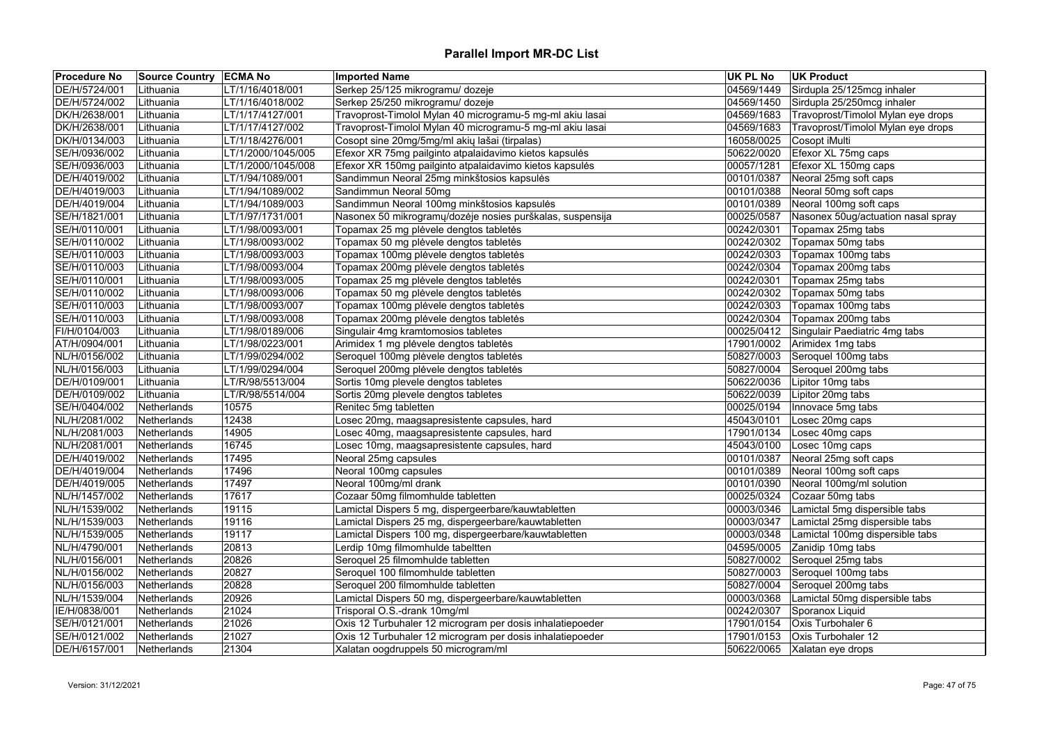# Parallel Import MR-DC List

| Procedure No | Source Country | ECMA No | Imported Name | UK PL No | UK Product |
|---|---|---|---|---|---|
| DE/H/5724/001 | Lithuania | LT/1/16/4018/001 | Serkep 25/125 mikrogramu/ dozeje | 04569/1449 | Sirdupla 25/125mcg inhaler |
| DE/H/5724/002 | Lithuania | LT/1/16/4018/002 | Serkep 25/250 mikrogramu/ dozeje | 04569/1450 | Sirdupla 25/250mcg inhaler |
| DK/H/2638/001 | Lithuania | LT/1/17/4127/001 | Travoprost-Timolol Mylan 40 mikrogramu-5 mg-ml akiu lasai | 04569/1683 | Travoprost/Timolol Mylan eye drops |
| DK/H/2638/001 | Lithuania | LT/1/17/4127/002 | Travoprost-Timolol Mylan 40 mikrogramu-5 mg-ml akiu lasai | 04569/1683 | Travoprost/Timolol Mylan eye drops |
| DK/H/0134/003 | Lithuania | LT/1/18/4276/001 | Cosopt sine 20mg/5mg/ml akių lašai (tirpalas) | 16058/0025 | Cosopt iMulti |
| SE/H/0936/002 | Lithuania | LT/1/2000/1045/005 | Efexor XR 75mg pailginto atpalaidavimo kietos kapsulės | 50622/0020 | Efexor XL 75mg caps |
| SE/H/0936/003 | Lithuania | LT/1/2000/1045/008 | Efexor XR 150mg pailginto atpalaidavimo kietos kapsulės | 00057/1281 | Efexor XL 150mg caps |
| DE/H/4019/002 | Lithuania | LT/1/94/1089/001 | Sandimmun Neoral 25mg minkštosios kapsulės | 00101/0387 | Neoral 25mg soft caps |
| DE/H/4019/003 | Lithuania | LT/1/94/1089/002 | Sandimmun Neoral 50mg | 00101/0388 | Neoral 50mg soft caps |
| DE/H/4019/004 | Lithuania | LT/1/94/1089/003 | Sandimmun Neoral 100mg minkštosios kapsulės | 00101/0389 | Neoral 100mg soft caps |
| SE/H/1821/001 | Lithuania | LT/1/97/1731/001 | Nasonex 50 mikrogramų/dozėje nosies purškalas, suspensija | 00025/0587 | Nasonex 50ug/actuation nasal spray |
| SE/H/0110/001 | Lithuania | LT/1/98/0093/001 | Topamax 25 mg plėvele dengtos tabletės | 00242/0301 | Topamax 25mg tabs |
| SE/H/0110/002 | Lithuania | LT/1/98/0093/002 | Topamax 50 mg plėvele dengtos tabletės | 00242/0302 | Topamax 50mg tabs |
| SE/H/0110/003 | Lithuania | LT/1/98/0093/003 | Topamax 100mg plėvele dengtos tabletės | 00242/0303 | Topamax 100mg tabs |
| SE/H/0110/003 | Lithuania | LT/1/98/0093/004 | Topamax 200mg plėvele dengtos tabletės | 00242/0304 | Topamax 200mg tabs |
| SE/H/0110/001 | Lithuania | LT/1/98/0093/005 | Topamax 25 mg plėvele dengtos tabletės | 00242/0301 | Topamax 25mg tabs |
| SE/H/0110/002 | Lithuania | LT/1/98/0093/006 | Topamax 50 mg plėvele dengtos tabletės | 00242/0302 | Topamax 50mg tabs |
| SE/H/0110/003 | Lithuania | LT/1/98/0093/007 | Topamax 100mg plėvele dengtos tabletės | 00242/0303 | Topamax 100mg tabs |
| SE/H/0110/003 | Lithuania | LT/1/98/0093/008 | Topamax 200mg plėvele dengtos tabletės | 00242/0304 | Topamax 200mg tabs |
| FI/H/0104/003 | Lithuania | LT/1/98/0189/006 | Singulair 4mg kramtomosios tabletes | 00025/0412 | Singulair Paediatric 4mg tabs |
| AT/H/0904/001 | Lithuania | LT/1/98/0223/001 | Arimidex 1 mg plėvele dengtos tabletės | 17901/0002 | Arimidex 1mg tabs |
| NL/H/0156/002 | Lithuania | LT/1/99/0294/002 | Seroquel 100mg plėvele dengtos tabletės | 50827/0003 | Seroquel 100mg tabs |
| NL/H/0156/003 | Lithuania | LT/1/99/0294/004 | Seroquel 200mg plėvele dengtos tabletės | 50827/0004 | Seroquel 200mg tabs |
| DE/H/0109/001 | Lithuania | LT/R/98/5513/004 | Sortis 10mg plevele dengtos tabletes | 50622/0036 | Lipitor 10mg tabs |
| DE/H/0109/002 | Lithuania | LT/R/98/5514/004 | Sortis 20mg plevele dengtos tabletes | 50622/0039 | Lipitor 20mg tabs |
| SE/H/0404/002 | Netherlands | 10575 | Renitec 5mg tabletten | 00025/0194 | Innovace 5mg tabs |
| NL/H/2081/002 | Netherlands | 12438 | Losec 20mg, maagsapresistente capsules, hard | 45043/0101 | Losec 20mg caps |
| NL/H/2081/003 | Netherlands | 14905 | Losec 40mg, maagsapresistente capsules, hard | 17901/0134 | Losec 40mg caps |
| NL/H/2081/001 | Netherlands | 16745 | Losec 10mg, maagsapresistente capsules, hard | 45043/0100 | Losec 10mg caps |
| DE/H/4019/002 | Netherlands | 17495 | Neoral 25mg capsules | 00101/0387 | Neoral 25mg soft caps |
| DE/H/4019/004 | Netherlands | 17496 | Neoral 100mg capsules | 00101/0389 | Neoral 100mg soft caps |
| DE/H/4019/005 | Netherlands | 17497 | Neoral 100mg/ml drank | 00101/0390 | Neoral 100mg/ml solution |
| NL/H/1457/002 | Netherlands | 17617 | Cozaar 50mg filmomhulde tabletten | 00025/0324 | Cozaar 50mg tabs |
| NL/H/1539/002 | Netherlands | 19115 | Lamictal Dispers 5 mg, dispergeerbare/kauwtabletten | 00003/0346 | Lamictal 5mg dispersible tabs |
| NL/H/1539/003 | Netherlands | 19116 | Lamictal Dispers 25 mg, dispergeerbare/kauwtabletten | 00003/0347 | Lamictal 25mg dispersible tabs |
| NL/H/1539/005 | Netherlands | 19117 | Lamictal Dispers 100 mg, dispergeerbare/kauwtabletten | 00003/0348 | Lamictal 100mg dispersible tabs |
| NL/H/4790/001 | Netherlands | 20813 | Lerdip 10mg filmomhulde tabeltten | 04595/0005 | Zanidip 10mg tabs |
| NL/H/0156/001 | Netherlands | 20826 | Seroquel 25 filmomhulde tabletten | 50827/0002 | Seroquel 25mg tabs |
| NL/H/0156/002 | Netherlands | 20827 | Seroquel 100 filmomhulde tabletten | 50827/0003 | Seroquel 100mg tabs |
| NL/H/0156/003 | Netherlands | 20828 | Seroquel 200 filmomhulde tabletten | 50827/0004 | Seroquel 200mg tabs |
| NL/H/1539/004 | Netherlands | 20926 | Lamictal Dispers 50 mg, dispergeerbare/kauwtabletten | 00003/0368 | Lamictal 50mg dispersible tabs |
| IE/H/0838/001 | Netherlands | 21024 | Trisporal O.S.-drank 10mg/ml | 00242/0307 | Sporanox Liquid |
| SE/H/0121/001 | Netherlands | 21026 | Oxis 12 Turbuhaler 12 microgram per dosis inhalatiepoeder | 17901/0154 | Oxis Turbohaler 6 |
| SE/H/0121/002 | Netherlands | 21027 | Oxis 12 Turbuhaler 12 microgram per dosis inhalatiepoeder | 17901/0153 | Oxis Turbohaler 12 |
| DE/H/6157/001 | Netherlands | 21304 | Xalatan oogdruppels 50 microgram/ml | 50622/0065 | Xalatan eye drops |

Version: 31/12/2021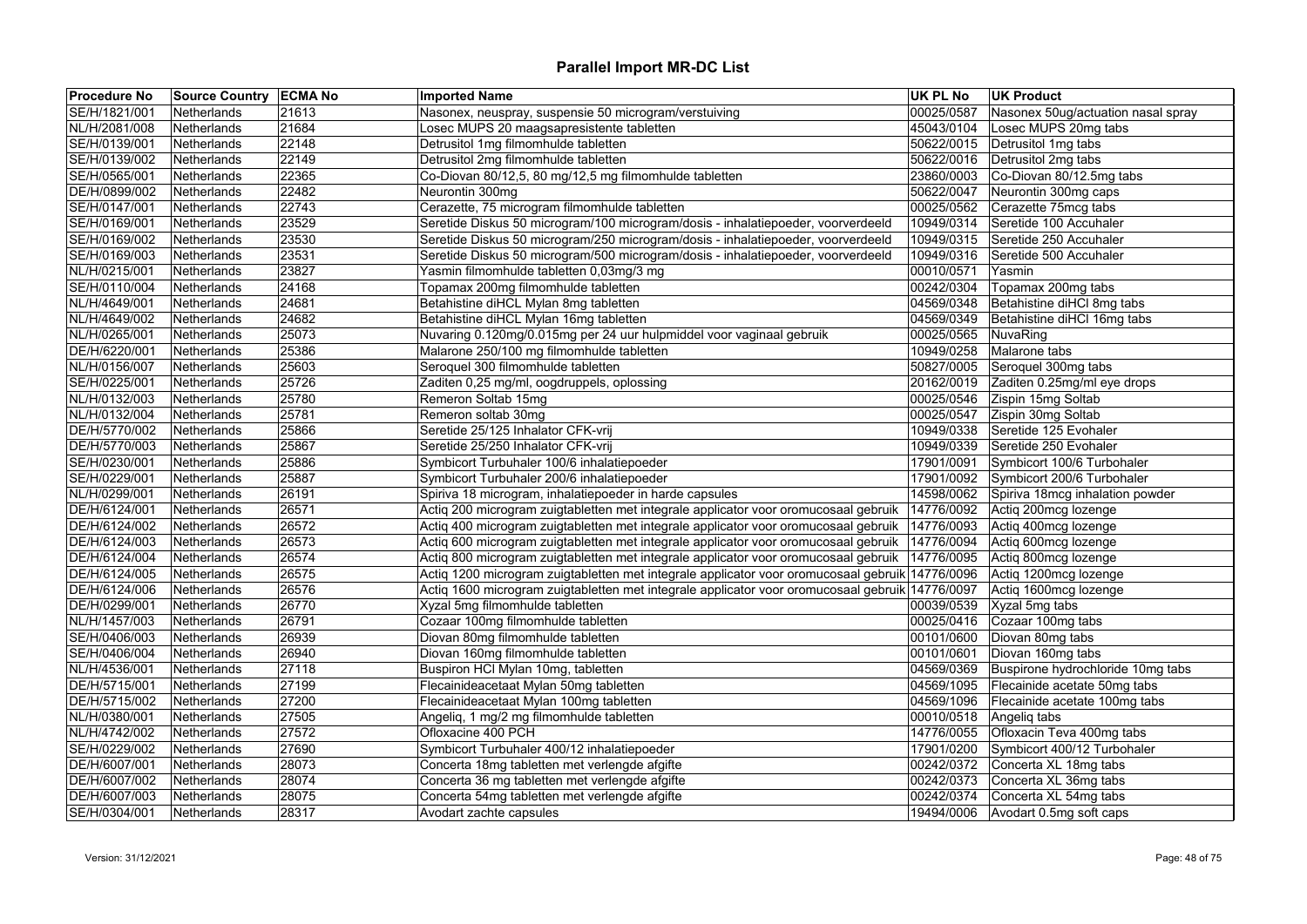# Parallel Import MR-DC List

| Procedure No | Source Country | ECMA No | Imported Name | UK PL No | UK Product |
|---|---|---|---|---|---|
| SE/H/1821/001 | Netherlands | 21613 | Nasonex, neuspray, suspensie 50 microgram/verstuiving | 00025/0587 | Nasonex 50ug/actuation nasal spray |
| NL/H/2081/008 | Netherlands | 21684 | Losec MUPS 20 maagsapresistente tabletten | 45043/0104 | Losec MUPS 20mg tabs |
| SE/H/0139/001 | Netherlands | 22148 | Detrusitol 1mg filmomhulde tabletten | 50622/0015 | Detrusitol 1mg tabs |
| SE/H/0139/002 | Netherlands | 22149 | Detrusitol 2mg filmomhulde tabletten | 50622/0016 | Detrusitol 2mg tabs |
| SE/H/0565/001 | Netherlands | 22365 | Co-Diovan 80/12,5, 80 mg/12,5 mg filmomhulde tabletten | 23860/0003 | Co-Diovan 80/12.5mg tabs |
| DE/H/0899/002 | Netherlands | 22482 | Neurontin 300mg | 50622/0047 | Neurontin 300mg caps |
| SE/H/0147/001 | Netherlands | 22743 | Cerazette, 75 microgram filmomhulde tabletten | 00025/0562 | Cerazette 75mcg tabs |
| SE/H/0169/001 | Netherlands | 23529 | Seretide Diskus 50 microgram/100 microgram/dosis - inhalatiepoeder, voorverdeeld | 10949/0314 | Seretide 100 Accuhaler |
| SE/H/0169/002 | Netherlands | 23530 | Seretide Diskus 50 microgram/250 microgram/dosis - inhalatiepoeder, voorverdeeld | 10949/0315 | Seretide 250 Accuhaler |
| SE/H/0169/003 | Netherlands | 23531 | Seretide Diskus 50 microgram/500 microgram/dosis - inhalatiepoeder, voorverdeeld | 10949/0316 | Seretide 500 Accuhaler |
| NL/H/0215/001 | Netherlands | 23827 | Yasmin filmomhulde tabletten 0,03mg/3 mg | 00010/0571 | Yasmin |
| SE/H/0110/004 | Netherlands | 24168 | Topamax 200mg filmomhulde tabletten | 00242/0304 | Topamax 200mg tabs |
| NL/H/4649/001 | Netherlands | 24681 | Betahistine diHCL Mylan 8mg tabletten | 04569/0348 | Betahistine diHCl 8mg tabs |
| NL/H/4649/002 | Netherlands | 24682 | Betahistine diHCL Mylan 16mg tabletten | 04569/0349 | Betahistine diHCl 16mg tabs |
| NL/H/0265/001 | Netherlands | 25073 | Nuvaring 0.120mg/0.015mg per 24 uur hulpmiddel voor vaginaal gebruik | 00025/0565 | NuvaRing |
| DE/H/6220/001 | Netherlands | 25386 | Malarone 250/100 mg filmomhulde tabletten | 10949/0258 | Malarone tabs |
| NL/H/0156/007 | Netherlands | 25603 | Seroquel 300 filmomhulde tabletten | 50827/0005 | Seroquel 300mg tabs |
| SE/H/0225/001 | Netherlands | 25726 | Zaditen 0,25 mg/ml, oogdruppels, oplossing | 20162/0019 | Zaditen 0.25mg/ml eye drops |
| NL/H/0132/003 | Netherlands | 25780 | Remeron Soltab 15mg | 00025/0546 | Zispin 15mg Soltab |
| NL/H/0132/004 | Netherlands | 25781 | Remeron soltab 30mg | 00025/0547 | Zispin 30mg Soltab |
| DE/H/5770/002 | Netherlands | 25866 | Seretide 25/125 Inhalator CFK-vrij | 10949/0338 | Seretide 125 Evohaler |
| DE/H/5770/003 | Netherlands | 25867 | Seretide 25/250 Inhalator CFK-vrij | 10949/0339 | Seretide 250 Evohaler |
| SE/H/0230/001 | Netherlands | 25886 | Symbicort Turbuhaler 100/6 inhalatiepoeder | 17901/0091 | Symbicort 100/6 Turbohaler |
| SE/H/0229/001 | Netherlands | 25887 | Symbicort Turbuhaler 200/6 inhalatiepoeder | 17901/0092 | Symbicort 200/6 Turbohaler |
| NL/H/0299/001 | Netherlands | 26191 | Spiriva 18 microgram, inhalatiepoeder in harde capsules | 14598/0062 | Spiriva 18mcg inhalation powder |
| DE/H/6124/001 | Netherlands | 26571 | Actiq 200 microgram zuigtabletten met integrale applicator voor oromucosaal gebruik | 14776/0092 | Actiq 200mcg lozenge |
| DE/H/6124/002 | Netherlands | 26572 | Actiq 400 microgram zuigtabletten met integrale applicator voor oromucosaal gebruik | 14776/0093 | Actiq 400mcg lozenge |
| DE/H/6124/003 | Netherlands | 26573 | Actiq 600 microgram zuigtabletten met integrale applicator voor oromucosaal gebruik | 14776/0094 | Actiq 600mcg lozenge |
| DE/H/6124/004 | Netherlands | 26574 | Actiq 800 microgram zuigtabletten met integrale applicator voor oromucosaal gebruik | 14776/0095 | Actiq 800mcg lozenge |
| DE/H/6124/005 | Netherlands | 26575 | Actiq 1200 microgram zuigtabletten met integrale applicator voor oromucosaal gebruik | 14776/0096 | Actiq 1200mcg lozenge |
| DE/H/6124/006 | Netherlands | 26576 | Actiq 1600 microgram zuigtabletten met integrale applicator voor oromucosaal gebruik | 14776/0097 | Actiq 1600mcg lozenge |
| DE/H/0299/001 | Netherlands | 26770 | Xyzal 5mg filmomhulde tabletten | 00039/0539 | Xyzal 5mg tabs |
| NL/H/1457/003 | Netherlands | 26791 | Cozaar 100mg filmomhulde tabletten | 00025/0416 | Cozaar 100mg tabs |
| SE/H/0406/003 | Netherlands | 26939 | Diovan 80mg filmomhulde tabletten | 00101/0600 | Diovan 80mg tabs |
| SE/H/0406/004 | Netherlands | 26940 | Diovan 160mg filmomhulde tabletten | 00101/0601 | Diovan 160mg tabs |
| NL/H/4536/001 | Netherlands | 27118 | Buspiron HCl Mylan 10mg, tabletten | 04569/0369 | Buspirone hydrochloride 10mg tabs |
| DE/H/5715/001 | Netherlands | 27199 | Flecainideacetaat Mylan 50mg tabletten | 04569/1095 | Flecainide acetate 50mg tabs |
| DE/H/5715/002 | Netherlands | 27200 | Flecainideacetaat Mylan 100mg tabletten | 04569/1096 | Flecainide acetate 100mg tabs |
| NL/H/0380/001 | Netherlands | 27505 | Angeliq, 1 mg/2 mg filmomhulde tabletten | 00010/0518 | Angeliq tabs |
| NL/H/4742/002 | Netherlands | 27572 | Ofloxacine 400 PCH | 14776/0055 | Ofloxacin Teva 400mg tabs |
| SE/H/0229/002 | Netherlands | 27690 | Symbicort Turbuhaler 400/12 inhalatiepoeder | 17901/0200 | Symbicort 400/12 Turbohaler |
| DE/H/6007/001 | Netherlands | 28073 | Concerta 18mg tabletten met verlengde afgifte | 00242/0372 | Concerta XL 18mg tabs |
| DE/H/6007/002 | Netherlands | 28074 | Concerta 36 mg tabletten met verlengde afgifte | 00242/0373 | Concerta XL 36mg tabs |
| DE/H/6007/003 | Netherlands | 28075 | Concerta 54mg tabletten met verlengde afgifte | 00242/0374 | Concerta XL 54mg tabs |
| SE/H/0304/001 | Netherlands | 28317 | Avodart zachte capsules | 19494/0006 | Avodart 0.5mg soft caps |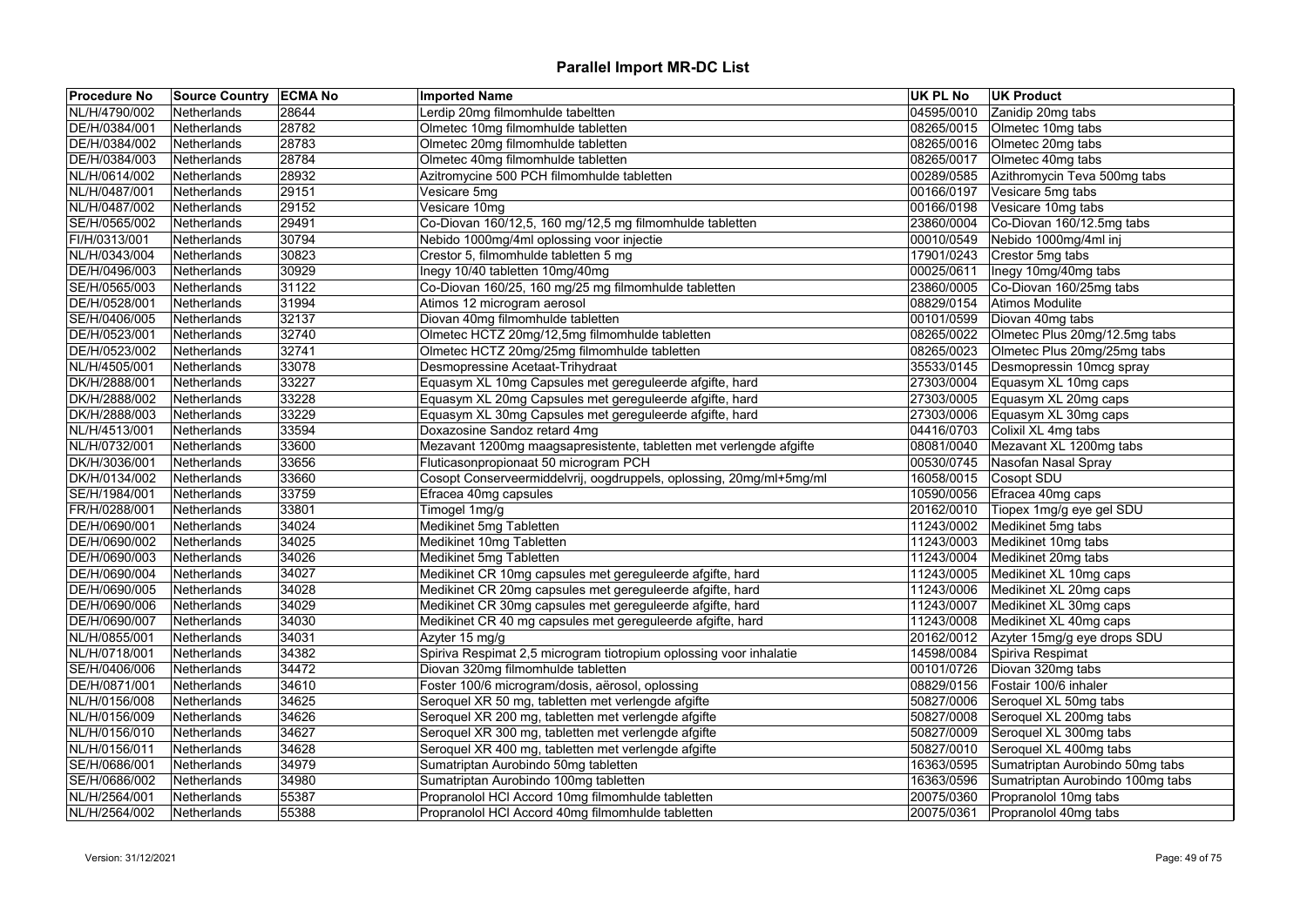# Parallel Import MR-DC List

| Procedure No | Source Country | ECMA No | Imported Name | UK PL No | UK Product |
|---|---|---|---|---|---|
| NL/H/4790/002 | Netherlands | 28644 | Lerdip 20mg filmomhulde tabeltten | 04595/0010 | Zanidip 20mg tabs |
| DE/H/0384/001 | Netherlands | 28782 | Olmetec 10mg filmomhulde tabletten | 08265/0015 | Olmetec 10mg tabs |
| DE/H/0384/002 | Netherlands | 28783 | Olmetec 20mg filmomhulde tabletten | 08265/0016 | Olmetec 20mg tabs |
| DE/H/0384/003 | Netherlands | 28784 | Olmetec 40mg filmomhulde tabletten | 08265/0017 | Olmetec 40mg tabs |
| NL/H/0614/002 | Netherlands | 28932 | Azitromycine 500 PCH filmomhulde tabletten | 00289/0585 | Azithromycin Teva 500mg tabs |
| NL/H/0487/001 | Netherlands | 29151 | Vesicare 5mg | 00166/0197 | Vesicare 5mg tabs |
| NL/H/0487/002 | Netherlands | 29152 | Vesicare 10mg | 00166/0198 | Vesicare 10mg tabs |
| SE/H/0565/002 | Netherlands | 29491 | Co-Diovan 160/12,5, 160 mg/12,5 mg filmomhulde tabletten | 23860/0004 | Co-Diovan 160/12.5mg tabs |
| FI/H/0313/001 | Netherlands | 30794 | Nebido 1000mg/4ml oplossing voor injectie | 00010/0549 | Nebido 1000mg/4ml inj |
| NL/H/0343/004 | Netherlands | 30823 | Crestor 5, filmomhulde tabletten 5 mg | 17901/0243 | Crestor 5mg tabs |
| DE/H/0496/003 | Netherlands | 30929 | Inegy 10/40 tabletten 10mg/40mg | 00025/0611 | Inegy 10mg/40mg tabs |
| SE/H/0565/003 | Netherlands | 31122 | Co-Diovan 160/25, 160 mg/25 mg filmomhulde tabletten | 23860/0005 | Co-Diovan 160/25mg tabs |
| DE/H/0528/001 | Netherlands | 31994 | Atimos 12 microgram aerosol | 08829/0154 | Atimos Modulite |
| SE/H/0406/005 | Netherlands | 32137 | Diovan 40mg filmomhulde tabletten | 00101/0599 | Diovan 40mg tabs |
| DE/H/0523/001 | Netherlands | 32740 | Olmetec HCTZ 20mg/12,5mg filmomhulde tabletten | 08265/0022 | Olmetec Plus 20mg/12.5mg tabs |
| DE/H/0523/002 | Netherlands | 32741 | Olmetec HCTZ 20mg/25mg filmomhulde tabletten | 08265/0023 | Olmetec Plus 20mg/25mg tabs |
| NL/H/4505/001 | Netherlands | 33078 | Desmopressine Acetaat-Trihydraat | 35533/0145 | Desmopressin 10mcg spray |
| DK/H/2888/001 | Netherlands | 33227 | Equasym XL 10mg Capsules met gereguleerde afgifte, hard | 27303/0004 | Equasym XL 10mg caps |
| DK/H/2888/002 | Netherlands | 33228 | Equasym XL 20mg Capsules met gereguleerde afgifte, hard | 27303/0005 | Equasym XL 20mg caps |
| DK/H/2888/003 | Netherlands | 33229 | Equasym XL 30mg Capsules met gereguleerde afgifte, hard | 27303/0006 | Equasym XL 30mg caps |
| NL/H/4513/001 | Netherlands | 33594 | Doxazosine Sandoz retard 4mg | 04416/0703 | Colixil XL 4mg tabs |
| NL/H/0732/001 | Netherlands | 33600 | Mezavant 1200mg maagsapresistente, tabletten met verlengde afgifte | 08081/0040 | Mezavant XL 1200mg tabs |
| DK/H/3036/001 | Netherlands | 33656 | Fluticasonpropionaat 50 microgram PCH | 00530/0745 | Nasofan Nasal Spray |
| DK/H/0134/002 | Netherlands | 33660 | Cosopt Conserveermiddelvrij, oogdruppels, oplossing, 20mg/ml+5mg/ml | 16058/0015 | Cosopt SDU |
| SE/H/1984/001 | Netherlands | 33759 | Efracea 40mg capsules | 10590/0056 | Efracea 40mg caps |
| FR/H/0288/001 | Netherlands | 33801 | Timogel 1mg/g | 20162/0010 | Tiopex 1mg/g eye gel SDU |
| DE/H/0690/001 | Netherlands | 34024 | Medikinet 5mg Tabletten | 11243/0002 | Medikinet 5mg tabs |
| DE/H/0690/002 | Netherlands | 34025 | Medikinet 10mg Tabletten | 11243/0003 | Medikinet 10mg tabs |
| DE/H/0690/003 | Netherlands | 34026 | Medikinet 5mg Tabletten | 11243/0004 | Medikinet 20mg tabs |
| DE/H/0690/004 | Netherlands | 34027 | Medikinet CR 10mg capsules met gereguleerde afgifte, hard | 11243/0005 | Medikinet XL 10mg caps |
| DE/H/0690/005 | Netherlands | 34028 | Medikinet CR 20mg capsules met gereguleerde afgifte, hard | 11243/0006 | Medikinet XL 20mg caps |
| DE/H/0690/006 | Netherlands | 34029 | Medikinet CR 30mg capsules met gereguleerde afgifte, hard | 11243/0007 | Medikinet XL 30mg caps |
| DE/H/0690/007 | Netherlands | 34030 | Medikinet CR 40 mg capsules met gereguleerde afgifte, hard | 11243/0008 | Medikinet XL 40mg caps |
| NL/H/0855/001 | Netherlands | 34031 | Azyter 15 mg/g | 20162/0012 | Azyter 15mg/g eye drops SDU |
| NL/H/0718/001 | Netherlands | 34382 | Spiriva Respimat 2,5 microgram tiotropium oplossing voor inhalatie | 14598/0084 | Spiriva Respimat |
| SE/H/0406/006 | Netherlands | 34472 | Diovan 320mg filmomhulde tabletten | 00101/0726 | Diovan 320mg tabs |
| DE/H/0871/001 | Netherlands | 34610 | Foster 100/6 microgram/dosis, aërosol, oplossing | 08829/0156 | Fostair 100/6 inhaler |
| NL/H/0156/008 | Netherlands | 34625 | Seroquel XR 50 mg, tabletten met verlengde afgifte | 50827/0006 | Seroquel XL 50mg tabs |
| NL/H/0156/009 | Netherlands | 34626 | Seroquel XR 200 mg, tabletten met verlengde afgifte | 50827/0008 | Seroquel XL 200mg tabs |
| NL/H/0156/010 | Netherlands | 34627 | Seroquel XR 300 mg, tabletten met verlengde afgifte | 50827/0009 | Seroquel XL 300mg tabs |
| NL/H/0156/011 | Netherlands | 34628 | Seroquel XR 400 mg, tabletten met verlengde afgifte | 50827/0010 | Seroquel XL 400mg tabs |
| SE/H/0686/001 | Netherlands | 34979 | Sumatriptan Aurobindo 50mg tabletten | 16363/0595 | Sumatriptan Aurobindo 50mg tabs |
| SE/H/0686/002 | Netherlands | 34980 | Sumatriptan Aurobindo 100mg tabletten | 16363/0596 | Sumatriptan Aurobindo 100mg tabs |
| NL/H/2564/001 | Netherlands | 55387 | Propranolol HCl Accord 10mg filmomhulde tabletten | 20075/0360 | Propranolol 10mg tabs |
| NL/H/2564/002 | Netherlands | 55388 | Propranolol HCl Accord 40mg filmomhulde tabletten | 20075/0361 | Propranolol 40mg tabs |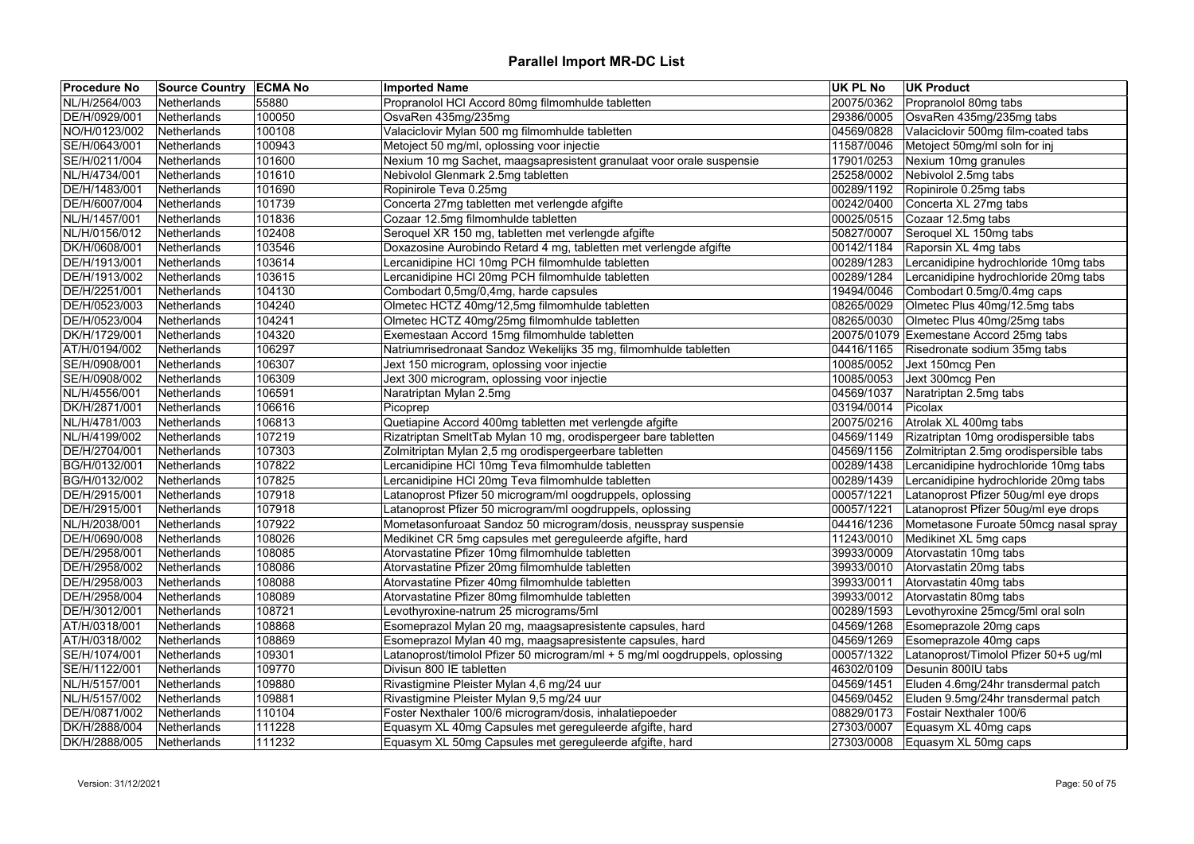# Parallel Import MR-DC List

| Procedure No | Source Country | ECMA No | Imported Name | UK PL No | UK Product |
|---|---|---|---|---|---|
| NL/H/2564/003 | Netherlands | 55880 | Propranolol HCl Accord 80mg filmomhulde tabletten | 20075/0362 | Propranolol 80mg tabs |
| DE/H/0929/001 | Netherlands | 100050 | OsvaRen 435mg/235mg | 29386/0005 | OsvaRen 435mg/235mg tabs |
| NO/H/0123/002 | Netherlands | 100108 | Valaciclovir Mylan 500 mg filmomhulde tabletten | 04569/0828 | Valaciclovir 500mg film-coated tabs |
| SE/H/0643/001 | Netherlands | 100943 | Metoject 50 mg/ml, oplossing voor injectie | 11587/0046 | Metoject 50mg/ml soln for inj |
| SE/H/0211/004 | Netherlands | 101600 | Nexium 10 mg Sachet, maagsapresistent granulaat voor orale suspensie | 17901/0253 | Nexium 10mg granules |
| NL/H/4734/001 | Netherlands | 101610 | Nebivolol Glenmark 2.5mg tabletten | 25258/0002 | Nebivolol 2.5mg tabs |
| DE/H/1483/001 | Netherlands | 101690 | Ropinirole Teva 0.25mg | 00289/1192 | Ropinirole 0.25mg tabs |
| DE/H/6007/004 | Netherlands | 101739 | Concerta 27mg tabletten met verlengde afgifte | 00242/0400 | Concerta XL 27mg tabs |
| NL/H/1457/001 | Netherlands | 101836 | Cozaar 12.5mg filmomhulde tabletten | 00025/0515 | Cozaar 12.5mg tabs |
| NL/H/0156/012 | Netherlands | 102408 | Seroquel XR 150 mg, tabletten met verlengde afgifte | 50827/0007 | Seroquel XL 150mg tabs |
| DK/H/0608/001 | Netherlands | 103546 | Doxazosine Aurobindo Retard 4 mg, tabletten met verlengde afgifte | 00142/1184 | Raporsin XL 4mg tabs |
| DE/H/1913/001 | Netherlands | 103614 | Lercanidipine HCl 10mg PCH filmomhulde tabletten | 00289/1283 | Lercanidipine hydrochloride 10mg tabs |
| DE/H/1913/002 | Netherlands | 103615 | Lercanidipine HCl 20mg PCH filmomhulde tabletten | 00289/1284 | Lercanidipine hydrochloride 20mg tabs |
| DE/H/2251/001 | Netherlands | 104130 | Combodart 0,5mg/0,4mg, harde capsules | 19494/0046 | Combodart 0.5mg/0.4mg caps |
| DE/H/0523/003 | Netherlands | 104240 | Olmetec HCTZ 40mg/12,5mg filmomhulde tabletten | 08265/0029 | Olmetec Plus 40mg/12.5mg tabs |
| DE/H/0523/004 | Netherlands | 104241 | Olmetec HCTZ 40mg/25mg filmomhulde tabletten | 08265/0030 | Olmetec Plus 40mg/25mg tabs |
| DK/H/1729/001 | Netherlands | 104320 | Exemestaan Accord 15mg filmomhulde tabletten | 20075/01079 | Exemestane Accord 25mg tabs |
| AT/H/0194/002 | Netherlands | 106297 | Natriumrisedronaat Sandoz Wekelijks 35 mg, filmomhulde tabletten | 04416/1165 | Risedronate sodium 35mg tabs |
| SE/H/0908/001 | Netherlands | 106307 | Jext 150 microgram, oplossing voor injectie | 10085/0052 | Jext 150mcg Pen |
| SE/H/0908/002 | Netherlands | 106309 | Jext 300 microgram, oplossing voor injectie | 10085/0053 | Jext 300mcg Pen |
| NL/H/4556/001 | Netherlands | 106591 | Naratriptan Mylan 2.5mg | 04569/1037 | Naratriptan 2.5mg tabs |
| DK/H/2871/001 | Netherlands | 106616 | Picoprep | 03194/0014 | Picolax |
| NL/H/4781/003 | Netherlands | 106813 | Quetiapine Accord 400mg tabletten met verlengde afgifte | 20075/0216 | Atrolak XL 400mg tabs |
| NL/H/4199/002 | Netherlands | 107219 | Rizatriptan SmeltTab Mylan 10 mg, orodispergeer bare tabletten | 04569/1149 | Rizatriptan 10mg orodispersible tabs |
| DE/H/2704/001 | Netherlands | 107303 | Zolmitriptan Mylan 2,5 mg orodispergeerbare tabletten | 04569/1156 | Zolmitriptan 2.5mg orodispersible tabs |
| BG/H/0132/001 | Netherlands | 107822 | Lercanidipine HCl 10mg Teva filmomhulde tabletten | 00289/1438 | Lercanidipine hydrochloride 10mg tabs |
| BG/H/0132/002 | Netherlands | 107825 | Lercanidipine HCl 20mg Teva filmomhulde tabletten | 00289/1439 | Lercanidipine hydrochloride 20mg tabs |
| DE/H/2915/001 | Netherlands | 107918 | Latanoprost Pfizer 50 microgram/ml oogdruppels, oplossing | 00057/1221 | Latanoprost Pfizer 50ug/ml eye drops |
| DE/H/2915/001 | Netherlands | 107918 | Latanoprost Pfizer 50 microgram/ml oogdruppels, oplossing | 00057/1221 | Latanoprost Pfizer 50ug/ml eye drops |
| NL/H/2038/001 | Netherlands | 107922 | Mometasonfuroaat Sandoz 50 microgram/dosis, neusspray suspensie | 04416/1236 | Mometasone Furoate 50mcg nasal spray |
| DE/H/0690/008 | Netherlands | 108026 | Medikinet CR 5mg capsules met gereguleerde afgifte, hard | 11243/0010 | Medikinet XL 5mg caps |
| DE/H/2958/001 | Netherlands | 108085 | Atorvastatine Pfizer 10mg filmomhulde tabletten | 39933/0009 | Atorvastatin 10mg tabs |
| DE/H/2958/002 | Netherlands | 108086 | Atorvastatine Pfizer 20mg filmomhulde tabletten | 39933/0010 | Atorvastatin 20mg tabs |
| DE/H/2958/003 | Netherlands | 108088 | Atorvastatine Pfizer 40mg filmomhulde tabletten | 39933/0011 | Atorvastatin 40mg tabs |
| DE/H/2958/004 | Netherlands | 108089 | Atorvastatine Pfizer 80mg filmomhulde tabletten | 39933/0012 | Atorvastatin 80mg tabs |
| DE/H/3012/001 | Netherlands | 108721 | Levothyroxine-natrum 25 micrograms/5ml | 00289/1593 | Levothyroxine 25mcg/5ml oral soln |
| AT/H/0318/001 | Netherlands | 108868 | Esomeprazol Mylan 20 mg, maagsapresistente capsules, hard | 04569/1268 | Esomeprazole 20mg caps |
| AT/H/0318/002 | Netherlands | 108869 | Esomeprazol Mylan 40 mg, maagsapresistente capsules, hard | 04569/1269 | Esomeprazole 40mg caps |
| SE/H/1074/001 | Netherlands | 109301 | Latanoprost/timolol Pfizer 50 microgram/ml + 5 mg/ml oogdruppels, oplossing | 00057/1322 | Latanoprost/Timolol Pfizer 50+5 ug/ml |
| SE/H/1122/001 | Netherlands | 109770 | Divisun 800 IE tabletten | 46302/0109 | Desunin 800IU tabs |
| NL/H/5157/001 | Netherlands | 109880 | Rivastigmine Pleister Mylan 4,6 mg/24 uur | 04569/1451 | Eluden 4.6mg/24hr transdermal patch |
| NL/H/5157/002 | Netherlands | 109881 | Rivastigmine Pleister Mylan 9,5 mg/24 uur | 04569/0452 | Eluden 9.5mg/24hr transdermal patch |
| DE/H/0871/002 | Netherlands | 110104 | Foster Nexthaler 100/6 microgram/dosis, inhalatiepoeder | 08829/0173 | Fostair Nexthaler 100/6 |
| DK/H/2888/004 | Netherlands | 111228 | Equasym XL 40mg Capsules met gereguleerde afgifte, hard | 27303/0007 | Equasym XL 40mg caps |
| DK/H/2888/005 | Netherlands | 111232 | Equasym XL 50mg Capsules met gereguleerde afgifte, hard | 27303/0008 | Equasym XL 50mg caps |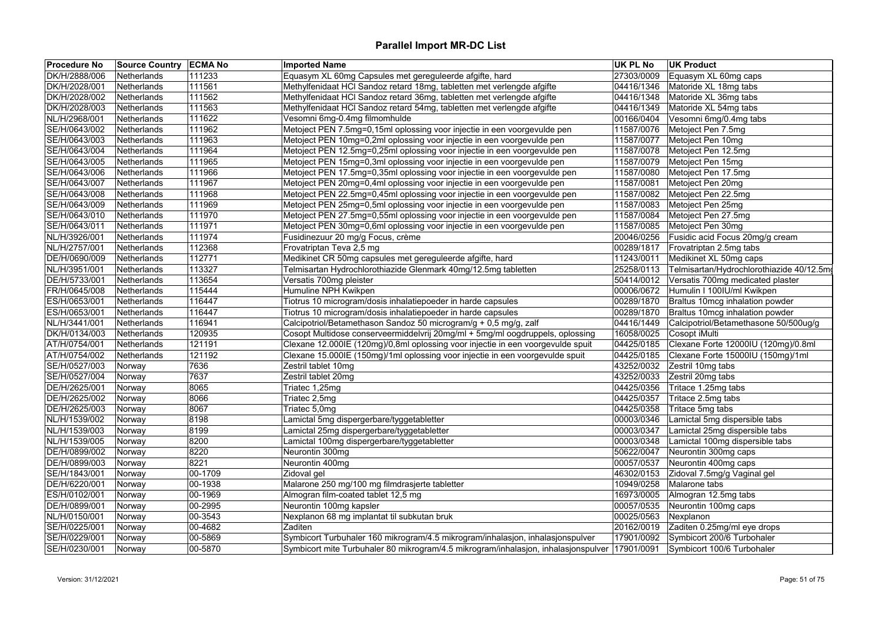# Parallel Import MR-DC List

| Procedure No | Source Country | ECMA No | Imported Name | UK PL No | UK Product |
|---|---|---|---|---|---|
| DK/H/2888/006 | Netherlands | 111233 | Equasym XL 60mg Capsules met gereguleerde afgifte, hard | 27303/0009 | Equasym XL 60mg caps |
| DK/H/2028/001 | Netherlands | 111561 | Methylfenidaat HCl Sandoz retard 18mg, tabletten met verlengde afgifte | 04416/1346 | Matoride XL 18mg tabs |
| DK/H/2028/002 | Netherlands | 111562 | Methylfenidaat HCl Sandoz retard 36mg, tabletten met verlengde afgifte | 04416/1348 | Matoride XL 36mg tabs |
| DK/H/2028/003 | Netherlands | 111563 | Methylfenidaat HCl Sandoz retard 54mg, tabletten met verlengde afgifte | 04416/1349 | Matoride XL 54mg tabs |
| NL/H/2968/001 | Netherlands | 111622 | Vesomni 6mg-0.4mg filmomhulde | 00166/0404 | Vesomni 6mg/0.4mg tabs |
| SE/H/0643/002 | Netherlands | 111962 | Metoject PEN 7.5mg=0,15ml oplossing voor injectie in een voorgevulde pen | 11587/0076 | Metoject Pen 7.5mg |
| SE/H/0643/003 | Netherlands | 111963 | Metoject PEN 10mg=0,2ml oplossing voor injectie in een voorgevulde pen | 11587/0077 | Metoject Pen 10mg |
| SE/H/0643/004 | Netherlands | 111964 | Metoject PEN 12.5mg=0,25ml oplossing voor injectie in een voorgevulde pen | 11587/0078 | Metoject Pen 12.5mg |
| SE/H/0643/005 | Netherlands | 111965 | Metoject PEN 15mg=0,3ml oplossing voor injectie in een voorgevulde pen | 11587/0079 | Metoject Pen 15mg |
| SE/H/0643/006 | Netherlands | 111966 | Metoject PEN 17.5mg=0,35ml oplossing voor injectie in een voorgevulde pen | 11587/0080 | Metoject Pen 17.5mg |
| SE/H/0643/007 | Netherlands | 111967 | Metoject PEN 20mg=0,4ml oplossing voor injectie in een voorgevulde pen | 11587/0081 | Metoject Pen 20mg |
| SE/H/0643/008 | Netherlands | 111968 | Metoject PEN 22.5mg=0,45ml oplossing voor injectie in een voorgevulde pen | 11587/0082 | Metoject Pen 22.5mg |
| SE/H/0643/009 | Netherlands | 111969 | Metoject PEN 25mg=0,5ml oplossing voor injectie in een voorgevulde pen | 11587/0083 | Metoject Pen 25mg |
| SE/H/0643/010 | Netherlands | 111970 | Metoject PEN 27.5mg=0,55ml oplossing voor injectie in een voorgevulde pen | 11587/0084 | Metoject Pen 27.5mg |
| SE/H/0643/011 | Netherlands | 111971 | Metoject PEN 30mg=0,6ml oplossing voor injectie in een voorgevulde pen | 11587/0085 | Metoject Pen 30mg |
| NL/H/3926/001 | Netherlands | 111974 | Fusidinezuur 20 mg/g Focus, crème | 20046/0256 | Fusidic acid Focus 20mg/g cream |
| NL/H/2757/001 | Netherlands | 112368 | Frovatriptan Teva 2,5 mg | 00289/1817 | Frovatriptan 2.5mg tabs |
| DE/H/0690/009 | Netherlands | 112771 | Medikinet CR 50mg capsules met gereguleerde afgifte, hard | 11243/0011 | Medikinet XL 50mg caps |
| NL/H/3951/001 | Netherlands | 113327 | Telmisartan Hydrochlorothiazide Glenmark 40mg/12.5mg tabletten | 25258/0113 | Telmisartan/Hydrochlorothiazide 40/12.5mg |
| DE/H/5733/001 | Netherlands | 113654 | Versatis 700mg pleister | 50414/0012 | Versatis 700mg medicated plaster |
| FR/H/0645/008 | Netherlands | 115444 | Humuline NPH Kwikpen | 00006/0672 | Humulin I 100IU/ml Kwikpen |
| ES/H/0653/001 | Netherlands | 116447 | Tiotrus 10 microgram/dosis inhalatiepoeder in harde capsules | 00289/1870 | Braltus 10mcg inhalation powder |
| ES/H/0653/001 | Netherlands | 116447 | Tiotrus 10 microgram/dosis inhalatiepoeder in harde capsules | 00289/1870 | Braltus 10mcg inhalation powder |
| NL/H/3441/001 | Netherlands | 116941 | Calcipotriol/Betamethason Sandoz 50 microgram/g + 0,5 mg/g, zalf | 04416/1449 | Calcipotriol/Betamethasone 50/500ug/g |
| DK/H/0134/003 | Netherlands | 120935 | Cosopt Multidose conserveermiddelvrij 20mg/ml + 5mg/ml oogdruppels, oplossing | 16058/0025 | Cosopt iMulti |
| AT/H/0754/001 | Netherlands | 121191 | Clexane 12.000IE (120mg)/0,8ml oplossing voor injectie in een voorgevulde spuit | 04425/0185 | Clexane Forte 12000IU (120mg)/0.8ml |
| AT/H/0754/002 | Netherlands | 121192 | Clexane 15.000IE (150mg)/1ml oplossing voor injectie in een voorgevulde spuit | 04425/0185 | Clexane Forte 15000IU (150mg)/1ml |
| SE/H/0527/003 | Norway | 7636 | Zestril tablet 10mg | 43252/0032 | Zestril 10mg tabs |
| SE/H/0527/004 | Norway | 7637 | Zestril tablet 20mg | 43252/0033 | Zestril 20mg tabs |
| DE/H/2625/001 | Norway | 8065 | Triatec 1,25mg | 04425/0356 | Tritace 1.25mg tabs |
| DE/H/2625/002 | Norway | 8066 | Triatec 2,5mg | 04425/0357 | Tritace 2.5mg tabs |
| DE/H/2625/003 | Norway | 8067 | Triatec 5,0mg | 04425/0358 | Tritace 5mg tabs |
| NL/H/1539/002 | Norway | 8198 | Lamictal 5mg dispergerbare/tyggetabletter | 00003/0346 | Lamictal 5mg dispersible tabs |
| NL/H/1539/003 | Norway | 8199 | Lamictal 25mg dispergerbare/tyggetabletter | 00003/0347 | Lamictal 25mg dispersible tabs |
| NL/H/1539/005 | Norway | 8200 | Lamictal 100mg dispergerbare/tyggetabletter | 00003/0348 | Lamictal 100mg dispersible tabs |
| DE/H/0899/002 | Norway | 8220 | Neurontin 300mg | 50622/0047 | Neurontin 300mg caps |
| DE/H/0899/003 | Norway | 8221 | Neurontin 400mg | 00057/0537 | Neurontin 400mg caps |
| SE/H/1843/001 | Norway | 00-1709 | Zidoval gel | 46302/0153 | Zidoval 7.5mg/g Vaginal gel |
| DE/H/6220/001 | Norway | 00-1938 | Malarone 250 mg/100 mg filmdrasjerte tabletter | 10949/0258 | Malarone tabs |
| ES/H/0102/001 | Norway | 00-1969 | Almogran film-coated tablet 12,5 mg | 16973/0005 | Almogran 12.5mg tabs |
| DE/H/0899/001 | Norway | 00-2995 | Neurontin 100mg kapsler | 00057/0535 | Neurontin 100mg caps |
| NL/H/0150/001 | Norway | 00-3543 | Nexplanon 68 mg implantat til subkutan bruk | 00025/0563 | Nexplanon |
| SE/H/0225/001 | Norway | 00-4682 | Zaditen | 20162/0019 | Zaditen 0.25mg/ml eye drops |
| SE/H/0229/001 | Norway | 00-5869 | Symbicort Turbuhaler 160 mikrogram/4.5 mikrogram/inhalasjon, inhalasjonspulver | 17901/0092 | Symbicort 200/6 Turbohaler |
| SE/H/0230/001 | Norway | 00-5870 | Symbicort mite Turbuhaler 80 mikrogram/4.5 mikrogram/inhalasjon, inhalasjonspulver | 17901/0091 | Symbicort 100/6 Turbohaler |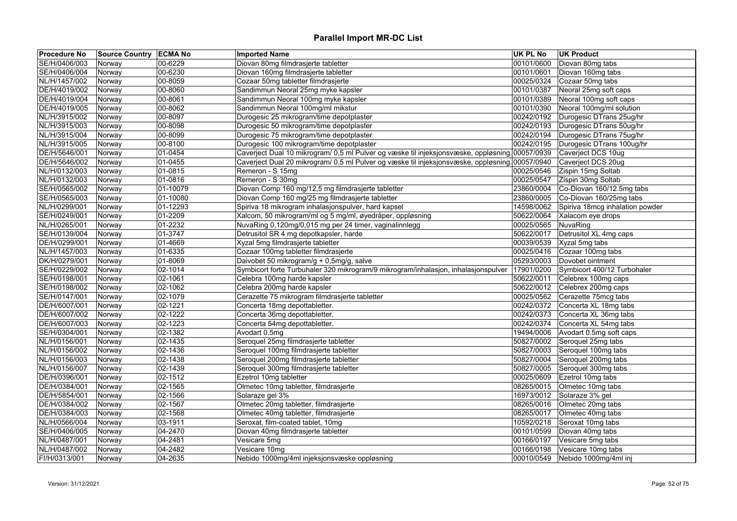# Parallel Import MR-DC List

| Procedure No | Source Country | ECMA No | Imported Name | UK PL No | UK Product |
|---|---|---|---|---|---|
| SE/H/0406/003 | Norway | 00-6229 | Diovan 80mg filmdrasjerte tabletter | 00101/0600 | Diovan 80mg tabs |
| SE/H/0406/004 | Norway | 00-6230 | Diovan 160mg filmdrasjerte tabletter | 00101/0601 | Diovan 160mg tabs |
| NL/H/1457/002 | Norway | 00-8059 | Cozaar 50mg tabletter filmdrasjerte | 00025/0324 | Cozaar 50mg tabs |
| DE/H/4019/002 | Norway | 00-8060 | Sandimmun Neoral 25mg myke kapsler | 00101/0387 | Neoral 25mg soft caps |
| DE/H/4019/004 | Norway | 00-8061 | Sandimmun Neoral 100mg myke kapsler | 00101/0389 | Neoral 100mg soft caps |
| DE/H/4019/005 | Norway | 00-8062 | Sandimmun Neoral 100mg/ml mikstur | 00101/0390 | Neoral 100mg/ml solution |
| NL/H/3915/002 | Norway | 00-8097 | Durogesic 25 mikrogram/time depotplaster | 00242/0192 | Durogesic DTrans 25ug/hr |
| NL/H/3915/003 | Norway | 00-8098 | Durogesic 50 mikrogram/time depotplaster | 00242/0193 | Durogesic DTrans 50ug/hr |
| NL/H/3915/004 | Norway | 00-8099 | Durogesic 75 mikrogram/time depotplaster | 00242/0194 | Durogesic DTrans 75ug/hr |
| NL/H/3915/005 | Norway | 00-8100 | Durogesic 100 mikrogram/time depotplaster | 00242/0195 | Durogesic DTrans 100ug/hr |
| DE/H/5646/001 | Norway | 01-0454 | Caverject Dual 10 mikrogram/ 0,5 ml Pulver og væske til injeksjonsvæske, oppløsning. | 00057/0939 | Caverject DCS 10ug |
| DE/H/5646/002 | Norway | 01-0455 | Caverject Dual 20 mikrogram/ 0,5 ml Pulver og væske til injeksjonsvæske, oppløsning. | 00057/0940 | Caverject DCS 20ug |
| NL/H/0132/003 | Norway | 01-0815 | Remeron - S 15mg | 00025/0546 | Zispin 15mg Soltab |
| NL/H/0132/003 | Norway | 01-0816 | Remeron - S 30mg | 00025/0547 | Zispin 30mg Soltab |
| SE/H/0565/002 | Norway | 01-10079 | Diovan Comp 160 mg/12,5 mg filmdrasjerte tabletter | 23860/0004 | Co-Diovan 160/12.5mg tabs |
| SE/H/0565/003 | Norway | 01-10080 | Diovan Comp 160 mg/25 mg filmdrasjerte tabletter | 23860/0005 | Co-Diovan 160/25mg tabs |
| NL/H/0299/001 | Norway | 01-12293 | Spiriva 18 mikrogram inhalasjonspulver, hard kapsel | 14598/0062 | Spiriva 18mcg inhalation powder |
| SE/H/0249/001 | Norway | 01-2209 | Xalcom, 50 mikrogram/ml og 5 mg/ml, øyedråper, oppløsning | 50622/0064 | Xalacom eye drops |
| NL/H/0265/001 | Norway | 01-2232 | NuvaRing 0,120mg/0,015 mg per 24 timer, vaginalinnlegg | 00025/0565 | NuvaRing |
| SE/H/0139/004 | Norway | 01-3747 | Detrusitol SR 4 mg depotkapsler, harde | 50622/0017 | Detrusitol XL 4mg caps |
| DE/H/0299/001 | Norway | 01-4669 | Xyzal 5mg filmdrasjerte tabletter | 00039/0539 | Xyzal 5mg tabs |
| NL/H/1457/003 | Norway | 01-6335 | Cozaar 100mg tabletter filmdrasjerte | 00025/0416 | Cozaar 100mg tabs |
| DK/H/0279/001 | Norway | 01-8069 | Daivobet 50 mikrogram/g + 0,5mg/g, salve | 05293/0003 | Dovobet ointment |
| SE/H/0229/002 | Norway | 02-1014 | Symbicort forte Turbuhaler 320 mikrogram/9 mikrogram/inhalasjon, inhalasjonspulver | 17901/0200 | Symbicort 400/12 Turbohaler |
| SE/H/0198/001 | Norway | 02-1061 | Celebra 100mg harde kapsler | 50622/0011 | Celebrex 100mg caps |
| SE/H/0198/002 | Norway | 02-1062 | Celebra 200mg harde kapsler | 50622/0012 | Celebrex 200mg caps |
| SE/H/0147/001 | Norway | 02-1079 | Cerazette 75 mikrogram filmdrasjerte tabletter | 00025/0562 | Cerazette 75mcg tabs |
| DE/H/6007/001 | Norway | 02-1221 | Concerta 18mg depottabletter. | 00242/0372 | Concerta XL 18mg tabs |
| DE/H/6007/002 | Norway | 02-1222 | Concerta 36mg depottabletter. | 00242/0373 | Concerta XL 36mg tabs |
| DE/H/6007/003 | Norway | 02-1223 | Concerta 54mg depottabletter. | 00242/0374 | Concerta XL 54mg tabs |
| SE/H/0304/001 | Norway | 02-1382 | Avodart 0.5mg | 19494/0006 | Avodart 0.5mg soft caps |
| NL/H/0156/001 | Norway | 02-1435 | Seroquel 25mg filmdrasjerte tabletter | 50827/0002 | Seroquel 25mg tabs |
| NL/H/0156/002 | Norway | 02-1436 | Seroquel 100mg filmdrasjerte tabletter | 50827/0003 | Seroquel 100mg tabs |
| NL/H/0156/003 | Norway | 02-1438 | Seroquel 200mg filmdrasjerte tabletter | 50827/0004 | Seroquel 200mg tabs |
| NL/H/0156/007 | Norway | 02-1439 | Seroquel 300mg filmdrasjerte tabletter | 50827/0005 | Seroquel 300mg tabs |
| DE/H/0396/001 | Norway | 02-1512 | Ezetrol 10mg tabletter | 00025/0609 | Ezetrol 10mg tabs |
| DE/H/0384/001 | Norway | 02-1565 | Olmetec 10mg tabletter, filmdrasjerte | 08265/0015 | Olmetec 10mg tabs |
| DE/H/5854/001 | Norway | 02-1566 | Solaraze gel 3% | 16973/0012 | Solaraze 3% gel |
| DE/H/0384/002 | Norway | 02-1567 | Olmetec 20mg tabletter, filmdrasjerte | 08265/0016 | Olmetec 20mg tabs |
| DE/H/0384/003 | Norway | 02-1568 | Olmetec 40mg tabletter, filmdrasjerte | 08265/0017 | Olmetec 40mg tabs |
| NL/H/0566/004 | Norway | 03-1911 | Seroxat, film-coated tablet, 10mg | 10592/0218 | Seroxat 10mg tabs |
| SE/H/0406/005 | Norway | 04-2470 | Diovan 40mg filmdrasjerte tabletter | 00101/0599 | Diovan 40mg tabs |
| NL/H/0487/001 | Norway | 04-2481 | Vesicare 5mg | 00166/0197 | Vesicare 5mg tabs |
| NL/H/0487/002 | Norway | 04-2482 | Vesicare 10mg | 00166/0198 | Vesicare 10mg tabs |
| FI/H/0313/001 | Norway | 04-2635 | Nebido 1000mg/4ml injeksjonsvæske oppløsning | 00010/0549 | Nebido 1000mg/4ml inj |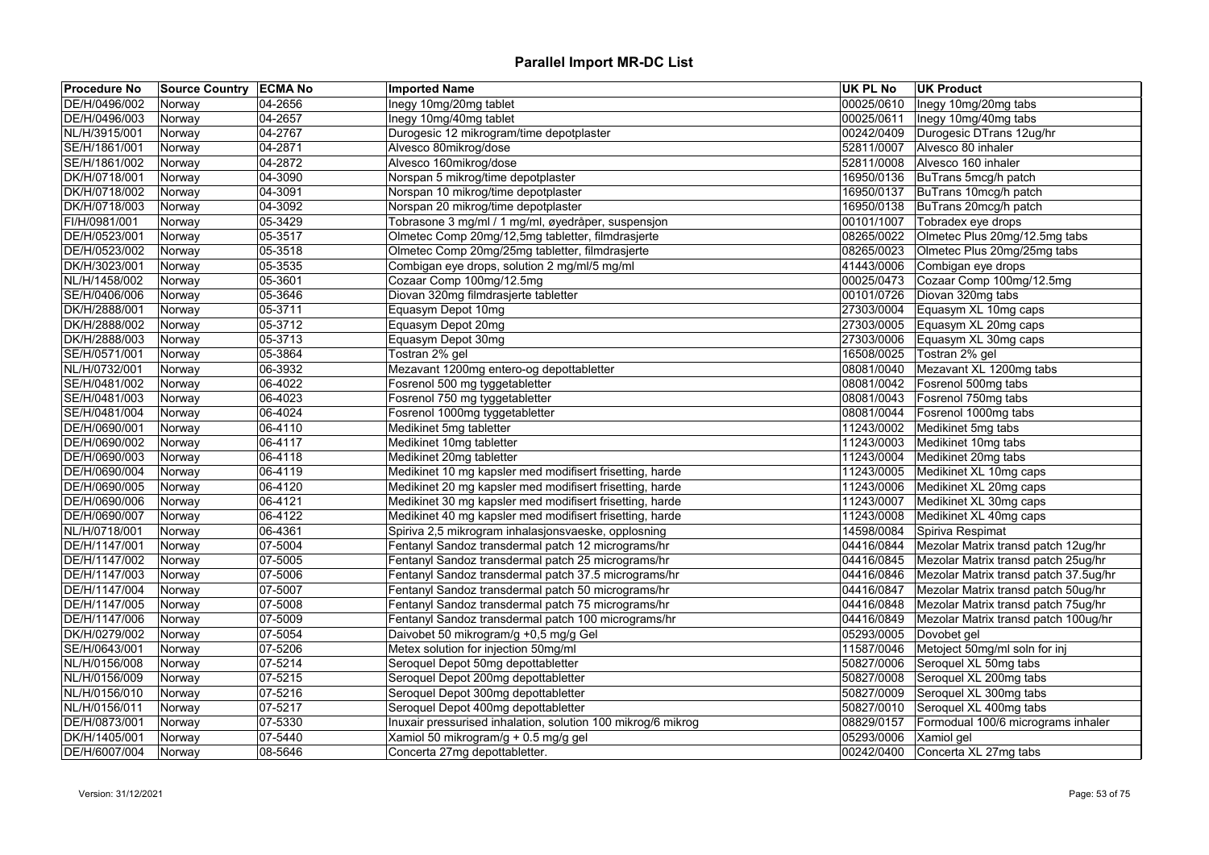# Parallel Import MR-DC List

| Procedure No | Source Country | ECMA No | Imported Name | UK PL No | UK Product |
|---|---|---|---|---|---|
| DE/H/0496/002 | Norway | 04-2656 | Inegy 10mg/20mg tablet | 00025/0610 | Inegy 10mg/20mg tabs |
| DE/H/0496/003 | Norway | 04-2657 | Inegy 10mg/40mg tablet | 00025/0611 | Inegy 10mg/40mg tabs |
| NL/H/3915/001 | Norway | 04-2767 | Durogesic 12 mikrogram/time depotplaster | 00242/0409 | Durogesic DTrans 12ug/hr |
| SE/H/1861/001 | Norway | 04-2871 | Alvesco 80mikrog/dose | 52811/0007 | Alvesco 80 inhaler |
| SE/H/1861/002 | Norway | 04-2872 | Alvesco 160mikrog/dose | 52811/0008 | Alvesco 160 inhaler |
| DK/H/0718/001 | Norway | 04-3090 | Norspan 5 mikrog/time depotplaster | 16950/0136 | BuTrans 5mcg/h patch |
| DK/H/0718/002 | Norway | 04-3091 | Norspan 10 mikrog/time depotplaster | 16950/0137 | BuTrans 10mcg/h patch |
| DK/H/0718/003 | Norway | 04-3092 | Norspan 20 mikrog/time depotplaster | 16950/0138 | BuTrans 20mcg/h patch |
| FI/H/0981/001 | Norway | 05-3429 | Tobrasone 3 mg/ml / 1 mg/ml, øyedråper, suspensjon | 00101/1007 | Tobradex eye drops |
| DE/H/0523/001 | Norway | 05-3517 | Olmetec Comp 20mg/12,5mg tabletter, filmdrasjerte | 08265/0022 | Olmetec Plus 20mg/12.5mg tabs |
| DE/H/0523/002 | Norway | 05-3518 | Olmetec Comp 20mg/25mg tabletter, filmdrasjerte | 08265/0023 | Olmetec Plus 20mg/25mg tabs |
| DK/H/3023/001 | Norway | 05-3535 | Combigan eye drops, solution 2 mg/ml/5 mg/ml | 41443/0006 | Combigan eye drops |
| NL/H/1458/002 | Norway | 05-3601 | Cozaar Comp 100mg/12.5mg | 00025/0473 | Cozaar Comp 100mg/12.5mg |
| SE/H/0406/006 | Norway | 05-3646 | Diovan 320mg filmdrasjerte tabletter | 00101/0726 | Diovan 320mg tabs |
| DK/H/2888/001 | Norway | 05-3711 | Equasym Depot 10mg | 27303/0004 | Equasym XL 10mg caps |
| DK/H/2888/002 | Norway | 05-3712 | Equasym Depot 20mg | 27303/0005 | Equasym XL 20mg caps |
| DK/H/2888/003 | Norway | 05-3713 | Equasym Depot 30mg | 27303/0006 | Equasym XL 30mg caps |
| SE/H/0571/001 | Norway | 05-3864 | Tostran 2% gel | 16508/0025 | Tostran 2% gel |
| NL/H/0732/001 | Norway | 06-3932 | Mezavant 1200mg entero-og depottabletter | 08081/0040 | Mezavant XL 1200mg tabs |
| SE/H/0481/002 | Norway | 06-4022 | Fosrenol 500 mg tyggetabletter | 08081/0042 | Fosrenol 500mg tabs |
| SE/H/0481/003 | Norway | 06-4023 | Fosrenol 750 mg tyggetabletter | 08081/0043 | Fosrenol 750mg tabs |
| SE/H/0481/004 | Norway | 06-4024 | Fosrenol 1000mg tyggetabletter | 08081/0044 | Fosrenol 1000mg tabs |
| DE/H/0690/001 | Norway | 06-4110 | Medikinet 5mg tabletter | 11243/0002 | Medikinet 5mg tabs |
| DE/H/0690/002 | Norway | 06-4117 | Medikinet 10mg tabletter | 11243/0003 | Medikinet 10mg tabs |
| DE/H/0690/003 | Norway | 06-4118 | Medikinet 20mg tabletter | 11243/0004 | Medikinet 20mg tabs |
| DE/H/0690/004 | Norway | 06-4119 | Medikinet 10 mg kapsler med modifisert frisetting, harde | 11243/0005 | Medikinet XL 10mg caps |
| DE/H/0690/005 | Norway | 06-4120 | Medikinet 20 mg kapsler med modifisert frisetting, harde | 11243/0006 | Medikinet XL 20mg caps |
| DE/H/0690/006 | Norway | 06-4121 | Medikinet 30 mg kapsler med modifisert frisetting, harde | 11243/0007 | Medikinet XL 30mg caps |
| DE/H/0690/007 | Norway | 06-4122 | Medikinet 40 mg kapsler med modifisert frisetting, harde | 11243/0008 | Medikinet XL 40mg caps |
| NL/H/0718/001 | Norway | 06-4361 | Spiriva 2,5 mikrogram inhalasjonsvaeske, opplosning | 14598/0084 | Spiriva Respimat |
| DE/H/1147/001 | Norway | 07-5004 | Fentanyl Sandoz transdermal patch 12 micrograms/hr | 04416/0844 | Mezolar Matrix transd patch 12ug/hr |
| DE/H/1147/002 | Norway | 07-5005 | Fentanyl Sandoz transdermal patch 25 micrograms/hr | 04416/0845 | Mezolar Matrix transd patch 25ug/hr |
| DE/H/1147/003 | Norway | 07-5006 | Fentanyl Sandoz transdermal patch 37.5 micrograms/hr | 04416/0846 | Mezolar Matrix transd patch 37.5ug/hr |
| DE/H/1147/004 | Norway | 07-5007 | Fentanyl Sandoz transdermal patch 50 micrograms/hr | 04416/0847 | Mezolar Matrix transd patch 50ug/hr |
| DE/H/1147/005 | Norway | 07-5008 | Fentanyl Sandoz transdermal patch 75 micrograms/hr | 04416/0848 | Mezolar Matrix transd patch 75ug/hr |
| DE/H/1147/006 | Norway | 07-5009 | Fentanyl Sandoz transdermal patch 100 micrograms/hr | 04416/0849 | Mezolar Matrix transd patch 100ug/hr |
| DK/H/0279/002 | Norway | 07-5054 | Daivobet 50 mikrogram/g +0,5 mg/g Gel | 05293/0005 | Dovobet gel |
| SE/H/0643/001 | Norway | 07-5206 | Metex solution for injection 50mg/ml | 11587/0046 | Metoject 50mg/ml soln for inj |
| NL/H/0156/008 | Norway | 07-5214 | Seroquel Depot 50mg depottabletter | 50827/0006 | Seroquel XL 50mg tabs |
| NL/H/0156/009 | Norway | 07-5215 | Seroquel Depot 200mg depottabletter | 50827/0008 | Seroquel XL 200mg tabs |
| NL/H/0156/010 | Norway | 07-5216 | Seroquel Depot 300mg depottabletter | 50827/0009 | Seroquel XL 300mg tabs |
| NL/H/0156/011 | Norway | 07-5217 | Seroquel Depot 400mg depottabletter | 50827/0010 | Seroquel XL 400mg tabs |
| DE/H/0873/001 | Norway | 07-5330 | Inuxair pressurised inhalation, solution 100 mikrog/6 mikrog | 08829/0157 | Formodual 100/6 micrograms inhaler |
| DK/H/1405/001 | Norway | 07-5440 | Xamiol 50 mikrogram/g + 0.5 mg/g gel | 05293/0006 | Xamiol gel |
| DE/H/6007/004 | Norway | 08-5646 | Concerta 27mg depottabletter. | 00242/0400 | Concerta XL 27mg tabs |

Version: 31/12/2021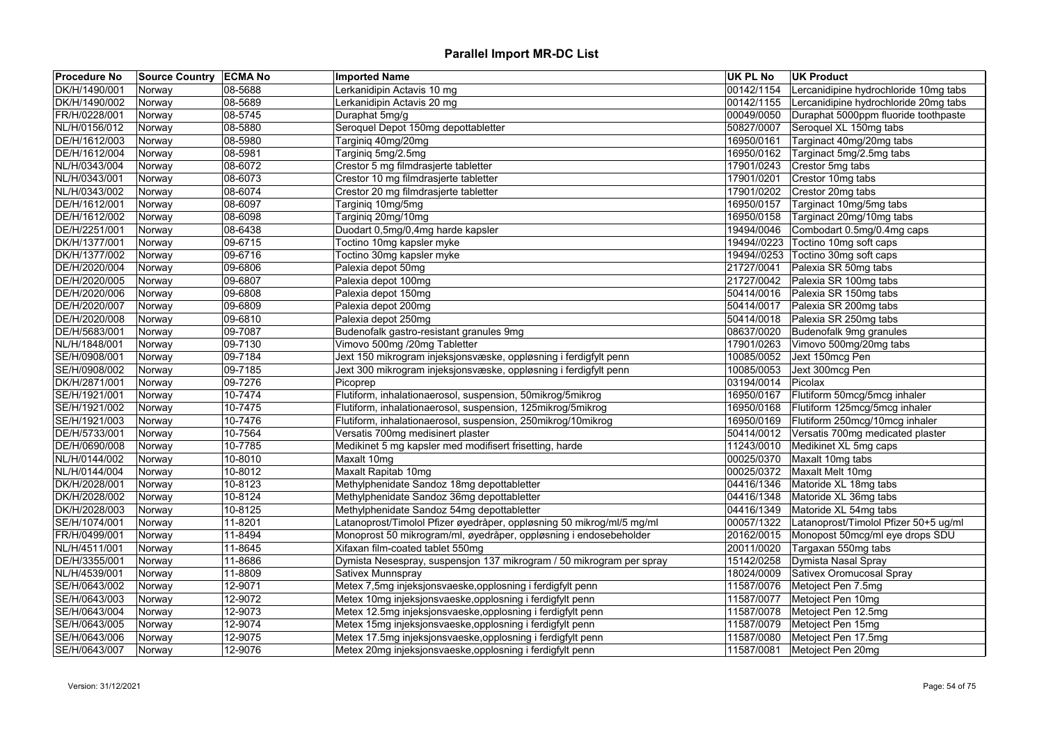# Parallel Import MR-DC List

| Procedure No | Source Country | ECMA No | Imported Name | UK PL No | UK Product |
|---|---|---|---|---|---|
| DK/H/1490/001 | Norway | 08-5688 | Lerkanidipin Actavis 10 mg | 00142/1154 | Lercanidipine hydrochloride 10mg tabs |
| DK/H/1490/002 | Norway | 08-5689 | Lerkanidipin Actavis 20 mg | 00142/1155 | Lercanidipine hydrochloride 20mg tabs |
| FR/H/0228/001 | Norway | 08-5745 | Duraphat 5mg/g | 00049/0050 | Duraphat 5000ppm fluoride toothpaste |
| NL/H/0156/012 | Norway | 08-5880 | Seroquel Depot 150mg depottabletter | 50827/0007 | Seroquel XL 150mg tabs |
| DE/H/1612/003 | Norway | 08-5980 | Targiniq 40mg/20mg | 16950/0161 | Targinact 40mg/20mg tabs |
| DE/H/1612/004 | Norway | 08-5981 | Targiniq 5mg/2.5mg | 16950/0162 | Targinact 5mg/2.5mg tabs |
| NL/H/0343/004 | Norway | 08-6072 | Crestor 5 mg filmdrasjerte tabletter | 17901/0243 | Crestor 5mg tabs |
| NL/H/0343/001 | Norway | 08-6073 | Crestor 10 mg filmdrasjerte tabletter | 17901/0201 | Crestor 10mg tabs |
| NL/H/0343/002 | Norway | 08-6074 | Crestor 20 mg filmdrasjerte tabletter | 17901/0202 | Crestor 20mg tabs |
| DE/H/1612/001 | Norway | 08-6097 | Targiniq 10mg/5mg | 16950/0157 | Targinact 10mg/5mg tabs |
| DE/H/1612/002 | Norway | 08-6098 | Targiniq 20mg/10mg | 16950/0158 | Targinact 20mg/10mg tabs |
| DE/H/2251/001 | Norway | 08-6438 | Duodart 0,5mg/0,4mg harde kapsler | 19494/0046 | Combodart 0.5mg/0.4mg caps |
| DK/H/1377/001 | Norway | 09-6715 | Toctino 10mg kapsler myke | 19494//0223 | Toctino 10mg soft caps |
| DK/H/1377/002 | Norway | 09-6716 | Toctino 30mg kapsler myke | 19494//0253 | Toctino 30mg soft caps |
| DE/H/2020/004 | Norway | 09-6806 | Palexia depot 50mg | 21727/0041 | Palexia SR 50mg tabs |
| DE/H/2020/005 | Norway | 09-6807 | Palexia depot 100mg | 21727/0042 | Palexia SR 100mg tabs |
| DE/H/2020/006 | Norway | 09-6808 | Palexia depot 150mg | 50414/0016 | Palexia SR 150mg tabs |
| DE/H/2020/007 | Norway | 09-6809 | Palexia depot 200mg | 50414/0017 | Palexia SR 200mg tabs |
| DE/H/2020/008 | Norway | 09-6810 | Palexia depot 250mg | 50414/0018 | Palexia SR 250mg tabs |
| DE/H/5683/001 | Norway | 09-7087 | Budenofalk gastro-resistant granules 9mg | 08637/0020 | Budenofalk 9mg granules |
| NL/H/1848/001 | Norway | 09-7130 | Vimovo 500mg /20mg Tabletter | 17901/0263 | Vimovo 500mg/20mg tabs |
| SE/H/0908/001 | Norway | 09-7184 | Jext 150 mikrogram injeksjonsvæske, oppløsning i ferdigfylt penn | 10085/0052 | Jext 150mcg Pen |
| SE/H/0908/002 | Norway | 09-7185 | Jext 300 mikrogram injeksjonsvæske, oppløsning i ferdigfylt penn | 10085/0053 | Jext 300mcg Pen |
| DK/H/2871/001 | Norway | 09-7276 | Picoprep | 03194/0014 | Picolax |
| SE/H/1921/001 | Norway | 10-7474 | Flutiform, inhalationaerosol, suspension, 50mikrog/5mikrog | 16950/0167 | Flutiform 50mcg/5mcg inhaler |
| SE/H/1921/002 | Norway | 10-7475 | Flutiform, inhalationaerosol, suspension, 125mikrog/5mikrog | 16950/0168 | Flutiform 125mcg/5mcg inhaler |
| SE/H/1921/003 | Norway | 10-7476 | Flutiform, inhalationaerosol, suspension, 250mikrog/10mikrog | 16950/0169 | Flutiform 250mcg/10mcg inhaler |
| DE/H/5733/001 | Norway | 10-7564 | Versatis 700mg medisinert plaster | 50414/0012 | Versatis 700mg medicated plaster |
| DE/H/0690/008 | Norway | 10-7785 | Medikinet 5 mg kapsler med modifisert frisetting, harde | 11243/0010 | Medikinet XL 5mg caps |
| NL/H/0144/002 | Norway | 10-8010 | Maxalt 10mg | 00025/0370 | Maxalt 10mg tabs |
| NL/H/0144/004 | Norway | 10-8012 | Maxalt Rapitab 10mg | 00025/0372 | Maxalt Melt 10mg |
| DK/H/2028/001 | Norway | 10-8123 | Methylphenidate Sandoz 18mg depottabletter | 04416/1346 | Matoride XL 18mg tabs |
| DK/H/2028/002 | Norway | 10-8124 | Methylphenidate Sandoz 36mg depottabletter | 04416/1348 | Matoride XL 36mg tabs |
| DK/H/2028/003 | Norway | 10-8125 | Methylphenidate Sandoz 54mg depottabletter | 04416/1349 | Matoride XL 54mg tabs |
| SE/H/1074/001 | Norway | 11-8201 | Latanoprost/Timolol Pfizer øyedråper, oppløsning 50 mikrog/ml/5 mg/ml | 00057/1322 | Latanoprost/Timolol Pfizer 50+5 ug/ml |
| FR/H/0499/001 | Norway | 11-8494 | Monoprost 50 mikrogram/ml, øyedråper, oppløsning i endosebeholder | 20162/0015 | Monopost 50mcg/ml eye drops SDU |
| NL/H/4511/001 | Norway | 11-8645 | Xifaxan film-coated tablet 550mg | 20011/0020 | Targaxan 550mg tabs |
| DE/H/3355/001 | Norway | 11-8686 | Dymista Nesespray, suspensjon 137 mikrogram / 50 mikrogram per spray | 15142/0258 | Dymista Nasal Spray |
| NL/H/4539/001 | Norway | 11-8809 | Sativex Munnspray | 18024/0009 | Sativex Oromucosal Spray |
| SE/H/0643/002 | Norway | 12-9071 | Metex 7,5mg injeksjonsvaeske,opplosning i ferdigfylt penn | 11587/0076 | Metoject Pen 7.5mg |
| SE/H/0643/003 | Norway | 12-9072 | Metex 10mg injeksjonsvaeske,opplosning i ferdigfylt penn | 11587/0077 | Metoject Pen 10mg |
| SE/H/0643/004 | Norway | 12-9073 | Metex 12.5mg injeksjonsvaeske,opplosning i ferdigfylt penn | 11587/0078 | Metoject Pen 12.5mg |
| SE/H/0643/005 | Norway | 12-9074 | Metex 15mg injeksjonsvaeske,opplosning i ferdigfylt penn | 11587/0079 | Metoject Pen 15mg |
| SE/H/0643/006 | Norway | 12-9075 | Metex 17.5mg injeksjonsvaeske,opplosning i ferdigfylt penn | 11587/0080 | Metoject Pen 17.5mg |
| SE/H/0643/007 | Norway | 12-9076 | Metex 20mg injeksjonsvaeske,opplosning i ferdigfylt penn | 11587/0081 | Metoject Pen 20mg |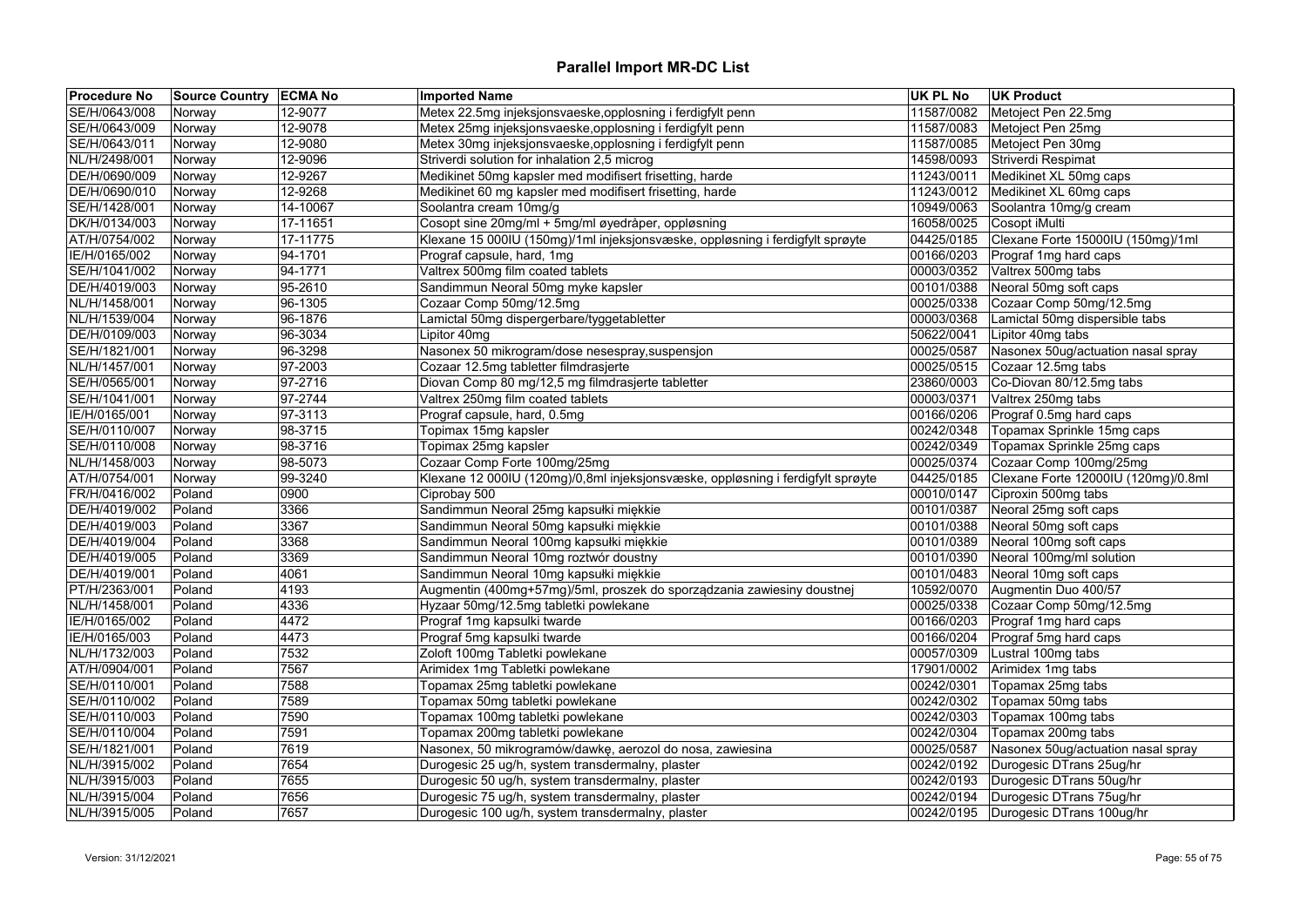# Parallel Import MR-DC List

| Procedure No | Source Country | ECMA No | Imported Name | UK PL No | UK Product |
|---|---|---|---|---|---|
| SE/H/0643/008 | Norway | 12-9077 | Metex 22.5mg injeksjonsvaeske,opplosning i ferdigfylt penn | 11587/0082 | Metoject Pen 22.5mg |
| SE/H/0643/009 | Norway | 12-9078 | Metex 25mg injeksjonsvaeske,opplosning i ferdigfylt penn | 11587/0083 | Metoject Pen 25mg |
| SE/H/0643/011 | Norway | 12-9080 | Metex 30mg injeksjonsvaeske,opplosning i ferdigfylt penn | 11587/0085 | Metoject Pen 30mg |
| NL/H/2498/001 | Norway | 12-9096 | Striverdi solution for inhalation 2,5 microg | 14598/0093 | Striverdi Respimat |
| DE/H/0690/009 | Norway | 12-9267 | Medikinet 50mg kapsler med modifisert frisetting, harde | 11243/0011 | Medikinet XL 50mg caps |
| DE/H/0690/010 | Norway | 12-9268 | Medikinet 60 mg kapsler med modifisert frisetting, harde | 11243/0012 | Medikinet XL 60mg caps |
| SE/H/1428/001 | Norway | 14-10067 | Soolantra cream 10mg/g | 10949/0063 | Soolantra 10mg/g cream |
| DK/H/0134/003 | Norway | 17-11651 | Cosopt sine 20mg/ml + 5mg/ml øyedråper, oppløsning | 16058/0025 | Cosopt iMulti |
| AT/H/0754/002 | Norway | 17-11775 | Klexane 15 000IU (150mg)/1ml injeksjonsvæske, oppløsning i ferdigfylt sprøyte | 04425/0185 | Clexane Forte 15000IU (150mg)/1ml |
| IE/H/0165/002 | Norway | 94-1701 | Prograf capsule, hard, 1mg | 00166/0203 | Prograf 1mg hard caps |
| SE/H/1041/002 | Norway | 94-1771 | Valtrex 500mg film coated tablets | 00003/0352 | Valtrex 500mg tabs |
| DE/H/4019/003 | Norway | 95-2610 | Sandimmun Neoral 50mg myke kapsler | 00101/0388 | Neoral 50mg soft caps |
| NL/H/1458/001 | Norway | 96-1305 | Cozaar Comp 50mg/12.5mg | 00025/0338 | Cozaar Comp 50mg/12.5mg |
| NL/H/1539/004 | Norway | 96-1876 | Lamictal 50mg dispergerbare/tyggetabletter | 00003/0368 | Lamictal 50mg dispersible tabs |
| DE/H/0109/003 | Norway | 96-3034 | Lipitor 40mg | 50622/0041 | Lipitor 40mg tabs |
| SE/H/1821/001 | Norway | 96-3298 | Nasonex 50 mikrogram/dose nesespray,suspensjon | 00025/0587 | Nasonex 50ug/actuation nasal spray |
| NL/H/1457/001 | Norway | 97-2003 | Cozaar 12.5mg tabletter filmdrasjerte | 00025/0515 | Cozaar 12.5mg tabs |
| SE/H/0565/001 | Norway | 97-2716 | Diovan Comp 80 mg/12,5 mg filmdrasjerte tabletter | 23860/0003 | Co-Diovan 80/12.5mg tabs |
| SE/H/1041/001 | Norway | 97-2744 | Valtrex 250mg film coated tablets | 00003/0371 | Valtrex 250mg tabs |
| IE/H/0165/001 | Norway | 97-3113 | Prograf capsule, hard, 0.5mg | 00166/0206 | Prograf 0.5mg hard caps |
| SE/H/0110/007 | Norway | 98-3715 | Topimax 15mg kapsler | 00242/0348 | Topamax Sprinkle 15mg caps |
| SE/H/0110/008 | Norway | 98-3716 | Topimax 25mg kapsler | 00242/0349 | Topamax Sprinkle 25mg caps |
| NL/H/1458/003 | Norway | 98-5073 | Cozaar Comp Forte 100mg/25mg | 00025/0374 | Cozaar Comp 100mg/25mg |
| AT/H/0754/001 | Norway | 99-3240 | Klexane 12 000IU (120mg)/0,8ml injeksjonsvæske, oppløsning i ferdigfylt sprøyte | 04425/0185 | Clexane Forte 12000IU (120mg)/0.8ml |
| FR/H/0416/002 | Poland | 0900 | Ciprobay 500 | 00010/0147 | Ciproxin 500mg tabs |
| DE/H/4019/002 | Poland | 3366 | Sandimmun Neoral 25mg kapsułki miękkie | 00101/0387 | Neoral 25mg soft caps |
| DE/H/4019/003 | Poland | 3367 | Sandimmun Neoral 50mg kapsułki miękkie | 00101/0388 | Neoral 50mg soft caps |
| DE/H/4019/004 | Poland | 3368 | Sandimmun Neoral 100mg kapsułki miękkie | 00101/0389 | Neoral 100mg soft caps |
| DE/H/4019/005 | Poland | 3369 | Sandimmun Neoral 10mg roztwór doustny | 00101/0390 | Neoral 100mg/ml solution |
| DE/H/4019/001 | Poland | 4061 | Sandimmun Neoral 10mg kapsułki miękkie | 00101/0483 | Neoral 10mg soft caps |
| PT/H/2363/001 | Poland | 4193 | Augmentin (400mg+57mg)/5ml, proszek do sporządzania zawiesiny doustnej | 10592/0070 | Augmentin Duo 400/57 |
| NL/H/1458/001 | Poland | 4336 | Hyzaar 50mg/12.5mg tabletki powlekane | 00025/0338 | Cozaar Comp 50mg/12.5mg |
| IE/H/0165/002 | Poland | 4472 | Prograf 1mg kapsulki twarde | 00166/0203 | Prograf 1mg hard caps |
| IE/H/0165/003 | Poland | 4473 | Prograf 5mg kapsulki twarde | 00166/0204 | Prograf 5mg hard caps |
| NL/H/1732/003 | Poland | 7532 | Zoloft 100mg Tabletki powlekane | 00057/0309 | Lustral 100mg tabs |
| AT/H/0904/001 | Poland | 7567 | Arimidex 1mg Tabletki powlekane | 17901/0002 | Arimidex 1mg tabs |
| SE/H/0110/001 | Poland | 7588 | Topamax 25mg tabletki powlekane | 00242/0301 | Topamax 25mg tabs |
| SE/H/0110/002 | Poland | 7589 | Topamax 50mg tabletki powlekane | 00242/0302 | Topamax 50mg tabs |
| SE/H/0110/003 | Poland | 7590 | Topamax 100mg tabletki powlekane | 00242/0303 | Topamax 100mg tabs |
| SE/H/0110/004 | Poland | 7591 | Topamax 200mg tabletki powlekane | 00242/0304 | Topamax 200mg tabs |
| SE/H/1821/001 | Poland | 7619 | Nasonex, 50 mikrogramów/dawkę, aerozol do nosa, zawiesina | 00025/0587 | Nasonex 50ug/actuation nasal spray |
| NL/H/3915/002 | Poland | 7654 | Durogesic 25 ug/h, system transdermalny, plaster | 00242/0192 | Durogesic DTrans 25ug/hr |
| NL/H/3915/003 | Poland | 7655 | Durogesic 50 ug/h, system transdermalny, plaster | 00242/0193 | Durogesic DTrans 50ug/hr |
| NL/H/3915/004 | Poland | 7656 | Durogesic 75 ug/h, system transdermalny, plaster | 00242/0194 | Durogesic DTrans 75ug/hr |
| NL/H/3915/005 | Poland | 7657 | Durogesic 100 ug/h, system transdermalny, plaster | 00242/0195 | Durogesic DTrans 100ug/hr |

Version: 31/12/2021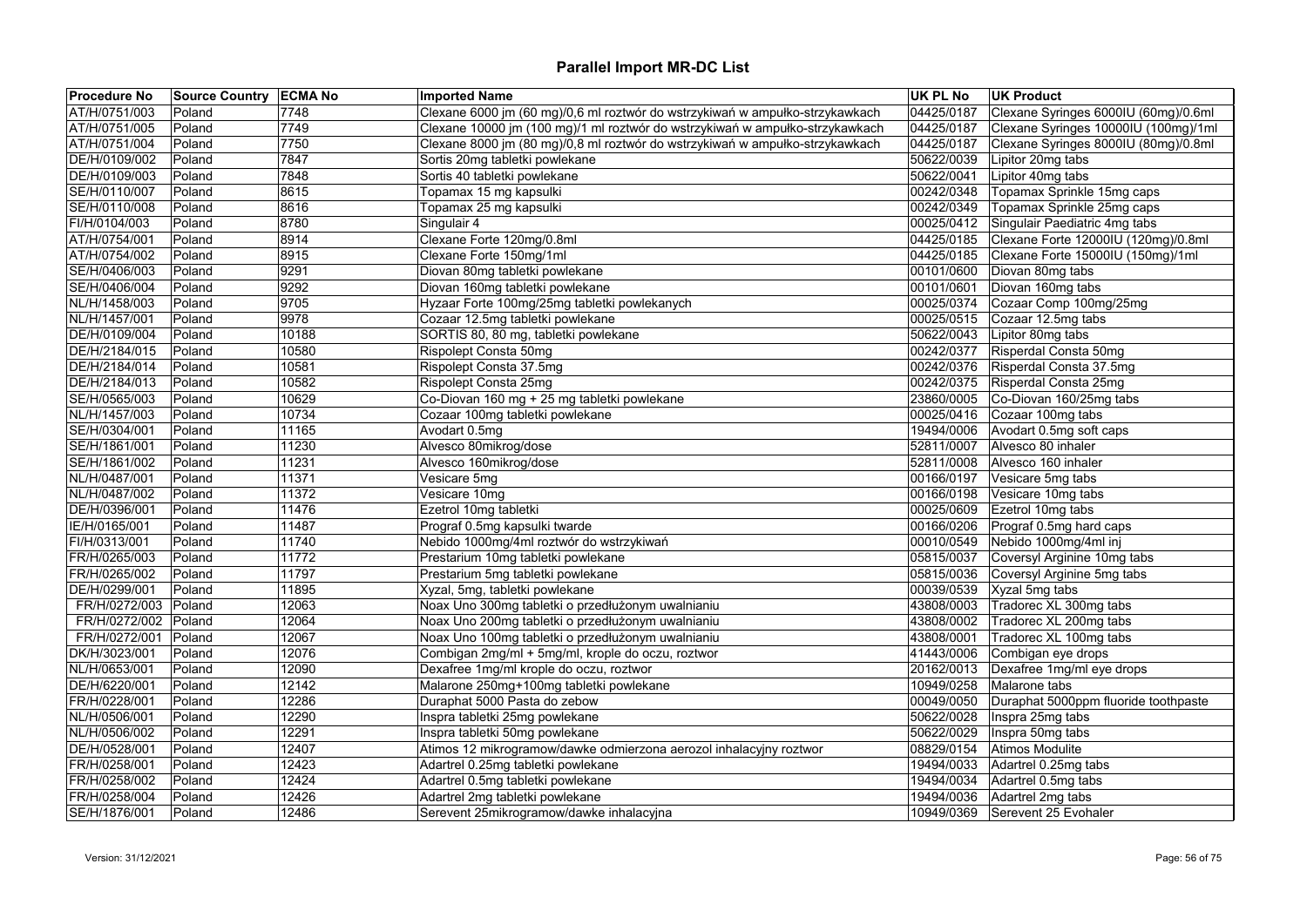# Parallel Import MR-DC List

| Procedure No | Source Country | ECMA No | Imported Name | UK PL No | UK Product |
|---|---|---|---|---|---|
| AT/H/0751/003 | Poland | 7748 | Clexane 6000 jm (60 mg)/0,6 ml roztwór do wstrzykiwań w ampułko-strzykawkach | 04425/0187 | Clexane Syringes 6000IU (60mg)/0.6ml |
| AT/H/0751/005 | Poland | 7749 | Clexane 10000 jm (100 mg)/1 ml roztwór do wstrzykiwań w ampułko-strzykawkach | 04425/0187 | Clexane Syringes 10000IU (100mg)/1ml |
| AT/H/0751/004 | Poland | 7750 | Clexane 8000 jm (80 mg)/0,8 ml roztwór do wstrzykiwań w ampułko-strzykawkach | 04425/0187 | Clexane Syringes 8000IU (80mg)/0.8ml |
| DE/H/0109/002 | Poland | 7847 | Sortis 20mg tabletki powlekane | 50622/0039 | Lipitor 20mg tabs |
| DE/H/0109/003 | Poland | 7848 | Sortis 40 tabletki powlekane | 50622/0041 | Lipitor 40mg tabs |
| SE/H/0110/007 | Poland | 8615 | Topamax 15 mg kapsulki | 00242/0348 | Topamax Sprinkle 15mg caps |
| SE/H/0110/008 | Poland | 8616 | Topamax 25 mg kapsulki | 00242/0349 | Topamax Sprinkle 25mg caps |
| FI/H/0104/003 | Poland | 8780 | Singulair 4 | 00025/0412 | Singulair Paediatric 4mg tabs |
| AT/H/0754/001 | Poland | 8914 | Clexane Forte 120mg/0.8ml | 04425/0185 | Clexane Forte 12000IU (120mg)/0.8ml |
| AT/H/0754/002 | Poland | 8915 | Clexane Forte 150mg/1ml | 04425/0185 | Clexane Forte 15000IU (150mg)/1ml |
| SE/H/0406/003 | Poland | 9291 | Diovan 80mg tabletki powlekane | 00101/0600 | Diovan 80mg tabs |
| SE/H/0406/004 | Poland | 9292 | Diovan 160mg tabletki powlekane | 00101/0601 | Diovan 160mg tabs |
| NL/H/1458/003 | Poland | 9705 | Hyzaar Forte 100mg/25mg tabletki powlekanych | 00025/0374 | Cozaar Comp 100mg/25mg |
| NL/H/1457/001 | Poland | 9978 | Cozaar 12.5mg tabletki powlekane | 00025/0515 | Cozaar 12.5mg tabs |
| DE/H/0109/004 | Poland | 10188 | SORTIS 80, 80 mg, tabletki powlekane | 50622/0043 | Lipitor 80mg tabs |
| DE/H/2184/015 | Poland | 10580 | Rispolept Consta 50mg | 00242/0377 | Risperdal Consta 50mg |
| DE/H/2184/014 | Poland | 10581 | Rispolept Consta 37.5mg | 00242/0376 | Risperdal Consta 37.5mg |
| DE/H/2184/013 | Poland | 10582 | Rispolept Consta 25mg | 00242/0375 | Risperdal Consta 25mg |
| SE/H/0565/003 | Poland | 10629 | Co-Diovan 160 mg + 25 mg tabletki powlekane | 23860/0005 | Co-Diovan 160/25mg tabs |
| NL/H/1457/003 | Poland | 10734 | Cozaar 100mg tabletki powlekane | 00025/0416 | Cozaar 100mg tabs |
| SE/H/0304/001 | Poland | 11165 | Avodart 0.5mg | 19494/0006 | Avodart 0.5mg soft caps |
| SE/H/1861/001 | Poland | 11230 | Alvesco 80mikrog/dose | 52811/0007 | Alvesco 80 inhaler |
| SE/H/1861/002 | Poland | 11231 | Alvesco 160mikrog/dose | 52811/0008 | Alvesco 160 inhaler |
| NL/H/0487/001 | Poland | 11371 | Vesicare 5mg | 00166/0197 | Vesicare 5mg tabs |
| NL/H/0487/002 | Poland | 11372 | Vesicare 10mg | 00166/0198 | Vesicare 10mg tabs |
| DE/H/0396/001 | Poland | 11476 | Ezetrol 10mg tabletki | 00025/0609 | Ezetrol 10mg tabs |
| IE/H/0165/001 | Poland | 11487 | Prograf 0.5mg kapsulki twarde | 00166/0206 | Prograf 0.5mg hard caps |
| FI/H/0313/001 | Poland | 11740 | Nebido 1000mg/4ml roztwór do wstrzykiwań | 00010/0549 | Nebido 1000mg/4ml inj |
| FR/H/0265/003 | Poland | 11772 | Prestarium 10mg tabletki powlekane | 05815/0037 | Coversyl Arginine 10mg tabs |
| FR/H/0265/002 | Poland | 11797 | Prestarium 5mg tabletki powlekane | 05815/0036 | Coversyl Arginine 5mg tabs |
| DE/H/0299/001 | Poland | 11895 | Xyzal, 5mg, tabletki powlekane | 00039/0539 | Xyzal 5mg tabs |
| FR/H/0272/003 | Poland | 12063 | Noax Uno 300mg tabletki o przedłużonym uwalnianiu | 43808/0003 | Tradorec XL 300mg tabs |
| FR/H/0272/002 | Poland | 12064 | Noax Uno 200mg tabletki o przedłużonym uwalnianiu | 43808/0002 | Tradorec XL 200mg tabs |
| FR/H/0272/001 | Poland | 12067 | Noax Uno 100mg tabletki o przedłużonym uwalnianiu | 43808/0001 | Tradorec XL 100mg tabs |
| DK/H/3023/001 | Poland | 12076 | Combigan 2mg/ml + 5mg/ml, krople do oczu, roztwor | 41443/0006 | Combigan eye drops |
| NL/H/0653/001 | Poland | 12090 | Dexafree 1mg/ml krople do oczu, roztwor | 20162/0013 | Dexafree 1mg/ml eye drops |
| DE/H/6220/001 | Poland | 12142 | Malarone 250mg+100mg tabletki powlekane | 10949/0258 | Malarone tabs |
| FR/H/0228/001 | Poland | 12286 | Duraphat 5000 Pasta do zebow | 00049/0050 | Duraphat 5000ppm fluoride toothpaste |
| NL/H/0506/001 | Poland | 12290 | Inspra tabletki 25mg powlekane | 50622/0028 | Inspra 25mg tabs |
| NL/H/0506/002 | Poland | 12291 | Inspra tabletki 50mg powlekane | 50622/0029 | Inspra 50mg tabs |
| DE/H/0528/001 | Poland | 12407 | Atimos 12 mikrogramow/dawke odmierzona aerozol inhalacyjny roztwor | 08829/0154 | Atimos Modulite |
| FR/H/0258/001 | Poland | 12423 | Adartrel 0.25mg tabletki powlekane | 19494/0033 | Adartrel 0.25mg tabs |
| FR/H/0258/002 | Poland | 12424 | Adartrel 0.5mg tabletki powlekane | 19494/0034 | Adartrel 0.5mg tabs |
| FR/H/0258/004 | Poland | 12426 | Adartrel 2mg tabletki powlekane | 19494/0036 | Adartrel 2mg tabs |
| SE/H/1876/001 | Poland | 12486 | Serevent 25mikrogramow/dawke inhalacyjna | 10949/0369 | Serevent 25 Evohaler |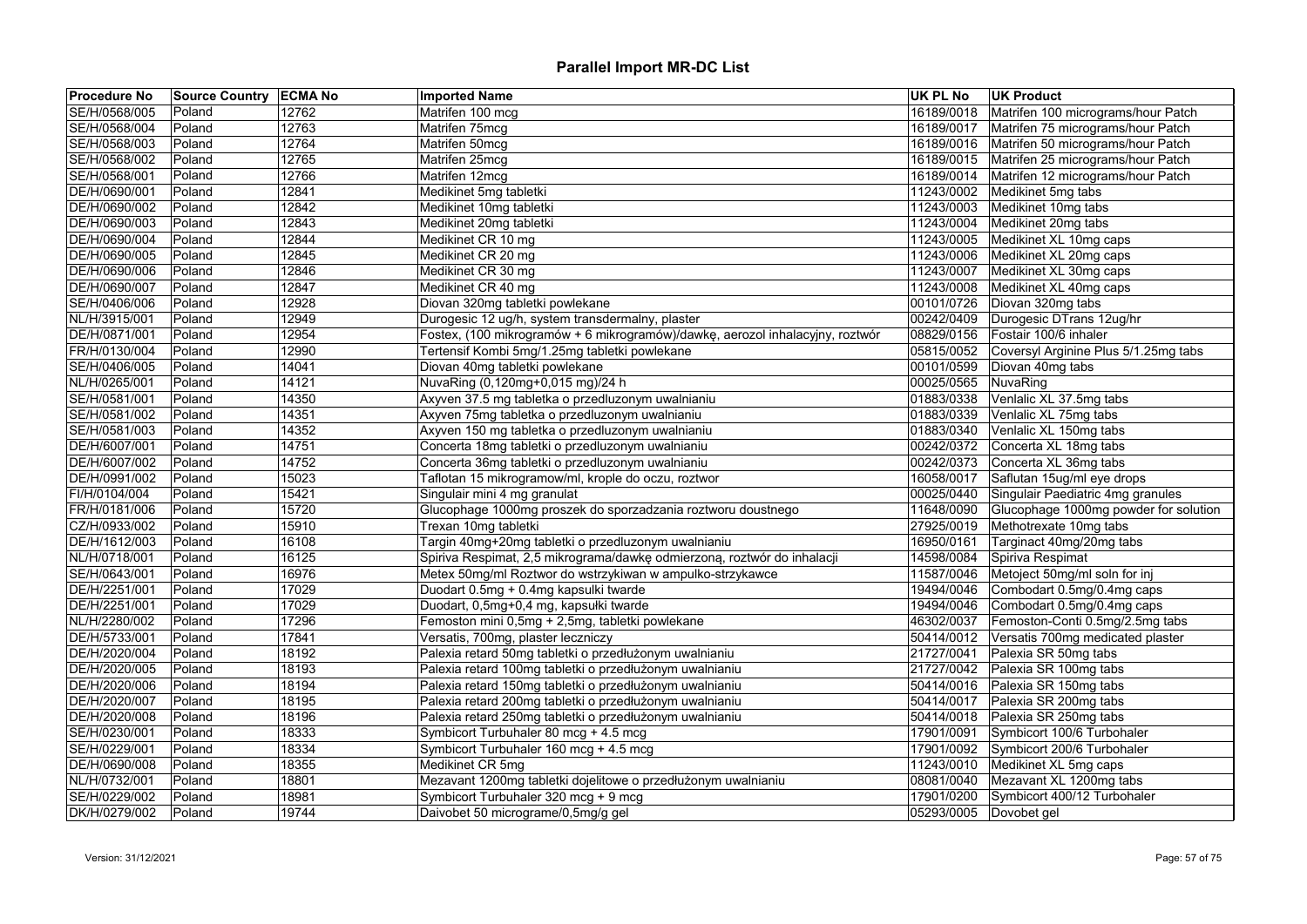# Parallel Import MR-DC List

| Procedure No | Source Country | ECMA No | Imported Name | UK PL No | UK Product |
|---|---|---|---|---|---|
| SE/H/0568/005 | Poland | 12762 | Matrifen 100 mcg | 16189/0018 | Matrifen 100 micrograms/hour Patch |
| SE/H/0568/004 | Poland | 12763 | Matrifen 75mcg | 16189/0017 | Matrifen 75 micrograms/hour Patch |
| SE/H/0568/003 | Poland | 12764 | Matrifen 50mcg | 16189/0016 | Matrifen 50 micrograms/hour Patch |
| SE/H/0568/002 | Poland | 12765 | Matrifen 25mcg | 16189/0015 | Matrifen 25 micrograms/hour Patch |
| SE/H/0568/001 | Poland | 12766 | Matrifen 12mcg | 16189/0014 | Matrifen 12 micrograms/hour Patch |
| DE/H/0690/001 | Poland | 12841 | Medikinet 5mg tabletki | 11243/0002 | Medikinet 5mg tabs |
| DE/H/0690/002 | Poland | 12842 | Medikinet 10mg tabletki | 11243/0003 | Medikinet 10mg tabs |
| DE/H/0690/003 | Poland | 12843 | Medikinet 20mg tabletki | 11243/0004 | Medikinet 20mg tabs |
| DE/H/0690/004 | Poland | 12844 | Medikinet CR 10 mg | 11243/0005 | Medikinet XL 10mg caps |
| DE/H/0690/005 | Poland | 12845 | Medikinet CR 20 mg | 11243/0006 | Medikinet XL 20mg caps |
| DE/H/0690/006 | Poland | 12846 | Medikinet CR 30 mg | 11243/0007 | Medikinet XL 30mg caps |
| DE/H/0690/007 | Poland | 12847 | Medikinet CR 40 mg | 11243/0008 | Medikinet XL 40mg caps |
| SE/H/0406/006 | Poland | 12928 | Diovan 320mg tabletki powlekane | 00101/0726 | Diovan 320mg tabs |
| NL/H/3915/001 | Poland | 12949 | Durogesic 12 ug/h, system transdermalny, plaster | 00242/0409 | Durogesic DTrans 12ug/hr |
| DE/H/0871/001 | Poland | 12954 | Fostex, (100 mikrogramów + 6 mikrogramów)/dawkę, aerozol inhalacyjny, roztwór | 08829/0156 | Fostair 100/6 inhaler |
| FR/H/0130/004 | Poland | 12990 | Tertensif Kombi 5mg/1.25mg tabletki powlekane | 05815/0052 | Coversyl Arginine Plus 5/1.25mg tabs |
| SE/H/0406/005 | Poland | 14041 | Diovan 40mg tabletki powlekane | 00101/0599 | Diovan 40mg tabs |
| NL/H/0265/001 | Poland | 14121 | NuvaRing (0,120mg+0,015 mg)/24 h | 00025/0565 | NuvaRing |
| SE/H/0581/001 | Poland | 14350 | Axyven 37.5 mg tabletka o przedluzonym uwalnianiu | 01883/0338 | Venlalic XL 37.5mg tabs |
| SE/H/0581/002 | Poland | 14351 | Axyven 75mg tabletka o przedluzonym uwalnianiu | 01883/0339 | Venlalic XL 75mg tabs |
| SE/H/0581/003 | Poland | 14352 | Axyven 150 mg tabletka o przedluzonym uwalnianiu | 01883/0340 | Venlalic XL 150mg tabs |
| DE/H/6007/001 | Poland | 14751 | Concerta 18mg tabletki o przedluzonym uwalnianiu | 00242/0372 | Concerta XL 18mg tabs |
| DE/H/6007/002 | Poland | 14752 | Concerta 36mg tabletki o przedluzonym uwalnianiu | 00242/0373 | Concerta XL 36mg tabs |
| DE/H/0991/002 | Poland | 15023 | Taflotan 15 mikrogramow/ml, krople do oczu, roztwor | 16058/0017 | Saflutan 15ug/ml eye drops |
| FI/H/0104/004 | Poland | 15421 | Singulair mini 4 mg granulat | 00025/0440 | Singulair Paediatric 4mg granules |
| FR/H/0181/006 | Poland | 15720 | Glucophage 1000mg proszek do sporzadzania roztworu doustnego | 11648/0090 | Glucophage 1000mg powder for solution |
| CZ/H/0933/002 | Poland | 15910 | Trexan 10mg tabletki | 27925/0019 | Methotrexate 10mg tabs |
| DE/H/1612/003 | Poland | 16108 | Targin 40mg+20mg tabletki o przedluzonym uwalnianiu | 16950/0161 | Targinact 40mg/20mg tabs |
| NL/H/0718/001 | Poland | 16125 | Spiriva Respimat, 2,5 mikrograma/dawkę odmierzoną, roztwór do inhalacji | 14598/0084 | Spiriva Respimat |
| SE/H/0643/001 | Poland | 16976 | Metex 50mg/ml Roztwor do wstrzykiwan w ampulko-strzykawce | 11587/0046 | Metoject 50mg/ml soln for inj |
| DE/H/2251/001 | Poland | 17029 | Duodart 0.5mg + 0.4mg kapsulki twarde | 19494/0046 | Combodart 0.5mg/0.4mg caps |
| DE/H/2251/001 | Poland | 17029 | Duodart, 0,5mg+0,4 mg, kapsułki twarde | 19494/0046 | Combodart 0.5mg/0.4mg caps |
| NL/H/2280/002 | Poland | 17296 | Femoston mini 0,5mg + 2,5mg, tabletki powlekane | 46302/0037 | Femoston-Conti 0.5mg/2.5mg tabs |
| DE/H/5733/001 | Poland | 17841 | Versatis, 700mg, plaster leczniczy | 50414/0012 | Versatis 700mg medicated plaster |
| DE/H/2020/004 | Poland | 18192 | Palexia retard 50mg tabletki o przedłużonym uwalnianiu | 21727/0041 | Palexia SR 50mg tabs |
| DE/H/2020/005 | Poland | 18193 | Palexia retard 100mg tabletki o przedłużonym uwalnianiu | 21727/0042 | Palexia SR 100mg tabs |
| DE/H/2020/006 | Poland | 18194 | Palexia retard 150mg tabletki o przedłużonym uwalnianiu | 50414/0016 | Palexia SR 150mg tabs |
| DE/H/2020/007 | Poland | 18195 | Palexia retard 200mg tabletki o przedłużonym uwalnianiu | 50414/0017 | Palexia SR 200mg tabs |
| DE/H/2020/008 | Poland | 18196 | Palexia retard 250mg tabletki o przedłużonym uwalnianiu | 50414/0018 | Palexia SR 250mg tabs |
| SE/H/0230/001 | Poland | 18333 | Symbicort Turbuhaler 80 mcg + 4.5 mcg | 17901/0091 | Symbicort 100/6 Turbohaler |
| SE/H/0229/001 | Poland | 18334 | Symbicort Turbuhaler 160 mcg + 4.5 mcg | 17901/0092 | Symbicort 200/6 Turbohaler |
| DE/H/0690/008 | Poland | 18355 | Medikinet CR 5mg | 11243/0010 | Medikinet XL 5mg caps |
| NL/H/0732/001 | Poland | 18801 | Mezavant 1200mg tabletki dojelitowe o przedłużonym uwalnianiu | 08081/0040 | Mezavant XL 1200mg tabs |
| SE/H/0229/002 | Poland | 18981 | Symbicort Turbuhaler 320 mcg + 9 mcg | 17901/0200 | Symbicort 400/12 Turbohaler |
| DK/H/0279/002 | Poland | 19744 | Daivobet 50 mikrogramów/0,5mg/g gel | 05293/0005 | Dovobet gel |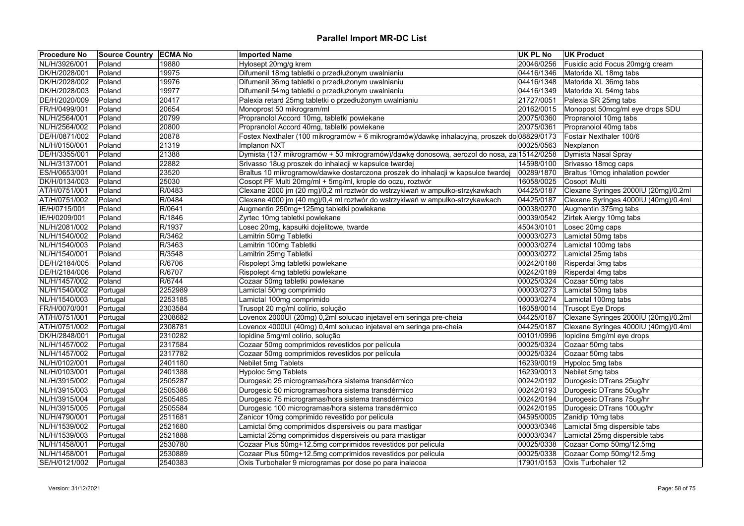# Parallel Import MR-DC List

| Procedure No | Source Country | ECMA No | Imported Name | UK PL No | UK Product |
|---|---|---|---|---|---|
| NL/H/3926/001 | Poland | 19880 | Hylosept 20mg/g krem | 20046/0256 | Fusidic acid Focus 20mg/g cream |
| DK/H/2028/001 | Poland | 19975 | Difumenil 18mg tabletki o przedłużonym uwalnianiu | 04416/1346 | Matoride XL 18mg tabs |
| DK/H/2028/002 | Poland | 19976 | Difumenil 36mg tabletki o przedłużonym uwalnianiu | 04416/1348 | Matoride XL 36mg tabs |
| DK/H/2028/003 | Poland | 19977 | Difumenil 54mg tabletki o przedłużonym uwalnianiu | 04416/1349 | Matoride XL 54mg tabs |
| DE/H/2020/009 | Poland | 20417 | Palexia retard 25mg tabletki o przedłużonym uwalnianiu | 21727/0051 | Palexia SR 25mg tabs |
| FR/H/0499/001 | Poland | 20654 | Monoprost 50 mikrogram/ml | 20162/0015 | Monopost 50mcg/ml eye drops SDU |
| NL/H/2564/001 | Poland | 20799 | Propranolol Accord 10mg, tabletki powlekane | 20075/0360 | Propranolol 10mg tabs |
| NL/H/2564/002 | Poland | 20800 | Propranolol Accord 40mg, tabletki powlekane | 20075/0361 | Propranolol 40mg tabs |
| DE/H/0871/002 | Poland | 20878 | Fostex Nexthaler (100 mikrogramów + 6 mikrogramów)/dawkę inhalacyjną, proszek do | 08829/0173 | Fostair Nexthaler 100/6 |
| NL/H/0150/001 | Poland | 21319 | Implanon NXT | 00025/0563 | Nexplanon |
| DE/H/3355/001 | Poland | 21388 | Dymista (137 mikrogramów + 50 mikrogramów)/dawkę donosową, aerozol do nosa, za | 15142/0258 | Dymista Nasal Spray |
| NL/H/3137/001 | Poland | 22882 | Srivasso 18ug proszek do inhalacji w kapsulce twardej | 14598/0100 | Srivasso 18mcg caps |
| ES/H/0653/001 | Poland | 23520 | Braltus 10 mikrogramow/dawke dostarczona proszek do inhalacji w kapsulce twardej | 00289/1870 | Braltus 10mcg inhalation powder |
| DK/H/0134/003 | Poland | 25030 | Cosopt PF Multi 20mg/ml + 5mg/ml, krople do oczu, roztwór | 16058/0025 | Cosopt iMulti |
| AT/H/0751/001 | Poland | R/0483 | Clexane 2000 jm (20 mg)/0,2 ml roztwór do wstrzykiwań w ampułko-strzykawkach | 04425/0187 | Clexane Syringes 2000IU (20mg)/0.2ml |
| AT/H/0751/002 | Poland | R/0484 | Clexane 4000 jm (40 mg)/0,4 ml roztwór do wstrzykiwań w ampułko-strzykawkach | 04425/0187 | Clexane Syringes 4000IU (40mg)/0.4ml |
| IE/H/0715/001 | Poland | R/0641 | Augmentin 250mg+125mg tabletki powlekane | 00038/0270 | Augmentin 375mg tabs |
| IE/H/0209/001 | Poland | R/1846 | Zyrtec 10mg tabletki powlekane | 00039/0542 | Zirtek Alergy 10mg tabs |
| NL/H/2081/002 | Poland | R/1937 | Losec 20mg, kapsułki dojelitowe, twarde | 45043/0101 | Losec 20mg caps |
| NL/H/1540/002 | Poland | R/3462 | Lamitrin 50mg Tabletki | 00003/0273 | Lamictal 50mg tabs |
| NL/H/1540/003 | Poland | R/3463 | Lamitrin 100mg Tabletki | 00003/0274 | Lamictal 100mg tabs |
| NL/H/1540/001 | Poland | R/3548 | Lamitrin 25mg Tabletki | 00003/0272 | Lamictal 25mg tabs |
| DE/H/2184/005 | Poland | R/6706 | Rispolept 3mg tabletki powlekane | 00242/0188 | Risperdal 3mg tabs |
| DE/H/2184/006 | Poland | R/6707 | Rispolept 4mg tabletki powlekane | 00242/0189 | Risperdal 4mg tabs |
| NL/H/1457/002 | Poland | R/6744 | Cozaar 50mg tabletki powlekane | 00025/0324 | Cozaar 50mg tabs |
| NL/H/1540/002 | Portugal | 2252989 | Lamictal 50mg comprimido | 00003/0273 | Lamictal 50mg tabs |
| NL/H/1540/003 | Portugal | 2253185 | Lamictal 100mg comprimido | 00003/0274 | Lamictal 100mg tabs |
| FR/H/0070/001 | Portugal | 2303584 | Trusopt 20 mg/ml colírio, solução | 16058/0014 | Trusopt Eye Drops |
| AT/H/0751/001 | Portugal | 2308682 | Lovenox 2000UI (20mg) 0,2ml solucao injetavel em seringa pre-cheia | 04425/0187 | Clexane Syringes 2000IU (20mg)/0.2ml |
| AT/H/0751/002 | Portugal | 2308781 | Lovenox 4000UI (40mg) 0,4ml solucao injetavel em seringa pre-cheia | 04425/0187 | Clexane Syringes 4000IU (40mg)/0.4ml |
| DK/H/2048/001 | Portugal | 2310282 | Iopidine 5mg/ml colírio, solução | 00101/0996 | Iopidine 5mg/ml eye drops |
| NL/H/1457/002 | Portugal | 2317584 | Cozaar 50mg comprimidos revestidos por película | 00025/0324 | Cozaar 50mg tabs |
| NL/H/1457/002 | Portugal | 2317782 | Cozaar 50mg comprimidos revestidos por película | 00025/0324 | Cozaar 50mg tabs |
| NL/H/0102/001 | Portugal | 2401180 | Nebilet 5mg Tablets | 16239/0019 | Hypoloc 5mg tabs |
| NL/H/0103/001 | Portugal | 2401388 | Hypoloc 5mg Tablets | 16239/0013 | Nebilet 5mg tabs |
| NL/H/3915/002 | Portugal | 2505287 | Durogesic 25 microgramas/hora sistema transdérmico | 00242/0192 | Durogesic DTrans 25ug/hr |
| NL/H/3915/003 | Portugal | 2505386 | Durogesic 50 microgramas/hora sistema transdérmico | 00242/0193 | Durogesic DTrans 50ug/hr |
| NL/H/3915/004 | Portugal | 2505485 | Durogesic 75 microgramas/hora sistema transdérmico | 00242/0194 | Durogesic DTrans 75ug/hr |
| NL/H/3915/005 | Portugal | 2505584 | Durogesic 100 microgramas/hora sistema transdérmico | 00242/0195 | Durogesic DTrans 100ug/hr |
| NL/H/4790/001 | Portugal | 2511681 | Zanicor 10mg comprimido revestido por pelicula | 04595/0005 | Zanidip 10mg tabs |
| NL/H/1539/002 | Portugal | 2521680 | Lamictal 5mg comprimidos dispersiveis ou para mastigar | 00003/0346 | Lamictal 5mg dispersible tabs |
| NL/H/1539/003 | Portugal | 2521888 | Lamictal 25mg comprimidos dispersiveis ou para mastigar | 00003/0347 | Lamictal 25mg dispersible tabs |
| NL/H/1458/001 | Portugal | 2530780 | Cozaar Plus 50mg+12.5mg comprimidos revestidos por pelicula | 00025/0338 | Cozaar Comp 50mg/12.5mg |
| NL/H/1458/001 | Portugal | 2530889 | Cozaar Plus 50mg+12.5mg comprimidos revestidos por pelicula | 00025/0338 | Cozaar Comp 50mg/12.5mg |
| SE/H/0121/002 | Portugal | 2540383 | Oxis Turbohaler 9 microgramas por dose po para inalacoa | 17901/0153 | Oxis Turbohaler 12 |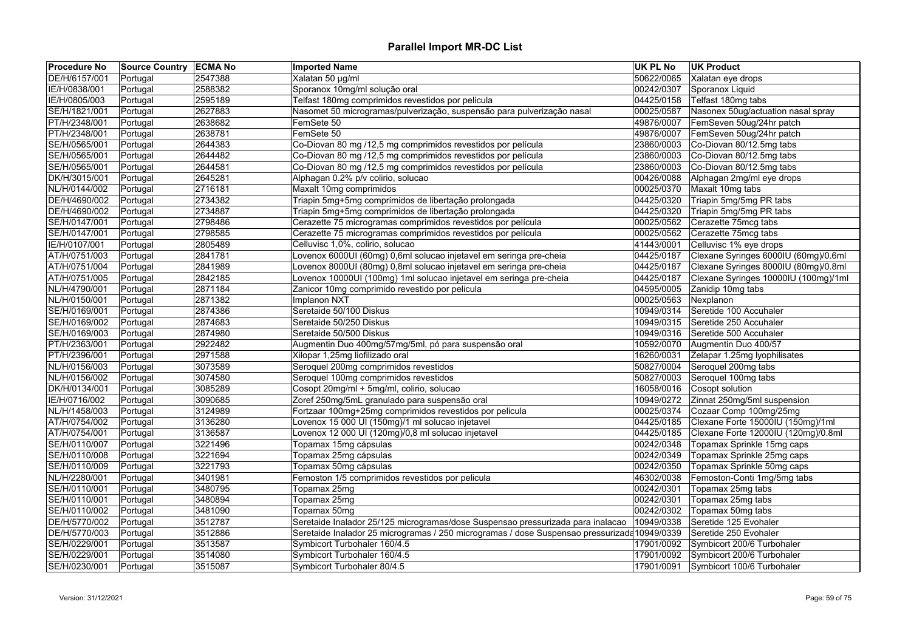# Parallel Import MR-DC List

| Procedure No | Source Country | ECMA No | Imported Name | UK PL No | UK Product |
|---|---|---|---|---|---|
| DE/H/6157/001 | Portugal | 2547388 | Xalatan 50 µg/ml | 50622/0065 | Xalatan eye drops |
| IE/H/0838/001 | Portugal | 2588382 | Sporanox 10mg/ml solução oral | 00242/0307 | Sporanox Liquid |
| IE/H/0805/003 | Portugal | 2595189 | Telfast 180mg comprimidos revestidos por pelicula | 04425/0158 | Telfast 180mg tabs |
| SE/H/1821/001 | Portugal | 2627883 | Nasomet 50 microgramas/pulverização, suspensão para pulverização nasal | 00025/0587 | Nasonex 50ug/actuation nasal spray |
| PT/H/2348/001 | Portugal | 2638682 | FemSete 50 | 49876/0007 | FemSeven 50ug/24hr patch |
| PT/H/2348/001 | Portugal | 2638781 | FemSete 50 | 49876/0007 | FemSeven 50ug/24hr patch |
| SE/H/0565/001 | Portugal | 2644383 | Co-Diovan 80 mg /12,5 mg comprimidos revestidos por película | 23860/0003 | Co-Diovan 80/12.5mg tabs |
| SE/H/0565/001 | Portugal | 2644482 | Co-Diovan 80 mg /12,5 mg comprimidos revestidos por película | 23860/0003 | Co-Diovan 80/12.5mg tabs |
| SE/H/0565/001 | Portugal | 2644581 | Co-Diovan 80 mg /12,5 mg comprimidos revestidos por película | 23860/0003 | Co-Diovan 80/12.5mg tabs |
| DK/H/3015/001 | Portugal | 2645281 | Alphagan 0.2% p/v colirio, solucao | 00426/0088 | Alphagan 2mg/ml eye drops |
| NL/H/0144/002 | Portugal | 2716181 | Maxalt 10mg comprimidos | 00025/0370 | Maxalt 10mg tabs |
| DE/H/4690/002 | Portugal | 2734382 | Triapin 5mg+5mg comprimidos de libertação prolongada | 04425/0320 | Triapin 5mg/5mg PR tabs |
| DE/H/4690/002 | Portugal | 2734887 | Triapin 5mg+5mg comprimidos de libertação prolongada | 04425/0320 | Triapin 5mg/5mg PR tabs |
| SE/H/0147/001 | Portugal | 2798486 | Cerazette 75 microgramas comprimidos revestidos por película | 00025/0562 | Cerazette 75mcg tabs |
| SE/H/0147/001 | Portugal | 2798585 | Cerazette 75 microgramas comprimidos revestidos por película | 00025/0562 | Cerazette 75mcg tabs |
| IE/H/0107/001 | Portugal | 2805489 | Celluvisc 1,0%, colirio, solucao | 41443/0001 | Celluvisc 1% eye drops |
| AT/H/0751/003 | Portugal | 2841781 | Lovenox 6000UI (60mg) 0,6ml solucao injetavel em seringa pre-cheia | 04425/0187 | Clexane Syringes 6000IU (60mg)/0.6ml |
| AT/H/0751/004 | Portugal | 2841989 | Lovenox 8000UI (80mg) 0,8ml solucao injetavel em seringa pre-cheia | 04425/0187 | Clexane Syringes 8000IU (80mg)/0.8ml |
| AT/H/0751/005 | Portugal | 2842185 | Lovenox 10000UI (100mg) 1ml solucao injetavel em seringa pre-cheia | 04425/0187 | Clexane Syringes 10000IU (100mg)/1ml |
| NL/H/4790/001 | Portugal | 2871184 | Zanicor 10mg comprimido revestido por pelicula | 04595/0005 | Zanidip 10mg tabs |
| NL/H/0150/001 | Portugal | 2871382 | Implanon NXT | 00025/0563 | Nexplanon |
| SE/H/0169/001 | Portugal | 2874386 | Seretaide 50/100 Diskus | 10949/0314 | Seretide 100 Accuhaler |
| SE/H/0169/002 | Portugal | 2874683 | Seretaide 50/250 Diskus | 10949/0315 | Seretide 250 Accuhaler |
| SE/H/0169/003 | Portugal | 2874980 | Seretaide 50/500 Diskus | 10949/0316 | Seretide 500 Accuhaler |
| PT/H/2363/001 | Portugal | 2922482 | Augmentin Duo 400mg/57mg/5ml, pó para suspensão oral | 10592/0070 | Augmentin Duo 400/57 |
| PT/H/2396/001 | Portugal | 2971588 | Xilopar 1,25mg liofilizado oral | 16260/0031 | Zelapar 1.25mg lyophilisates |
| NL/H/0156/003 | Portugal | 3073589 | Seroquel 200mg comprimidos revestidos | 50827/0004 | Seroquel 200mg tabs |
| NL/H/0156/002 | Portugal | 3074580 | Seroquel 100mg comprimidos revestidos | 50827/0003 | Seroquel 100mg tabs |
| DK/H/0134/001 | Portugal | 3085289 | Cosopt 20mg/ml + 5mg/ml, colirio, solucao | 16058/0016 | Cosopt solution |
| IE/H/0716/002 | Portugal | 3090685 | Zoref 250mg/5mL granulado para suspensão oral | 10949/0272 | Zinnat 250mg/5ml suspension |
| NL/H/1458/003 | Portugal | 3124989 | Fortzaar 100mg+25mg comprimidos revestidos por pelicula | 00025/0374 | Cozaar Comp 100mg/25mg |
| AT/H/0754/002 | Portugal | 3136280 | Lovenox 15 000 UI (150mg)/1 ml solucao injetavel | 04425/0185 | Clexane Forte 15000IU (150mg)/1ml |
| AT/H/0754/001 | Portugal | 3136587 | Lovenox 12 000 UI (120mg)/0,8 ml solucao injetavel | 04425/0185 | Clexane Forte 12000IU (120mg)/0.8ml |
| SE/H/0110/007 | Portugal | 3221496 | Topamax 15mg cápsulas | 00242/0348 | Topamax Sprinkle 15mg caps |
| SE/H/0110/008 | Portugal | 3221694 | Topamax 25mg cápsulas | 00242/0349 | Topamax Sprinkle 25mg caps |
| SE/H/0110/009 | Portugal | 3221793 | Topamax 50mg cápsulas | 00242/0350 | Topamax Sprinkle 50mg caps |
| NL/H/2280/001 | Portugal | 3401981 | Femoston 1/5 comprimidos revestidos por pelicula | 46302/0038 | Femoston-Conti 1mg/5mg tabs |
| SE/H/0110/001 | Portugal | 3480795 | Topamax 25mg | 00242/0301 | Topamax 25mg tabs |
| SE/H/0110/001 | Portugal | 3480894 | Topamax 25mg | 00242/0301 | Topamax 25mg tabs |
| SE/H/0110/002 | Portugal | 3481090 | Topamax 50mg | 00242/0302 | Topamax 50mg tabs |
| DE/H/5770/002 | Portugal | 3512787 | Seretaide Inalador 25/125 microgramas/dose Suspensao pressurizada para inalacao | 10949/0338 | Seretide 125 Evohaler |
| DE/H/5770/003 | Portugal | 3512886 | Seretaide Inalador 25 microgramas / 250 microgramas / dose Suspensao pressurizada | 10949/0339 | Seretide 250 Evohaler |
| SE/H/0229/001 | Portugal | 3513587 | Symbicort Turbohaler 160/4.5 | 17901/0092 | Symbicort 200/6 Turbohaler |
| SE/H/0229/001 | Portugal | 3514080 | Symbicort Turbohaler 160/4.5 | 17901/0092 | Symbicort 200/6 Turbohaler |
| SE/H/0230/001 | Portugal | 3515087 | Symbicort Turbohaler 80/4.5 | 17901/0091 | Symbicort 100/6 Turbohaler |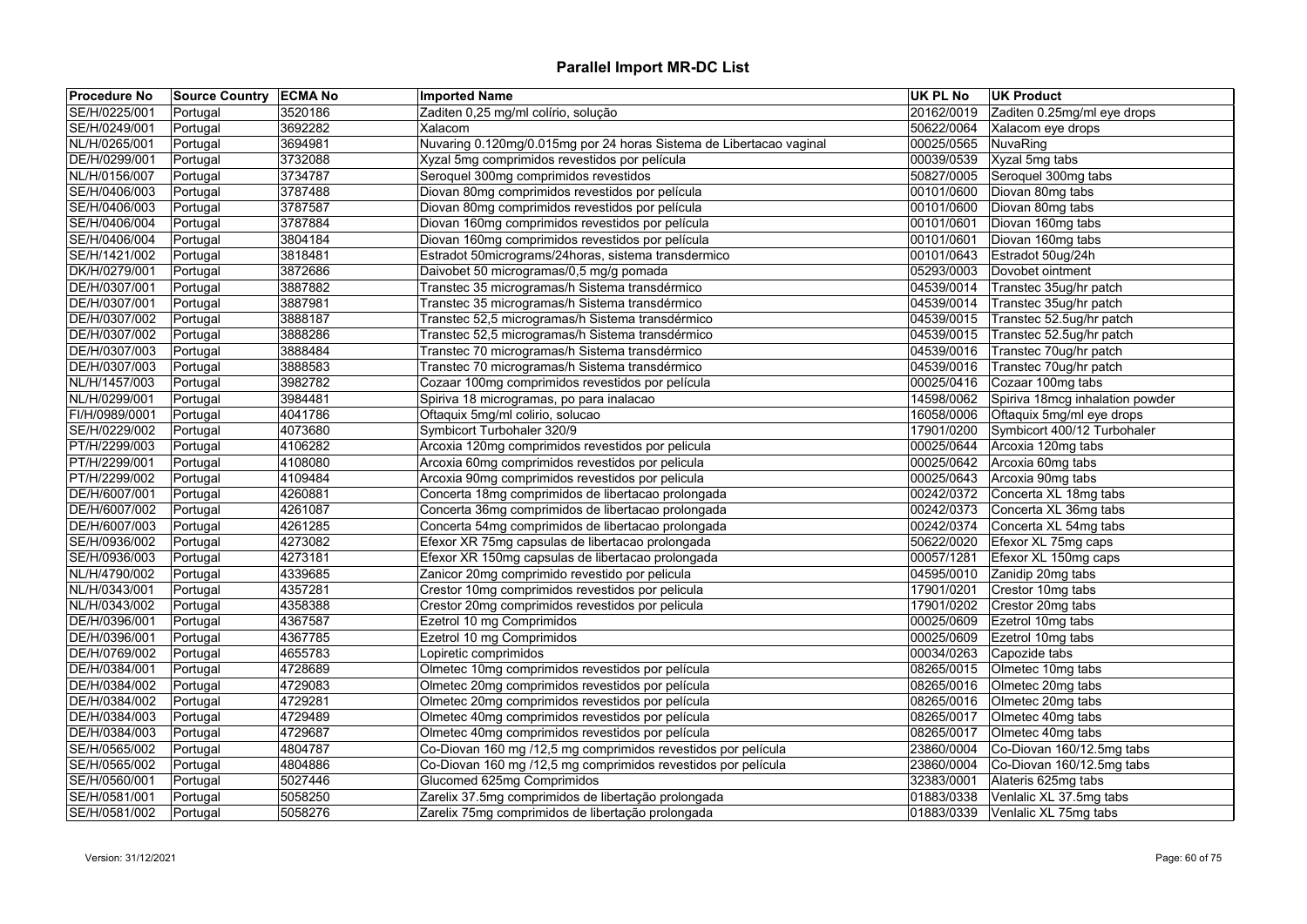# Parallel Import MR-DC List

| Procedure No | Source Country | ECMA No | Imported Name | UK PL No | UK Product |
| --- | --- | --- | --- | --- | --- |
| SE/H/0225/001 | Portugal | 3520186 | Zaditen 0,25 mg/ml colírio, solução | 20162/0019 | Zaditen 0.25mg/ml eye drops |
| SE/H/0249/001 | Portugal | 3692282 | Xalacom | 50622/0064 | Xalacom eye drops |
| NL/H/0265/001 | Portugal | 3694981 | Nuvaring 0.120mg/0.015mg por 24 horas Sistema de Libertacao vaginal | 00025/0565 | NuvaRing |
| DE/H/0299/001 | Portugal | 3732088 | Xyzal 5mg comprimidos revestidos por película | 00039/0539 | Xyzal 5mg tabs |
| NL/H/0156/007 | Portugal | 3734787 | Seroquel 300mg comprimidos revestidos | 50827/0005 | Seroquel 300mg tabs |
| SE/H/0406/003 | Portugal | 3787488 | Diovan 80mg comprimidos revestidos por película | 00101/0600 | Diovan 80mg tabs |
| SE/H/0406/003 | Portugal | 3787587 | Diovan 80mg comprimidos revestidos por película | 00101/0600 | Diovan 80mg tabs |
| SE/H/0406/004 | Portugal | 3787884 | Diovan 160mg comprimidos revestidos por película | 00101/0601 | Diovan 160mg tabs |
| SE/H/0406/004 | Portugal | 3804184 | Diovan 160mg comprimidos revestidos por película | 00101/0601 | Diovan 160mg tabs |
| SE/H/1421/002 | Portugal | 3818481 | Estradot 50micrograms/24horas, sistema transdermico | 00101/0643 | Estradot 50ug/24h |
| DK/H/0279/001 | Portugal | 3872686 | Daivobet 50 microgramas/0,5 mg/g pomada | 05293/0003 | Dovobet ointment |
| DE/H/0307/001 | Portugal | 3887882 | Transtec 35 microgramas/h Sistema transdérmico | 04539/0014 | Transtec 35ug/hr patch |
| DE/H/0307/001 | Portugal | 3887981 | Transtec 35 microgramas/h Sistema transdérmico | 04539/0014 | Transtec 35ug/hr patch |
| DE/H/0307/002 | Portugal | 3888187 | Transtec 52,5 microgramas/h Sistema transdérmico | 04539/0015 | Transtec 52.5ug/hr patch |
| DE/H/0307/002 | Portugal | 3888286 | Transtec 52,5 microgramas/h Sistema transdérmico | 04539/0015 | Transtec 52.5ug/hr patch |
| DE/H/0307/003 | Portugal | 3888484 | Transtec 70 microgramas/h Sistema transdérmico | 04539/0016 | Transtec 70ug/hr patch |
| DE/H/0307/003 | Portugal | 3888583 | Transtec 70 microgramas/h Sistema transdérmico | 04539/0016 | Transtec 70ug/hr patch |
| NL/H/1457/003 | Portugal | 3982782 | Cozaar 100mg comprimidos revestidos por película | 00025/0416 | Cozaar 100mg tabs |
| NL/H/0299/001 | Portugal | 3984481 | Spiriva 18 microgramas, po para inalacao | 14598/0062 | Spiriva 18mcg inhalation powder |
| FI/H/0989/0001 | Portugal | 4041786 | Oftaquix 5mg/ml colirio, solucao | 16058/0006 | Oftaquix 5mg/ml eye drops |
| SE/H/0229/002 | Portugal | 4073680 | Symbicort Turbohaler 320/9 | 17901/0200 | Symbicort 400/12 Turbohaler |
| PT/H/2299/003 | Portugal | 4106282 | Arcoxia 120mg comprimidos revestidos por pelicula | 00025/0644 | Arcoxia 120mg tabs |
| PT/H/2299/001 | Portugal | 4108080 | Arcoxia 60mg comprimidos revestidos por pelicula | 00025/0642 | Arcoxia 60mg tabs |
| PT/H/2299/002 | Portugal | 4109484 | Arcoxia 90mg comprimidos revestidos por pelicula | 00025/0643 | Arcoxia 90mg tabs |
| DE/H/6007/001 | Portugal | 4260881 | Concerta 18mg comprimidos de libertacao prolongada | 00242/0372 | Concerta XL 18mg tabs |
| DE/H/6007/002 | Portugal | 4261087 | Concerta 36mg comprimidos de libertacao prolongada | 00242/0373 | Concerta XL 36mg tabs |
| DE/H/6007/003 | Portugal | 4261285 | Concerta 54mg comprimidos de libertacao prolongada | 00242/0374 | Concerta XL 54mg tabs |
| SE/H/0936/002 | Portugal | 4273082 | Efexor XR 75mg capsulas de libertacao prolongada | 50622/0020 | Efexor XL 75mg caps |
| SE/H/0936/003 | Portugal | 4273181 | Efexor XR 150mg capsulas de libertacao prolongada | 00057/1281 | Efexor XL 150mg caps |
| NL/H/4790/002 | Portugal | 4339685 | Zanicor 20mg comprimido revestido por pelicula | 04595/0010 | Zanidip 20mg tabs |
| NL/H/0343/001 | Portugal | 4357281 | Crestor 10mg comprimidos revestidos por pelicula | 17901/0201 | Crestor 10mg tabs |
| NL/H/0343/002 | Portugal | 4358388 | Crestor 20mg comprimidos revestidos por pelicula | 17901/0202 | Crestor 20mg tabs |
| DE/H/0396/001 | Portugal | 4367587 | Ezetrol 10 mg Comprimidos | 00025/0609 | Ezetrol 10mg tabs |
| DE/H/0396/001 | Portugal | 4367785 | Ezetrol 10 mg Comprimidos | 00025/0609 | Ezetrol 10mg tabs |
| DE/H/0769/002 | Portugal | 4655783 | Lopiretic comprimidos | 00034/0263 | Capozide tabs |
| DE/H/0384/001 | Portugal | 4728689 | Olmetec 10mg comprimidos revestidos por película | 08265/0015 | Olmetec 10mg tabs |
| DE/H/0384/002 | Portugal | 4729083 | Olmetec 20mg comprimidos revestidos por película | 08265/0016 | Olmetec 20mg tabs |
| DE/H/0384/002 | Portugal | 4729281 | Olmetec 20mg comprimidos revestidos por película | 08265/0016 | Olmetec 20mg tabs |
| DE/H/0384/003 | Portugal | 4729489 | Olmetec 40mg comprimidos revestidos por película | 08265/0017 | Olmetec 40mg tabs |
| DE/H/0384/003 | Portugal | 4729687 | Olmetec 40mg comprimidos revestidos por película | 08265/0017 | Olmetec 40mg tabs |
| SE/H/0565/002 | Portugal | 4804787 | Co-Diovan 160 mg /12,5 mg comprimidos revestidos por película | 23860/0004 | Co-Diovan 160/12.5mg tabs |
| SE/H/0565/002 | Portugal | 4804886 | Co-Diovan 160 mg /12,5 mg comprimidos revestidos por película | 23860/0004 | Co-Diovan 160/12.5mg tabs |
| SE/H/0560/001 | Portugal | 5027446 | Glucomed 625mg Comprimidos | 32383/0001 | Alateris 625mg tabs |
| SE/H/0581/001 | Portugal | 5058250 | Zarelix 37.5mg comprimidos de libertação prolongada | 01883/0338 | Venlalic XL 37.5mg tabs |
| SE/H/0581/002 | Portugal | 5058276 | Zarelix 75mg comprimidos de libertação prolongada | 01883/0339 | Venlalic XL 75mg tabs |

Version: 31/12/2021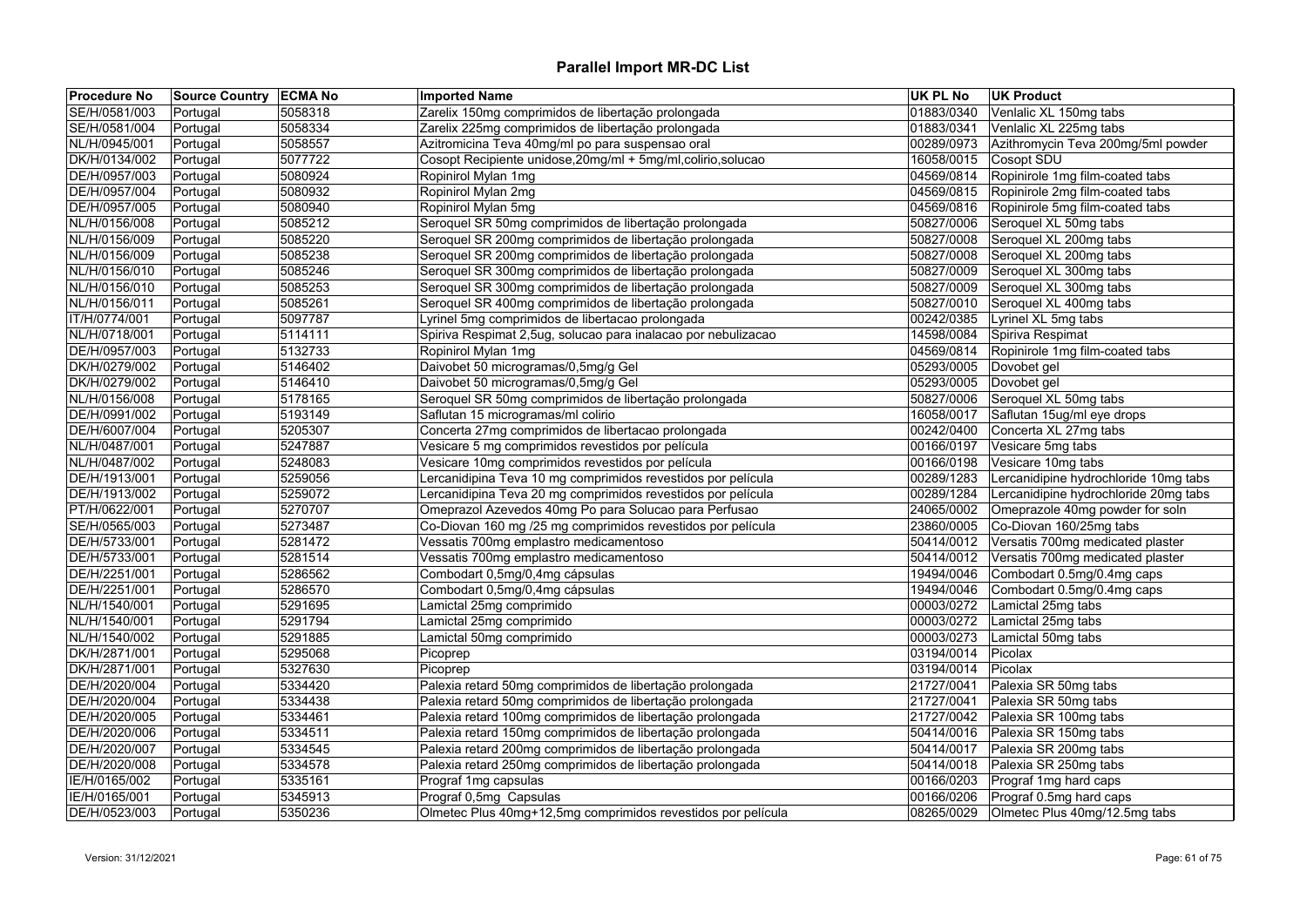# Parallel Import MR-DC List

| Procedure No | Source Country | ECMA No | Imported Name | UK PL No | UK Product |
|---|---|---|---|---|---|
| SE/H/0581/003 | Portugal | 5058318 | Zarelix 150mg comprimidos de libertação prolongada | 01883/0340 | Venlalic XL 150mg tabs |
| SE/H/0581/004 | Portugal | 5058334 | Zarelix 225mg comprimidos de libertação prolongada | 01883/0341 | Venlalic XL 225mg tabs |
| NL/H/0945/001 | Portugal | 5058557 | Azitromicina Teva 40mg/ml po para suspensao oral | 00289/0973 | Azithromycin Teva 200mg/5ml powder |
| DK/H/0134/002 | Portugal | 5077722 | Cosopt Recipiente unidose,20mg/ml + 5mg/ml,colirio,solucao | 16058/0015 | Cosopt SDU |
| DE/H/0957/003 | Portugal | 5080924 | Ropinirol Mylan 1mg | 04569/0814 | Ropinirole 1mg film-coated tabs |
| DE/H/0957/004 | Portugal | 5080932 | Ropinirol Mylan 2mg | 04569/0815 | Ropinirole 2mg film-coated tabs |
| DE/H/0957/005 | Portugal | 5080940 | Ropinirol Mylan 5mg | 04569/0816 | Ropinirole 5mg film-coated tabs |
| NL/H/0156/008 | Portugal | 5085212 | Seroquel SR 50mg comprimidos de libertação prolongada | 50827/0006 | Seroquel XL 50mg tabs |
| NL/H/0156/009 | Portugal | 5085220 | Seroquel SR 200mg comprimidos de libertação prolongada | 50827/0008 | Seroquel XL 200mg tabs |
| NL/H/0156/009 | Portugal | 5085238 | Seroquel SR 200mg comprimidos de libertação prolongada | 50827/0008 | Seroquel XL 200mg tabs |
| NL/H/0156/010 | Portugal | 5085246 | Seroquel SR 300mg comprimidos de libertação prolongada | 50827/0009 | Seroquel XL 300mg tabs |
| NL/H/0156/010 | Portugal | 5085253 | Seroquel SR 300mg comprimidos de libertação prolongada | 50827/0009 | Seroquel XL 300mg tabs |
| NL/H/0156/011 | Portugal | 5085261 | Seroquel SR 400mg comprimidos de libertação prolongada | 50827/0010 | Seroquel XL 400mg tabs |
| IT/H/0774/001 | Portugal | 5097787 | Lyrinel 5mg comprimidos de libertacao prolongada | 00242/0385 | Lyrinel XL 5mg tabs |
| NL/H/0718/001 | Portugal | 5114111 | Spiriva Respimat 2,5ug, solucao para inalacao por nebulizacao | 14598/0084 | Spiriva Respimat |
| DE/H/0957/003 | Portugal | 5132733 | Ropinirol Mylan 1mg | 04569/0814 | Ropinirole 1mg film-coated tabs |
| DK/H/0279/002 | Portugal | 5146402 | Daivobet 50 microgramas/0,5mg/g Gel | 05293/0005 | Dovobet gel |
| DK/H/0279/002 | Portugal | 5146410 | Daivobet 50 microgramas/0,5mg/g Gel | 05293/0005 | Dovobet gel |
| NL/H/0156/008 | Portugal | 5178165 | Seroquel SR 50mg comprimidos de libertação prolongada | 50827/0006 | Seroquel XL 50mg tabs |
| DE/H/0991/002 | Portugal | 5193149 | Saflutan 15 microgramas/ml colirio | 16058/0017 | Saflutan 15ug/ml eye drops |
| DE/H/6007/004 | Portugal | 5205307 | Concerta 27mg comprimidos de libertacao prolongada | 00242/0400 | Concerta XL 27mg tabs |
| NL/H/0487/001 | Portugal | 5247887 | Vesicare 5 mg comprimidos revestidos por película | 00166/0197 | Vesicare 5mg tabs |
| NL/H/0487/002 | Portugal | 5248083 | Vesicare 10mg comprimidos revestidos por película | 00166/0198 | Vesicare 10mg tabs |
| DE/H/1913/001 | Portugal | 5259056 | Lercanidipina Teva 10 mg comprimidos revestidos por película | 00289/1283 | Lercanidipine hydrochloride 10mg tabs |
| DE/H/1913/002 | Portugal | 5259072 | Lercanidipina Teva 20 mg comprimidos revestidos por película | 00289/1284 | Lercanidipine hydrochloride 20mg tabs |
| PT/H/0622/001 | Portugal | 5270707 | Omeprazol Azevedos 40mg Po para Solucao para Perfusao | 24065/0002 | Omeprazole 40mg powder for soln |
| SE/H/0565/003 | Portugal | 5273487 | Co-Diovan 160 mg /25 mg comprimidos revestidos por película | 23860/0005 | Co-Diovan 160/25mg tabs |
| DE/H/5733/001 | Portugal | 5281472 | Vessatis 700mg emplastro medicamentoso | 50414/0012 | Versatis 700mg medicated plaster |
| DE/H/5733/001 | Portugal | 5281514 | Vessatis 700mg emplastro medicamentoso | 50414/0012 | Versatis 700mg medicated plaster |
| DE/H/2251/001 | Portugal | 5286562 | Combodart 0,5mg/0,4mg cápsulas | 19494/0046 | Combodart 0.5mg/0.4mg caps |
| DE/H/2251/001 | Portugal | 5286570 | Combodart 0,5mg/0,4mg cápsulas | 19494/0046 | Combodart 0.5mg/0.4mg caps |
| NL/H/1540/001 | Portugal | 5291695 | Lamictal 25mg comprimido | 00003/0272 | Lamictal 25mg tabs |
| NL/H/1540/001 | Portugal | 5291794 | Lamictal 25mg comprimido | 00003/0272 | Lamictal 25mg tabs |
| NL/H/1540/002 | Portugal | 5291885 | Lamictal 50mg comprimido | 00003/0273 | Lamictal 50mg tabs |
| DK/H/2871/001 | Portugal | 5295068 | Picoprep | 03194/0014 | Picolax |
| DK/H/2871/001 | Portugal | 5327630 | Picoprep | 03194/0014 | Picolax |
| DE/H/2020/004 | Portugal | 5334420 | Palexia retard 50mg comprimidos de libertação prolongada | 21727/0041 | Palexia SR 50mg tabs |
| DE/H/2020/004 | Portugal | 5334438 | Palexia retard 50mg comprimidos de libertação prolongada | 21727/0041 | Palexia SR 50mg tabs |
| DE/H/2020/005 | Portugal | 5334461 | Palexia retard 100mg comprimidos de libertação prolongada | 21727/0042 | Palexia SR 100mg tabs |
| DE/H/2020/006 | Portugal | 5334511 | Palexia retard 150mg comprimidos de libertação prolongada | 50414/0016 | Palexia SR 150mg tabs |
| DE/H/2020/007 | Portugal | 5334545 | Palexia retard 200mg comprimidos de libertação prolongada | 50414/0017 | Palexia SR 200mg tabs |
| DE/H/2020/008 | Portugal | 5334578 | Palexia retard 250mg comprimidos de libertação prolongada | 50414/0018 | Palexia SR 250mg tabs |
| IE/H/0165/002 | Portugal | 5335161 | Prograf 1mg capsulas | 00166/0203 | Prograf 1mg hard caps |
| IE/H/0165/001 | Portugal | 5345913 | Prograf 0,5mg Capsulas | 00166/0206 | Prograf 0.5mg hard caps |
| DE/H/0523/003 | Portugal | 5350236 | Olmetec Plus 40mg+12,5mg comprimidos revestidos por película | 08265/0029 | Olmetec Plus 40mg/12.5mg tabs |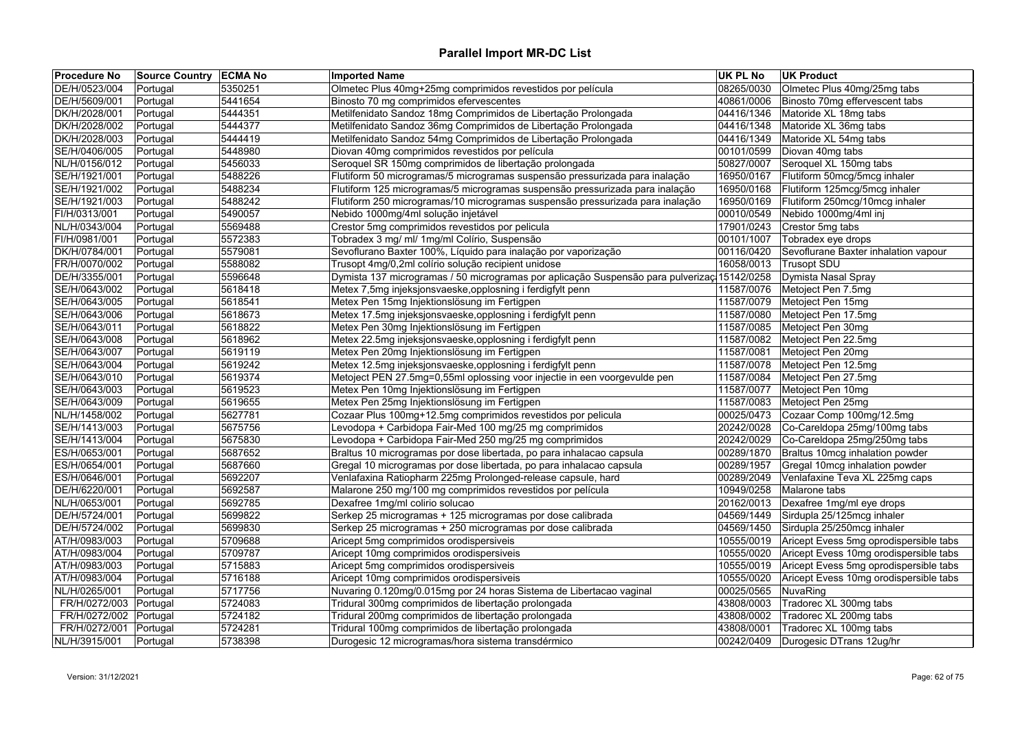# Parallel Import MR-DC List

| Procedure No | Source Country | ECMA No | Imported Name | UK PL No | UK Product |
|---|---|---|---|---|---|
| DE/H/0523/004 | Portugal | 5350251 | Olmetec Plus 40mg+25mg comprimidos revestidos por película | 08265/0030 | Olmetec Plus 40mg/25mg tabs |
| DE/H/5609/001 | Portugal | 5441654 | Binosto 70 mg comprimidos efervescentes | 40861/0006 | Binosto 70mg effervescent tabs |
| DK/H/2028/001 | Portugal | 5444351 | Metilfenidato Sandoz 18mg Comprimidos de Libertação Prolongada | 04416/1346 | Matoride XL 18mg tabs |
| DK/H/2028/002 | Portugal | 5444377 | Metilfenidato Sandoz 36mg Comprimidos de Libertação Prolongada | 04416/1348 | Matoride XL 36mg tabs |
| DK/H/2028/003 | Portugal | 5444419 | Metilfenidato Sandoz 54mg Comprimidos de Libertação Prolongada | 04416/1349 | Matoride XL 54mg tabs |
| SE/H/0406/005 | Portugal | 5448980 | Diovan 40mg comprimidos revestidos por película | 00101/0599 | Diovan 40mg tabs |
| NL/H/0156/012 | Portugal | 5456033 | Seroquel SR 150mg comprimidos de libertação prolongada | 50827/0007 | Seroquel XL 150mg tabs |
| SE/H/1921/001 | Portugal | 5488226 | Flutiform 50 microgramas/5 microgramas suspensão pressurizada para inalação | 16950/0167 | Flutiform 50mcg/5mcg inhaler |
| SE/H/1921/002 | Portugal | 5488234 | Flutiform 125 microgramas/5 microgramas suspensão pressurizada para inalação | 16950/0168 | Flutiform 125mcg/5mcg inhaler |
| SE/H/1921/003 | Portugal | 5488242 | Flutiform 250 microgramas/10 microgramas suspensão pressurizada para inalação | 16950/0169 | Flutiform 250mcg/10mcg inhaler |
| FI/H/0313/001 | Portugal | 5490057 | Nebido 1000mg/4ml solução injetável | 00010/0549 | Nebido 1000mg/4ml inj |
| NL/H/0343/004 | Portugal | 5569488 | Crestor 5mg comprimidos revestidos por pelicula | 17901/0243 | Crestor 5mg tabs |
| FI/H/0981/001 | Portugal | 5572383 | Tobradex 3 mg/ ml/ 1mg/ml Colírio, Suspensão | 00101/1007 | Tobradex eye drops |
| DK/H/0784/001 | Portugal | 5579081 | Sevoflurano Baxter 100%, Líquido para inalação por vaporização | 00116/0420 | Sevoflurane Baxter inhalation vapour |
| FR/H/0070/002 | Portugal | 5588082 | Trusopt 4mg/0,2ml colírio solução recipient unidose | 16058/0013 | Trusopt SDU |
| DE/H/3355/001 | Portugal | 5596648 | Dymista 137 microgramas / 50 microgramas por aplicação Suspensão para pulverizaç | 15142/0258 | Dymista Nasal Spray |
| SE/H/0643/002 | Portugal | 5618418 | Metex 7,5mg injeksjonsvaeske,opplosning i ferdigfylt penn | 11587/0076 | Metoject Pen 7.5mg |
| SE/H/0643/005 | Portugal | 5618541 | Metex Pen 15mg Injektionslösung im Fertigpen | 11587/0079 | Metoject Pen 15mg |
| SE/H/0643/006 | Portugal | 5618673 | Metex 17.5mg injeksjonsvaeske,opplosning i ferdigfylt penn | 11587/0080 | Metoject Pen 17.5mg |
| SE/H/0643/011 | Portugal | 5618822 | Metex Pen 30mg Injektionslösung im Fertigpen | 11587/0085 | Metoject Pen 30mg |
| SE/H/0643/008 | Portugal | 5618962 | Metex 22.5mg injeksjonsvaeske,opplosning i ferdigfylt penn | 11587/0082 | Metoject Pen 22.5mg |
| SE/H/0643/007 | Portugal | 5619119 | Metex Pen 20mg Injektionslösung im Fertigpen | 11587/0081 | Metoject Pen 20mg |
| SE/H/0643/004 | Portugal | 5619242 | Metex 12.5mg injeksjonsvaeske,opplosning i ferdigfylt penn | 11587/0078 | Metoject Pen 12.5mg |
| SE/H/0643/010 | Portugal | 5619374 | Metoject PEN 27.5mg=0,55ml oplossing voor injectie in een voorgevulde pen | 11587/0084 | Metoject Pen 27.5mg |
| SE/H/0643/003 | Portugal | 5619523 | Metex Pen 10mg Injektionslösung im Fertigpen | 11587/0077 | Metoject Pen 10mg |
| SE/H/0643/009 | Portugal | 5619655 | Metex Pen 25mg Injektionslösung im Fertigpen | 11587/0083 | Metoject Pen 25mg |
| NL/H/1458/002 | Portugal | 5627781 | Cozaar Plus 100mg+12.5mg comprimidos revestidos por pelicula | 00025/0473 | Cozaar Comp 100mg/12.5mg |
| SE/H/1413/003 | Portugal | 5675756 | Levodopa + Carbidopa Fair-Med 100 mg/25 mg comprimidos | 20242/0028 | Co-Careldopa 25mg/100mg tabs |
| SE/H/1413/004 | Portugal | 5675830 | Levodopa + Carbidopa Fair-Med 250 mg/25 mg comprimidos | 20242/0029 | Co-Careldopa 25mg/250mg tabs |
| ES/H/0653/001 | Portugal | 5687652 | Braltus 10 microgramas por dose libertada, po para inhalacao capsula | 00289/1870 | Braltus 10mcg inhalation powder |
| ES/H/0654/001 | Portugal | 5687660 | Gregal 10 microgramas por dose libertada, po para inhalacao capsula | 00289/1957 | Gregal 10mcg inhalation powder |
| ES/H/0646/001 | Portugal | 5692207 | Venlafaxina Ratiopharm 225mg Prolonged-release capsule, hard | 00289/2049 | Venlafaxine Teva XL 225mg caps |
| DE/H/6220/001 | Portugal | 5692587 | Malarone 250 mg/100 mg comprimidos revestidos por película | 10949/0258 | Malarone tabs |
| NL/H/0653/001 | Portugal | 5692785 | Dexafree 1mg/ml colirio solucao | 20162/0013 | Dexafree 1mg/ml eye drops |
| DE/H/5724/001 | Portugal | 5699822 | Serkep 25 microgramas + 125 microgramas por dose calibrada | 04569/1449 | Sirdupla 25/125mcg inhaler |
| DE/H/5724/002 | Portugal | 5699830 | Serkep 25 microgramas + 250 microgramas por dose calibrada | 04569/1450 | Sirdupla 25/250mcg inhaler |
| AT/H/0983/003 | Portugal | 5709688 | Aricept 5mg comprimidos orodispersiveis | 10555/0019 | Aricept Evess 5mg oprodispersible tabs |
| AT/H/0983/004 | Portugal | 5709787 | Aricept 10mg comprimidos orodispersiveis | 10555/0020 | Aricept Evess 10mg orodispersible tabs |
| AT/H/0983/003 | Portugal | 5715883 | Aricept 5mg comprimidos orodispersiveis | 10555/0019 | Aricept Evess 5mg oprodispersible tabs |
| AT/H/0983/004 | Portugal | 5716188 | Aricept 10mg comprimidos orodispersiveis | 10555/0020 | Aricept Evess 10mg orodispersible tabs |
| NL/H/0265/001 | Portugal | 5717756 | Nuvaring 0.120mg/0.015mg por 24 horas Sistema de Libertacao vaginal | 00025/0565 | NuvaRing |
| FR/H/0272/003 | Portugal | 5724083 | Tridural 300mg comprimidos de libertação prolongada | 43808/0003 | Tradorec XL 300mg tabs |
| FR/H/0272/002 | Portugal | 5724182 | Tridural 200mg comprimidos de libertação prolongada | 43808/0002 | Tradorec XL 200mg tabs |
| FR/H/0272/001 | Portugal | 5724281 | Tridural 100mg comprimidos de libertação prolongada | 43808/0001 | Tradorec XL 100mg tabs |
| NL/H/3915/001 | Portugal | 5738398 | Durogesic 12 microgramas/hora sistema transdérmico | 00242/0409 | Durogesic DTrans 12ug/hr |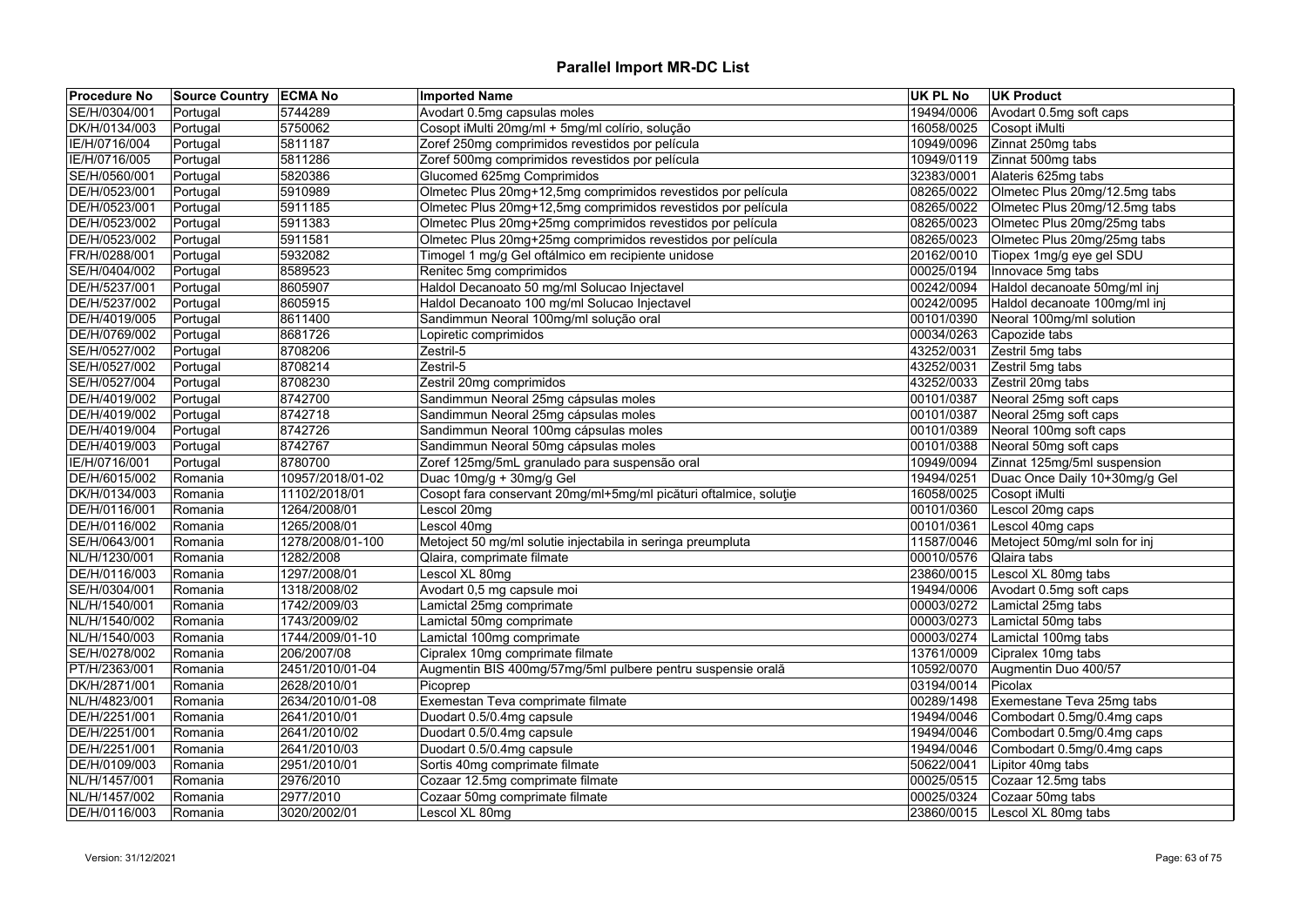# Parallel Import MR-DC List

| Procedure No | Source Country | ECMA No | Imported Name | UK PL No | UK Product |
|---|---|---|---|---|---|
| SE/H/0304/001 | Portugal | 5744289 | Avodart 0.5mg capsulas moles | 19494/0006 | Avodart 0.5mg soft caps |
| DK/H/0134/003 | Portugal | 5750062 | Cosopt iMulti 20mg/ml + 5mg/ml colírio, solução | 16058/0025 | Cosopt iMulti |
| IE/H/0716/004 | Portugal | 5811187 | Zoref 250mg comprimidos revestidos por película | 10949/0096 | Zinnat 250mg tabs |
| IE/H/0716/005 | Portugal | 5811286 | Zoref 500mg comprimidos revestidos por película | 10949/0119 | Zinnat 500mg tabs |
| SE/H/0560/001 | Portugal | 5820386 | Glucomed 625mg Comprimidos | 32383/0001 | Alateris 625mg tabs |
| DE/H/0523/001 | Portugal | 5910989 | Olmetec Plus 20mg+12,5mg comprimidos revestidos por película | 08265/0022 | Olmetec Plus 20mg/12.5mg tabs |
| DE/H/0523/001 | Portugal | 5911185 | Olmetec Plus 20mg+12,5mg comprimidos revestidos por película | 08265/0022 | Olmetec Plus 20mg/12.5mg tabs |
| DE/H/0523/002 | Portugal | 5911383 | Olmetec Plus 20mg+25mg comprimidos revestidos por película | 08265/0023 | Olmetec Plus 20mg/25mg tabs |
| DE/H/0523/002 | Portugal | 5911581 | Olmetec Plus 20mg+25mg comprimidos revestidos por película | 08265/0023 | Olmetec Plus 20mg/25mg tabs |
| FR/H/0288/001 | Portugal | 5932082 | Timogel 1 mg/g Gel oftálmico em recipiente unidose | 20162/0010 | Tiopex 1mg/g eye gel SDU |
| SE/H/0404/002 | Portugal | 8589523 | Renitec 5mg comprimidos | 00025/0194 | Innovace 5mg tabs |
| DE/H/5237/001 | Portugal | 8605907 | Haldol Decanoato 50 mg/ml Solucao Injectavel | 00242/0094 | Haldol decanoate 50mg/ml inj |
| DE/H/5237/002 | Portugal | 8605915 | Haldol Decanoato 100 mg/ml Solucao Injectavel | 00242/0095 | Haldol decanoate 100mg/ml inj |
| DE/H/4019/005 | Portugal | 8611400 | Sandimmun Neoral 100mg/ml solução oral | 00101/0390 | Neoral 100mg/ml solution |
| DE/H/0769/002 | Portugal | 8681726 | Lopiretic comprimidos | 00034/0263 | Capozide tabs |
| SE/H/0527/002 | Portugal | 8708206 | Zestril-5 | 43252/0031 | Zestril 5mg tabs |
| SE/H/0527/002 | Portugal | 8708214 | Zestril-5 | 43252/0031 | Zestril 5mg tabs |
| SE/H/0527/004 | Portugal | 8708230 | Zestril 20mg comprimidos | 43252/0033 | Zestril 20mg tabs |
| DE/H/4019/002 | Portugal | 8742700 | Sandimmun Neoral 25mg cápsulas moles | 00101/0387 | Neoral 25mg soft caps |
| DE/H/4019/002 | Portugal | 8742718 | Sandimmun Neoral 25mg cápsulas moles | 00101/0387 | Neoral 25mg soft caps |
| DE/H/4019/004 | Portugal | 8742726 | Sandimmun Neoral 100mg cápsulas moles | 00101/0389 | Neoral 100mg soft caps |
| DE/H/4019/003 | Portugal | 8742767 | Sandimmun Neoral 50mg cápsulas moles | 00101/0388 | Neoral 50mg soft caps |
| IE/H/0716/001 | Portugal | 8780700 | Zoref 125mg/5mL granulado para suspensão oral | 10949/0094 | Zinnat 125mg/5ml suspension |
| DE/H/6015/002 | Romania | 10957/2018/01-02 | Duac 10mg/g + 30mg/g Gel | 19494/0251 | Duac Once Daily 10+30mg/g Gel |
| DK/H/0134/003 | Romania | 11102/2018/01 | Cosopt fara conservant 20mg/ml+5mg/ml picături oftalmice, soluţie | 16058/0025 | Cosopt iMulti |
| DE/H/0116/001 | Romania | 1264/2008/01 | Lescol 20mg | 00101/0360 | Lescol 20mg caps |
| DE/H/0116/002 | Romania | 1265/2008/01 | Lescol 40mg | 00101/0361 | Lescol 40mg caps |
| SE/H/0643/001 | Romania | 1278/2008/01-100 | Metoject 50 mg/ml solutie injectabila in seringa preumpluta | 11587/0046 | Metoject 50mg/ml soln for inj |
| NL/H/1230/001 | Romania | 1282/2008 | Qlaira, comprimate filmate | 00010/0576 | Qlaira tabs |
| DE/H/0116/003 | Romania | 1297/2008/01 | Lescol XL 80mg | 23860/0015 | Lescol XL 80mg tabs |
| SE/H/0304/001 | Romania | 1318/2008/02 | Avodart 0,5 mg capsule moi | 19494/0006 | Avodart 0.5mg soft caps |
| NL/H/1540/001 | Romania | 1742/2009/03 | Lamictal 25mg comprimate | 00003/0272 | Lamictal 25mg tabs |
| NL/H/1540/002 | Romania | 1743/2009/02 | Lamictal 50mg comprimate | 00003/0273 | Lamictal 50mg tabs |
| NL/H/1540/003 | Romania | 1744/2009/01-10 | Lamictal 100mg comprimate | 00003/0274 | Lamictal 100mg tabs |
| SE/H/0278/002 | Romania | 206/2007/08 | Cipralex 10mg comprimate filmate | 13761/0009 | Cipralex 10mg tabs |
| PT/H/2363/001 | Romania | 2451/2010/01-04 | Augmentin BIS 400mg/57mg/5ml pulbere pentru suspensie orală | 10592/0070 | Augmentin Duo 400/57 |
| DK/H/2871/001 | Romania | 2628/2010/01 | Picoprep | 03194/0014 | Picolax |
| NL/H/4823/001 | Romania | 2634/2010/01-08 | Exemestan Teva comprimate filmate | 00289/1498 | Exemestane Teva 25mg tabs |
| DE/H/2251/001 | Romania | 2641/2010/01 | Duodart 0.5/0.4mg capsule | 19494/0046 | Combodart 0.5mg/0.4mg caps |
| DE/H/2251/001 | Romania | 2641/2010/02 | Duodart 0.5/0.4mg capsule | 19494/0046 | Combodart 0.5mg/0.4mg caps |
| DE/H/2251/001 | Romania | 2641/2010/03 | Duodart 0.5/0.4mg capsule | 19494/0046 | Combodart 0.5mg/0.4mg caps |
| DE/H/0109/003 | Romania | 2951/2010/01 | Sortis 40mg comprimate filmate | 50622/0041 | Lipitor 40mg tabs |
| NL/H/1457/001 | Romania | 2976/2010 | Cozaar 12.5mg comprimate filmate | 00025/0515 | Cozaar 12.5mg tabs |
| NL/H/1457/002 | Romania | 2977/2010 | Cozaar 50mg comprimate filmate | 00025/0324 | Cozaar 50mg tabs |
| DE/H/0116/003 | Romania | 3020/2002/01 | Lescol XL 80mg | 23860/0015 | Lescol XL 80mg tabs |

Version: 31/12/2021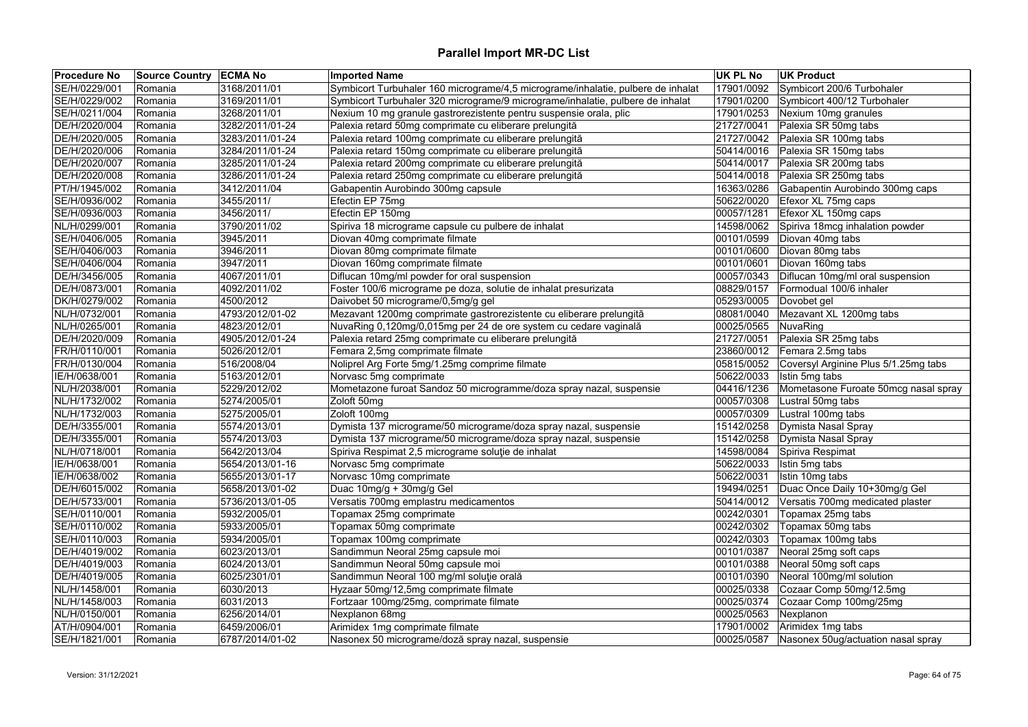# Parallel Import MR-DC List

| Procedure No | Source Country | ECMA No | Imported Name | UK PL No | UK Product |
|---|---|---|---|---|---|
| SE/H/0229/001 | Romania | 3168/2011/01 | Symbicort Turbuhaler 160 micrograme/4,5 micrograme/inhalatie, pulbere de inhalat | 17901/0092 | Symbicort 200/6 Turbohaler |
| SE/H/0229/002 | Romania | 3169/2011/01 | Symbicort Turbuhaler 320 micrograme/9 micrograme/inhalatie, pulbere de inhalat | 17901/0200 | Symbicort 400/12 Turbohaler |
| SE/H/0211/004 | Romania | 3268/2011/01 | Nexium 10 mg granule gastrorezistente pentru suspensie orala, plic | 17901/0253 | Nexium 10mg granules |
| DE/H/2020/004 | Romania | 3282/2011/01-24 | Palexia retard 50mg comprimate cu eliberare prelungită | 21727/0041 | Palexia SR 50mg tabs |
| DE/H/2020/005 | Romania | 3283/2011/01-24 | Palexia retard 100mg comprimate cu eliberare prelungită | 21727/0042 | Palexia SR 100mg tabs |
| DE/H/2020/006 | Romania | 3284/2011/01-24 | Palexia retard 150mg comprimate cu eliberare prelungită | 50414/0016 | Palexia SR 150mg tabs |
| DE/H/2020/007 | Romania | 3285/2011/01-24 | Palexia retard 200mg comprimate cu eliberare prelungită | 50414/0017 | Palexia SR 200mg tabs |
| DE/H/2020/008 | Romania | 3286/2011/01-24 | Palexia retard 250mg comprimate cu eliberare prelungită | 50414/0018 | Palexia SR 250mg tabs |
| PT/H/1945/002 | Romania | 3412/2011/04 | Gabapentin Aurobindo 300mg capsule | 16363/0286 | Gabapentin Aurobindo 300mg caps |
| SE/H/0936/002 | Romania | 3455/2011/ | Efectin EP 75mg | 50622/0020 | Efexor XL 75mg caps |
| SE/H/0936/003 | Romania | 3456/2011/ | Efectin EP 150mg | 00057/1281 | Efexor XL 150mg caps |
| NL/H/0299/001 | Romania | 3790/2011/02 | Spiriva 18 micrograme capsule cu pulbere de inhalat | 14598/0062 | Spiriva 18mcg inhalation powder |
| SE/H/0406/005 | Romania | 3945/2011 | Diovan 40mg comprimate filmate | 00101/0599 | Diovan 40mg tabs |
| SE/H/0406/003 | Romania | 3946/2011 | Diovan 80mg comprimate filmate | 00101/0600 | Diovan 80mg tabs |
| SE/H/0406/004 | Romania | 3947/2011 | Diovan 160mg comprimate filmate | 00101/0601 | Diovan 160mg tabs |
| DE/H/3456/005 | Romania | 4067/2011/01 | Diflucan 10mg/ml powder for oral suspension | 00057/0343 | Diflucan 10mg/ml oral suspension |
| DE/H/0873/001 | Romania | 4092/2011/02 | Foster 100/6 micrograme pe doza, solutie de inhalat presurizata | 08829/0157 | Formodual 100/6 inhaler |
| DK/H/0279/002 | Romania | 4500/2012 | Daivobet 50 micrograme/0,5mg/g gel | 05293/0005 | Dovobet gel |
| NL/H/0732/001 | Romania | 4793/2012/01-02 | Mezavant 1200mg comprimate gastrorezistente cu eliberare prelungită | 08081/0040 | Mezavant XL 1200mg tabs |
| NL/H/0265/001 | Romania | 4823/2012/01 | NuvaRing 0,120mg/0,015mg per 24 de ore system cu cedare vaginală | 00025/0565 | NuvaRing |
| DE/H/2020/009 | Romania | 4905/2012/01-24 | Palexia retard 25mg comprimate cu eliberare prelungită | 21727/0051 | Palexia SR 25mg tabs |
| FR/H/0110/001 | Romania | 5026/2012/01 | Femara 2,5mg comprimate filmate | 23860/0012 | Femara 2.5mg tabs |
| FR/H/0130/004 | Romania | 516/2008/04 | Noliprel Arg Forte 5mg/1.25mg comprime filmate | 05815/0052 | Coversyl Arginine Plus 5/1.25mg tabs |
| IE/H/0638/001 | Romania | 5163/2012/01 | Norvasc 5mg comprimate | 50622/0033 | Istin 5mg tabs |
| NL/H/2038/001 | Romania | 5229/2012/02 | Mometazone furoat Sandoz 50 microgramme/doza spray nazal, suspensie | 04416/1236 | Mometasone Furoate 50mcg nasal spray |
| NL/H/1732/002 | Romania | 5274/2005/01 | Zoloft 50mg | 00057/0308 | Lustral 50mg tabs |
| NL/H/1732/003 | Romania | 5275/2005/01 | Zoloft 100mg | 00057/0309 | Lustral 100mg tabs |
| DE/H/3355/001 | Romania | 5574/2013/01 | Dymista 137 micrograme/50 micrograme/doza spray nazal, suspensie | 15142/0258 | Dymista Nasal Spray |
| DE/H/3355/001 | Romania | 5574/2013/03 | Dymista 137 micrograme/50 micrograme/doza spray nazal, suspensie | 15142/0258 | Dymista Nasal Spray |
| NL/H/0718/001 | Romania | 5642/2013/04 | Spiriva Respimat 2,5 micrograme soluţie de inhalat | 14598/0084 | Spiriva Respimat |
| IE/H/0638/001 | Romania | 5654/2013/01-16 | Norvasc 5mg comprimate | 50622/0033 | Istin 5mg tabs |
| IE/H/0638/002 | Romania | 5655/2013/01-17 | Norvasc 10mg comprimate | 50622/0031 | Istin 10mg tabs |
| DE/H/6015/002 | Romania | 5658/2013/01-02 | Duac 10mg/g + 30mg/g Gel | 19494/0251 | Duac Once Daily 10+30mg/g Gel |
| DE/H/5733/001 | Romania | 5736/2013/01-05 | Versatis 700mg emplastru medicamentos | 50414/0012 | Versatis 700mg medicated plaster |
| SE/H/0110/001 | Romania | 5932/2005/01 | Topamax 25mg comprimate | 00242/0301 | Topamax 25mg tabs |
| SE/H/0110/002 | Romania | 5933/2005/01 | Topamax 50mg comprimate | 00242/0302 | Topamax 50mg tabs |
| SE/H/0110/003 | Romania | 5934/2005/01 | Topamax 100mg comprimate | 00242/0303 | Topamax 100mg tabs |
| DE/H/4019/002 | Romania | 6023/2013/01 | Sandimmun Neoral 25mg capsule moi | 00101/0387 | Neoral 25mg soft caps |
| DE/H/4019/003 | Romania | 6024/2013/01 | Sandimmun Neoral 50mg capsule moi | 00101/0388 | Neoral 50mg soft caps |
| DE/H/4019/005 | Romania | 6025/2301/01 | Sandimmun Neoral 100 mg/ml soluţie orală | 00101/0390 | Neoral 100mg/ml solution |
| NL/H/1458/001 | Romania | 6030/2013 | Hyzaar 50mg/12,5mg comprimate filmate | 00025/0338 | Cozaar Comp 50mg/12.5mg |
| NL/H/1458/003 | Romania | 6031/2013 | Fortzaar 100mg/25mg, comprimate filmate | 00025/0374 | Cozaar Comp 100mg/25mg |
| NL/H/0150/001 | Romania | 6256/2014/01 | Nexplanon 68mg | 00025/0563 | Nexplanon |
| AT/H/0904/001 | Romania | 6459/2006/01 | Arimidex 1mg comprimate filmate | 17901/0002 | Arimidex 1mg tabs |
| SE/H/1821/001 | Romania | 6787/2014/01-02 | Nasonex 50 micrograme/doză spray nazal, suspensie | 00025/0587 | Nasonex 50ug/actuation nasal spray |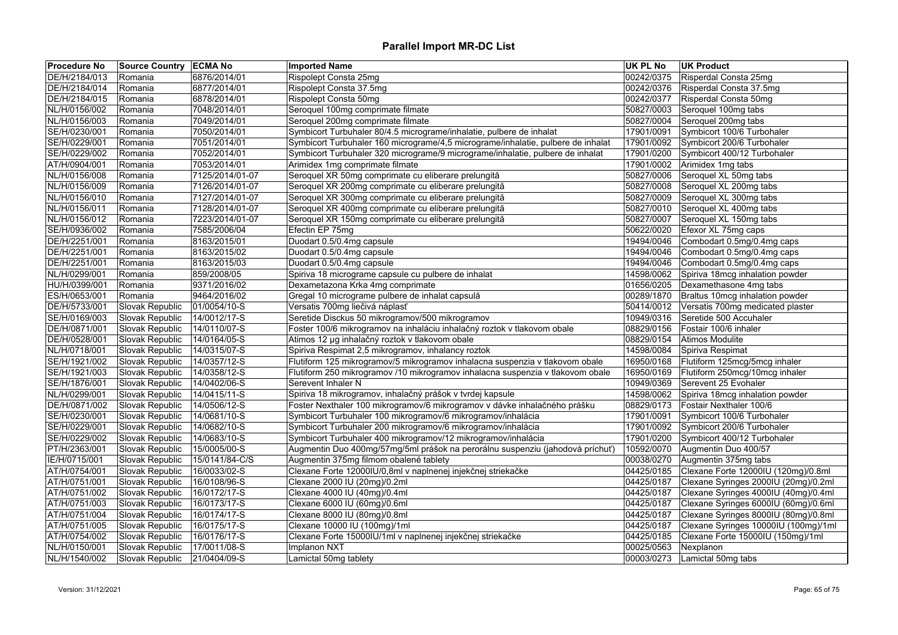# Parallel Import MR-DC List

| Procedure No | Source Country | ECMA No | Imported Name | UK PL No | UK Product |
|---|---|---|---|---|---|
| DE/H/2184/013 | Romania | 6876/2014/01 | Rispolept Consta 25mg | 00242/0375 | Risperdal Consta 25mg |
| DE/H/2184/014 | Romania | 6877/2014/01 | Rispolept Consta 37.5mg | 00242/0376 | Risperdal Consta 37.5mg |
| DE/H/2184/015 | Romania | 6878/2014/01 | Rispolept Consta 50mg | 00242/0377 | Risperdal Consta 50mg |
| NL/H/0156/002 | Romania | 7048/2014/01 | Seroquel 100mg comprimate filmate | 50827/0003 | Seroquel 100mg tabs |
| NL/H/0156/003 | Romania | 7049/2014/01 | Seroquel 200mg comprimate filmate | 50827/0004 | Seroquel 200mg tabs |
| SE/H/0230/001 | Romania | 7050/2014/01 | Symbicort Turbuhaler 80/4.5 micrograme/inhalatie, pulbere de inhalat | 17901/0091 | Symbicort 100/6 Turbohaler |
| SE/H/0229/001 | Romania | 7051/2014/01 | Symbicort Turbuhaler 160 micrograme/4,5 micrograme/inhalatie, pulbere de inhalat | 17901/0092 | Symbicort 200/6 Turbohaler |
| SE/H/0229/002 | Romania | 7052/2014/01 | Symbicort Turbuhaler 320 micrograme/9 micrograme/inhalatie, pulbere de inhalat | 17901/0200 | Symbicort 400/12 Turbohaler |
| AT/H/0904/001 | Romania | 7053/2014/01 | Arimidex 1mg comprimate filmate | 17901/0002 | Arimidex 1mg tabs |
| NL/H/0156/008 | Romania | 7125/2014/01-07 | Seroquel XR 50mg comprimate cu eliberare prelungită | 50827/0006 | Seroquel XL 50mg tabs |
| NL/H/0156/009 | Romania | 7126/2014/01-07 | Seroquel XR 200mg comprimate cu eliberare prelungită | 50827/0008 | Seroquel XL 200mg tabs |
| NL/H/0156/010 | Romania | 7127/2014/01-07 | Seroquel XR 300mg comprimate cu eliberare prelungită | 50827/0009 | Seroquel XL 300mg tabs |
| NL/H/0156/011 | Romania | 7128/2014/01-07 | Seroquel XR 400mg comprimate cu eliberare prelungită | 50827/0010 | Seroquel XL 400mg tabs |
| NL/H/0156/012 | Romania | 7223/2014/01-07 | Seroquel XR 150mg comprimate cu eliberare prelungită | 50827/0007 | Seroquel XL 150mg tabs |
| SE/H/0936/002 | Romania | 7585/2006/04 | Efectin EP 75mg | 50622/0020 | Efexor XL 75mg caps |
| DE/H/2251/001 | Romania | 8163/2015/01 | Duodart 0.5/0.4mg capsule | 19494/0046 | Combodart 0.5mg/0.4mg caps |
| DE/H/2251/001 | Romania | 8163/2015/02 | Duodart 0.5/0.4mg capsule | 19494/0046 | Combodart 0.5mg/0.4mg caps |
| DE/H/2251/001 | Romania | 8163/2015/03 | Duodart 0.5/0.4mg capsule | 19494/0046 | Combodart 0.5mg/0.4mg caps |
| NL/H/0299/001 | Romania | 859/2008/05 | Spiriva 18 micrograme capsule cu pulbere de inhalat | 14598/0062 | Spiriva 18mcg inhalation powder |
| HU/H/0399/001 | Romania | 9371/2016/02 | Dexametazona Krka 4mg comprimate | 01656/0205 | Dexamethasone 4mg tabs |
| ES/H/0653/001 | Romania | 9464/2016/02 | Gregal 10 micrograme pulbere de inhalat capsulă | 00289/1870 | Braltus 10mcg inhalation powder |
| DE/H/5733/001 | Slovak Republic | 01/0054/10-S | Versatis 700mg liečivá náplasť | 50414/0012 | Versatis 700mg medicated plaster |
| SE/H/0169/003 | Slovak Republic | 14/0012/17-S | Seretide Disckus 50 mikrogramov/500 mikrogramov | 10949/0316 | Seretide 500 Accuhaler |
| DE/H/0871/001 | Slovak Republic | 14/0110/07-S | Foster 100/6 mikrogramov na inhaláciu inhalačný roztok v tlakovom obale | 08829/0156 | Fostair 100/6 inhaler |
| DE/H/0528/001 | Slovak Republic | 14/0164/05-S | Atimos 12 µg inhalačný roztok v tlakovom obale | 08829/0154 | Atimos Modulite |
| NL/H/0718/001 | Slovak Republic | 14/0315/07-S | Spiriva Respimat 2,5 mikrogramov, inhalancy roztok | 14598/0084 | Spiriva Respimat |
| SE/H/1921/002 | Slovak Republic | 14/0357/12-S | Flutiform 125 mikrogramov/5 mikrogramov inhalacna suspenzia v tlakovom obale | 16950/0168 | Flutiform 125mcg/5mcg inhaler |
| SE/H/1921/003 | Slovak Republic | 14/0358/12-S | Flutiform 250 mikrogramov /10 mikrogramov inhalacna suspenzia v tlakovom obale | 16950/0169 | Flutiform 250mcg/10mcg inhaler |
| SE/H/1876/001 | Slovak Republic | 14/0402/06-S | Serevent Inhaler N | 10949/0369 | Serevent 25 Evohaler |
| NL/H/0299/001 | Slovak Republic | 14/0415/11-S | Spiriva 18 mikrogramov, inhalačný prášok v tvrdej kapsule | 14598/0062 | Spiriva 18mcg inhalation powder |
| DE/H/0871/002 | Slovak Republic | 14/0506/12-S | Foster Nexthaler 100 mikrogramov/6 mikrogramov v dávke inhalačného prášku | 08829/0173 | Fostair Nexthaler 100/6 |
| SE/H/0230/001 | Slovak Republic | 14/0681/10-S | Symbicort Turbuhaler 100 mikrogramov/6 mikrogramov/inhalácia | 17901/0091 | Symbicort 100/6 Turbohaler |
| SE/H/0229/001 | Slovak Republic | 14/0682/10-S | Symbicort Turbuhaler 200 mikrogramov/6 mikrogramov/inhalácia | 17901/0092 | Symbicort 200/6 Turbohaler |
| SE/H/0229/002 | Slovak Republic | 14/0683/10-S | Symbicort Turbuhaler 400 mikrogramov/12 mikrogramov/inhalácia | 17901/0200 | Symbicort 400/12 Turbohaler |
| PT/H/2363/001 | Slovak Republic | 15/0005/00-S | Augmentin Duo 400mg/57mg/5ml prášok na perorálnu suspenziu (jahodová príchuť) | 10592/0070 | Augmentin Duo 400/57 |
| IE/H/0715/001 | Slovak Republic | 15/0141/84-C/S | Augmentin 375mg filmom obalené tablety | 00038/0270 | Augmentin 375mg tabs |
| AT/H/0754/001 | Slovak Republic | 16/0033/02-S | Clexane Forte 12000IU/0,8ml v naplnenej injekčnej striekačke | 04425/0185 | Clexane Forte 12000IU (120mg)/0.8ml |
| AT/H/0751/001 | Slovak Republic | 16/0108/96-S | Clexane 2000 IU (20mg)/0.2ml | 04425/0187 | Clexane Syringes 2000IU (20mg)/0.2ml |
| AT/H/0751/002 | Slovak Republic | 16/0172/17-S | Clexane 4000 IU (40mg)/0.4ml | 04425/0187 | Clexane Syringes 4000IU (40mg)/0.4ml |
| AT/H/0751/003 | Slovak Republic | 16/0173/17-S | Clexane 6000 IU (60mg)/0.6ml | 04425/0187 | Clexane Syringes 6000IU (60mg)/0.6ml |
| AT/H/0751/004 | Slovak Republic | 16/0174/17-S | Clexane 8000 IU (80mg)/0.8ml | 04425/0187 | Clexane Syringes 8000IU (80mg)/0.8ml |
| AT/H/0751/005 | Slovak Republic | 16/0175/17-S | Clexane 10000 IU (100mg)/1ml | 04425/0187 | Clexane Syringes 10000IU (100mg)/1ml |
| AT/H/0754/002 | Slovak Republic | 16/0176/17-S | Clexane Forte 15000IU/1ml v naplnenej injekčnej striekačke | 04425/0185 | Clexane Forte 15000IU (150mg)/1ml |
| NL/H/0150/001 | Slovak Republic | 17/0011/08-S | Implanon NXT | 00025/0563 | Nexplanon |
| NL/H/1540/002 | Slovak Republic | 21/0404/09-S | Lamictal 50mg tablety | 00003/0273 | Lamictal 50mg tabs |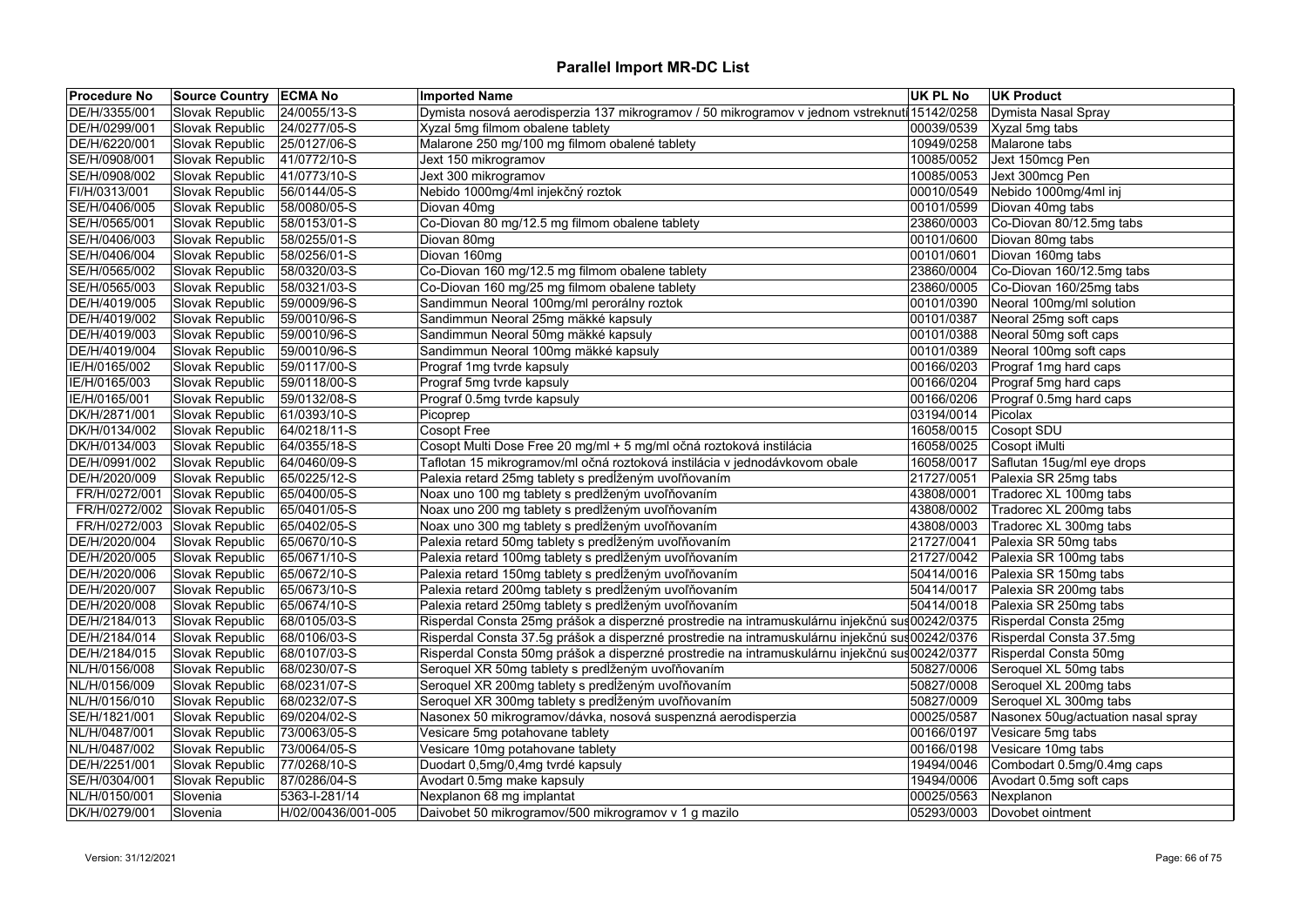# Parallel Import MR-DC List

| Procedure No | Source Country | ECMA No | Imported Name | UK PL No | UK Product |
|---|---|---|---|---|---|
| DE/H/3355/001 | Slovak Republic | 24/0055/13-S | Dymista nosová aerodisperzia 137 mikrogramov / 50 mikrogramov v jednom vstreknutí | 15142/0258 | Dymista Nasal Spray |
| DE/H/0299/001 | Slovak Republic | 24/0277/05-S | Xyzal 5mg filmom obalene tablety | 00039/0539 | Xyzal 5mg tabs |
| DE/H/6220/001 | Slovak Republic | 25/0127/06-S | Malarone 250 mg/100 mg filmom obalené tablety | 10949/0258 | Malarone tabs |
| SE/H/0908/001 | Slovak Republic | 41/0772/10-S | Jext 150 mikrogramov | 10085/0052 | Jext 150mcg Pen |
| SE/H/0908/002 | Slovak Republic | 41/0773/10-S | Jext 300 mikrogramov | 10085/0053 | Jext 300mcg Pen |
| FI/H/0313/001 | Slovak Republic | 56/0144/05-S | Nebido 1000mg/4ml injekčný roztok | 00010/0549 | Nebido 1000mg/4ml inj |
| SE/H/0406/005 | Slovak Republic | 58/0080/05-S | Diovan 40mg | 00101/0599 | Diovan 40mg tabs |
| SE/H/0565/001 | Slovak Republic | 58/0153/01-S | Co-Diovan 80 mg/12.5 mg filmom obalene tablety | 23860/0003 | Co-Diovan 80/12.5mg tabs |
| SE/H/0406/003 | Slovak Republic | 58/0255/01-S | Diovan 80mg | 00101/0600 | Diovan 80mg tabs |
| SE/H/0406/004 | Slovak Republic | 58/0256/01-S | Diovan 160mg | 00101/0601 | Diovan 160mg tabs |
| SE/H/0565/002 | Slovak Republic | 58/0320/03-S | Co-Diovan 160 mg/12.5 mg filmom obalene tablety | 23860/0004 | Co-Diovan 160/12.5mg tabs |
| SE/H/0565/003 | Slovak Republic | 58/0321/03-S | Co-Diovan 160 mg/25 mg filmom obalene tablety | 23860/0005 | Co-Diovan 160/25mg tabs |
| DE/H/4019/005 | Slovak Republic | 59/0009/96-S | Sandimmun Neoral 100mg/ml perorálny roztok | 00101/0390 | Neoral 100mg/ml solution |
| DE/H/4019/002 | Slovak Republic | 59/0010/96-S | Sandimmun Neoral 25mg mäkké kapsuly | 00101/0387 | Neoral 25mg soft caps |
| DE/H/4019/003 | Slovak Republic | 59/0010/96-S | Sandimmun Neoral 50mg mäkké kapsuly | 00101/0388 | Neoral 50mg soft caps |
| DE/H/4019/004 | Slovak Republic | 59/0010/96-S | Sandimmun Neoral 100mg mäkké kapsuly | 00101/0389 | Neoral 100mg soft caps |
| IE/H/0165/002 | Slovak Republic | 59/0117/00-S | Prograf 1mg tvrde kapsuly | 00166/0203 | Prograf 1mg hard caps |
| IE/H/0165/003 | Slovak Republic | 59/0118/00-S | Prograf 5mg tvrde kapsuly | 00166/0204 | Prograf 5mg hard caps |
| IE/H/0165/001 | Slovak Republic | 59/0132/08-S | Prograf 0.5mg tvrde kapsuly | 00166/0206 | Prograf 0.5mg hard caps |
| DK/H/2871/001 | Slovak Republic | 61/0393/10-S | Picoprep | 03194/0014 | Picolax |
| DK/H/0134/002 | Slovak Republic | 64/0218/11-S | Cosopt Free | 16058/0015 | Cosopt SDU |
| DK/H/0134/003 | Slovak Republic | 64/0355/18-S | Cosopt Multi Dose Free 20 mg/ml + 5 mg/ml očná roztoková instilácia | 16058/0025 | Cosopt iMulti |
| DE/H/0991/002 | Slovak Republic | 64/0460/09-S | Taflotan 15 mikrogramov/ml očná roztoková instilácia v jednodávkovom obale | 16058/0017 | Saflutan 15ug/ml eye drops |
| DE/H/2020/009 | Slovak Republic | 65/0225/12-S | Palexia retard 25mg tablety s predĺženým uvoľňovaním | 21727/0051 | Palexia SR 25mg tabs |
| FR/H/0272/001 | Slovak Republic | 65/0400/05-S | Noax uno 100 mg tablety s predĺženým uvoľňovaním | 43808/0001 | Tradorec XL 100mg tabs |
| FR/H/0272/002 | Slovak Republic | 65/0401/05-S | Noax uno 200 mg tablety s predĺženým uvoľňovaním | 43808/0002 | Tradorec XL 200mg tabs |
| FR/H/0272/003 | Slovak Republic | 65/0402/05-S | Noax uno 300 mg tablety s predĺženým uvoľňovaním | 43808/0003 | Tradorec XL 300mg tabs |
| DE/H/2020/004 | Slovak Republic | 65/0670/10-S | Palexia retard 50mg tablety s predĺženým uvoľňovaním | 21727/0041 | Palexia SR 50mg tabs |
| DE/H/2020/005 | Slovak Republic | 65/0671/10-S | Palexia retard 100mg tablety s predĺženým uvoľňovaním | 21727/0042 | Palexia SR 100mg tabs |
| DE/H/2020/006 | Slovak Republic | 65/0672/10-S | Palexia retard 150mg tablety s predĺženým uvoľňovaním | 50414/0016 | Palexia SR 150mg tabs |
| DE/H/2020/007 | Slovak Republic | 65/0673/10-S | Palexia retard 200mg tablety s predĺženým uvoľňovaním | 50414/0017 | Palexia SR 200mg tabs |
| DE/H/2020/008 | Slovak Republic | 65/0674/10-S | Palexia retard 250mg tablety s predĺženým uvoľňovaním | 50414/0018 | Palexia SR 250mg tabs |
| DE/H/2184/013 | Slovak Republic | 68/0105/03-S | Risperdal Consta 25mg prášok a disperzné prostredie na intramuskulárnu injekčnú sus | 00242/0375 | Risperdal Consta 25mg |
| DE/H/2184/014 | Slovak Republic | 68/0106/03-S | Risperdal Consta 37.5g prášok a disperzné prostredie na intramuskulárnu injekčnú sus | 00242/0376 | Risperdal Consta 37.5mg |
| DE/H/2184/015 | Slovak Republic | 68/0107/03-S | Risperdal Consta 50mg prášok a disperzné prostredie na intramuskulárnu injekčnú sus | 00242/0377 | Risperdal Consta 50mg |
| NL/H/0156/008 | Slovak Republic | 68/0230/07-S | Seroquel XR 50mg tablety s predĺženým uvoľňovaním | 50827/0006 | Seroquel XL 50mg tabs |
| NL/H/0156/009 | Slovak Republic | 68/0231/07-S | Seroquel XR 200mg tablety s predĺženým uvoľňovaním | 50827/0008 | Seroquel XL 200mg tabs |
| NL/H/0156/010 | Slovak Republic | 68/0232/07-S | Seroquel XR 300mg tablety s predĺženým uvoľňovaním | 50827/0009 | Seroquel XL 300mg tabs |
| SE/H/1821/001 | Slovak Republic | 69/0204/02-S | Nasonex 50 mikrogramov/dávka, nosová suspenzná aerodisperzia | 00025/0587 | Nasonex 50ug/actuation nasal spray |
| NL/H/0487/001 | Slovak Republic | 73/0063/05-S | Vesicare 5mg potahovane tablety | 00166/0197 | Vesicare 5mg tabs |
| NL/H/0487/002 | Slovak Republic | 73/0064/05-S | Vesicare 10mg potahovane tablety | 00166/0198 | Vesicare 10mg tabs |
| DE/H/2251/001 | Slovak Republic | 77/0268/10-S | Duodart 0,5mg/0,4mg tvrdé kapsuly | 19494/0046 | Combodart 0.5mg/0.4mg caps |
| SE/H/0304/001 | Slovak Republic | 87/0286/04-S | Avodart 0.5mg make kapsuly | 19494/0006 | Avodart 0.5mg soft caps |
| NL/H/0150/001 | Slovenia | 5363-I-281/14 | Nexplanon 68 mg implantat | 00025/0563 | Nexplanon |
| DK/H/0279/001 | Slovenia | H/02/00436/001-005 | Daivobet 50 mikrogramov/500 mikrogramov v 1 g mazilo | 05293/0003 | Dovobet ointment |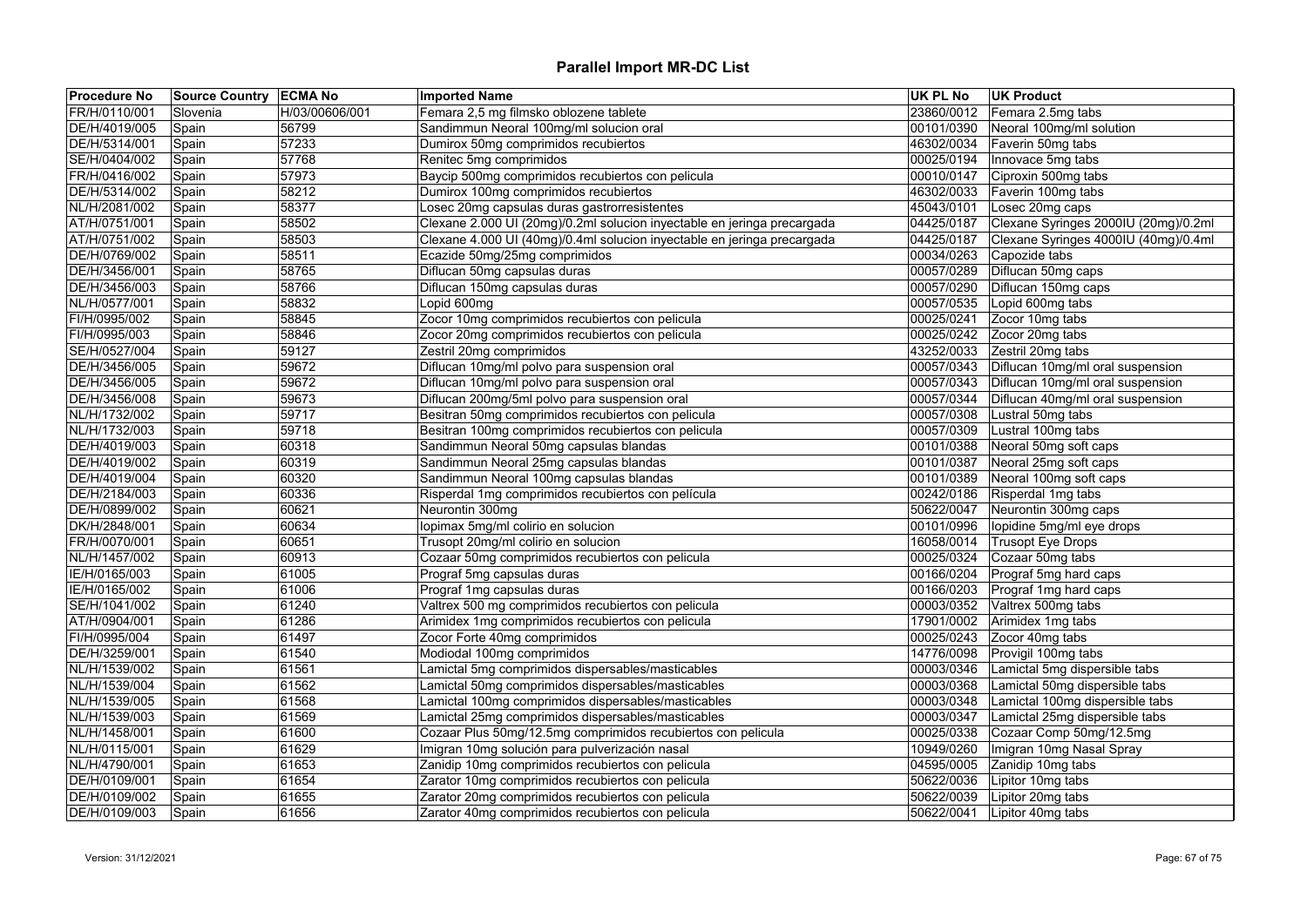# Parallel Import MR-DC List

| Procedure No | Source Country | ECMA No | Imported Name | UK PL No | UK Product |
|---|---|---|---|---|---|
| FR/H/0110/001 | Slovenia | H/03/00606/001 | Femara 2,5 mg filmsko oblozene tablete | 23860/0012 | Femara 2.5mg tabs |
| DE/H/4019/005 | Spain | 56799 | Sandimmun Neoral 100mg/ml solucion oral | 00101/0390 | Neoral 100mg/ml solution |
| DE/H/5314/001 | Spain | 57233 | Dumirox 50mg comprimidos recubiertos | 46302/0034 | Faverin 50mg tabs |
| SE/H/0404/002 | Spain | 57768 | Renitec 5mg comprimidos | 00025/0194 | Innovace 5mg tabs |
| FR/H/0416/002 | Spain | 57973 | Baycip 500mg comprimidos recubiertos con pelicula | 00010/0147 | Ciproxin 500mg tabs |
| DE/H/5314/002 | Spain | 58212 | Dumirox 100mg comprimidos recubiertos | 46302/0033 | Faverin 100mg tabs |
| NL/H/2081/002 | Spain | 58377 | Losec 20mg capsulas duras gastrorresistentes | 45043/0101 | Losec 20mg caps |
| AT/H/0751/001 | Spain | 58502 | Clexane 2.000 UI (20mg)/0.2ml solucion inyectable en jeringa precargada | 04425/0187 | Clexane Syringes 2000IU (20mg)/0.2ml |
| AT/H/0751/002 | Spain | 58503 | Clexane 4.000 UI (40mg)/0.4ml solucion inyectable en jeringa precargada | 04425/0187 | Clexane Syringes 4000IU (40mg)/0.4ml |
| DE/H/0769/002 | Spain | 58511 | Ecazide 50mg/25mg comprimidos | 00034/0263 | Capozide tabs |
| DE/H/3456/001 | Spain | 58765 | Diflucan 50mg capsulas duras | 00057/0289 | Diflucan 50mg caps |
| DE/H/3456/003 | Spain | 58766 | Diflucan 150mg capsulas duras | 00057/0290 | Diflucan 150mg caps |
| NL/H/0577/001 | Spain | 58832 | Lopid 600mg | 00057/0535 | Lopid 600mg tabs |
| FI/H/0995/002 | Spain | 58845 | Zocor 10mg comprimidos recubiertos con pelicula | 00025/0241 | Zocor 10mg tabs |
| FI/H/0995/003 | Spain | 58846 | Zocor 20mg comprimidos recubiertos con pelicula | 00025/0242 | Zocor 20mg tabs |
| SE/H/0527/004 | Spain | 59127 | Zestril 20mg comprimidos | 43252/0033 | Zestril 20mg tabs |
| DE/H/3456/005 | Spain | 59672 | Diflucan 10mg/ml polvo para suspension oral | 00057/0343 | Diflucan 10mg/ml oral suspension |
| DE/H/3456/005 | Spain | 59672 | Diflucan 10mg/ml polvo para suspension oral | 00057/0343 | Diflucan 10mg/ml oral suspension |
| DE/H/3456/008 | Spain | 59673 | Diflucan 200mg/5ml polvo para suspension oral | 00057/0344 | Diflucan 40mg/ml oral suspension |
| NL/H/1732/002 | Spain | 59717 | Besitran 50mg comprimidos recubiertos con pelicula | 00057/0308 | Lustral 50mg tabs |
| NL/H/1732/003 | Spain | 59718 | Besitran 100mg comprimidos recubiertos con pelicula | 00057/0309 | Lustral 100mg tabs |
| DE/H/4019/003 | Spain | 60318 | Sandimmun Neoral 50mg capsulas blandas | 00101/0388 | Neoral 50mg soft caps |
| DE/H/4019/002 | Spain | 60319 | Sandimmun Neoral 25mg capsulas blandas | 00101/0387 | Neoral 25mg soft caps |
| DE/H/4019/004 | Spain | 60320 | Sandimmun Neoral 100mg capsulas blandas | 00101/0389 | Neoral 100mg soft caps |
| DE/H/2184/003 | Spain | 60336 | Risperdal 1mg comprimidos recubiertos con película | 00242/0186 | Risperdal 1mg tabs |
| DE/H/0899/002 | Spain | 60621 | Neurontin 300mg | 50622/0047 | Neurontin 300mg caps |
| DK/H/2848/001 | Spain | 60634 | Iopimax 5mg/ml colirio en solucion | 00101/0996 | Iopidine 5mg/ml eye drops |
| FR/H/0070/001 | Spain | 60651 | Trusopt 20mg/ml colirio en solucion | 16058/0014 | Trusopt Eye Drops |
| NL/H/1457/002 | Spain | 60913 | Cozaar 50mg comprimidos recubiertos con pelicula | 00025/0324 | Cozaar 50mg tabs |
| IE/H/0165/003 | Spain | 61005 | Prograf 5mg capsulas duras | 00166/0204 | Prograf 5mg hard caps |
| IE/H/0165/002 | Spain | 61006 | Prograf 1mg capsulas duras | 00166/0203 | Prograf 1mg hard caps |
| SE/H/1041/002 | Spain | 61240 | Valtrex 500 mg comprimidos recubiertos con pelicula | 00003/0352 | Valtrex 500mg tabs |
| AT/H/0904/001 | Spain | 61286 | Arimidex 1mg comprimidos recubiertos con pelicula | 17901/0002 | Arimidex 1mg tabs |
| FI/H/0995/004 | Spain | 61497 | Zocor Forte 40mg comprimidos | 00025/0243 | Zocor 40mg tabs |
| DE/H/3259/001 | Spain | 61540 | Modiodal 100mg comprimidos | 14776/0098 | Provigil 100mg tabs |
| NL/H/1539/002 | Spain | 61561 | Lamictal 5mg comprimidos dispersables/masticables | 00003/0346 | Lamictal 5mg dispersible tabs |
| NL/H/1539/004 | Spain | 61562 | Lamictal 50mg comprimidos dispersables/masticables | 00003/0368 | Lamictal 50mg dispersible tabs |
| NL/H/1539/005 | Spain | 61568 | Lamictal 100mg comprimidos dispersables/masticables | 00003/0348 | Lamictal 100mg dispersible tabs |
| NL/H/1539/003 | Spain | 61569 | Lamictal 25mg comprimidos dispersables/masticables | 00003/0347 | Lamictal 25mg dispersible tabs |
| NL/H/1458/001 | Spain | 61600 | Cozaar Plus 50mg/12.5mg comprimidos recubiertos con pelicula | 00025/0338 | Cozaar Comp 50mg/12.5mg |
| NL/H/0115/001 | Spain | 61629 | Imigran 10mg solución para pulverización nasal | 10949/0260 | Imigran 10mg Nasal Spray |
| NL/H/4790/001 | Spain | 61653 | Zanidip 10mg comprimidos recubiertos con pelicula | 04595/0005 | Zanidip 10mg tabs |
| DE/H/0109/001 | Spain | 61654 | Zarator 10mg comprimidos recubiertos con pelicula | 50622/0036 | Lipitor 10mg tabs |
| DE/H/0109/002 | Spain | 61655 | Zarator 20mg comprimidos recubiertos con pelicula | 50622/0039 | Lipitor 20mg tabs |
| DE/H/0109/003 | Spain | 61656 | Zarator 40mg comprimidos recubiertos con pelicula | 50622/0041 | Lipitor 40mg tabs |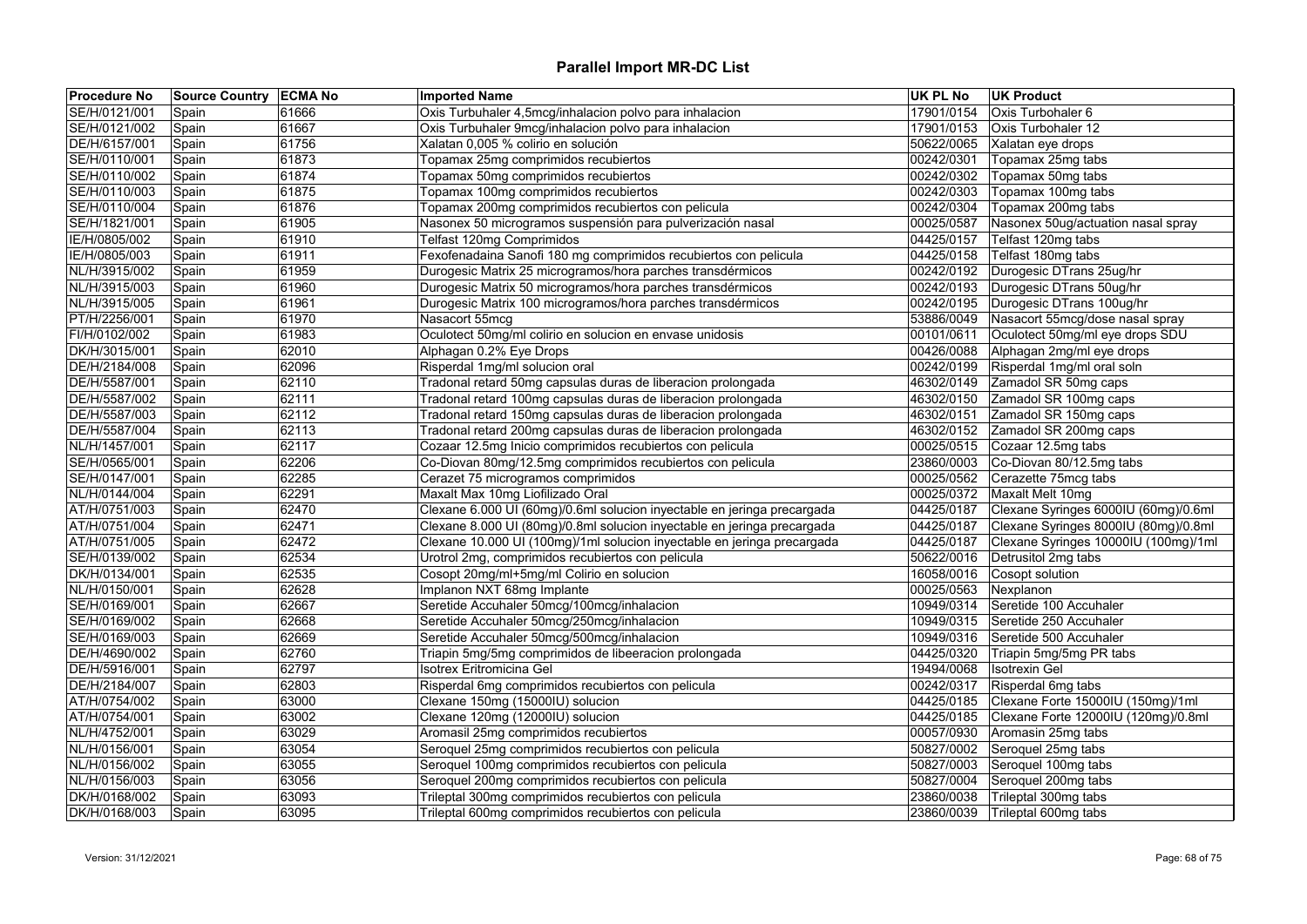# Parallel Import MR-DC List

| Procedure No | Source Country | ECMA No | Imported Name | UK PL No | UK Product |
|---|---|---|---|---|---|
| SE/H/0121/001 | Spain | 61666 | Oxis Turbuhaler 4,5mcg/inhalacion polvo para inhalacion | 17901/0154 | Oxis Turbohaler 6 |
| SE/H/0121/002 | Spain | 61667 | Oxis Turbuhaler 9mcg/inhalacion polvo para inhalacion | 17901/0153 | Oxis Turbohaler 12 |
| DE/H/6157/001 | Spain | 61756 | Xalatan 0,005 % colirio en solución | 50622/0065 | Xalatan eye drops |
| SE/H/0110/001 | Spain | 61873 | Topamax 25mg comprimidos recubiertos | 00242/0301 | Topamax 25mg tabs |
| SE/H/0110/002 | Spain | 61874 | Topamax 50mg comprimidos recubiertos | 00242/0302 | Topamax 50mg tabs |
| SE/H/0110/003 | Spain | 61875 | Topamax 100mg comprimidos recubiertos | 00242/0303 | Topamax 100mg tabs |
| SE/H/0110/004 | Spain | 61876 | Topamax 200mg comprimidos recubiertos con pelicula | 00242/0304 | Topamax 200mg tabs |
| SE/H/1821/001 | Spain | 61905 | Nasonex 50 microgramos suspensión para pulverización nasal | 00025/0587 | Nasonex 50ug/actuation nasal spray |
| IE/H/0805/002 | Spain | 61910 | Telfast 120mg Comprimidos | 04425/0157 | Telfast 120mg tabs |
| IE/H/0805/003 | Spain | 61911 | Fexofenadaina Sanofi 180 mg comprimidos recubiertos con pelicula | 04425/0158 | Telfast 180mg tabs |
| NL/H/3915/002 | Spain | 61959 | Durogesic Matrix 25 microgramos/hora parches transdérmicos | 00242/0192 | Durogesic DTrans 25ug/hr |
| NL/H/3915/003 | Spain | 61960 | Durogesic Matrix 50 microgramos/hora parches transdérmicos | 00242/0193 | Durogesic DTrans 50ug/hr |
| NL/H/3915/005 | Spain | 61961 | Durogesic Matrix 100 microgramos/hora parches transdérmicos | 00242/0195 | Durogesic DTrans 100ug/hr |
| PT/H/2256/001 | Spain | 61970 | Nasacort 55mcg | 53886/0049 | Nasacort 55mcg/dose nasal spray |
| FI/H/0102/002 | Spain | 61983 | Oculotect 50mg/ml colirio en solucion en envase unidosis | 00101/0611 | Oculotect 50mg/ml eye drops SDU |
| DK/H/3015/001 | Spain | 62010 | Alphagan 0.2% Eye Drops | 00426/0088 | Alphagan 2mg/ml eye drops |
| DE/H/2184/008 | Spain | 62096 | Risperdal 1mg/ml solucion oral | 00242/0199 | Risperdal 1mg/ml oral soln |
| DE/H/5587/001 | Spain | 62110 | Tradonal retard 50mg capsulas duras de liberacion prolongada | 46302/0149 | Zamadol SR 50mg caps |
| DE/H/5587/002 | Spain | 62111 | Tradonal retard 100mg capsulas duras de liberacion prolongada | 46302/0150 | Zamadol SR 100mg caps |
| DE/H/5587/003 | Spain | 62112 | Tradonal retard 150mg capsulas duras de liberacion prolongada | 46302/0151 | Zamadol SR 150mg caps |
| DE/H/5587/004 | Spain | 62113 | Tradonal retard 200mg capsulas duras de liberacion prolongada | 46302/0152 | Zamadol SR 200mg caps |
| NL/H/1457/001 | Spain | 62117 | Cozaar 12.5mg Inicio comprimidos recubiertos con pelicula | 00025/0515 | Cozaar 12.5mg tabs |
| SE/H/0565/001 | Spain | 62206 | Co-Diovan 80mg/12.5mg comprimidos recubiertos con pelicula | 23860/0003 | Co-Diovan 80/12.5mg tabs |
| SE/H/0147/001 | Spain | 62285 | Cerazet 75 microgramos comprimidos | 00025/0562 | Cerazette 75mcg tabs |
| NL/H/0144/004 | Spain | 62291 | Maxalt Max 10mg Liofilizado Oral | 00025/0372 | Maxalt Melt 10mg |
| AT/H/0751/003 | Spain | 62470 | Clexane 6.000 UI (60mg)/0.6ml solucion inyectable en jeringa precargada | 04425/0187 | Clexane Syringes 6000IU (60mg)/0.6ml |
| AT/H/0751/004 | Spain | 62471 | Clexane 8.000 UI (80mg)/0.8ml solucion inyectable en jeringa precargada | 04425/0187 | Clexane Syringes 8000IU (80mg)/0.8ml |
| AT/H/0751/005 | Spain | 62472 | Clexane 10.000 UI (100mg)/1ml solucion inyectable en jeringa precargada | 04425/0187 | Clexane Syringes 10000IU (100mg)/1ml |
| SE/H/0139/002 | Spain | 62534 | Urotrol 2mg, comprimidos recubiertos con pelicula | 50622/0016 | Detrusitol 2mg tabs |
| DK/H/0134/001 | Spain | 62535 | Cosopt 20mg/ml+5mg/ml Colirio en solucion | 16058/0016 | Cosopt solution |
| NL/H/0150/001 | Spain | 62628 | Implanon NXT 68mg Implante | 00025/0563 | Nexplanon |
| SE/H/0169/001 | Spain | 62667 | Seretide Accuhaler 50mcg/100mcg/inhalacion | 10949/0314 | Seretide 100 Accuhaler |
| SE/H/0169/002 | Spain | 62668 | Seretide Accuhaler 50mcg/250mcg/inhalacion | 10949/0315 | Seretide 250 Accuhaler |
| SE/H/0169/003 | Spain | 62669 | Seretide Accuhaler 50mcg/500mcg/inhalacion | 10949/0316 | Seretide 500 Accuhaler |
| DE/H/4690/002 | Spain | 62760 | Triapin 5mg/5mg comprimidos de libeeracion prolongada | 04425/0320 | Triapin 5mg/5mg PR tabs |
| DE/H/5916/001 | Spain | 62797 | Isotrex Eritromicina Gel | 19494/0068 | Isotrexin Gel |
| DE/H/2184/007 | Spain | 62803 | Risperdal 6mg comprimidos recubiertos con pelicula | 00242/0317 | Risperdal 6mg tabs |
| AT/H/0754/002 | Spain | 63000 | Clexane 150mg (15000IU) solucion | 04425/0185 | Clexane Forte 15000IU (150mg)/1ml |
| AT/H/0754/001 | Spain | 63002 | Clexane 120mg (12000IU) solucion | 04425/0185 | Clexane Forte 12000IU (120mg)/0.8ml |
| NL/H/4752/001 | Spain | 63029 | Aromasil 25mg comprimidos recubiertos | 00057/0930 | Aromasin 25mg tabs |
| NL/H/0156/001 | Spain | 63054 | Seroquel 25mg comprimidos recubiertos con pelicula | 50827/0002 | Seroquel 25mg tabs |
| NL/H/0156/002 | Spain | 63055 | Seroquel 100mg comprimidos recubiertos con pelicula | 50827/0003 | Seroquel 100mg tabs |
| NL/H/0156/003 | Spain | 63056 | Seroquel 200mg comprimidos recubiertos con pelicula | 50827/0004 | Seroquel 200mg tabs |
| DK/H/0168/002 | Spain | 63093 | Trileptal 300mg comprimidos recubiertos con pelicula | 23860/0038 | Trileptal 300mg tabs |
| DK/H/0168/003 | Spain | 63095 | Trileptal 600mg comprimidos recubiertos con pelicula | 23860/0039 | Trileptal 600mg tabs |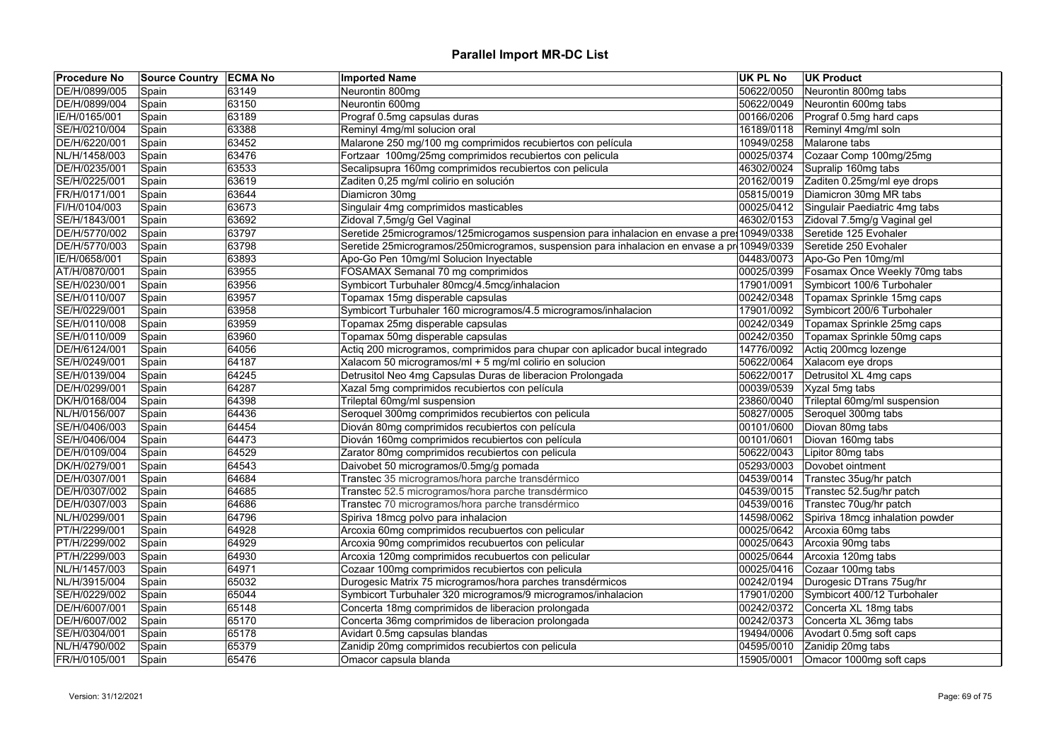# Parallel Import MR-DC List

| Procedure No | Source Country | ECMA No | Imported Name | UK PL No | UK Product |
|---|---|---|---|---|---|
| DE/H/0899/005 | Spain | 63149 | Neurontin 800mg | 50622/0050 | Neurontin 800mg tabs |
| DE/H/0899/004 | Spain | 63150 | Neurontin 600mg | 50622/0049 | Neurontin 600mg tabs |
| IE/H/0165/001 | Spain | 63189 | Prograf 0.5mg capsulas duras | 00166/0206 | Prograf 0.5mg hard caps |
| SE/H/0210/004 | Spain | 63388 | Reminyl 4mg/ml solucion oral | 16189/0118 | Reminyl 4mg/ml soln |
| DE/H/6220/001 | Spain | 63452 | Malarone 250 mg/100 mg comprimidos recubiertos con película | 10949/0258 | Malarone tabs |
| NL/H/1458/003 | Spain | 63476 | Fortzaar 100mg/25mg comprimidos recubiertos con pelicula | 00025/0374 | Cozaar Comp 100mg/25mg |
| DE/H/0235/001 | Spain | 63533 | Secalipsupra 160mg comprimidos recubiertos con pelicula | 46302/0024 | Supralip 160mg tabs |
| SE/H/0225/001 | Spain | 63619 | Zaditen 0,25 mg/ml colirio en solución | 20162/0019 | Zaditen 0.25mg/ml eye drops |
| FR/H/0171/001 | Spain | 63644 | Diamicron 30mg | 05815/0019 | Diamicron 30mg MR tabs |
| FI/H/0104/003 | Spain | 63673 | Singulair 4mg comprimidos masticables | 00025/0412 | Singulair Paediatric 4mg tabs |
| SE/H/1843/001 | Spain | 63692 | Zidoval 7,5mg/g Gel Vaginal | 46302/0153 | Zidoval 7.5mg/g Vaginal gel |
| DE/H/5770/002 | Spain | 63797 | Seretide 25microgramos/125microgamos suspension para inhalacion en envase a pre | 10949/0338 | Seretide 125 Evohaler |
| DE/H/5770/003 | Spain | 63798 | Seretide 25microgramos/250microgramos, suspension para inhalacion en envase a pr | 10949/0339 | Seretide 250 Evohaler |
| IE/H/0658/001 | Spain | 63893 | Apo-Go Pen 10mg/ml Solucion Inyectable | 04483/0073 | Apo-Go Pen 10mg/ml |
| AT/H/0870/001 | Spain | 63955 | FOSAMAX Semanal 70 mg comprimidos | 00025/0399 | Fosamax Once Weekly 70mg tabs |
| SE/H/0230/001 | Spain | 63956 | Symbicort Turbuhaler 80mcg/4.5mcg/inhalacion | 17901/0091 | Symbicort 100/6 Turbohaler |
| SE/H/0110/007 | Spain | 63957 | Topamax 15mg disperable capsulas | 00242/0348 | Topamax Sprinkle 15mg caps |
| SE/H/0229/001 | Spain | 63958 | Symbicort Turbuhaler 160 microgramos/4.5 microgramos/inhalacion | 17901/0092 | Symbicort 200/6 Turbohaler |
| SE/H/0110/008 | Spain | 63959 | Topamax 25mg disperable capsulas | 00242/0349 | Topamax Sprinkle 25mg caps |
| SE/H/0110/009 | Spain | 63960 | Topamax 50mg disperable capsulas | 00242/0350 | Topamax Sprinkle 50mg caps |
| DE/H/6124/001 | Spain | 64056 | Actiq 200 microgramos, comprimidos para chupar con aplicador bucal integrado | 14776/0092 | Actiq 200mcg lozenge |
| SE/H/0249/001 | Spain | 64187 | Xalacom 50 microgramos/ml + 5 mg/ml colirio en solucion | 50622/0064 | Xalacom eye drops |
| SE/H/0139/004 | Spain | 64245 | Detrusitol Neo 4mg Capsulas Duras de liberacion Prolongada | 50622/0017 | Detrusitol XL 4mg caps |
| DE/H/0299/001 | Spain | 64287 | Xazal 5mg comprimidos recubiertos con película | 00039/0539 | Xyzal 5mg tabs |
| DK/H/0168/004 | Spain | 64398 | Trileptal 60mg/ml suspension | 23860/0040 | Trileptal 60mg/ml suspension |
| NL/H/0156/007 | Spain | 64436 | Seroquel 300mg comprimidos recubiertos con pelicula | 50827/0005 | Seroquel 300mg tabs |
| SE/H/0406/003 | Spain | 64454 | Diován 80mg comprimidos recubiertos con película | 00101/0600 | Diovan 80mg tabs |
| SE/H/0406/004 | Spain | 64473 | Diován 160mg comprimidos recubiertos con película | 00101/0601 | Diovan 160mg tabs |
| DE/H/0109/004 | Spain | 64529 | Zarator 80mg comprimidos recubiertos con pelicula | 50622/0043 | Lipitor 80mg tabs |
| DK/H/0279/001 | Spain | 64543 | Daivobet 50 microgramos/0.5mg/g pomada | 05293/0003 | Dovobet ointment |
| DE/H/0307/001 | Spain | 64684 | Transtec 35 microgramos/hora parche transdérmico | 04539/0014 | Transtec 35ug/hr patch |
| DE/H/0307/002 | Spain | 64685 | Transtec 52.5 microgramos/hora parche transdérmico | 04539/0015 | Transtec 52.5ug/hr patch |
| DE/H/0307/003 | Spain | 64686 | Transtec 70 microgramos/hora parche transdérmico | 04539/0016 | Transtec 70ug/hr patch |
| NL/H/0299/001 | Spain | 64796 | Spiriva 18mcg polvo para inhalacion | 14598/0062 | Spiriva 18mcg inhalation powder |
| PT/H/2299/001 | Spain | 64928 | Arcoxia 60mg comprimidos recubuertos con pelicular | 00025/0642 | Arcoxia 60mg tabs |
| PT/H/2299/002 | Spain | 64929 | Arcoxia 90mg comprimidos recubuertos con pelicular | 00025/0643 | Arcoxia 90mg tabs |
| PT/H/2299/003 | Spain | 64930 | Arcoxia 120mg comprimidos recubuertos con pelicular | 00025/0644 | Arcoxia 120mg tabs |
| NL/H/1457/003 | Spain | 64971 | Cozaar 100mg comprimidos recubiertos con pelicula | 00025/0416 | Cozaar 100mg tabs |
| NL/H/3915/004 | Spain | 65032 | Durogesic Matrix 75 microgramos/hora parches transdérmicos | 00242/0194 | Durogesic DTrans 75ug/hr |
| SE/H/0229/002 | Spain | 65044 | Symbicort Turbuhaler 320 microgramos/9 microgramos/inhalacion | 17901/0200 | Symbicort 400/12 Turbohaler |
| DE/H/6007/001 | Spain | 65148 | Concerta 18mg comprimidos de liberacion prolongada | 00242/0372 | Concerta XL 18mg tabs |
| DE/H/6007/002 | Spain | 65170 | Concerta 36mg comprimidos de liberacion prolongada | 00242/0373 | Concerta XL 36mg tabs |
| SE/H/0304/001 | Spain | 65178 | Avidart 0.5mg capsulas blandas | 19494/0006 | Avodart 0.5mg soft caps |
| NL/H/4790/002 | Spain | 65379 | Zanidip 20mg comprimidos recubiertos con pelicula | 04595/0010 | Zanidip 20mg tabs |
| FR/H/0105/001 | Spain | 65476 | Omacor capsula blanda | 15905/0001 | Omacor 1000mg soft caps |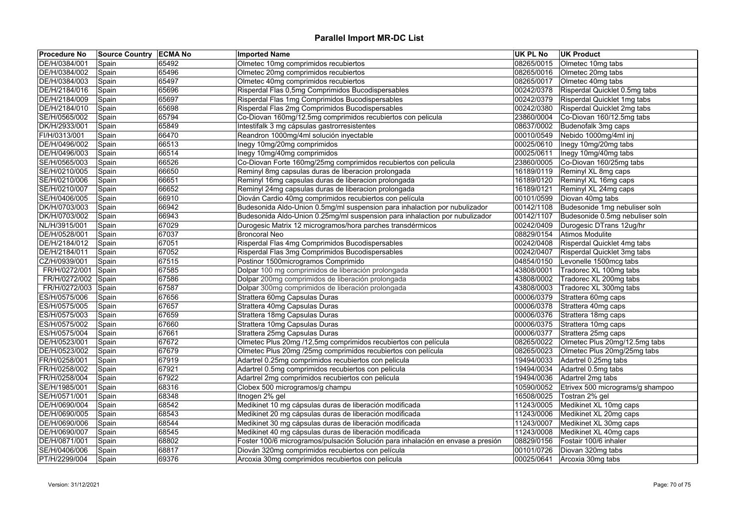# Parallel Import MR-DC List

| Procedure No | Source Country | ECMA No | Imported Name | UK PL No | UK Product |
|---|---|---|---|---|---|
| DE/H/0384/001 | Spain | 65492 | Olmetec 10mg comprimidos recubiertos | 08265/0015 | Olmetec 10mg tabs |
| DE/H/0384/002 | Spain | 65496 | Olmetec 20mg comprimidos recubiertos | 08265/0016 | Olmetec 20mg tabs |
| DE/H/0384/003 | Spain | 65497 | Olmetec 40mg comprimidos recubiertos | 08265/0017 | Olmetec 40mg tabs |
| DE/H/2184/016 | Spain | 65696 | Risperdal Flas 0,5mg Comprimidos Bucodispersables | 00242/0378 | Risperdal Quicklet 0.5mg tabs |
| DE/H/2184/009 | Spain | 65697 | Risperdal Flas 1mg Comprimidos Bucodispersables | 00242/0379 | Risperdal Quicklet 1mg tabs |
| DE/H/2184/010 | Spain | 65698 | Risperdal Flas 2mg Comprimidos Bucodispersables | 00242/0380 | Risperdal Quicklet 2mg tabs |
| SE/H/0565/002 | Spain | 65794 | Co-Diovan 160mg/12.5mg comprimidos recubiertos con pelicula | 23860/0004 | Co-Diovan 160/12.5mg tabs |
| DK/H/2933/001 | Spain | 65849 | Intestifalk 3 mg cápsulas gastrorresistentes | 08637/0002 | Budenofalk 3mg caps |
| FI/H/0313/001 | Spain | 66470 | Reandron 1000mg/4ml solución inyectable | 00010/0549 | Nebido 1000mg/4ml inj |
| DE/H/0496/002 | Spain | 66513 | Inegy 10mg/20mg comprimidos | 00025/0610 | Inegy 10mg/20mg tabs |
| DE/H/0496/003 | Spain | 66514 | Inegy 10mg/40mg comprimidos | 00025/0611 | Inegy 10mg/40mg tabs |
| SE/H/0565/003 | Spain | 66526 | Co-Diovan Forte 160mg/25mg comprimidos recubiertos con pelicula | 23860/0005 | Co-Diovan 160/25mg tabs |
| SE/H/0210/005 | Spain | 66650 | Reminyl 8mg capsulas duras de liberacion prolongada | 16189/0119 | Reminyl XL 8mg caps |
| SE/H/0210/006 | Spain | 66651 | Reminyl 16mg capsulas duras de liberacion prolongada | 16189/0120 | Reminyl XL 16mg caps |
| SE/H/0210/007 | Spain | 66652 | Reminyl 24mg capsulas duras de liberacion prolongada | 16189/0121 | Reminyl XL 24mg caps |
| SE/H/0406/005 | Spain | 66910 | Diován Cardio 40mg comprimidos recubiertos con película | 00101/0599 | Diovan 40mg tabs |
| DK/H/0703/003 | Spain | 66942 | Budesonida Aldo-Union 0.5mg/ml suspension para inhalaction por nubulizador | 00142/1108 | Budesonide 1mg nebuliser soln |
| DK/H/0703/002 | Spain | 66943 | Budesonida Aldo-Union 0.25mg/ml suspension para inhalaction por nubulizador | 00142/1107 | Budesonide 0.5mg nebuliser soln |
| NL/H/3915/001 | Spain | 67029 | Durogesic Matrix 12 microgramos/hora parches transdérmicos | 00242/0409 | Durogesic DTrans 12ug/hr |
| DE/H/0528/001 | Spain | 67037 | Broncoral Neo | 08829/0154 | Atimos Modulite |
| DE/H/2184/012 | Spain | 67051 | Risperdal Flas 4mg Comprimidos Bucodispersables | 00242/0408 | Risperdal Quicklet 4mg tabs |
| DE/H/2184/011 | Spain | 67052 | Risperdal Flas 3mg Comprimidos Bucodispersables | 00242/0407 | Risperdal Quicklet 3mg tabs |
| CZ/H/0939/001 | Spain | 67515 | Postinor 1500microgramos Comprimido | 04854/0150 | Levonelle 1500mcg tabs |
| FR/H/0272/001 | Spain | 67585 | Dolpar 100 mg comprimidos de liberación prolongada | 43808/0001 | Tradorec XL 100mg tabs |
| FR/H/0272/002 | Spain | 67586 | Dolpar 200mg comprimidos de liberación prolongada | 43808/0002 | Tradorec XL 200mg tabs |
| FR/H/0272/003 | Spain | 67587 | Dolpar 300mg comprimidos de liberación prolongada | 43808/0003 | Tradorec XL 300mg tabs |
| ES/H/0575/006 | Spain | 67656 | Strattera 60mg Capsulas Duras | 00006/0379 | Strattera 60mg caps |
| ES/H/0575/005 | Spain | 67657 | Strattera 40mg Capsulas Duras | 00006/0378 | Strattera 40mg caps |
| ES/H/0575/003 | Spain | 67659 | Strattera 18mg Capsulas Duras | 00006/0376 | Strattera 18mg caps |
| ES/H/0575/002 | Spain | 67660 | Strattera 10mg Capsulas Duras | 00006/0375 | Strattera 10mg caps |
| ES/H/0575/004 | Spain | 67661 | Strattera 25mg Capsulas Duras | 00006/0377 | Strattera 25mg caps |
| DE/H/0523/001 | Spain | 67672 | Olmetec Plus 20mg /12,5mg comprimidos recubiertos con película | 08265/0022 | Olmetec Plus 20mg/12.5mg tabs |
| DE/H/0523/002 | Spain | 67679 | Olmetec Plus 20mg /25mg comprimidos recubiertos con película | 08265/0023 | Olmetec Plus 20mg/25mg tabs |
| FR/H/0258/001 | Spain | 67919 | Adartrel 0.25mg comprimidos recubiertos con pelicula | 19494/0033 | Adartrel 0.25mg tabs |
| FR/H/0258/002 | Spain | 67921 | Adartrel 0.5mg comprimidos recubiertos con pelicula | 19494/0034 | Adartrel 0.5mg tabs |
| FR/H/0258/004 | Spain | 67922 | Adartrel 2mg comprimidos recubiertos con pelicula | 19494/0036 | Adartrel 2mg tabs |
| SE/H/1985/001 | Spain | 68316 | Clobex 500 microgramos/g champu | 10590/0052 | Etrivex 500 micrograms/g shampoo |
| SE/H/0571/001 | Spain | 68348 | Itnogen 2% gel | 16508/0025 | Tostran 2% gel |
| DE/H/0690/004 | Spain | 68542 | Medikinet 10 mg cápsulas duras de liberación modificada | 11243/0005 | Medikinet XL 10mg caps |
| DE/H/0690/005 | Spain | 68543 | Medikinet 20 mg cápsulas duras de liberación modificada | 11243/0006 | Medikinet XL 20mg caps |
| DE/H/0690/006 | Spain | 68544 | Medikinet 30 mg cápsulas duras de liberación modificada | 11243/0007 | Medikinet XL 30mg caps |
| DE/H/0690/007 | Spain | 68545 | Medikinet 40 mg cápsulas duras de liberación modificada | 11243/0008 | Medikinet XL 40mg caps |
| DE/H/0871/001 | Spain | 68802 | Foster 100/6 microgramos/pulsación Solución para inhalación en envase a presión | 08829/0156 | Fostair 100/6 inhaler |
| SE/H/0406/006 | Spain | 68817 | Diován 320mg comprimidos recubiertos con película | 00101/0726 | Diovan 320mg tabs |
| PT/H/2299/004 | Spain | 69376 | Arcoxia 30mg comprimidos recubiertos con pelicula | 00025/0641 | Arcoxia 30mg tabs |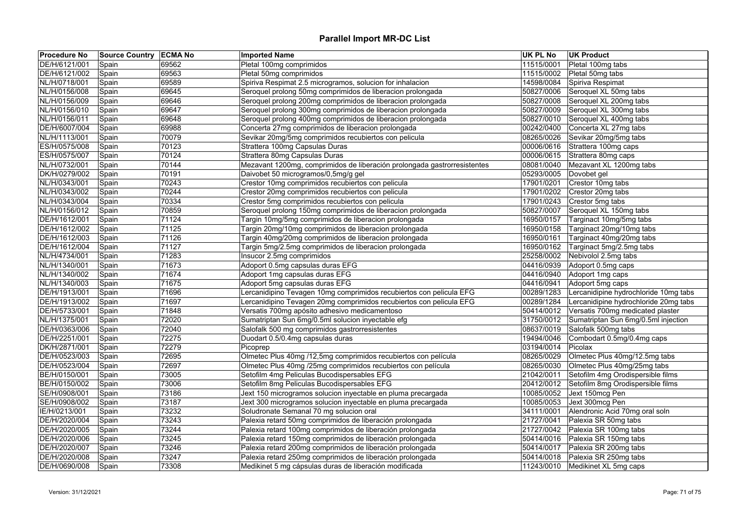# Parallel Import MR-DC List

| Procedure No | Source Country | ECMA No | Imported Name | UK PL No | UK Product |
|---|---|---|---|---|---|
| DE/H/6121/001 | Spain | 69562 | Pletal 100mg comprimidos | 11515/0001 | Pletal 100mg tabs |
| DE/H/6121/002 | Spain | 69563 | Pletal 50mg comprimidos | 11515/0002 | Pletal 50mg tabs |
| NL/H/0718/001 | Spain | 69589 | Spiriva Respimat 2.5 microgramos, solucion for inhalacion | 14598/0084 | Spiriva Respimat |
| NL/H/0156/008 | Spain | 69645 | Seroquel prolong 50mg comprimidos de liberacion prolongada | 50827/0006 | Seroquel XL 50mg tabs |
| NL/H/0156/009 | Spain | 69646 | Seroquel prolong 200mg comprimidos de liberacion prolongada | 50827/0008 | Seroquel XL 200mg tabs |
| NL/H/0156/010 | Spain | 69647 | Seroquel prolong 300mg comprimidos de liberacion prolongada | 50827/0009 | Seroquel XL 300mg tabs |
| NL/H/0156/011 | Spain | 69648 | Seroquel prolong 400mg comprimidos de liberacion prolongada | 50827/0010 | Seroquel XL 400mg tabs |
| DE/H/6007/004 | Spain | 69988 | Concerta 27mg comprimidos de liberacion prolongada | 00242/0400 | Concerta XL 27mg tabs |
| NL/H/1113/001 | Spain | 70079 | Sevikar 20mg/5mg comprimidos recubiertos con pelicula | 08265/0026 | Sevikar 20mg/5mg tabs |
| ES/H/0575/008 | Spain | 70123 | Strattera 100mg Capsulas Duras | 00006/0616 | Strattera 100mg caps |
| ES/H/0575/007 | Spain | 70124 | Strattera 80mg Capsulas Duras | 00006/0615 | Strattera 80mg caps |
| NL/H/0732/001 | Spain | 70144 | Mezavant 1200mg, comprimidos de liberación prolongada gastrorresistentes | 08081/0040 | Mezavant XL 1200mg tabs |
| DK/H/0279/002 | Spain | 70191 | Daivobet 50 microgramos/0,5mg/g gel | 05293/0005 | Dovobet gel |
| NL/H/0343/001 | Spain | 70243 | Crestor 10mg comprimidos recubiertos con pelicula | 17901/0201 | Crestor 10mg tabs |
| NL/H/0343/002 | Spain | 70244 | Crestor 20mg comprimidos recubiertos con pelicula | 17901/0202 | Crestor 20mg tabs |
| NL/H/0343/004 | Spain | 70334 | Crestor 5mg comprimidos recubiertos con pelicula | 17901/0243 | Crestor 5mg tabs |
| NL/H/0156/012 | Spain | 70859 | Seroquel prolong 150mg comprimidos de liberacion prolongada | 50827/0007 | Seroquel XL 150mg tabs |
| DE/H/1612/001 | Spain | 71124 | Targin 10mg/5mg comprimidos de liberacion prolongada | 16950/0157 | Targinact 10mg/5mg tabs |
| DE/H/1612/002 | Spain | 71125 | Targin 20mg/10mg comprimidos de liberacion prolongada | 16950/0158 | Targinact 20mg/10mg tabs |
| DE/H/1612/003 | Spain | 71126 | Targin 40mg/20mg comprimidos de liberacion prolongada | 16950/0161 | Targinact 40mg/20mg tabs |
| DE/H/1612/004 | Spain | 71127 | Targin 5mg/2.5mg comprimidos de liberacion prolongada | 16950/0162 | Targinact 5mg/2.5mg tabs |
| NL/H/4734/001 | Spain | 71283 | Insucor 2.5mg comprimidos | 25258/0002 | Nebivolol 2.5mg tabs |
| NL/H/1340/001 | Spain | 71673 | Adoport 0.5mg capsulas duras EFG | 04416/0939 | Adoport 0.5mg caps |
| NL/H/1340/002 | Spain | 71674 | Adoport 1mg capsulas duras EFG | 04416/0940 | Adoport 1mg caps |
| NL/H/1340/003 | Spain | 71675 | Adoport 5mg capsulas duras EFG | 04416/0941 | Adoport 5mg caps |
| DE/H/1913/001 | Spain | 71696 | Lercanidipino Tevagen 10mg comprimidos recubiertos con pelicula EFG | 00289/1283 | Lercanidipine hydrochloride 10mg tabs |
| DE/H/1913/002 | Spain | 71697 | Lercanidipino Tevagen 20mg comprimidos recubiertos con pelicula EFG | 00289/1284 | Lercanidipine hydrochloride 20mg tabs |
| DE/H/5733/001 | Spain | 71848 | Versatis 700mg apósito adhesivo medicamentoso | 50414/0012 | Versatis 700mg medicated plaster |
| NL/H/1375/001 | Spain | 72020 | Sumatriptan Sun 6mg/0.5ml solucion inyectable efg | 31750/0012 | Sumatriptan Sun 6mg/0.5ml injection |
| DE/H/0363/006 | Spain | 72040 | Salofalk 500 mg comprimidos gastrorresistentes | 08637/0019 | Salofalk 500mg tabs |
| DE/H/2251/001 | Spain | 72275 | Duodart 0.5/0.4mg capsulas duras | 19494/0046 | Combodart 0.5mg/0.4mg caps |
| DK/H/2871/001 | Spain | 72279 | Picoprep | 03194/0014 | Picolax |
| DE/H/0523/003 | Spain | 72695 | Olmetec Plus 40mg /12,5mg comprimidos recubiertos con película | 08265/0029 | Olmetec Plus 40mg/12.5mg tabs |
| DE/H/0523/004 | Spain | 72697 | Olmetec Plus 40mg /25mg comprimidos recubiertos con película | 08265/0030 | Olmetec Plus 40mg/25mg tabs |
| BE/H/0150/001 | Spain | 73005 | Setofilm 4mg Peliculas Bucodispersables EFG | 21042/0011 | Setofilm 4mg Orodispersible films |
| BE/H/0150/002 | Spain | 73006 | Setofilm 8mg Peliculas Bucodispersables EFG | 20412/0012 | Setofilm 8mg Orodispersible films |
| SE/H/0908/001 | Spain | 73186 | Jext 150 microgramos solucion inyectable en pluma precargada | 10085/0052 | Jext 150mcg Pen |
| SE/H/0908/002 | Spain | 73187 | Jext 300 microgramos solucion inyectable en pluma precargada | 10085/0053 | Jext 300mcg Pen |
| IE/H/0213/001 | Spain | 73232 | Soludronate Semanal 70 mg solucion oral | 34111/0001 | Alendronic Acid 70mg oral soln |
| DE/H/2020/004 | Spain | 73243 | Palexia retard 50mg comprimidos de liberación prolongada | 21727/0041 | Palexia SR 50mg tabs |
| DE/H/2020/005 | Spain | 73244 | Palexia retard 100mg comprimidos de liberación prolongada | 21727/0042 | Palexia SR 100mg tabs |
| DE/H/2020/006 | Spain | 73245 | Palexia retard 150mg comprimidos de liberación prolongada | 50414/0016 | Palexia SR 150mg tabs |
| DE/H/2020/007 | Spain | 73246 | Palexia retard 200mg comprimidos de liberación prolongada | 50414/0017 | Palexia SR 200mg tabs |
| DE/H/2020/008 | Spain | 73247 | Palexia retard 250mg comprimidos de liberación prolongada | 50414/0018 | Palexia SR 250mg tabs |
| DE/H/0690/008 | Spain | 73308 | Medikinet 5 mg cápsulas duras de liberación modificada | 11243/0010 | Medikinet XL 5mg caps |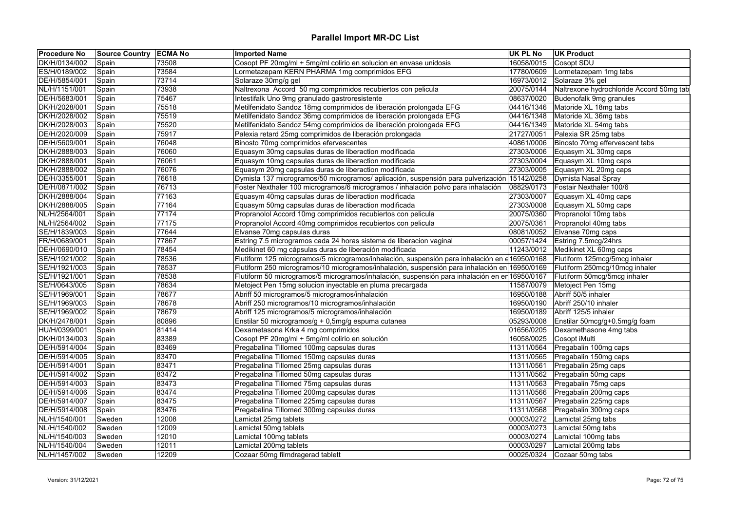# Parallel Import MR-DC List

| Procedure No | Source Country | ECMA No | Imported Name | UK PL No | UK Product |
|---|---|---|---|---|---|
| DK/H/0134/002 | Spain | 73508 | Cosopt PF 20mg/ml + 5mg/ml colirio en solucion en envase unidosis | 16058/0015 | Cosopt SDU |
| ES/H/0189/002 | Spain | 73584 | Lormetazepam KERN PHARMA 1mg comprimidos EFG | 17780/0609 | Lormetazepam 1mg tabs |
| DE/H/5854/001 | Spain | 73714 | Solaraze 30mg/g gel | 16973/0012 | Solaraze 3% gel |
| NL/H/1151/001 | Spain | 73938 | Naltrexona Accord 50 mg comprimidos recubiertos con pelicula | 20075/0144 | Naltrexone hydrochloride Accord 50mg tab |
| DE/H/5683/001 | Spain | 75467 | Intestifalk Uno 9mg granulado gastroresistente | 08637/0020 | Budenofalk 9mg granules |
| DK/H/2028/001 | Spain | 75518 | Metilfenidato Sandoz 18mg comprimidos de liberación prolongada EFG | 04416/1346 | Matoride XL 18mg tabs |
| DK/H/2028/002 | Spain | 75519 | Metilfenidato Sandoz 36mg comprimidos de liberación prolongada EFG | 04416/1348 | Matoride XL 36mg tabs |
| DK/H/2028/003 | Spain | 75520 | Metilfenidato Sandoz 54mg comprimidos de liberación prolongada EFG | 04416/1349 | Matoride XL 54mg tabs |
| DE/H/2020/009 | Spain | 75917 | Palexia retard 25mg comprimidos de liberación prolongada | 21727/0051 | Palexia SR 25mg tabs |
| DE/H/5609/001 | Spain | 76048 | Binosto 70mg comprimidos efervescentes | 40861/0006 | Binosto 70mg effervescent tabs |
| DK/H/2888/003 | Spain | 76060 | Equasym 30mg capsulas duras de liberaction modificada | 27303/0006 | Equasym XL 30mg caps |
| DK/H/2888/001 | Spain | 76061 | Equasym 10mg capsulas duras de liberaction modificada | 27303/0004 | Equasym XL 10mg caps |
| DK/H/2888/002 | Spain | 76076 | Equasym 20mg capsulas duras de liberaction modificada | 27303/0005 | Equasym XL 20mg caps |
| DE/H/3355/001 | Spain | 76618 | Dymista 137 microgramos/50 microgramos/ aplicación, suspensión para pulverización | 15142/0258 | Dymista Nasal Spray |
| DE/H/0871/002 | Spain | 76713 | Foster Nexthaler 100 microgramos/6 microgramos / inhalación polvo para inhalación | 08829/0173 | Fostair Nexthaler 100/6 |
| DK/H/2888/004 | Spain | 77163 | Equasym 40mg capsulas duras de liberaction modificada | 27303/0007 | Equasym XL 40mg caps |
| DK/H/2888/005 | Spain | 77164 | Equasym 50mg capsulas duras de liberaction modificada | 27303/0008 | Equasym XL 50mg caps |
| NL/H/2564/001 | Spain | 77174 | Propranolol Accord 10mg comprimidos recubiertos con pelicula | 20075/0360 | Propranolol 10mg tabs |
| NL/H/2564/002 | Spain | 77175 | Propranolol Accord 40mg comprimidos recubiertos con pelicula | 20075/0361 | Propranolol 40mg tabs |
| SE/H/1839/003 | Spain | 77644 | Elvanse 70mg capsulas duras | 08081/0052 | Elvanse 70mg caps |
| FR/H/0689/001 | Spain | 77867 | Estring 7.5 microgramos cada 24 horas sistema de liberacion vaginal | 00057/1424 | Estring 7.5mcg/24hrs |
| DE/H/0690/010 | Spain | 78454 | Medikinet 60 mg cápsulas duras de liberación modificada | 11243/0012 | Medikinet XL 60mg caps |
| SE/H/1921/002 | Spain | 78536 | Flutiform 125 microgramos/5 microgramos/inhalación, suspensión para inhalación en e | 16950/0168 | Flutiform 125mcg/5mcg inhaler |
| SE/H/1921/003 | Spain | 78537 | Flutiform 250 microgramos/10 microgramos/inhalación, suspensión para inhalación en | 16950/0169 | Flutiform 250mcg/10mcg inhaler |
| SE/H/1921/001 | Spain | 78538 | Flutiform 50 microgramos/5 microgramos/inhalación, suspensión para inhalación en er | 16950/0167 | Flutiform 50mcg/5mcg inhaler |
| SE/H/0643/005 | Spain | 78634 | Metoject Pen 15mg solucion inyectable en pluma precargada | 11587/0079 | Metoject Pen 15mg |
| SE/H/1969/001 | Spain | 78677 | Abriff 50 microgramos/5 microgramos/inhalación | 16950/0188 | Abriff 50/5 inhaler |
| SE/H/1969/003 | Spain | 78678 | Abriff 250 microgramos/10 microgramos/inhalación | 16950/0190 | Abriff 250/10 inhaler |
| SE/H/1969/002 | Spain | 78679 | Abriff 125 microgramos/5 microgramos/inhalación | 16950/0189 | Abriff 125/5 inhaler |
| DK/H/2478/001 | Spain | 80896 | Enstilar 50 microgramos/g + 0,5mg/g espuma cutanea | 05293/0008 | Enstilar 50mcg/g+0.5mg/g foam |
| HU/H/0399/001 | Spain | 81414 | Dexametasona Krka 4 mg comprimidos | 01656/0205 | Dexamethasone 4mg tabs |
| DK/H/0134/003 | Spain | 83389 | Cosopt PF 20mg/ml + 5mg/ml colirio en solución | 16058/0025 | Cosopt iMulti |
| DE/H/5914/004 | Spain | 83469 | Pregabalina Tillomed 100mg capsulas duras | 11311/0564 | Pregabalin 100mg caps |
| DE/H/5914/005 | Spain | 83470 | Pregabalina Tillomed 150mg capsulas duras | 11311/0565 | Pregabalin 150mg caps |
| DE/H/5914/001 | Spain | 83471 | Pregabalina Tillomed 25mg capsulas duras | 11311/0561 | Pregabalin 25mg caps |
| DE/H/5914/002 | Spain | 83472 | Pregabalina Tillomed 50mg capsulas duras | 11311/0562 | Pregabalin 50mg caps |
| DE/H/5914/003 | Spain | 83473 | Pregabalina Tillomed 75mg capsulas duras | 11311/0563 | Pregabalin 75mg caps |
| DE/H/5914/006 | Spain | 83474 | Pregabalina Tillomed 200mg capsulas duras | 11311/0566 | Pregabalin 200mg caps |
| DE/H/5914/007 | Spain | 83475 | Pregabalina Tillomed 225mg capsulas duras | 11311/0567 | Pregabalin 225mg caps |
| DE/H/5914/008 | Spain | 83476 | Pregabalina Tillomed 300mg capsulas duras | 11311/0568 | Pregabalin 300mg caps |
| NL/H/1540/001 | Sweden | 12008 | Lamictal 25mg tablets | 00003/0272 | Lamictal 25mg tabs |
| NL/H/1540/002 | Sweden | 12009 | Lamictal 50mg tablets | 00003/0273 | Lamictal 50mg tabs |
| NL/H/1540/003 | Sweden | 12010 | Lamictal 100mg tablets | 00003/0274 | Lamictal 100mg tabs |
| NL/H/1540/004 | Sweden | 12011 | Lamictal 200mg tablets | 00003/0297 | Lamictal 200mg tabs |
| NL/H/1457/002 | Sweden | 12209 | Cozaar 50mg filmdragerad tablett | 00025/0324 | Cozaar 50mg tabs |

Version: 31/12/2021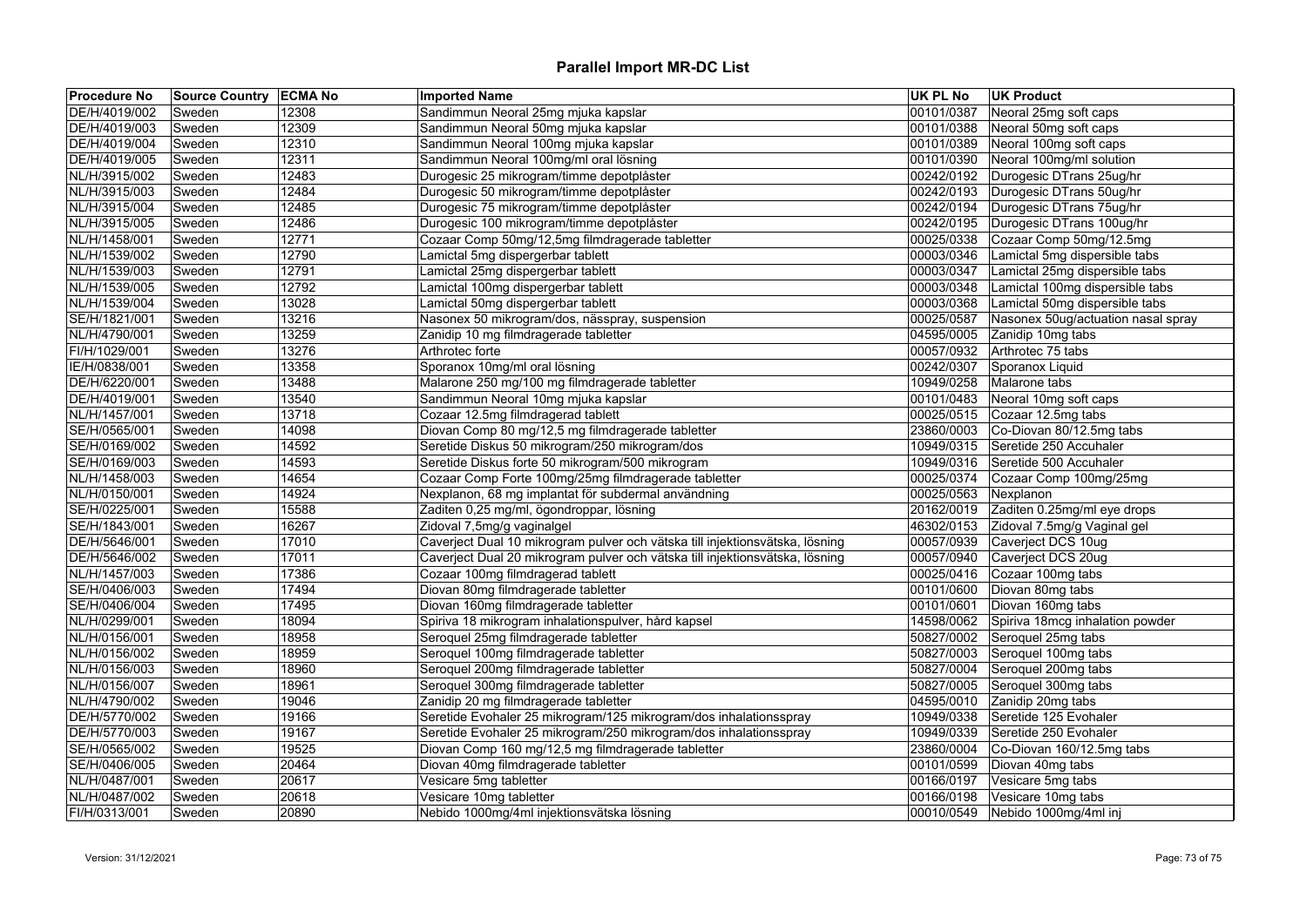# Parallel Import MR-DC List

| Procedure No | Source Country | ECMA No | Imported Name | UK PL No | UK Product |
|---|---|---|---|---|---|
| DE/H/4019/002 | Sweden | 12308 | Sandimmun Neoral 25mg mjuka kapslar | 00101/0387 | Neoral 25mg soft caps |
| DE/H/4019/003 | Sweden | 12309 | Sandimmun Neoral 50mg mjuka kapslar | 00101/0388 | Neoral 50mg soft caps |
| DE/H/4019/004 | Sweden | 12310 | Sandimmun Neoral 100mg mjuka kapslar | 00101/0389 | Neoral 100mg soft caps |
| DE/H/4019/005 | Sweden | 12311 | Sandimmun Neoral 100mg/ml oral lösning | 00101/0390 | Neoral 100mg/ml solution |
| NL/H/3915/002 | Sweden | 12483 | Durogesic 25 mikrogram/timme depotplåster | 00242/0192 | Durogesic DTrans 25ug/hr |
| NL/H/3915/003 | Sweden | 12484 | Durogesic 50 mikrogram/timme depotplåster | 00242/0193 | Durogesic DTrans 50ug/hr |
| NL/H/3915/004 | Sweden | 12485 | Durogesic 75 mikrogram/timme depotplåster | 00242/0194 | Durogesic DTrans 75ug/hr |
| NL/H/3915/005 | Sweden | 12486 | Durogesic 100 mikrogram/timme depotplåster | 00242/0195 | Durogesic DTrans 100ug/hr |
| NL/H/1458/001 | Sweden | 12771 | Cozaar Comp 50mg/12,5mg filmdragerade tabletter | 00025/0338 | Cozaar Comp 50mg/12.5mg |
| NL/H/1539/002 | Sweden | 12790 | Lamictal 5mg dispergerbar tablett | 00003/0346 | Lamictal 5mg dispersible tabs |
| NL/H/1539/003 | Sweden | 12791 | Lamictal 25mg dispergerbar tablett | 00003/0347 | Lamictal 25mg dispersible tabs |
| NL/H/1539/005 | Sweden | 12792 | Lamictal 100mg dispergerbar tablett | 00003/0348 | Lamictal 100mg dispersible tabs |
| NL/H/1539/004 | Sweden | 13028 | Lamictal 50mg dispergerbar tablett | 00003/0368 | Lamictal 50mg dispersible tabs |
| SE/H/1821/001 | Sweden | 13216 | Nasonex 50 mikrogram/dos, nässpray, suspension | 00025/0587 | Nasonex 50ug/actuation nasal spray |
| NL/H/4790/001 | Sweden | 13259 | Zanidip 10 mg filmdragerade tabletter | 04595/0005 | Zanidip 10mg tabs |
| FI/H/1029/001 | Sweden | 13276 | Arthrotec forte | 00057/0932 | Arthrotec 75 tabs |
| IE/H/0838/001 | Sweden | 13358 | Sporanox 10mg/ml oral lösning | 00242/0307 | Sporanox Liquid |
| DE/H/6220/001 | Sweden | 13488 | Malarone 250 mg/100 mg filmdragerade tabletter | 10949/0258 | Malarone tabs |
| DE/H/4019/001 | Sweden | 13540 | Sandimmun Neoral 10mg mjuka kapslar | 00101/0483 | Neoral 10mg soft caps |
| NL/H/1457/001 | Sweden | 13718 | Cozaar 12.5mg filmdragerad tablett | 00025/0515 | Cozaar 12.5mg tabs |
| SE/H/0565/001 | Sweden | 14098 | Diovan Comp 80 mg/12,5 mg filmdragerade tabletter | 23860/0003 | Co-Diovan 80/12.5mg tabs |
| SE/H/0169/002 | Sweden | 14592 | Seretide Diskus 50 mikrogram/250 mikrogram/dos | 10949/0315 | Seretide 250 Accuhaler |
| SE/H/0169/003 | Sweden | 14593 | Seretide Diskus forte 50 mikrogram/500 mikrogram | 10949/0316 | Seretide 500 Accuhaler |
| NL/H/1458/003 | Sweden | 14654 | Cozaar Comp Forte 100mg/25mg filmdragerade tabletter | 00025/0374 | Cozaar Comp 100mg/25mg |
| NL/H/0150/001 | Sweden | 14924 | Nexplanon, 68 mg implantat för subdermal användning | 00025/0563 | Nexplanon |
| SE/H/0225/001 | Sweden | 15588 | Zaditen 0,25 mg/ml, ögondroppar, lösning | 20162/0019 | Zaditen 0.25mg/ml eye drops |
| SE/H/1843/001 | Sweden | 16267 | Zidoval 7,5mg/g vaginalgel | 46302/0153 | Zidoval 7.5mg/g Vaginal gel |
| DE/H/5646/001 | Sweden | 17010 | Caverject Dual 10 mikrogram pulver och vätska till injektionsvätska, lösning | 00057/0939 | Caverject DCS 10ug |
| DE/H/5646/002 | Sweden | 17011 | Caverject Dual 20 mikrogram pulver och vätska till injektionsvätska, lösning | 00057/0940 | Caverject DCS 20ug |
| NL/H/1457/003 | Sweden | 17386 | Cozaar 100mg filmdragerad tablett | 00025/0416 | Cozaar 100mg tabs |
| SE/H/0406/003 | Sweden | 17494 | Diovan 80mg filmdragerade tabletter | 00101/0600 | Diovan 80mg tabs |
| SE/H/0406/004 | Sweden | 17495 | Diovan 160mg filmdragerade tabletter | 00101/0601 | Diovan 160mg tabs |
| NL/H/0299/001 | Sweden | 18094 | Spiriva 18 mikrogram inhalationspulver, hård kapsel | 14598/0062 | Spiriva 18mcg inhalation powder |
| NL/H/0156/001 | Sweden | 18958 | Seroquel 25mg filmdragerade tabletter | 50827/0002 | Seroquel 25mg tabs |
| NL/H/0156/002 | Sweden | 18959 | Seroquel 100mg filmdragerade tabletter | 50827/0003 | Seroquel 100mg tabs |
| NL/H/0156/003 | Sweden | 18960 | Seroquel 200mg filmdragerade tabletter | 50827/0004 | Seroquel 200mg tabs |
| NL/H/0156/007 | Sweden | 18961 | Seroquel 300mg filmdragerade tabletter | 50827/0005 | Seroquel 300mg tabs |
| NL/H/4790/002 | Sweden | 19046 | Zanidip 20 mg filmdragerade tabletter | 04595/0010 | Zanidip 20mg tabs |
| DE/H/5770/002 | Sweden | 19166 | Seretide Evohaler 25 mikrogram/125 mikrogram/dos inhalationsspray | 10949/0338 | Seretide 125 Evohaler |
| DE/H/5770/003 | Sweden | 19167 | Seretide Evohaler 25 mikrogram/250 mikrogram/dos inhalationsspray | 10949/0339 | Seretide 250 Evohaler |
| SE/H/0565/002 | Sweden | 19525 | Diovan Comp 160 mg/12,5 mg filmdragerade tabletter | 23860/0004 | Co-Diovan 160/12.5mg tabs |
| SE/H/0406/005 | Sweden | 20464 | Diovan 40mg filmdragerade tabletter | 00101/0599 | Diovan 40mg tabs |
| NL/H/0487/001 | Sweden | 20617 | Vesicare 5mg tabletter | 00166/0197 | Vesicare 5mg tabs |
| NL/H/0487/002 | Sweden | 20618 | Vesicare 10mg tabletter | 00166/0198 | Vesicare 10mg tabs |
| FI/H/0313/001 | Sweden | 20890 | Nebido 1000mg/4ml injektionsvätska lösning | 00010/0549 | Nebido 1000mg/4ml inj |

Version: 31/12/2021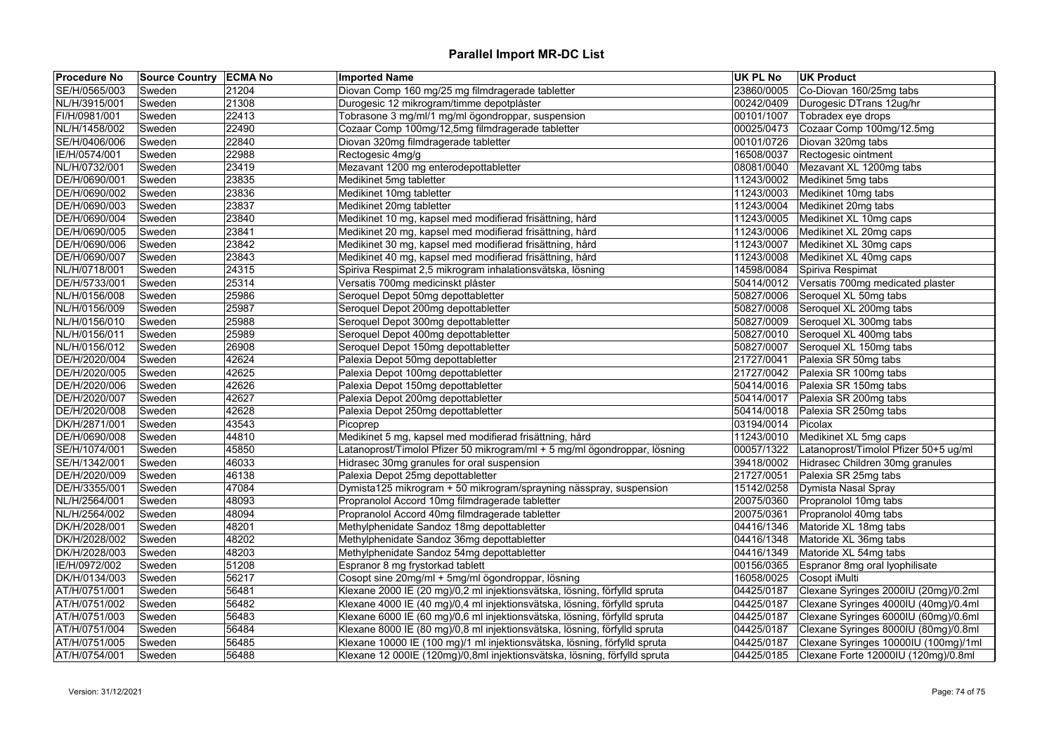# Parallel Import MR-DC List

| Procedure No | Source Country | ECMA No | Imported Name | UK PL No | UK Product |
|---|---|---|---|---|---|
| SE/H/0565/003 | Sweden | 21204 | Diovan Comp 160 mg/25 mg filmdragerade tabletter | 23860/0005 | Co-Diovan 160/25mg tabs |
| NL/H/3915/001 | Sweden | 21308 | Durogesic 12 mikrogram/timme depotplåster | 00242/0409 | Durogesic DTrans 12ug/hr |
| FI/H/0981/001 | Sweden | 22413 | Tobrasone 3 mg/ml/1 mg/ml ögondroppar, suspension | 00101/1007 | Tobradex eye drops |
| NL/H/1458/002 | Sweden | 22490 | Cozaar Comp 100mg/12,5mg filmdragerade tabletter | 00025/0473 | Cozaar Comp 100mg/12.5mg |
| SE/H/0406/006 | Sweden | 22840 | Diovan 320mg filmdragerade tabletter | 00101/0726 | Diovan 320mg tabs |
| IE/H/0574/001 | Sweden | 22988 | Rectogesic 4mg/g | 16508/0037 | Rectogesic ointment |
| NL/H/0732/001 | Sweden | 23419 | Mezavant 1200 mg enterodepottabletter | 08081/0040 | Mezavant XL 1200mg tabs |
| DE/H/0690/001 | Sweden | 23835 | Medikinet 5mg tabletter | 11243/0002 | Medikinet 5mg tabs |
| DE/H/0690/002 | Sweden | 23836 | Medikinet 10mg tabletter | 11243/0003 | Medikinet 10mg tabs |
| DE/H/0690/003 | Sweden | 23837 | Medikinet 20mg tabletter | 11243/0004 | Medikinet 20mg tabs |
| DE/H/0690/004 | Sweden | 23840 | Medikinet 10 mg, kapsel med modifierad frisättning, hård | 11243/0005 | Medikinet XL 10mg caps |
| DE/H/0690/005 | Sweden | 23841 | Medikinet 20 mg, kapsel med modifierad frisättning, hård | 11243/0006 | Medikinet XL 20mg caps |
| DE/H/0690/006 | Sweden | 23842 | Medikinet 30 mg, kapsel med modifierad frisättning, hård | 11243/0007 | Medikinet XL 30mg caps |
| DE/H/0690/007 | Sweden | 23843 | Medikinet 40 mg, kapsel med modifierad frisättning, hård | 11243/0008 | Medikinet XL 40mg caps |
| NL/H/0718/001 | Sweden | 24315 | Spiriva Respimat 2,5 mikrogram inhalationsvätska, lösning | 14598/0084 | Spiriva Respimat |
| DE/H/5733/001 | Sweden | 25314 | Versatis 700mg medicinskt plåster | 50414/0012 | Versatis 700mg medicated plaster |
| NL/H/0156/008 | Sweden | 25986 | Seroquel Depot 50mg depottabletter | 50827/0006 | Seroquel XL 50mg tabs |
| NL/H/0156/009 | Sweden | 25987 | Seroquel Depot 200mg depottabletter | 50827/0008 | Seroquel XL 200mg tabs |
| NL/H/0156/010 | Sweden | 25988 | Seroquel Depot 300mg depottabletter | 50827/0009 | Seroquel XL 300mg tabs |
| NL/H/0156/011 | Sweden | 25989 | Seroquel Depot 400mg depottabletter | 50827/0010 | Seroquel XL 400mg tabs |
| NL/H/0156/012 | Sweden | 26908 | Seroquel Depot 150mg depottabletter | 50827/0007 | Seroquel XL 150mg tabs |
| DE/H/2020/004 | Sweden | 42624 | Palexia Depot 50mg depottabletter | 21727/0041 | Palexia SR 50mg tabs |
| DE/H/2020/005 | Sweden | 42625 | Palexia Depot 100mg depottabletter | 21727/0042 | Palexia SR 100mg tabs |
| DE/H/2020/006 | Sweden | 42626 | Palexia Depot 150mg depottabletter | 50414/0016 | Palexia SR 150mg tabs |
| DE/H/2020/007 | Sweden | 42627 | Palexia Depot 200mg depottabletter | 50414/0017 | Palexia SR 200mg tabs |
| DE/H/2020/008 | Sweden | 42628 | Palexia Depot 250mg depottabletter | 50414/0018 | Palexia SR 250mg tabs |
| DK/H/2871/001 | Sweden | 43543 | Picoprep | 03194/0014 | Picolax |
| DE/H/0690/008 | Sweden | 44810 | Medikinet 5 mg, kapsel med modifierad frisättning, hård | 11243/0010 | Medikinet XL 5mg caps |
| SE/H/1074/001 | Sweden | 45850 | Latanoprost/Timolol Pfizer 50 mikrogram/ml + 5 mg/ml ögondroppar, lösning | 00057/1322 | Latanoprost/Timolol Pfizer 50+5 ug/ml |
| SE/H/1342/001 | Sweden | 46033 | Hidrasec 30mg granules for oral suspension | 39418/0002 | Hidrasec Children 30mg granules |
| DE/H/2020/009 | Sweden | 46138 | Palexia Depot 25mg depottabletter | 21727/0051 | Palexia SR 25mg tabs |
| DE/H/3355/001 | Sweden | 47084 | Dymista125 mikrogram + 50 mikrogram/sprayning nässpray, suspension | 15142/0258 | Dymista Nasal Spray |
| NL/H/2564/001 | Sweden | 48093 | Propranolol Accord 10mg filmdragerade tabletter | 20075/0360 | Propranolol 10mg tabs |
| NL/H/2564/002 | Sweden | 48094 | Propranolol Accord 40mg filmdragerade tabletter | 20075/0361 | Propranolol 40mg tabs |
| DK/H/2028/001 | Sweden | 48201 | Methylphenidate Sandoz 18mg depottabletter | 04416/1346 | Matoride XL 18mg tabs |
| DK/H/2028/002 | Sweden | 48202 | Methylphenidate Sandoz 36mg depottabletter | 04416/1348 | Matoride XL 36mg tabs |
| DK/H/2028/003 | Sweden | 48203 | Methylphenidate Sandoz 54mg depottabletter | 04416/1349 | Matoride XL 54mg tabs |
| IE/H/0972/002 | Sweden | 51208 | Espranor 8 mg frystorkad tablett | 00156/0365 | Espranor 8mg oral lyophilisate |
| DK/H/0134/003 | Sweden | 56217 | Cosopt sine 20mg/ml + 5mg/ml ögondroppar, lösning | 16058/0025 | Cosopt iMulti |
| AT/H/0751/001 | Sweden | 56481 | Klexane 2000 IE (20 mg)/0,2 ml injektionsvätska, lösning, förfylld spruta | 04425/0187 | Clexane Syringes 2000IU (20mg)/0.2ml |
| AT/H/0751/002 | Sweden | 56482 | Klexane 4000 IE (40 mg)/0,4 ml injektionsvätska, lösning, förfylld spruta | 04425/0187 | Clexane Syringes 4000IU (40mg)/0.4ml |
| AT/H/0751/003 | Sweden | 56483 | Klexane 6000 IE (60 mg)/0,6 ml injektionsvätska, lösning, förfylld spruta | 04425/0187 | Clexane Syringes 6000IU (60mg)/0.6ml |
| AT/H/0751/004 | Sweden | 56484 | Klexane 8000 IE (80 mg)/0,8 ml injektionsvätska, lösning, förfylld spruta | 04425/0187 | Clexane Syringes 8000IU (80mg)/0.8ml |
| AT/H/0751/005 | Sweden | 56485 | Klexane 10000 IE (100 mg)/1 ml injektionsvätska, lösning, förfylld spruta | 04425/0187 | Clexane Syringes 10000IU (100mg)/1ml |
| AT/H/0754/001 | Sweden | 56488 | Klexane 12 000IE (120mg)/0,8ml injektionsvätska, lösning, förfylld spruta | 04425/0185 | Clexane Forte 12000IU (120mg)/0.8ml |

Version: 31/12/2021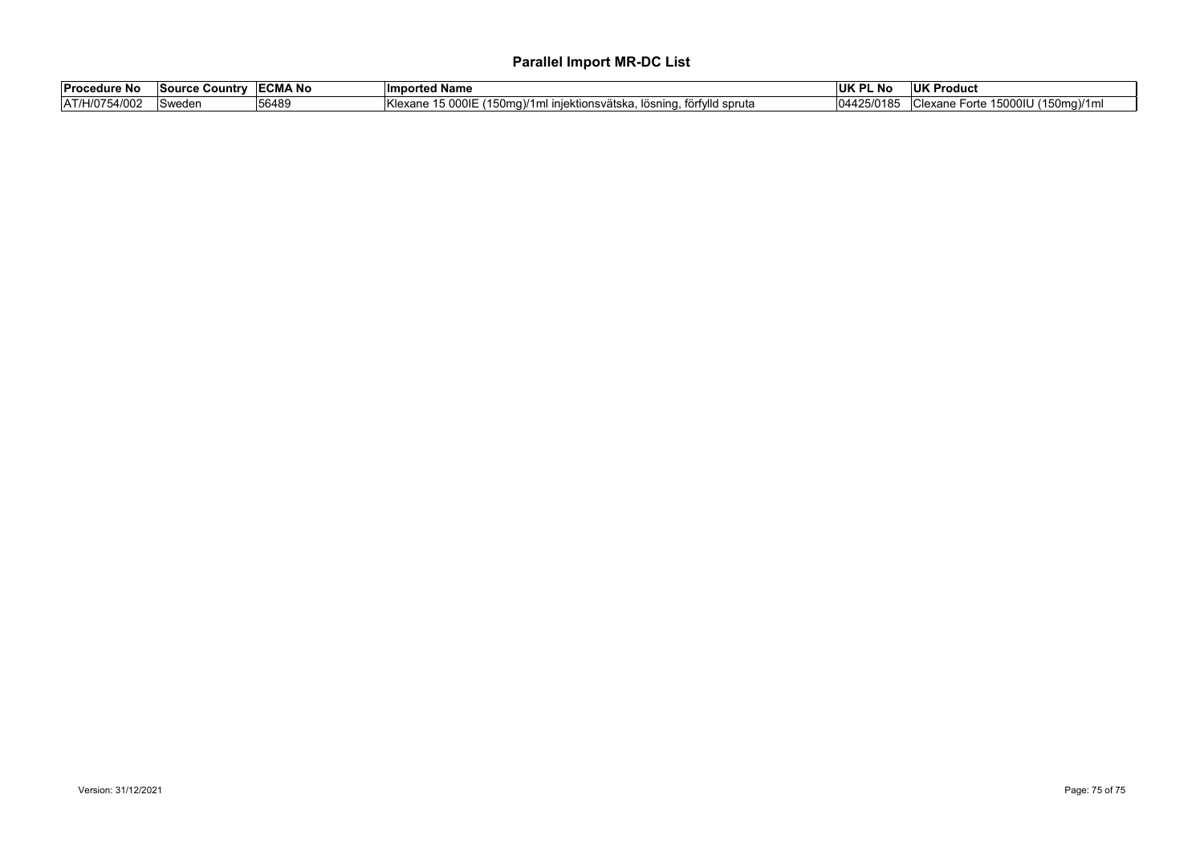# Parallel Import MR-DC List

| Procedure No | Source Country | ECMA No | Imported Name | UK PL No | UK Product |
|---|---|---|---|---|---|
| AT/H/0754/002 | Sweden | 56489 | Klexane 15 000IE (150mg)/1ml injektionsvätska, lösning, förfylld spruta | 04425/0185 | Clexane Forte 15000IU (150mg)/1ml |

Version: 31/12/2021